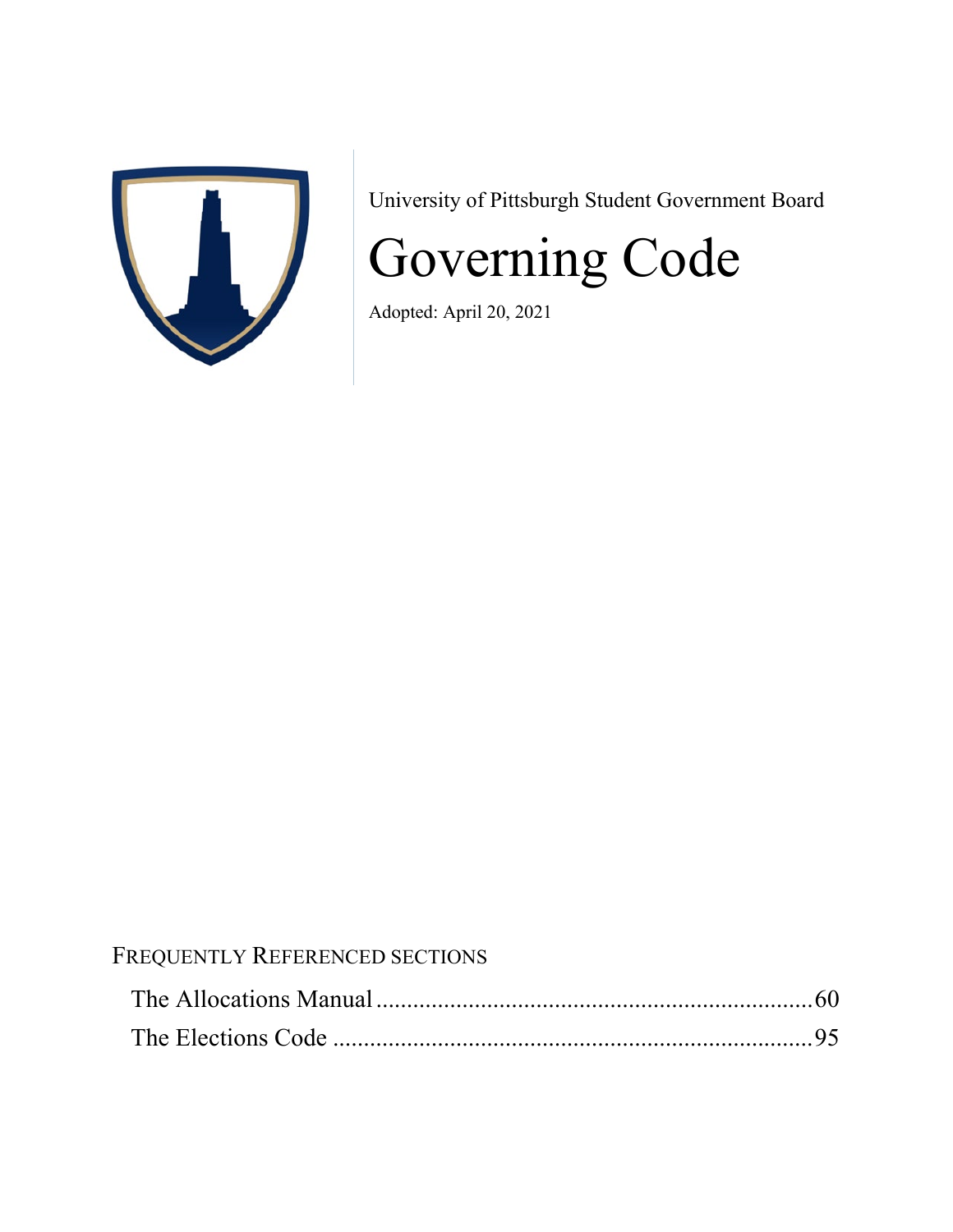University of Pittsburgh Student Government Board

# Governing Code

Adopted: April 20, 2021

## Frequently Referenced Sections

The Allocations Manual ........................................................................ 60

The Elections Code ............................................................................... 95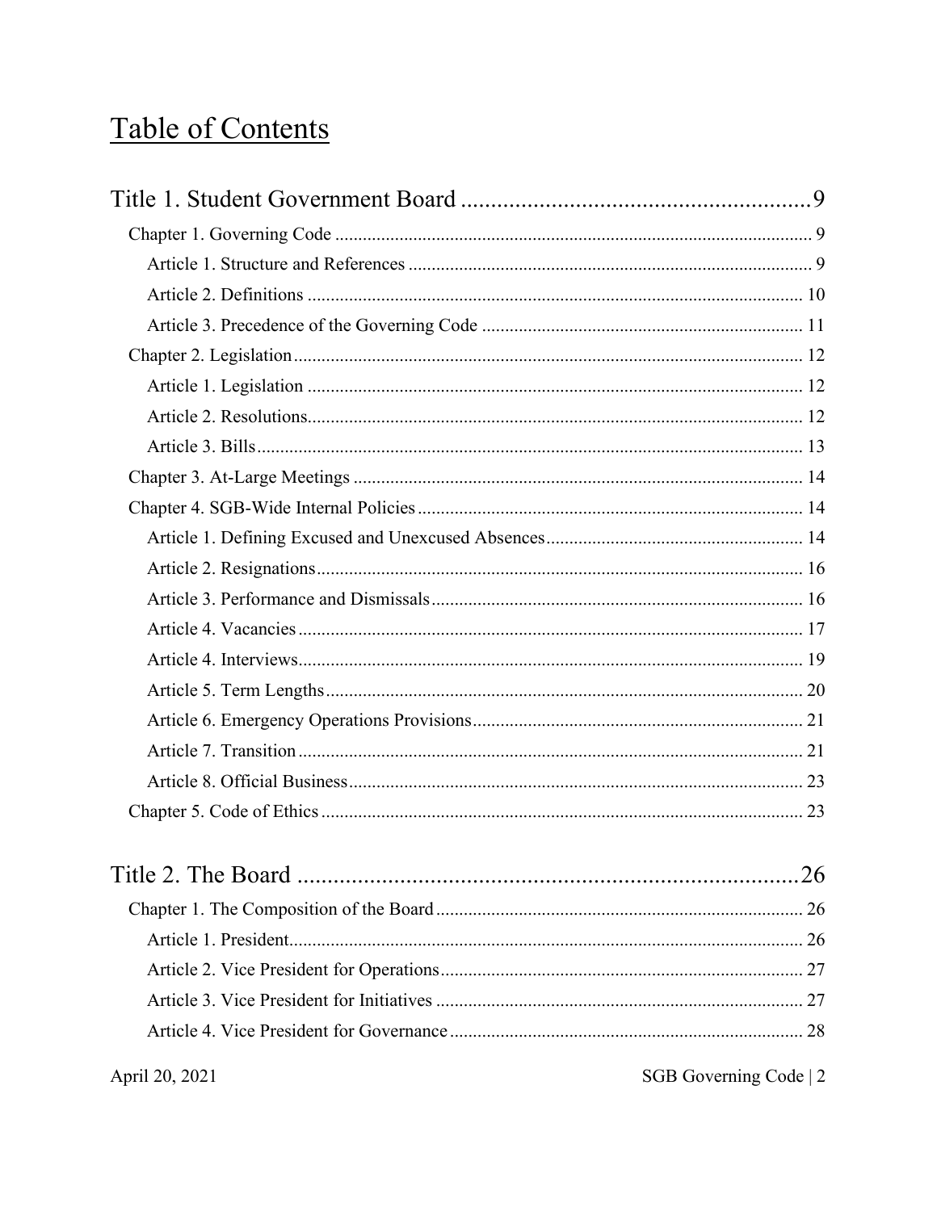# Table of Contents

Title 1. Student Government Board .......................................................... 9

- Chapter 1. Governing Code ...................................................................................................... 9
  - Article 1. Structure and References ....................................................................................... 9
  - Article 2. Definitions ........................................................................................................... 10
  - Article 3. Precedence of the Governing Code ..................................................................... 11
- Chapter 2. Legislation .............................................................................................................. 12
  - Article 1. Legislation ........................................................................................................... 12
  - Article 2. Resolutions........................................................................................................... 12
  - Article 3. Bills ...................................................................................................................... 13
- Chapter 3. At-Large Meetings ................................................................................................. 14
- Chapter 4. SGB-Wide Internal Policies ................................................................................... 14
  - Article 1. Defining Excused and Unexcused Absences........................................................ 14
  - Article 2. Resignations.......................................................................................................... 16
  - Article 3. Performance and Dismissals ................................................................................ 16
  - Article 4. Vacancies ............................................................................................................. 17
  - Article 4. Interviews.............................................................................................................. 19
  - Article 5. Term Lengths ....................................................................................................... 20
  - Article 6. Emergency Operations Provisions........................................................................ 21
  - Article 7. Transition ............................................................................................................. 21
  - Article 8. Official Business .................................................................................................. 23
- Chapter 5. Code of Ethics ........................................................................................................ 23

Title 2. The Board ....................................................................................... 26

- Chapter 1. The Composition of the Board ............................................................................... 26
  - Article 1. President................................................................................................................ 26
  - Article 2. Vice President for Operations.............................................................................. 27
  - Article 3. Vice President for Initiatives ............................................................................... 27
  - Article 4. Vice President for Governance ............................................................................ 28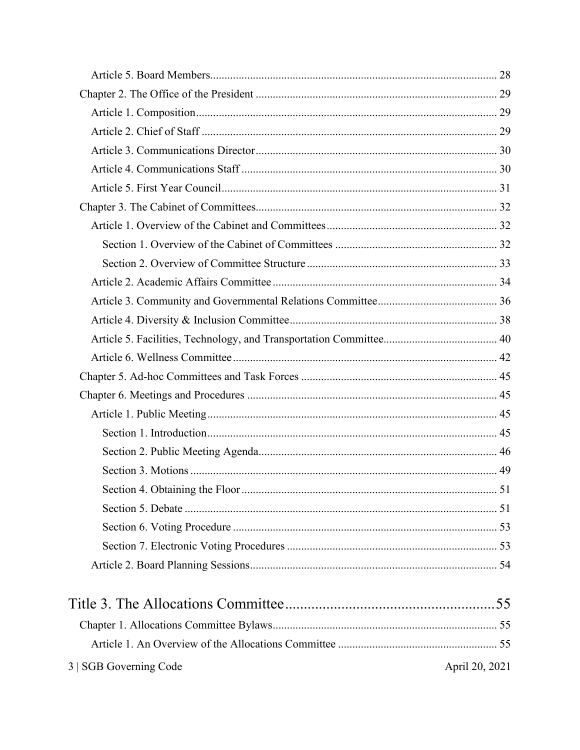Article 5. Board Members ........................................................................................ 28

Chapter 2. The Office of the President ........................................................................ 29

Article 1. Composition ............................................................................................. 29

Article 2. Chief of Staff ............................................................................................ 29

Article 3. Communications Director ........................................................................ 30

Article 4. Communications Staff .............................................................................. 30

Article 5. First Year Council ..................................................................................... 31

Chapter 3. The Cabinet of Committees ........................................................................ 32

Article 1. Overview of the Cabinet and Committees ................................................ 32

Section 1. Overview of the Cabinet of Committees ............................................. 32

Section 2. Overview of Committee Structure ....................................................... 33

Article 2. Academic Affairs Committee ................................................................... 34

Article 3. Community and Governmental Relations Committee .............................. 36

Article 4. Diversity & Inclusion Committee ............................................................. 38

Article 5. Facilities, Technology, and Transportation Committee ............................ 40

Article 6. Wellness Committee ................................................................................. 42

Chapter 5. Ad-hoc Committees and Task Forces ........................................................ 45

Chapter 6. Meetings and Procedures ........................................................................... 45

Article 1. Public Meeting .......................................................................................... 45

Section 1. Introduction .......................................................................................... 45

Section 2. Public Meeting Agenda ........................................................................ 46

Section 3. Motions ................................................................................................ 49

Section 4. Obtaining the Floor .............................................................................. 51

Section 5. Debate .................................................................................................. 51

Section 6. Voting Procedure ................................................................................. 53

Section 7. Electronic Voting Procedures .............................................................. 53

Article 2. Board Planning Sessions .......................................................................... 54

# Title 3. The Allocations Committee ........................................................ 55

Chapter 1. Allocations Committee Bylaws .................................................................. 55

Article 1. An Overview of the Allocations Committee ............................................ 55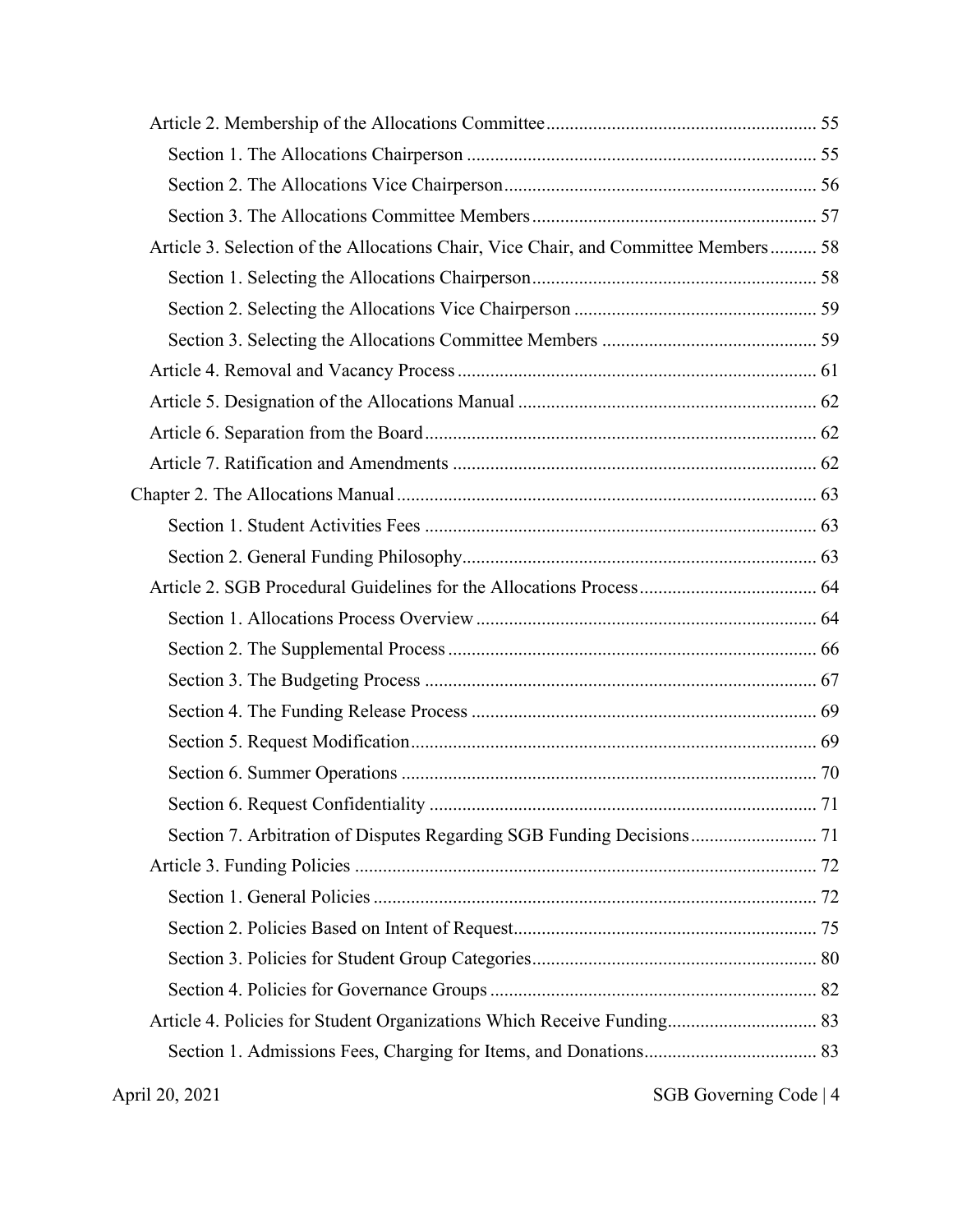Article 2. Membership of the Allocations Committee ........................................................ 55

Section 1. The Allocations Chairperson .......................................................................... 55

Section 2. The Allocations Vice Chairperson .................................................................. 56

Section 3. The Allocations Committee Members ............................................................ 57

Article 3. Selection of the Allocations Chair, Vice Chair, and Committee Members .......... 58

Section 1. Selecting the Allocations Chairperson ............................................................ 58

Section 2. Selecting the Allocations Vice Chairperson .................................................... 59

Section 3. Selecting the Allocations Committee Members .............................................. 59

Article 4. Removal and Vacancy Process ............................................................................ 61

Article 5. Designation of the Allocations Manual ............................................................... 62

Article 6. Separation from the Board ................................................................................... 62

Article 7. Ratification and Amendments ............................................................................. 62

Chapter 2. The Allocations Manual ........................................................................................ 63

Section 1. Student Activities Fees .................................................................................... 63

Section 2. General Funding Philosophy ............................................................................ 63

Article 2. SGB Procedural Guidelines for the Allocations Process ..................................... 64

Section 1. Allocations Process Overview ......................................................................... 64

Section 2. The Supplemental Process ............................................................................... 66

Section 3. The Budgeting Process .................................................................................... 67

Section 4. The Funding Release Process .......................................................................... 69

Section 5. Request Modification ....................................................................................... 69

Section 6. Summer Operations ......................................................................................... 70

Section 6. Request Confidentiality ................................................................................... 71

Section 7. Arbitration of Disputes Regarding SGB Funding Decisions ........................... 71

Article 3. Funding Policies .................................................................................................. 72

Section 1. General Policies ............................................................................................... 72

Section 2. Policies Based on Intent of Request ................................................................. 75

Section 3. Policies for Student Group Categories ............................................................. 80

Section 4. Policies for Governance Groups ...................................................................... 82

Article 4. Policies for Student Organizations Which Receive Funding ............................... 83

Section 1. Admissions Fees, Charging for Items, and Donations ..................................... 83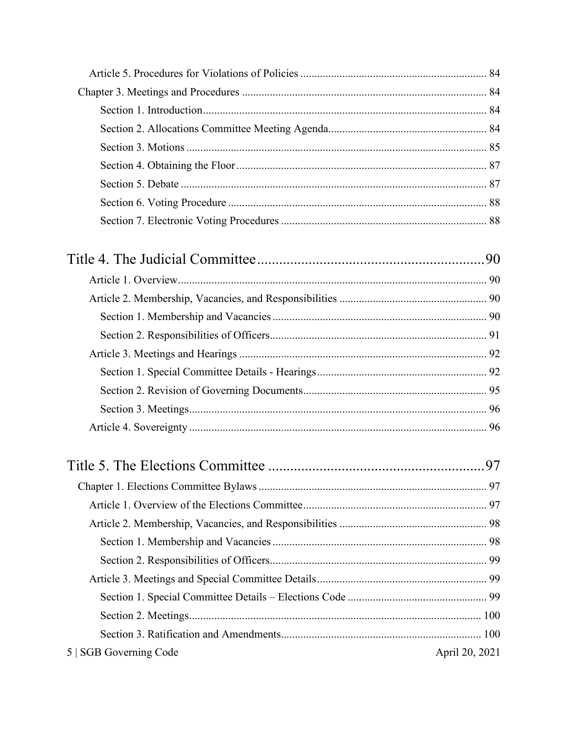Article 5. Procedures for Violations of Policies ........ 84

Chapter 3. Meetings and Procedures ........ 84

Section 1. Introduction ........ 84

Section 2. Allocations Committee Meeting Agenda ........ 84

Section 3. Motions ........ 85

Section 4. Obtaining the Floor ........ 87

Section 5. Debate ........ 87

Section 6. Voting Procedure ........ 88

Section 7. Electronic Voting Procedures ........ 88

# Title 4. The Judicial Committee ........ 90

Article 1. Overview ........ 90

Article 2. Membership, Vacancies, and Responsibilities ........ 90

Section 1. Membership and Vacancies ........ 90

Section 2. Responsibilities of Officers ........ 91

Article 3. Meetings and Hearings ........ 92

Section 1. Special Committee Details - Hearings ........ 92

Section 2. Revision of Governing Documents ........ 95

Section 3. Meetings ........ 96

Article 4. Sovereignty ........ 96

# Title 5. The Elections Committee ........ 97

Chapter 1. Elections Committee Bylaws ........ 97

Article 1. Overview of the Elections Committee ........ 97

Article 2. Membership, Vacancies, and Responsibilities ........ 98

Section 1. Membership and Vacancies ........ 98

Section 2. Responsibilities of Officers ........ 99

Article 3. Meetings and Special Committee Details ........ 99

Section 1. Special Committee Details – Elections Code ........ 99

Section 2. Meetings ........ 100

Section 3. Ratification and Amendments ........ 100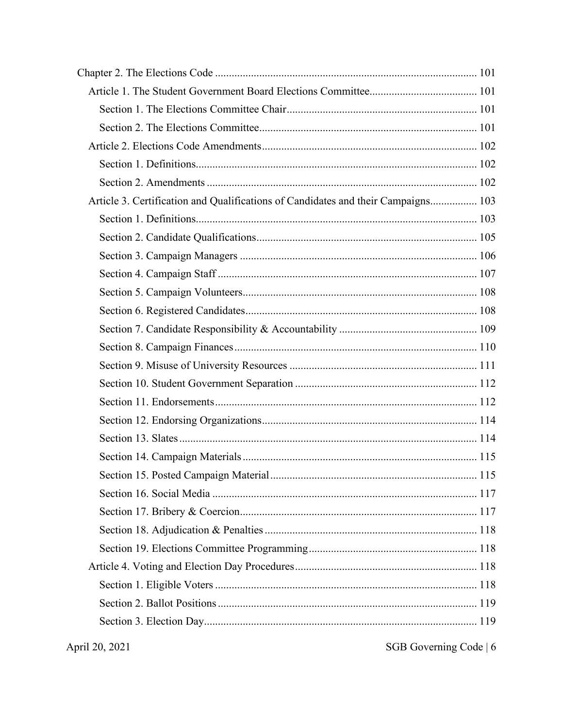- Chapter 2. The Elections Code ..... 101
  - Article 1. The Student Government Board Elections Committee ..... 101
    - Section 1. The Elections Committee Chair ..... 101
    - Section 2. The Elections Committee ..... 101
  - Article 2. Elections Code Amendments ..... 102
    - Section 1. Definitions ..... 102
    - Section 2. Amendments ..... 102
  - Article 3. Certification and Qualifications of Candidates and their Campaigns ..... 103
    - Section 1. Definitions ..... 103
    - Section 2. Candidate Qualifications ..... 105
    - Section 3. Campaign Managers ..... 106
    - Section 4. Campaign Staff ..... 107
    - Section 5. Campaign Volunteers ..... 108
    - Section 6. Registered Candidates ..... 108
    - Section 7. Candidate Responsibility & Accountability ..... 109
    - Section 8. Campaign Finances ..... 110
    - Section 9. Misuse of University Resources ..... 111
    - Section 10. Student Government Separation ..... 112
    - Section 11. Endorsements ..... 112
    - Section 12. Endorsing Organizations ..... 114
    - Section 13. Slates ..... 114
    - Section 14. Campaign Materials ..... 115
    - Section 15. Posted Campaign Material ..... 115
    - Section 16. Social Media ..... 117
    - Section 17. Bribery & Coercion ..... 117
    - Section 18. Adjudication & Penalties ..... 118
    - Section 19. Elections Committee Programming ..... 118
  - Article 4. Voting and Election Day Procedures ..... 118
    - Section 1. Eligible Voters ..... 118
    - Section 2. Ballot Positions ..... 119
    - Section 3. Election Day ..... 119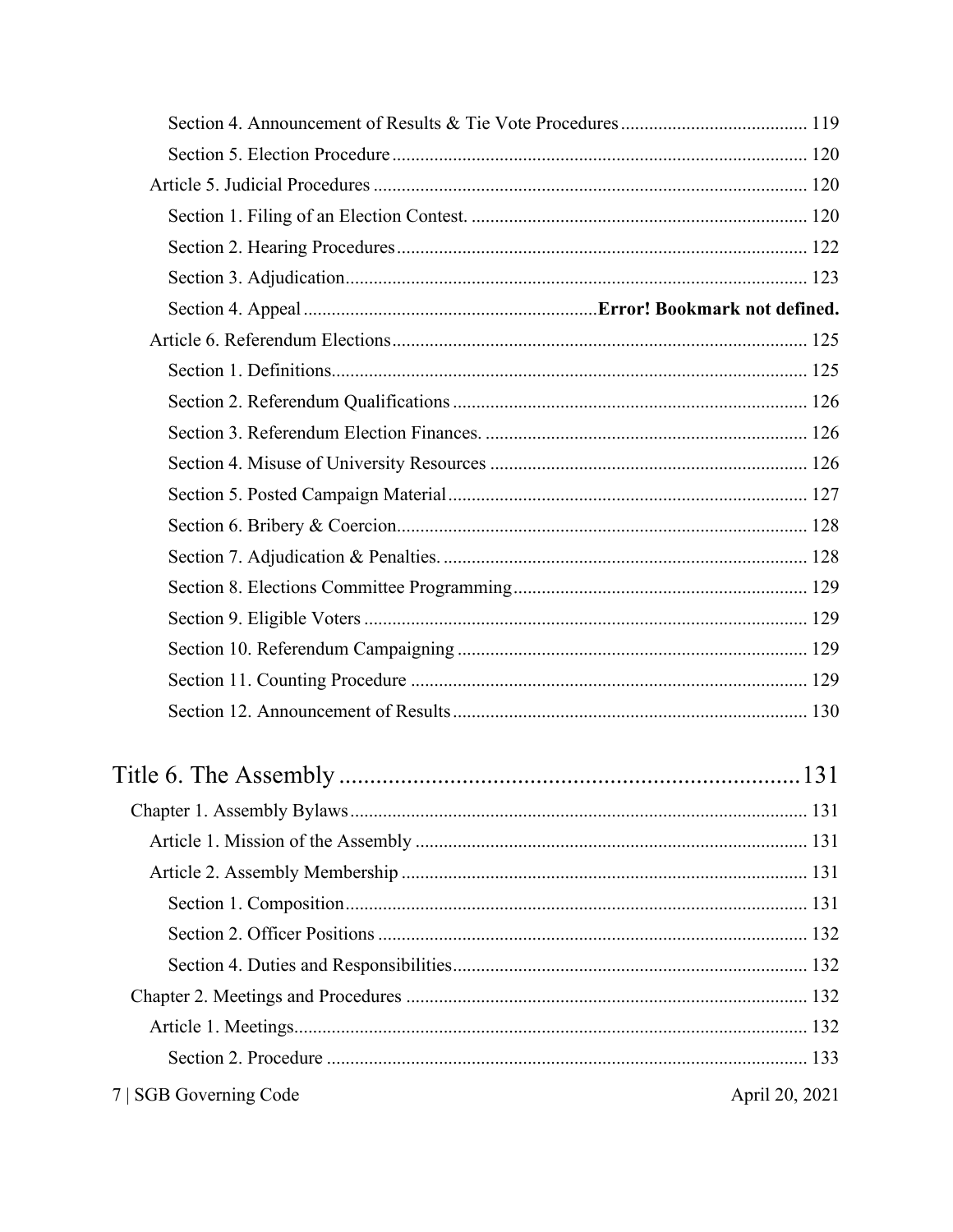Section 4. Announcement of Results & Tie Vote Procedures ........................................ 119

Section 5. Election Procedure ........................................................................................ 120

Article 5. Judicial Procedures ............................................................................................ 120

Section 1. Filing of an Election Contest. ....................................................................... 120

Section 2. Hearing Procedures ....................................................................................... 122

Section 3. Adjudication .................................................................................................. 123

Section 4. Appeal .............................................................**Error! Bookmark not defined.**

Article 6. Referendum Elections ......................................................................................... 125

Section 1. Definitions ..................................................................................................... 125

Section 2. Referendum Qualifications ............................................................................ 126

Section 3. Referendum Election Finances. ..................................................................... 126

Section 4. Misuse of University Resources .................................................................... 126

Section 5. Posted Campaign Material ............................................................................ 127

Section 6. Bribery & Coercion ....................................................................................... 128

Section 7. Adjudication & Penalties. .............................................................................. 128

Section 8. Elections Committee Programming .............................................................. 129

Section 9. Eligible Voters .............................................................................................. 129

Section 10. Referendum Campaigning ........................................................................... 129

Section 11. Counting Procedure .................................................................................... 129

Section 12. Announcement of Results ........................................................................... 130

# Title 6. The Assembly ............................................................................131

Chapter 1. Assembly Bylaws ................................................................................................. 131

Article 1. Mission of the Assembly ................................................................................... 131

Article 2. Assembly Membership ...................................................................................... 131

Section 1. Composition .................................................................................................. 131

Section 2. Officer Positions ........................................................................................... 132

Section 4. Duties and Responsibilities ........................................................................... 132

Chapter 2. Meetings and Procedures ...................................................................................... 132

Article 1. Meetings ............................................................................................................ 132

Section 2. Procedure ...................................................................................................... 133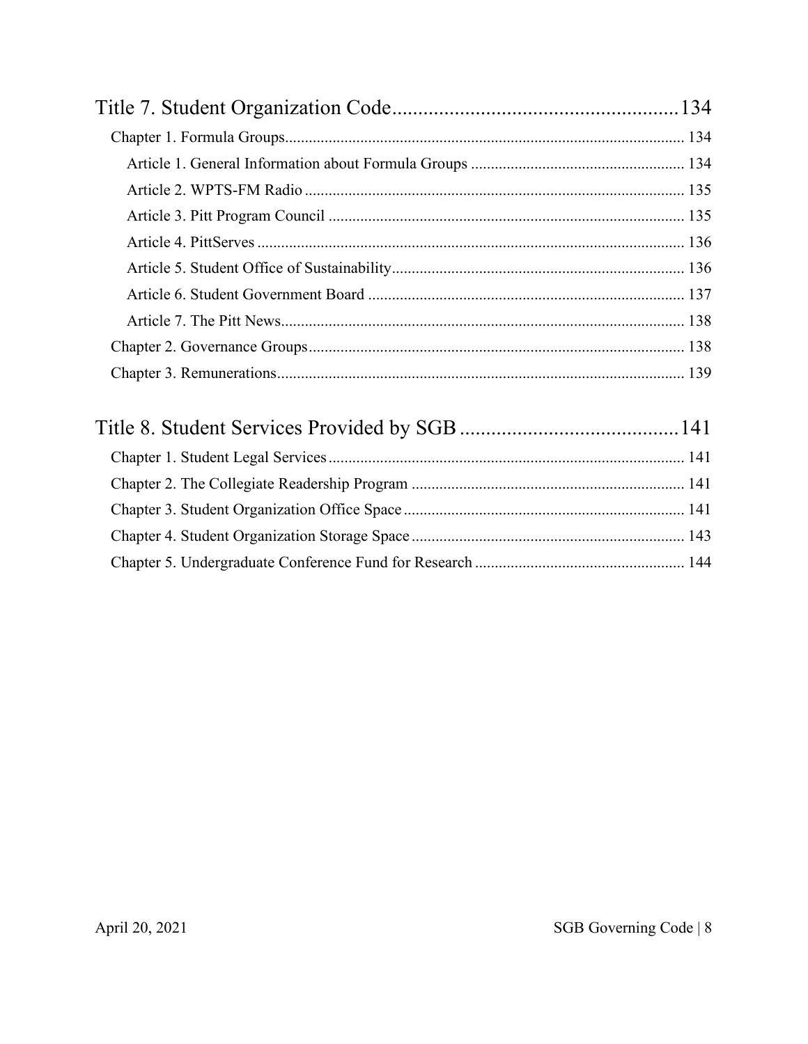Title 7. Student Organization Code......................................................134

Chapter 1. Formula Groups.................................................................................................... 134

Article 1. General Information about Formula Groups ..................................................... 134

Article 2. WPTS-FM Radio ............................................................................................... 135

Article 3. Pitt Program Council ......................................................................................... 135

Article 4. PittServes ........................................................................................................... 136

Article 5. Student Office of Sustainability......................................................................... 136

Article 6. Student Government Board ............................................................................... 137

Article 7. The Pitt News..................................................................................................... 138

Chapter 2. Governance Groups............................................................................................... 138

Chapter 3. Remunerations....................................................................................................... 139

Title 8. Student Services Provided by SGB ..........................................141

Chapter 1. Student Legal Services.......................................................................................... 141

Chapter 2. The Collegiate Readership Program ..................................................................... 141

Chapter 3. Student Organization Office Space....................................................................... 141

Chapter 4. Student Organization Storage Space..................................................................... 143

Chapter 5. Undergraduate Conference Fund for Research ..................................................... 144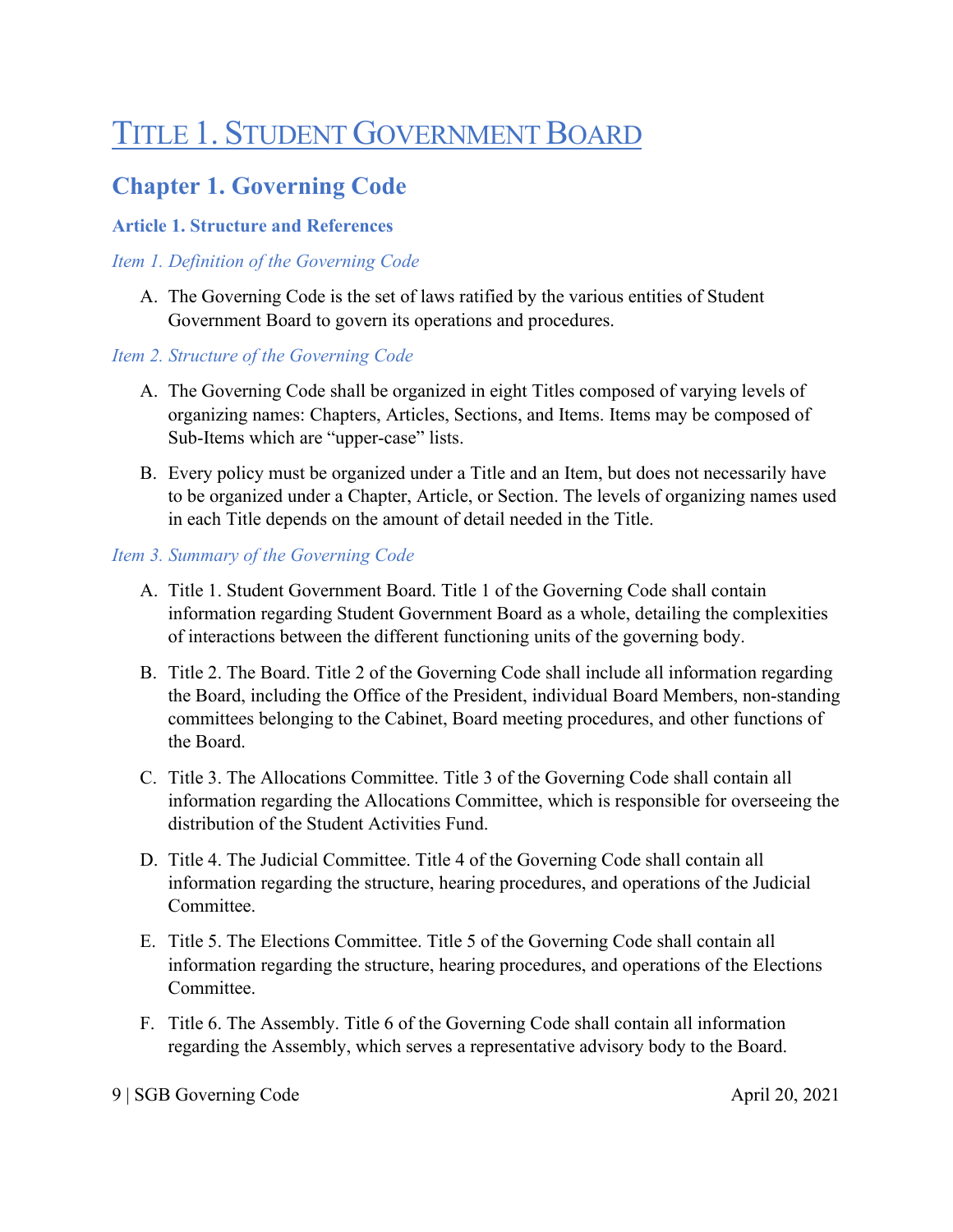# Title 1. Student Government Board

## Chapter 1. Governing Code

### Article 1. Structure and References

#### *Item 1. Definition of the Governing Code*

A. The Governing Code is the set of laws ratified by the various entities of Student Government Board to govern its operations and procedures.

#### *Item 2. Structure of the Governing Code*

A. The Governing Code shall be organized in eight Titles composed of varying levels of organizing names: Chapters, Articles, Sections, and Items. Items may be composed of Sub-Items which are "upper-case" lists.

B. Every policy must be organized under a Title and an Item, but does not necessarily have to be organized under a Chapter, Article, or Section. The levels of organizing names used in each Title depends on the amount of detail needed in the Title.

#### *Item 3. Summary of the Governing Code*

A. Title 1. Student Government Board. Title 1 of the Governing Code shall contain information regarding Student Government Board as a whole, detailing the complexities of interactions between the different functioning units of the governing body.

B. Title 2. The Board. Title 2 of the Governing Code shall include all information regarding the Board, including the Office of the President, individual Board Members, non-standing committees belonging to the Cabinet, Board meeting procedures, and other functions of the Board.

C. Title 3. The Allocations Committee. Title 3 of the Governing Code shall contain all information regarding the Allocations Committee, which is responsible for overseeing the distribution of the Student Activities Fund.

D. Title 4. The Judicial Committee. Title 4 of the Governing Code shall contain all information regarding the structure, hearing procedures, and operations of the Judicial Committee.

E. Title 5. The Elections Committee. Title 5 of the Governing Code shall contain all information regarding the structure, hearing procedures, and operations of the Elections Committee.

F. Title 6. The Assembly. Title 6 of the Governing Code shall contain all information regarding the Assembly, which serves a representative advisory body to the Board.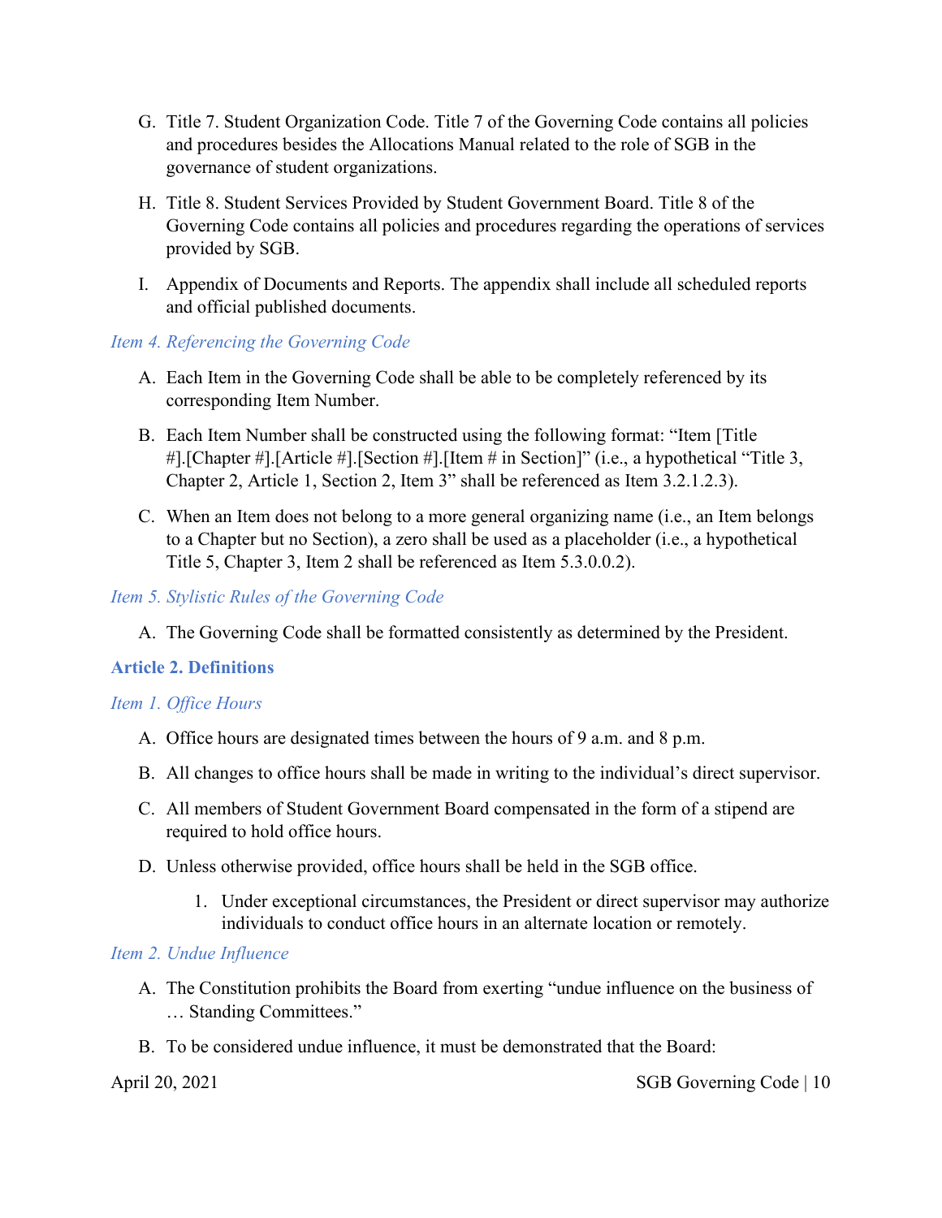G. Title 7. Student Organization Code. Title 7 of the Governing Code contains all policies and procedures besides the Allocations Manual related to the role of SGB in the governance of student organizations.

H. Title 8. Student Services Provided by Student Government Board. Title 8 of the Governing Code contains all policies and procedures regarding the operations of services provided by SGB.

I. Appendix of Documents and Reports. The appendix shall include all scheduled reports and official published documents.

*Item 4. Referencing the Governing Code*

A. Each Item in the Governing Code shall be able to be completely referenced by its corresponding Item Number.

B. Each Item Number shall be constructed using the following format: "Item [Title #].[Chapter #].[Article #].[Section #].[Item # in Section]" (i.e., a hypothetical "Title 3, Chapter 2, Article 1, Section 2, Item 3" shall be referenced as Item 3.2.1.2.3).

C. When an Item does not belong to a more general organizing name (i.e., an Item belongs to a Chapter but no Section), a zero shall be used as a placeholder (i.e., a hypothetical Title 5, Chapter 3, Item 2 shall be referenced as Item 5.3.0.0.2).

*Item 5. Stylistic Rules of the Governing Code*

A. The Governing Code shall be formatted consistently as determined by the President.

**Article 2. Definitions**

*Item 1. Office Hours*

A. Office hours are designated times between the hours of 9 a.m. and 8 p.m.

B. All changes to office hours shall be made in writing to the individual's direct supervisor.

C. All members of Student Government Board compensated in the form of a stipend are required to hold office hours.

D. Unless otherwise provided, office hours shall be held in the SGB office.

    1. Under exceptional circumstances, the President or direct supervisor may authorize individuals to conduct office hours in an alternate location or remotely.

*Item 2. Undue Influence*

A. The Constitution prohibits the Board from exerting "undue influence on the business of … Standing Committees."

B. To be considered undue influence, it must be demonstrated that the Board: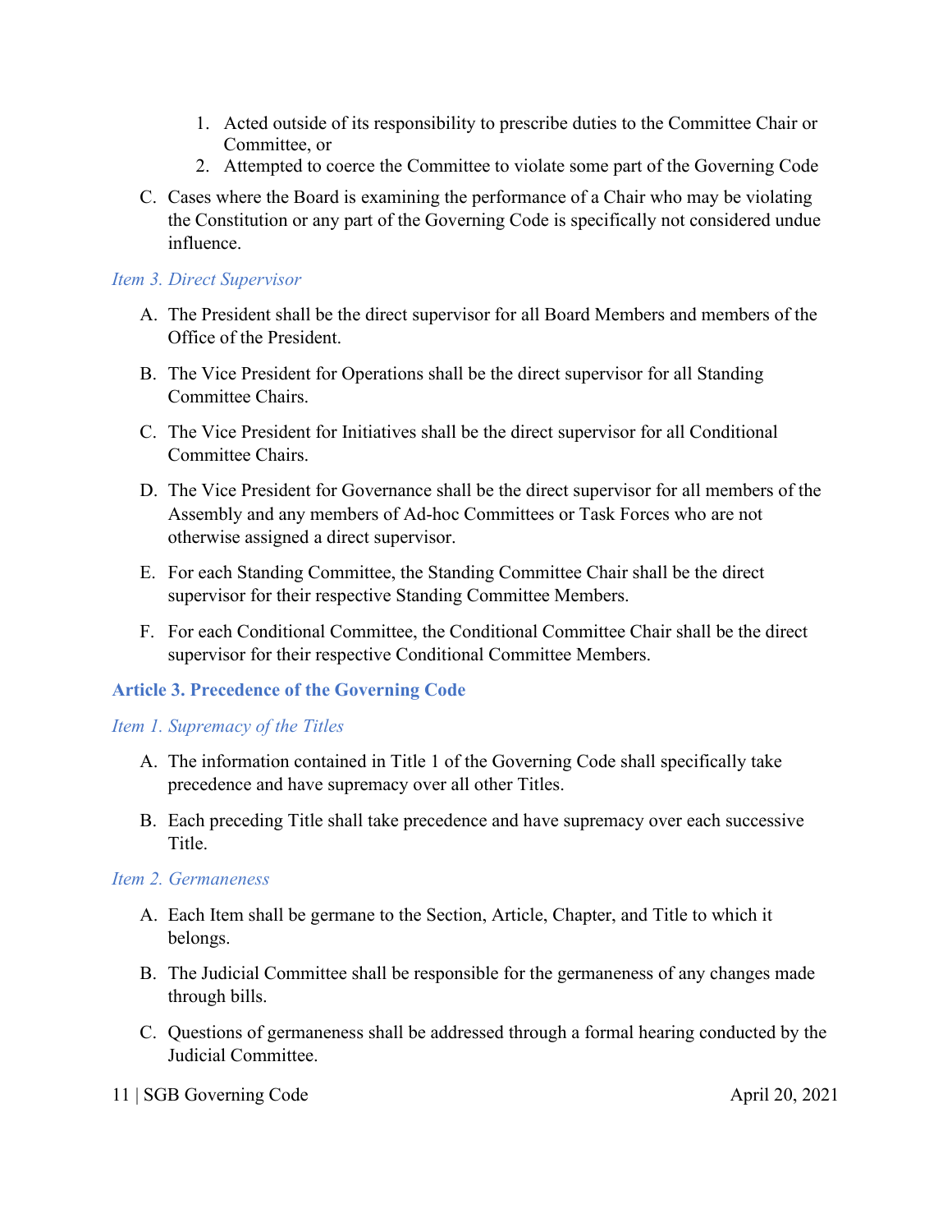1. Acted outside of its responsibility to prescribe duties to the Committee Chair or Committee, or
2. Attempted to coerce the Committee to violate some part of the Governing Code

C. Cases where the Board is examining the performance of a Chair who may be violating the Constitution or any part of the Governing Code is specifically not considered undue influence.

### *Item 3. Direct Supervisor*

A. The President shall be the direct supervisor for all Board Members and members of the Office of the President.

B. The Vice President for Operations shall be the direct supervisor for all Standing Committee Chairs.

C. The Vice President for Initiatives shall be the direct supervisor for all Conditional Committee Chairs.

D. The Vice President for Governance shall be the direct supervisor for all members of the Assembly and any members of Ad-hoc Committees or Task Forces who are not otherwise assigned a direct supervisor.

E. For each Standing Committee, the Standing Committee Chair shall be the direct supervisor for their respective Standing Committee Members.

F. For each Conditional Committee, the Conditional Committee Chair shall be the direct supervisor for their respective Conditional Committee Members.

## **Article 3. Precedence of the Governing Code**

### *Item 1. Supremacy of the Titles*

A. The information contained in Title 1 of the Governing Code shall specifically take precedence and have supremacy over all other Titles.

B. Each preceding Title shall take precedence and have supremacy over each successive Title.

### *Item 2. Germaneness*

A. Each Item shall be germane to the Section, Article, Chapter, and Title to which it belongs.

B. The Judicial Committee shall be responsible for the germaneness of any changes made through bills.

C. Questions of germaneness shall be addressed through a formal hearing conducted by the Judicial Committee.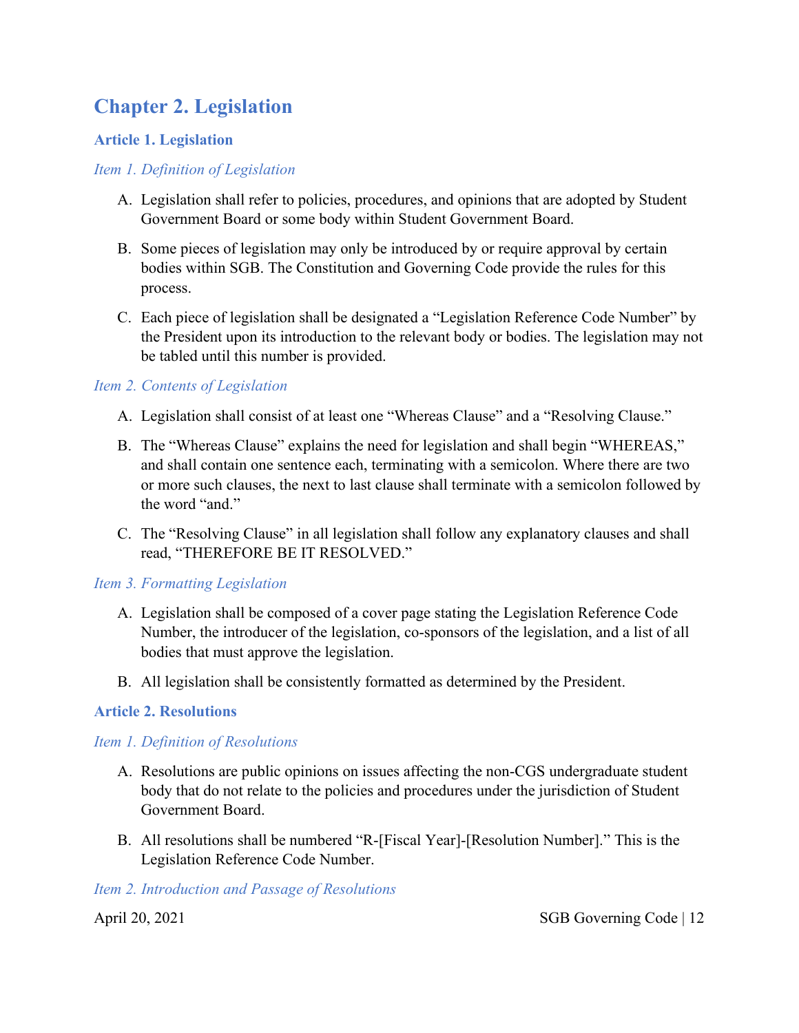# Chapter 2. Legislation

## Article 1. Legislation

### *Item 1. Definition of Legislation*

A. Legislation shall refer to policies, procedures, and opinions that are adopted by Student Government Board or some body within Student Government Board.

B. Some pieces of legislation may only be introduced by or require approval by certain bodies within SGB. The Constitution and Governing Code provide the rules for this process.

C. Each piece of legislation shall be designated a "Legislation Reference Code Number" by the President upon its introduction to the relevant body or bodies. The legislation may not be tabled until this number is provided.

### *Item 2. Contents of Legislation*

A. Legislation shall consist of at least one "Whereas Clause" and a "Resolving Clause."

B. The "Whereas Clause" explains the need for legislation and shall begin "WHEREAS," and shall contain one sentence each, terminating with a semicolon. Where there are two or more such clauses, the next to last clause shall terminate with a semicolon followed by the word "and."

C. The "Resolving Clause" in all legislation shall follow any explanatory clauses and shall read, "THEREFORE BE IT RESOLVED."

### *Item 3. Formatting Legislation*

A. Legislation shall be composed of a cover page stating the Legislation Reference Code Number, the introducer of the legislation, co-sponsors of the legislation, and a list of all bodies that must approve the legislation.

B. All legislation shall be consistently formatted as determined by the President.

## Article 2. Resolutions

### *Item 1. Definition of Resolutions*

A. Resolutions are public opinions on issues affecting the non-CGS undergraduate student body that do not relate to the policies and procedures under the jurisdiction of Student Government Board.

B. All resolutions shall be numbered "R-[Fiscal Year]-[Resolution Number]." This is the Legislation Reference Code Number.

### *Item 2. Introduction and Passage of Resolutions*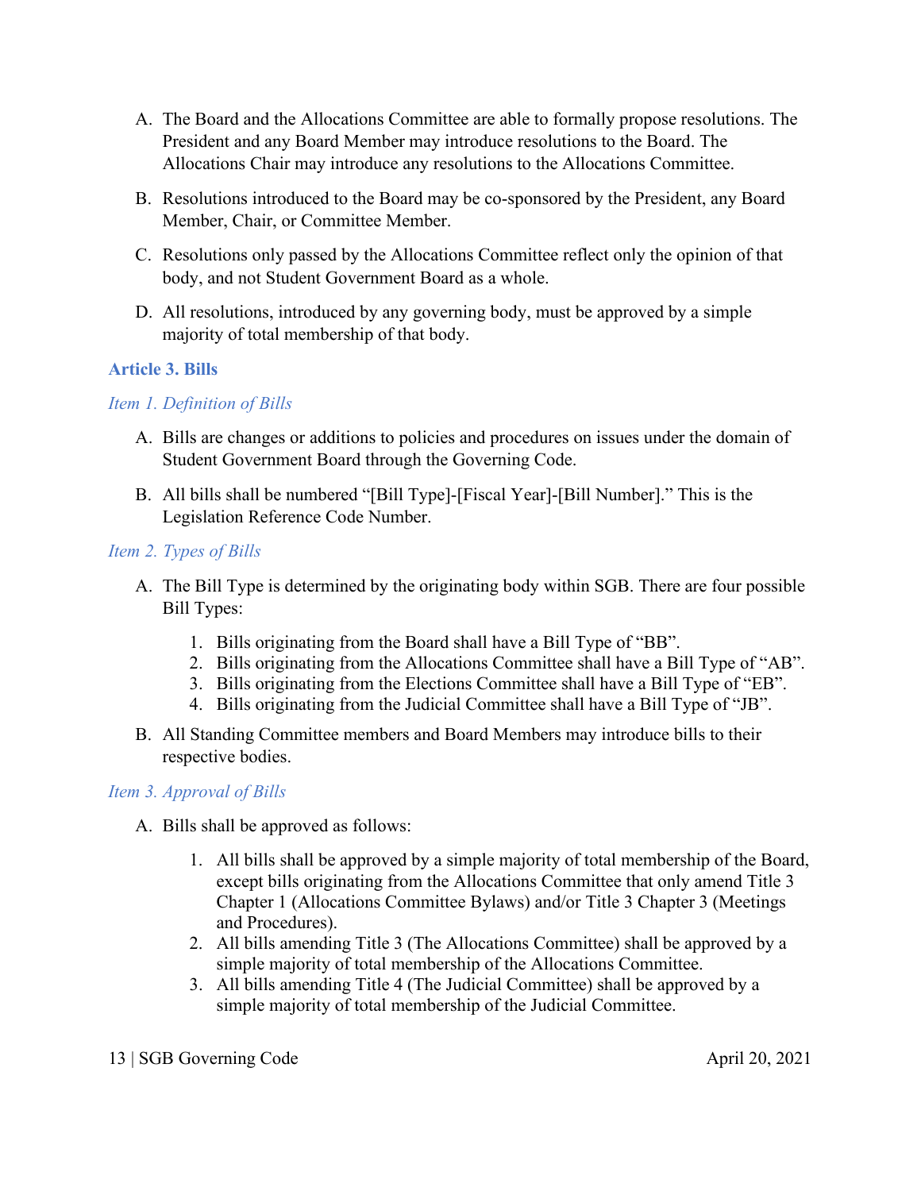A. The Board and the Allocations Committee are able to formally propose resolutions. The President and any Board Member may introduce resolutions to the Board. The Allocations Chair may introduce any resolutions to the Allocations Committee.

B. Resolutions introduced to the Board may be co-sponsored by the President, any Board Member, Chair, or Committee Member.

C. Resolutions only passed by the Allocations Committee reflect only the opinion of that body, and not Student Government Board as a whole.

D. All resolutions, introduced by any governing body, must be approved by a simple majority of total membership of that body.

### Article 3. Bills

#### *Item 1. Definition of Bills*

A. Bills are changes or additions to policies and procedures on issues under the domain of Student Government Board through the Governing Code.

B. All bills shall be numbered "[Bill Type]-[Fiscal Year]-[Bill Number]." This is the Legislation Reference Code Number.

#### *Item 2. Types of Bills*

A. The Bill Type is determined by the originating body within SGB. There are four possible Bill Types:

   1. Bills originating from the Board shall have a Bill Type of "BB".
   2. Bills originating from the Allocations Committee shall have a Bill Type of "AB".
   3. Bills originating from the Elections Committee shall have a Bill Type of "EB".
   4. Bills originating from the Judicial Committee shall have a Bill Type of "JB".

B. All Standing Committee members and Board Members may introduce bills to their respective bodies.

#### *Item 3. Approval of Bills*

A. Bills shall be approved as follows:

   1. All bills shall be approved by a simple majority of total membership of the Board, except bills originating from the Allocations Committee that only amend Title 3 Chapter 1 (Allocations Committee Bylaws) and/or Title 3 Chapter 3 (Meetings and Procedures).
   2. All bills amending Title 3 (The Allocations Committee) shall be approved by a simple majority of total membership of the Allocations Committee.
   3. All bills amending Title 4 (The Judicial Committee) shall be approved by a simple majority of total membership of the Judicial Committee.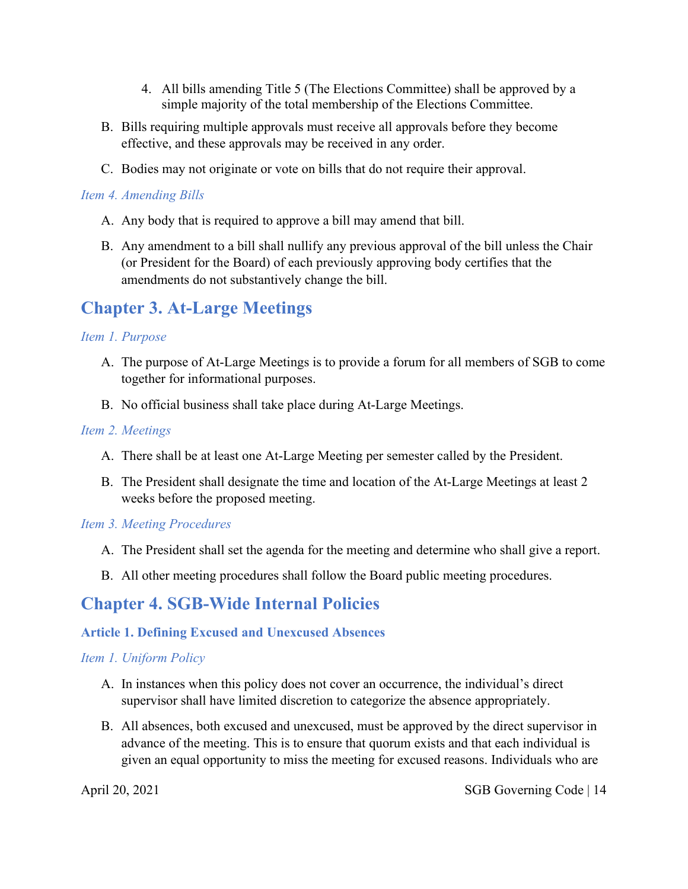4. All bills amending Title 5 (The Elections Committee) shall be approved by a simple majority of the total membership of the Elections Committee.

B. Bills requiring multiple approvals must receive all approvals before they become effective, and these approvals may be received in any order.

C. Bodies may not originate or vote on bills that do not require their approval.

*Item 4. Amending Bills*

A. Any body that is required to approve a bill may amend that bill.

B. Any amendment to a bill shall nullify any previous approval of the bill unless the Chair (or President for the Board) of each previously approving body certifies that the amendments do not substantively change the bill.

## Chapter 3. At-Large Meetings

*Item 1. Purpose*

A. The purpose of At-Large Meetings is to provide a forum for all members of SGB to come together for informational purposes.

B. No official business shall take place during At-Large Meetings.

*Item 2. Meetings*

A. There shall be at least one At-Large Meeting per semester called by the President.

B. The President shall designate the time and location of the At-Large Meetings at least 2 weeks before the proposed meeting.

*Item 3. Meeting Procedures*

A. The President shall set the agenda for the meeting and determine who shall give a report.

B. All other meeting procedures shall follow the Board public meeting procedures.

## Chapter 4. SGB-Wide Internal Policies

### Article 1. Defining Excused and Unexcused Absences

*Item 1. Uniform Policy*

A. In instances when this policy does not cover an occurrence, the individual's direct supervisor shall have limited discretion to categorize the absence appropriately.

B. All absences, both excused and unexcused, must be approved by the direct supervisor in advance of the meeting. This is to ensure that quorum exists and that each individual is given an equal opportunity to miss the meeting for excused reasons. Individuals who are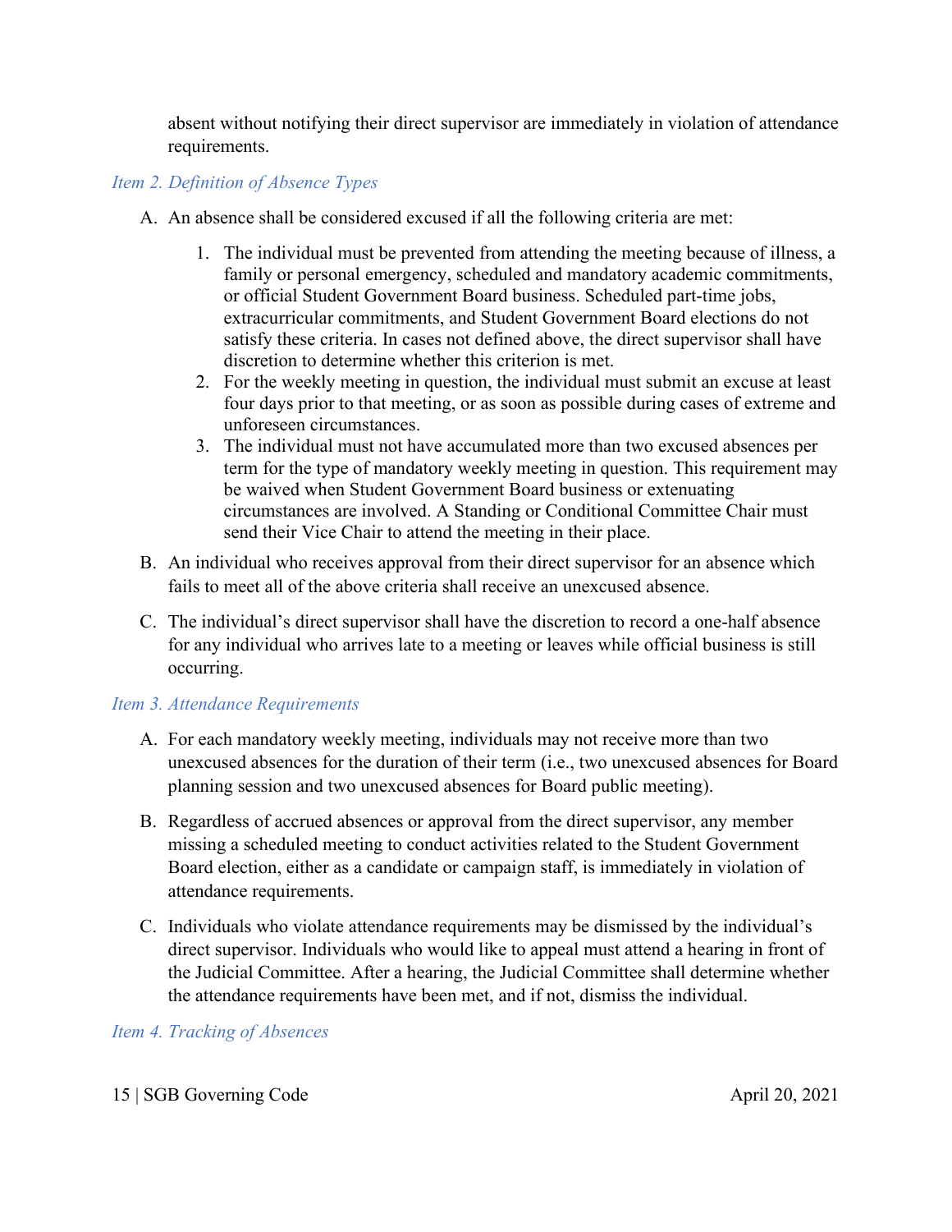absent without notifying their direct supervisor are immediately in violation of attendance requirements.

*Item 2. Definition of Absence Types*

A. An absence shall be considered excused if all the following criteria are met:

    1. The individual must be prevented from attending the meeting because of illness, a family or personal emergency, scheduled and mandatory academic commitments, or official Student Government Board business. Scheduled part-time jobs, extracurricular commitments, and Student Government Board elections do not satisfy these criteria. In cases not defined above, the direct supervisor shall have discretion to determine whether this criterion is met.
    2. For the weekly meeting in question, the individual must submit an excuse at least four days prior to that meeting, or as soon as possible during cases of extreme and unforeseen circumstances.
    3. The individual must not have accumulated more than two excused absences per term for the type of mandatory weekly meeting in question. This requirement may be waived when Student Government Board business or extenuating circumstances are involved. A Standing or Conditional Committee Chair must send their Vice Chair to attend the meeting in their place.

B. An individual who receives approval from their direct supervisor for an absence which fails to meet all of the above criteria shall receive an unexcused absence.

C. The individual's direct supervisor shall have the discretion to record a one-half absence for any individual who arrives late to a meeting or leaves while official business is still occurring.

*Item 3. Attendance Requirements*

A. For each mandatory weekly meeting, individuals may not receive more than two unexcused absences for the duration of their term (i.e., two unexcused absences for Board planning session and two unexcused absences for Board public meeting).

B. Regardless of accrued absences or approval from the direct supervisor, any member missing a scheduled meeting to conduct activities related to the Student Government Board election, either as a candidate or campaign staff, is immediately in violation of attendance requirements.

C. Individuals who violate attendance requirements may be dismissed by the individual's direct supervisor. Individuals who would like to appeal must attend a hearing in front of the Judicial Committee. After a hearing, the Judicial Committee shall determine whether the attendance requirements have been met, and if not, dismiss the individual.

*Item 4. Tracking of Absences*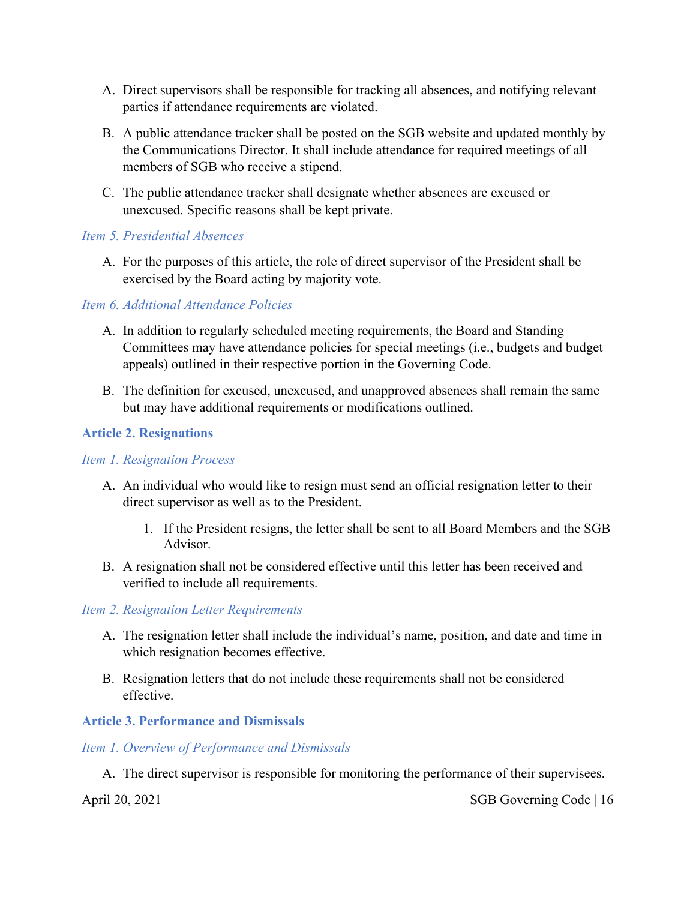A. Direct supervisors shall be responsible for tracking all absences, and notifying relevant parties if attendance requirements are violated.

B. A public attendance tracker shall be posted on the SGB website and updated monthly by the Communications Director. It shall include attendance for required meetings of all members of SGB who receive a stipend.

C. The public attendance tracker shall designate whether absences are excused or unexcused. Specific reasons shall be kept private.

### *Item 5. Presidential Absences*

A. For the purposes of this article, the role of direct supervisor of the President shall be exercised by the Board acting by majority vote.

### *Item 6. Additional Attendance Policies*

A. In addition to regularly scheduled meeting requirements, the Board and Standing Committees may have attendance policies for special meetings (i.e., budgets and budget appeals) outlined in their respective portion in the Governing Code.

B. The definition for excused, unexcused, and unapproved absences shall remain the same but may have additional requirements or modifications outlined.

## **Article 2. Resignations**

### *Item 1. Resignation Process*

A. An individual who would like to resign must send an official resignation letter to their direct supervisor as well as to the President.

   1. If the President resigns, the letter shall be sent to all Board Members and the SGB Advisor.

B. A resignation shall not be considered effective until this letter has been received and verified to include all requirements.

### *Item 2. Resignation Letter Requirements*

A. The resignation letter shall include the individual's name, position, and date and time in which resignation becomes effective.

B. Resignation letters that do not include these requirements shall not be considered effective.

## **Article 3. Performance and Dismissals**

### *Item 1. Overview of Performance and Dismissals*

A. The direct supervisor is responsible for monitoring the performance of their supervisees.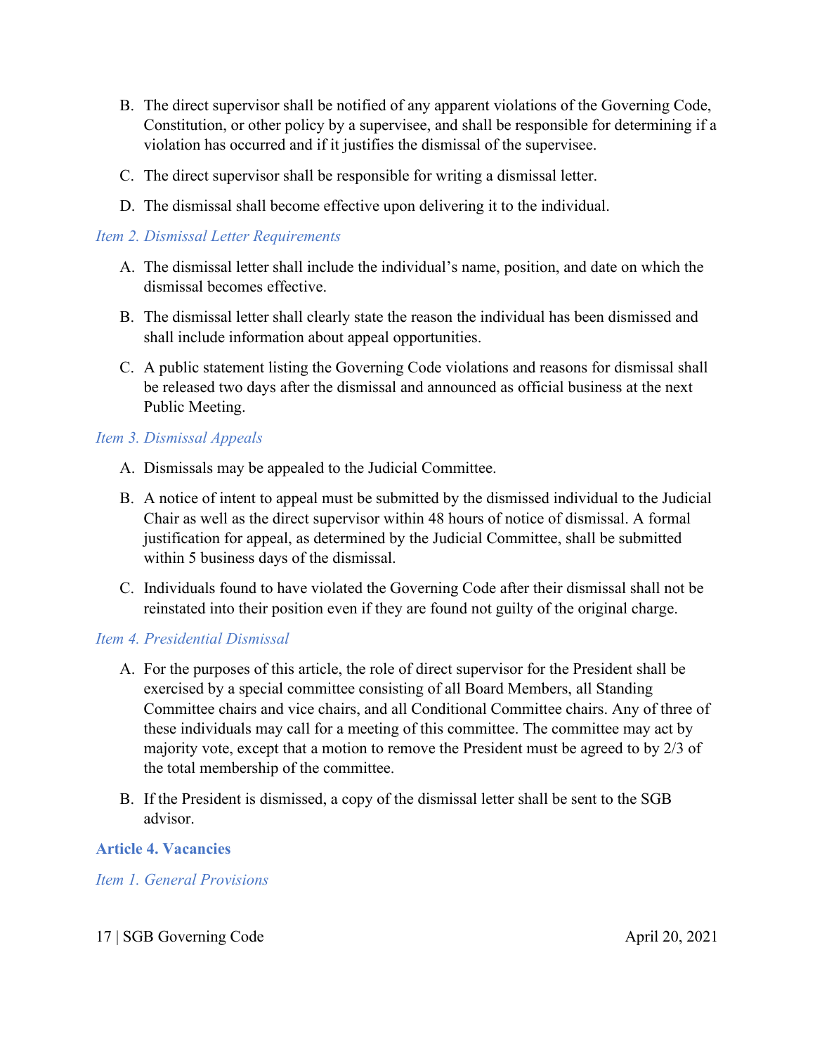B. The direct supervisor shall be notified of any apparent violations of the Governing Code, Constitution, or other policy by a supervisee, and shall be responsible for determining if a violation has occurred and if it justifies the dismissal of the supervisee.

C. The direct supervisor shall be responsible for writing a dismissal letter.

D. The dismissal shall become effective upon delivering it to the individual.

#### *Item 2. Dismissal Letter Requirements*

A. The dismissal letter shall include the individual's name, position, and date on which the dismissal becomes effective.

B. The dismissal letter shall clearly state the reason the individual has been dismissed and shall include information about appeal opportunities.

C. A public statement listing the Governing Code violations and reasons for dismissal shall be released two days after the dismissal and announced as official business at the next Public Meeting.

#### *Item 3. Dismissal Appeals*

A. Dismissals may be appealed to the Judicial Committee.

B. A notice of intent to appeal must be submitted by the dismissed individual to the Judicial Chair as well as the direct supervisor within 48 hours of notice of dismissal. A formal justification for appeal, as determined by the Judicial Committee, shall be submitted within 5 business days of the dismissal.

C. Individuals found to have violated the Governing Code after their dismissal shall not be reinstated into their position even if they are found not guilty of the original charge.

#### *Item 4. Presidential Dismissal*

A. For the purposes of this article, the role of direct supervisor for the President shall be exercised by a special committee consisting of all Board Members, all Standing Committee chairs and vice chairs, and all Conditional Committee chairs. Any of three of these individuals may call for a meeting of this committee. The committee may act by majority vote, except that a motion to remove the President must be agreed to by 2/3 of the total membership of the committee.

B. If the President is dismissed, a copy of the dismissal letter shall be sent to the SGB advisor.

### **Article 4. Vacancies**

#### *Item 1. General Provisions*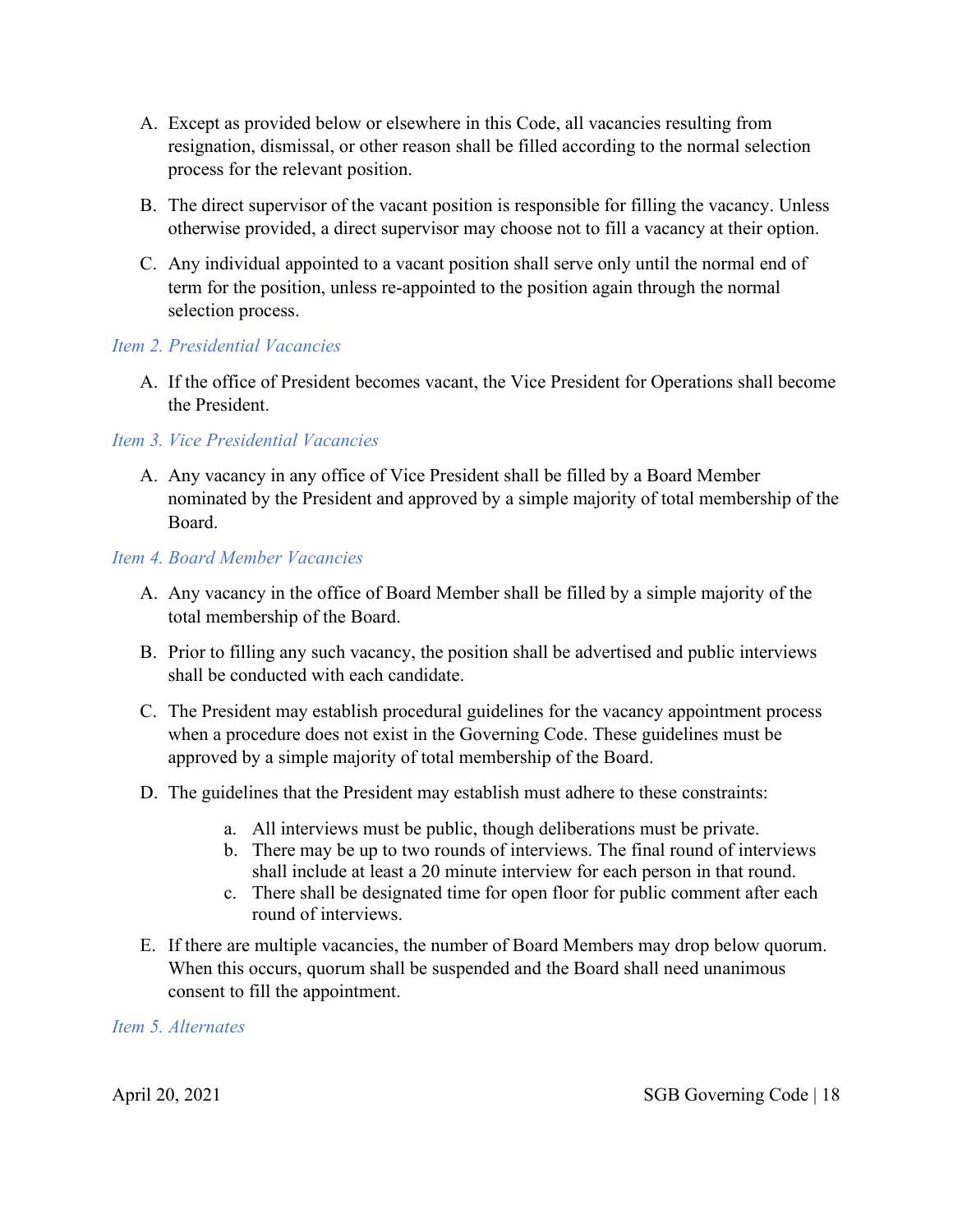A. Except as provided below or elsewhere in this Code, all vacancies resulting from resignation, dismissal, or other reason shall be filled according to the normal selection process for the relevant position.

B. The direct supervisor of the vacant position is responsible for filling the vacancy. Unless otherwise provided, a direct supervisor may choose not to fill a vacancy at their option.

C. Any individual appointed to a vacant position shall serve only until the normal end of term for the position, unless re-appointed to the position again through the normal selection process.

### *Item 2. Presidential Vacancies*

A. If the office of President becomes vacant, the Vice President for Operations shall become the President.

### *Item 3. Vice Presidential Vacancies*

A. Any vacancy in any office of Vice President shall be filled by a Board Member nominated by the President and approved by a simple majority of total membership of the Board.

### *Item 4. Board Member Vacancies*

A. Any vacancy in the office of Board Member shall be filled by a simple majority of the total membership of the Board.

B. Prior to filling any such vacancy, the position shall be advertised and public interviews shall be conducted with each candidate.

C. The President may establish procedural guidelines for the vacancy appointment process when a procedure does not exist in the Governing Code. These guidelines must be approved by a simple majority of total membership of the Board.

D. The guidelines that the President may establish must adhere to these constraints:

   a. All interviews must be public, though deliberations must be private.
   b. There may be up to two rounds of interviews. The final round of interviews shall include at least a 20 minute interview for each person in that round.
   c. There shall be designated time for open floor for public comment after each round of interviews.

E. If there are multiple vacancies, the number of Board Members may drop below quorum. When this occurs, quorum shall be suspended and the Board shall need unanimous consent to fill the appointment.

### *Item 5. Alternates*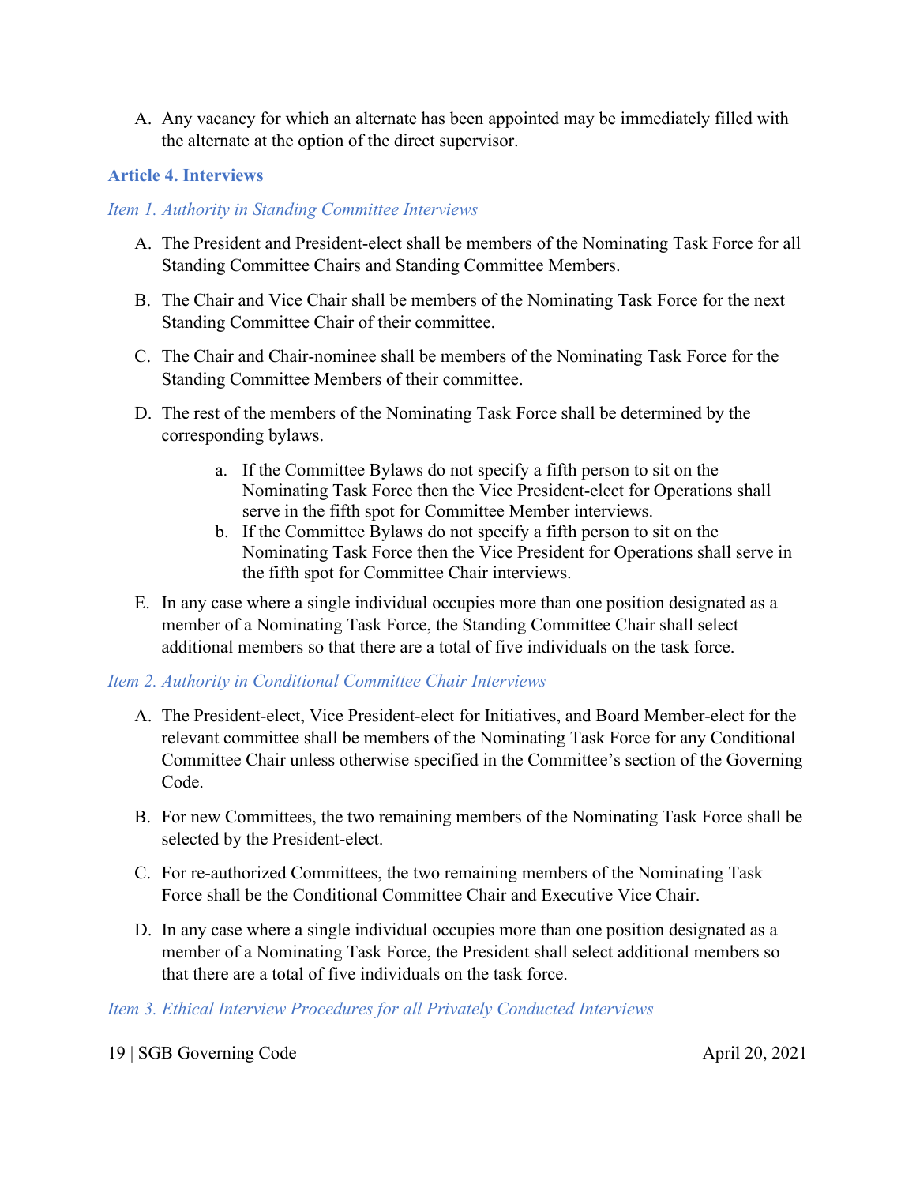A. Any vacancy for which an alternate has been appointed may be immediately filled with the alternate at the option of the direct supervisor.

### Article 4. Interviews

#### *Item 1. Authority in Standing Committee Interviews*

A. The President and President-elect shall be members of the Nominating Task Force for all Standing Committee Chairs and Standing Committee Members.

B. The Chair and Vice Chair shall be members of the Nominating Task Force for the next Standing Committee Chair of their committee.

C. The Chair and Chair-nominee shall be members of the Nominating Task Force for the Standing Committee Members of their committee.

D. The rest of the members of the Nominating Task Force shall be determined by the corresponding bylaws.

   a. If the Committee Bylaws do not specify a fifth person to sit on the Nominating Task Force then the Vice President-elect for Operations shall serve in the fifth spot for Committee Member interviews.
   
   b. If the Committee Bylaws do not specify a fifth person to sit on the Nominating Task Force then the Vice President for Operations shall serve in the fifth spot for Committee Chair interviews.

E. In any case where a single individual occupies more than one position designated as a member of a Nominating Task Force, the Standing Committee Chair shall select additional members so that there are a total of five individuals on the task force.

#### *Item 2. Authority in Conditional Committee Chair Interviews*

A. The President-elect, Vice President-elect for Initiatives, and Board Member-elect for the relevant committee shall be members of the Nominating Task Force for any Conditional Committee Chair unless otherwise specified in the Committee's section of the Governing Code.

B. For new Committees, the two remaining members of the Nominating Task Force shall be selected by the President-elect.

C. For re-authorized Committees, the two remaining members of the Nominating Task Force shall be the Conditional Committee Chair and Executive Vice Chair.

D. In any case where a single individual occupies more than one position designated as a member of a Nominating Task Force, the President shall select additional members so that there are a total of five individuals on the task force.

#### *Item 3. Ethical Interview Procedures for all Privately Conducted Interviews*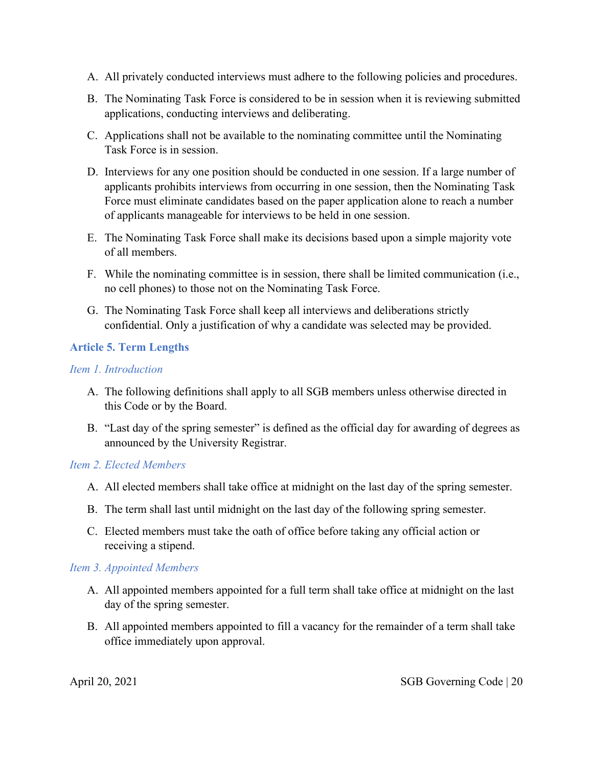A. All privately conducted interviews must adhere to the following policies and procedures.

B. The Nominating Task Force is considered to be in session when it is reviewing submitted applications, conducting interviews and deliberating.

C. Applications shall not be available to the nominating committee until the Nominating Task Force is in session.

D. Interviews for any one position should be conducted in one session. If a large number of applicants prohibits interviews from occurring in one session, then the Nominating Task Force must eliminate candidates based on the paper application alone to reach a number of applicants manageable for interviews to be held in one session.

E. The Nominating Task Force shall make its decisions based upon a simple majority vote of all members.

F. While the nominating committee is in session, there shall be limited communication (i.e., no cell phones) to those not on the Nominating Task Force.

G. The Nominating Task Force shall keep all interviews and deliberations strictly confidential. Only a justification of why a candidate was selected may be provided.

### Article 5. Term Lengths

#### *Item 1. Introduction*

A. The following definitions shall apply to all SGB members unless otherwise directed in this Code or by the Board.

B. "Last day of the spring semester" is defined as the official day for awarding of degrees as announced by the University Registrar.

#### *Item 2. Elected Members*

A. All elected members shall take office at midnight on the last day of the spring semester.

B. The term shall last until midnight on the last day of the following spring semester.

C. Elected members must take the oath of office before taking any official action or receiving a stipend.

#### *Item 3. Appointed Members*

A. All appointed members appointed for a full term shall take office at midnight on the last day of the spring semester.

B. All appointed members appointed to fill a vacancy for the remainder of a term shall take office immediately upon approval.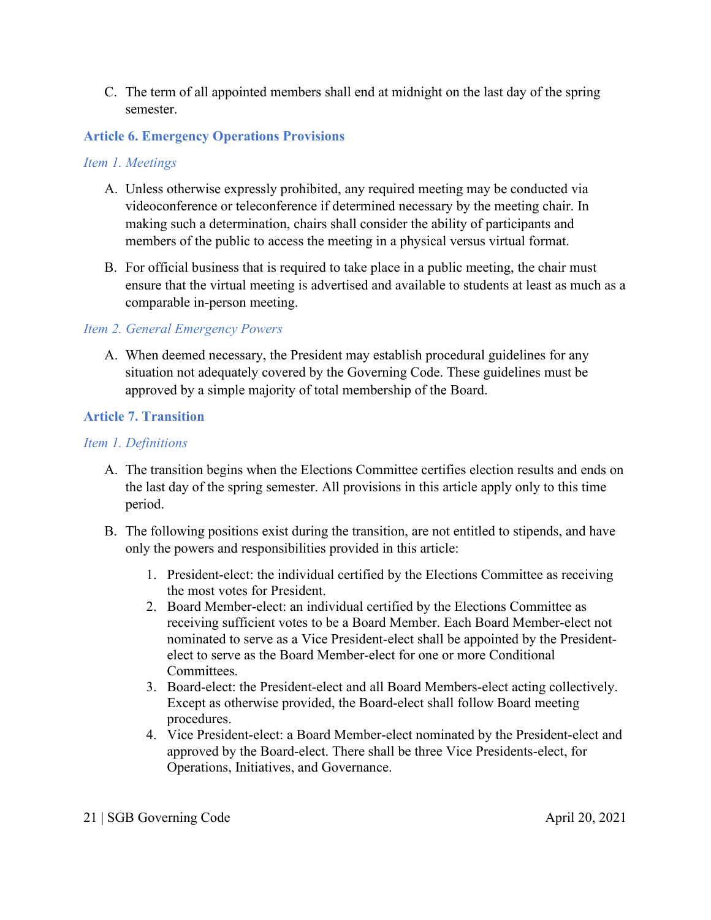C. The term of all appointed members shall end at midnight on the last day of the spring semester.

## Article 6. Emergency Operations Provisions

### *Item 1. Meetings*

A. Unless otherwise expressly prohibited, any required meeting may be conducted via videoconference or teleconference if determined necessary by the meeting chair. In making such a determination, chairs shall consider the ability of participants and members of the public to access the meeting in a physical versus virtual format.

B. For official business that is required to take place in a public meeting, the chair must ensure that the virtual meeting is advertised and available to students at least as much as a comparable in-person meeting.

### *Item 2. General Emergency Powers*

A. When deemed necessary, the President may establish procedural guidelines for any situation not adequately covered by the Governing Code. These guidelines must be approved by a simple majority of total membership of the Board.

## Article 7. Transition

### *Item 1. Definitions*

A. The transition begins when the Elections Committee certifies election results and ends on the last day of the spring semester. All provisions in this article apply only to this time period.

B. The following positions exist during the transition, are not entitled to stipends, and have only the powers and responsibilities provided in this article:

1. President-elect: the individual certified by the Elections Committee as receiving the most votes for President.
2. Board Member-elect: an individual certified by the Elections Committee as receiving sufficient votes to be a Board Member. Each Board Member-elect not nominated to serve as a Vice President-elect shall be appointed by the President-elect to serve as the Board Member-elect for one or more Conditional Committees.
3. Board-elect: the President-elect and all Board Members-elect acting collectively. Except as otherwise provided, the Board-elect shall follow Board meeting procedures.
4. Vice President-elect: a Board Member-elect nominated by the President-elect and approved by the Board-elect. There shall be three Vice Presidents-elect, for Operations, Initiatives, and Governance.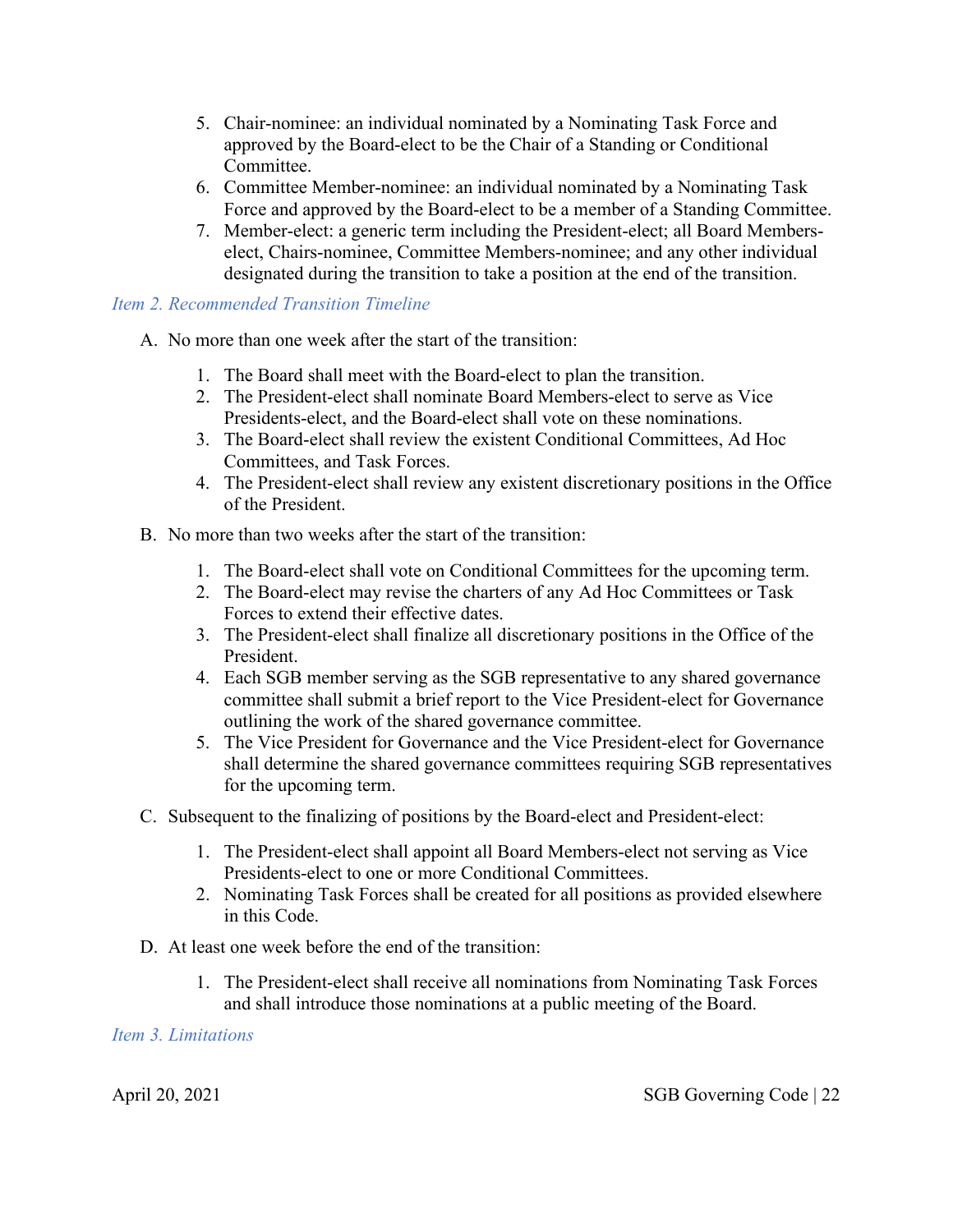5. Chair-nominee: an individual nominated by a Nominating Task Force and approved by the Board-elect to be the Chair of a Standing or Conditional Committee.
6. Committee Member-nominee: an individual nominated by a Nominating Task Force and approved by the Board-elect to be a member of a Standing Committee.
7. Member-elect: a generic term including the President-elect; all Board Members-elect, Chairs-nominee, Committee Members-nominee; and any other individual designated during the transition to take a position at the end of the transition.

### *Item 2. Recommended Transition Timeline*

A. No more than one week after the start of the transition:

   1. The Board shall meet with the Board-elect to plan the transition.
   2. The President-elect shall nominate Board Members-elect to serve as Vice Presidents-elect, and the Board-elect shall vote on these nominations.
   3. The Board-elect shall review the existent Conditional Committees, Ad Hoc Committees, and Task Forces.
   4. The President-elect shall review any existent discretionary positions in the Office of the President.

B. No more than two weeks after the start of the transition:

   1. The Board-elect shall vote on Conditional Committees for the upcoming term.
   2. The Board-elect may revise the charters of any Ad Hoc Committees or Task Forces to extend their effective dates.
   3. The President-elect shall finalize all discretionary positions in the Office of the President.
   4. Each SGB member serving as the SGB representative to any shared governance committee shall submit a brief report to the Vice President-elect for Governance outlining the work of the shared governance committee.
   5. The Vice President for Governance and the Vice President-elect for Governance shall determine the shared governance committees requiring SGB representatives for the upcoming term.

C. Subsequent to the finalizing of positions by the Board-elect and President-elect:

   1. The President-elect shall appoint all Board Members-elect not serving as Vice Presidents-elect to one or more Conditional Committees.
   2. Nominating Task Forces shall be created for all positions as provided elsewhere in this Code.

D. At least one week before the end of the transition:

   1. The President-elect shall receive all nominations from Nominating Task Forces and shall introduce those nominations at a public meeting of the Board.

### *Item 3. Limitations*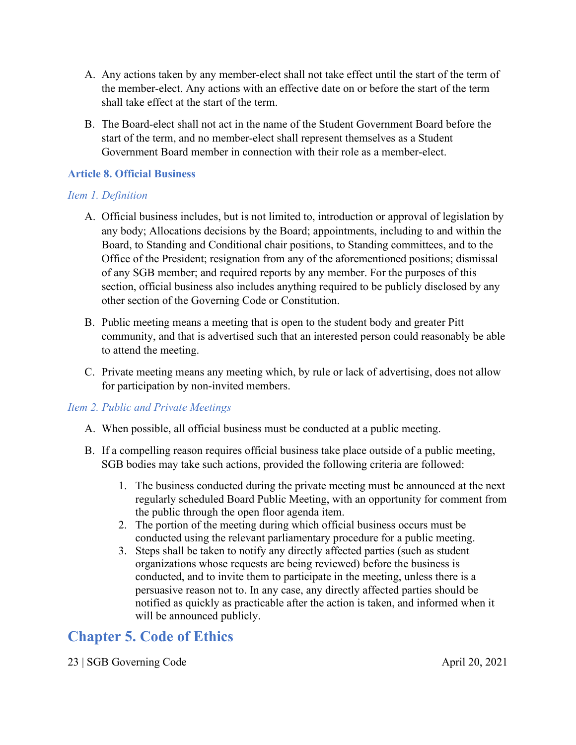A. Any actions taken by any member-elect shall not take effect until the start of the term of the member-elect. Any actions with an effective date on or before the start of the term shall take effect at the start of the term.

B. The Board-elect shall not act in the name of the Student Government Board before the start of the term, and no member-elect shall represent themselves as a Student Government Board member in connection with their role as a member-elect.

### Article 8. Official Business

#### *Item 1. Definition*

A. Official business includes, but is not limited to, introduction or approval of legislation by any body; Allocations decisions by the Board; appointments, including to and within the Board, to Standing and Conditional chair positions, to Standing committees, and to the Office of the President; resignation from any of the aforementioned positions; dismissal of any SGB member; and required reports by any member. For the purposes of this section, official business also includes anything required to be publicly disclosed by any other section of the Governing Code or Constitution.

B. Public meeting means a meeting that is open to the student body and greater Pitt community, and that is advertised such that an interested person could reasonably be able to attend the meeting.

C. Private meeting means any meeting which, by rule or lack of advertising, does not allow for participation by non-invited members.

#### *Item 2. Public and Private Meetings*

A. When possible, all official business must be conducted at a public meeting.

B. If a compelling reason requires official business take place outside of a public meeting, SGB bodies may take such actions, provided the following criteria are followed:

   1. The business conducted during the private meeting must be announced at the next regularly scheduled Board Public Meeting, with an opportunity for comment from the public through the open floor agenda item.
   2. The portion of the meeting during which official business occurs must be conducted using the relevant parliamentary procedure for a public meeting.
   3. Steps shall be taken to notify any directly affected parties (such as student organizations whose requests are being reviewed) before the business is conducted, and to invite them to participate in the meeting, unless there is a persuasive reason not to. In any case, any directly affected parties should be notified as quickly as practicable after the action is taken, and informed when it will be announced publicly.

## Chapter 5. Code of Ethics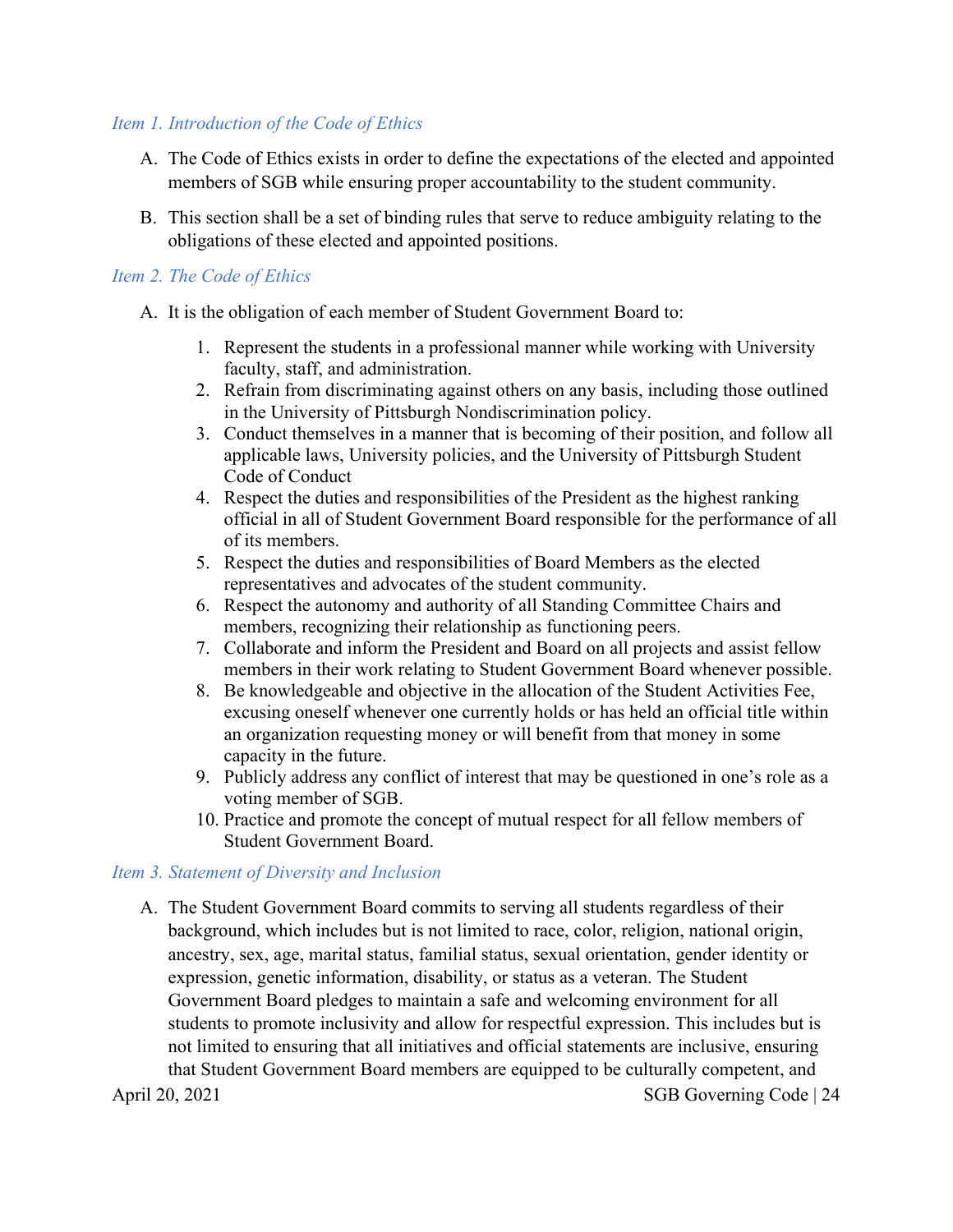*Item 1. Introduction of the Code of Ethics*

A. The Code of Ethics exists in order to define the expectations of the elected and appointed members of SGB while ensuring proper accountability to the student community.

B. This section shall be a set of binding rules that serve to reduce ambiguity relating to the obligations of these elected and appointed positions.

*Item 2. The Code of Ethics*

A. It is the obligation of each member of Student Government Board to:

1. Represent the students in a professional manner while working with University faculty, staff, and administration.
2. Refrain from discriminating against others on any basis, including those outlined in the University of Pittsburgh Nondiscrimination policy.
3. Conduct themselves in a manner that is becoming of their position, and follow all applicable laws, University policies, and the University of Pittsburgh Student Code of Conduct
4. Respect the duties and responsibilities of the President as the highest ranking official in all of Student Government Board responsible for the performance of all of its members.
5. Respect the duties and responsibilities of Board Members as the elected representatives and advocates of the student community.
6. Respect the autonomy and authority of all Standing Committee Chairs and members, recognizing their relationship as functioning peers.
7. Collaborate and inform the President and Board on all projects and assist fellow members in their work relating to Student Government Board whenever possible.
8. Be knowledgeable and objective in the allocation of the Student Activities Fee, excusing oneself whenever one currently holds or has held an official title within an organization requesting money or will benefit from that money in some capacity in the future.
9. Publicly address any conflict of interest that may be questioned in one's role as a voting member of SGB.
10. Practice and promote the concept of mutual respect for all fellow members of Student Government Board.

*Item 3. Statement of Diversity and Inclusion*

A. The Student Government Board commits to serving all students regardless of their background, which includes but is not limited to race, color, religion, national origin, ancestry, sex, age, marital status, familial status, sexual orientation, gender identity or expression, genetic information, disability, or status as a veteran. The Student Government Board pledges to maintain a safe and welcoming environment for all students to promote inclusivity and allow for respectful expression. This includes but is not limited to ensuring that all initiatives and official statements are inclusive, ensuring that Student Government Board members are equipped to be culturally competent, and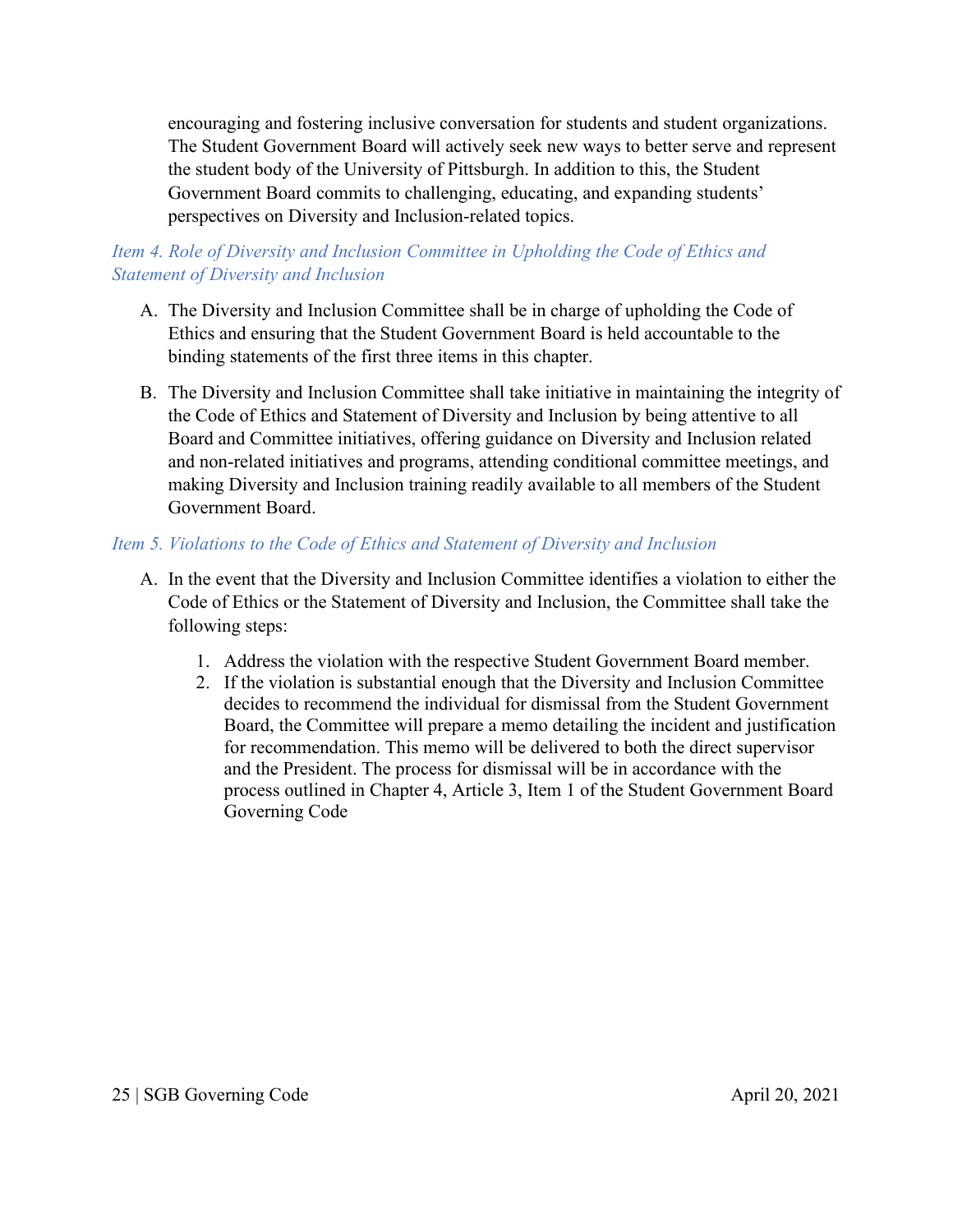encouraging and fostering inclusive conversation for students and student organizations. The Student Government Board will actively seek new ways to better serve and represent the student body of the University of Pittsburgh. In addition to this, the Student Government Board commits to challenging, educating, and expanding students' perspectives on Diversity and Inclusion-related topics.

### *Item 4. Role of Diversity and Inclusion Committee in Upholding the Code of Ethics and Statement of Diversity and Inclusion*

A. The Diversity and Inclusion Committee shall be in charge of upholding the Code of Ethics and ensuring that the Student Government Board is held accountable to the binding statements of the first three items in this chapter.

B. The Diversity and Inclusion Committee shall take initiative in maintaining the integrity of the Code of Ethics and Statement of Diversity and Inclusion by being attentive to all Board and Committee initiatives, offering guidance on Diversity and Inclusion related and non-related initiatives and programs, attending conditional committee meetings, and making Diversity and Inclusion training readily available to all members of the Student Government Board.

### *Item 5. Violations to the Code of Ethics and Statement of Diversity and Inclusion*

A. In the event that the Diversity and Inclusion Committee identifies a violation to either the Code of Ethics or the Statement of Diversity and Inclusion, the Committee shall take the following steps:

   1. Address the violation with the respective Student Government Board member.
   2. If the violation is substantial enough that the Diversity and Inclusion Committee decides to recommend the individual for dismissal from the Student Government Board, the Committee will prepare a memo detailing the incident and justification for recommendation. This memo will be delivered to both the direct supervisor and the President. The process for dismissal will be in accordance with the process outlined in Chapter 4, Article 3, Item 1 of the Student Government Board Governing Code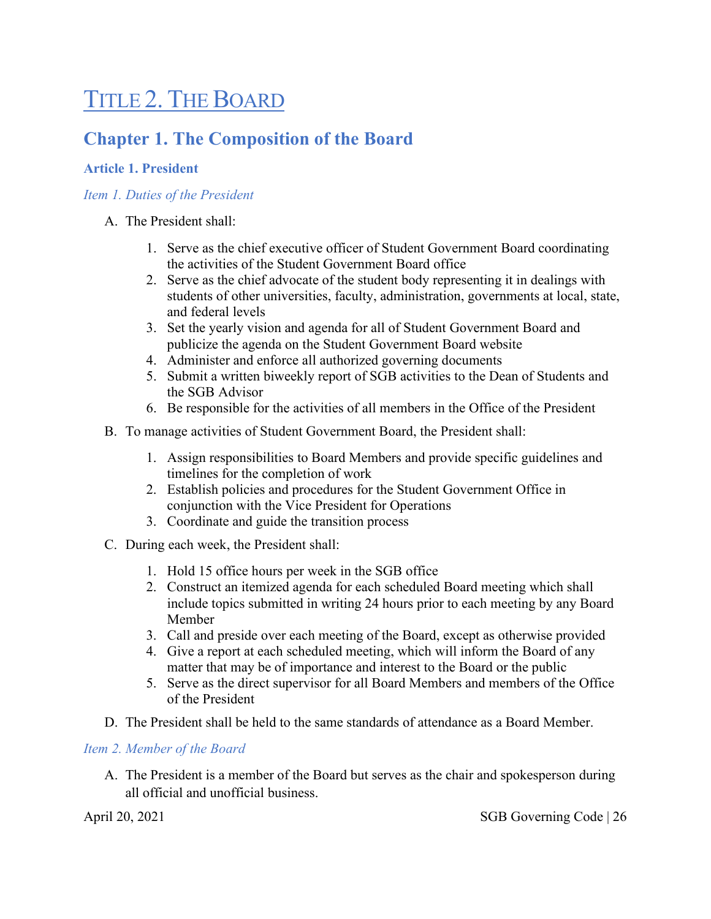# Title 2. The Board

## Chapter 1. The Composition of the Board

### Article 1. President

#### *Item 1. Duties of the President*

A. The President shall:

1. Serve as the chief executive officer of Student Government Board coordinating the activities of the Student Government Board office
2. Serve as the chief advocate of the student body representing it in dealings with students of other universities, faculty, administration, governments at local, state, and federal levels
3. Set the yearly vision and agenda for all of Student Government Board and publicize the agenda on the Student Government Board website
4. Administer and enforce all authorized governing documents
5. Submit a written biweekly report of SGB activities to the Dean of Students and the SGB Advisor
6. Be responsible for the activities of all members in the Office of the President

B. To manage activities of Student Government Board, the President shall:

1. Assign responsibilities to Board Members and provide specific guidelines and timelines for the completion of work
2. Establish policies and procedures for the Student Government Office in conjunction with the Vice President for Operations
3. Coordinate and guide the transition process

C. During each week, the President shall:

1. Hold 15 office hours per week in the SGB office
2. Construct an itemized agenda for each scheduled Board meeting which shall include topics submitted in writing 24 hours prior to each meeting by any Board Member
3. Call and preside over each meeting of the Board, except as otherwise provided
4. Give a report at each scheduled meeting, which will inform the Board of any matter that may be of importance and interest to the Board or the public
5. Serve as the direct supervisor for all Board Members and members of the Office of the President

D. The President shall be held to the same standards of attendance as a Board Member.

#### *Item 2. Member of the Board*

A. The President is a member of the Board but serves as the chair and spokesperson during all official and unofficial business.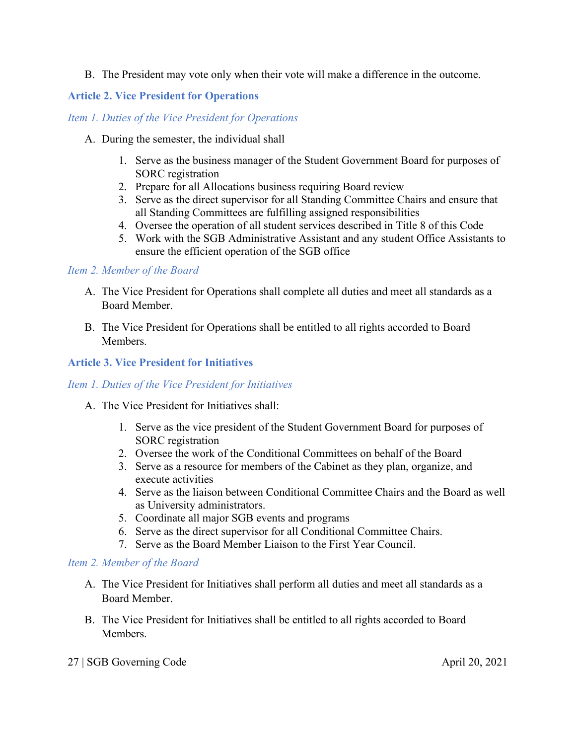B. The President may vote only when their vote will make a difference in the outcome.

### Article 2. Vice President for Operations

*Item 1. Duties of the Vice President for Operations*

A. During the semester, the individual shall

1. Serve as the business manager of the Student Government Board for purposes of SORC registration
2. Prepare for all Allocations business requiring Board review
3. Serve as the direct supervisor for all Standing Committee Chairs and ensure that all Standing Committees are fulfilling assigned responsibilities
4. Oversee the operation of all student services described in Title 8 of this Code
5. Work with the SGB Administrative Assistant and any student Office Assistants to ensure the efficient operation of the SGB office

*Item 2. Member of the Board*

A. The Vice President for Operations shall complete all duties and meet all standards as a Board Member.

B. The Vice President for Operations shall be entitled to all rights accorded to Board Members.

### Article 3. Vice President for Initiatives

*Item 1. Duties of the Vice President for Initiatives*

A. The Vice President for Initiatives shall:

1. Serve as the vice president of the Student Government Board for purposes of SORC registration
2. Oversee the work of the Conditional Committees on behalf of the Board
3. Serve as a resource for members of the Cabinet as they plan, organize, and execute activities
4. Serve as the liaison between Conditional Committee Chairs and the Board as well as University administrators.
5. Coordinate all major SGB events and programs
6. Serve as the direct supervisor for all Conditional Committee Chairs.
7. Serve as the Board Member Liaison to the First Year Council.

*Item 2. Member of the Board*

A. The Vice President for Initiatives shall perform all duties and meet all standards as a Board Member.

B. The Vice President for Initiatives shall be entitled to all rights accorded to Board Members.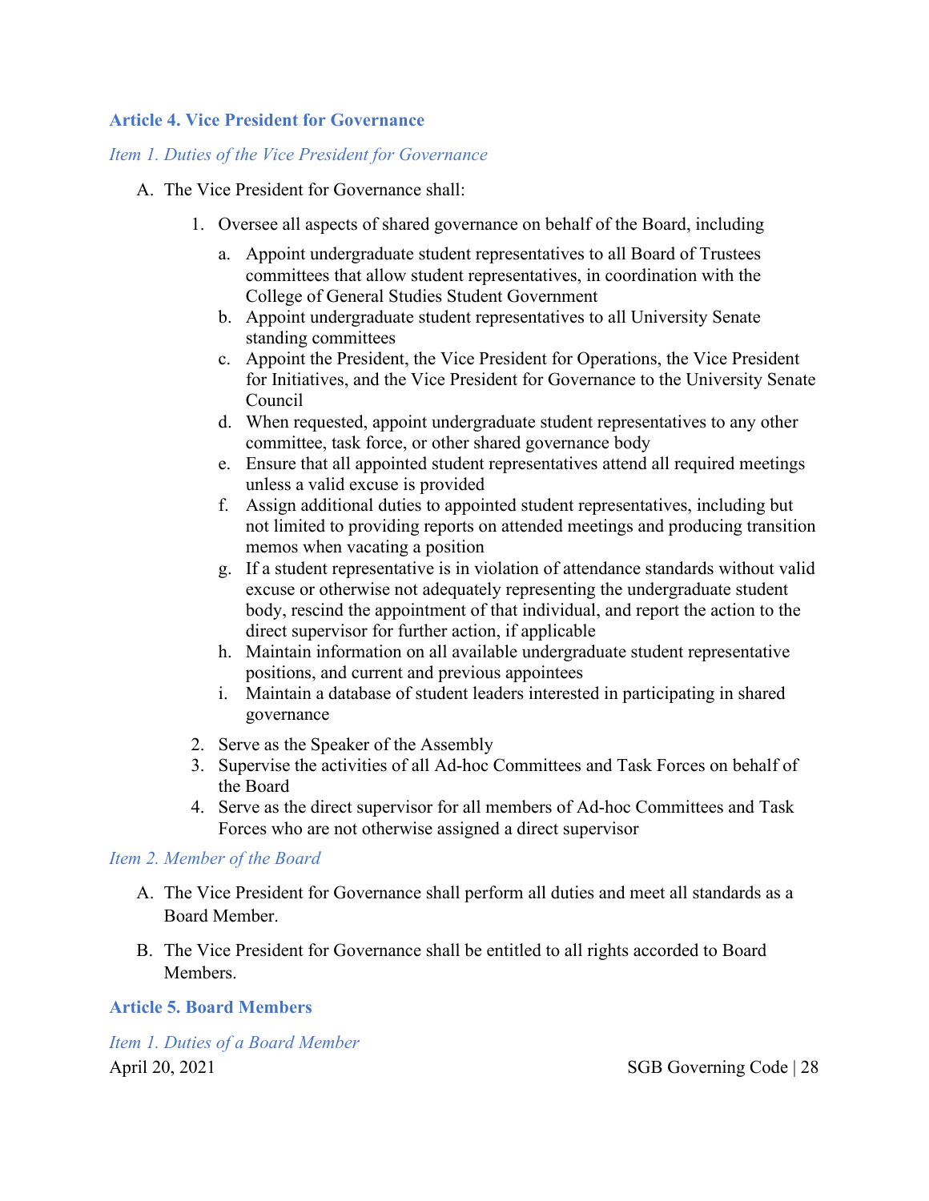### Article 4. Vice President for Governance

*Item 1. Duties of the Vice President for Governance*

A. The Vice President for Governance shall:

   1. Oversee all aspects of shared governance on behalf of the Board, including
      a. Appoint undergraduate student representatives to all Board of Trustees committees that allow student representatives, in coordination with the College of General Studies Student Government
      b. Appoint undergraduate student representatives to all University Senate standing committees
      c. Appoint the President, the Vice President for Operations, the Vice President for Initiatives, and the Vice President for Governance to the University Senate Council
      d. When requested, appoint undergraduate student representatives to any other committee, task force, or other shared governance body
      e. Ensure that all appointed student representatives attend all required meetings unless a valid excuse is provided
      f. Assign additional duties to appointed student representatives, including but not limited to providing reports on attended meetings and producing transition memos when vacating a position
      g. If a student representative is in violation of attendance standards without valid excuse or otherwise not adequately representing the undergraduate student body, rescind the appointment of that individual, and report the action to the direct supervisor for further action, if applicable
      h. Maintain information on all available undergraduate student representative positions, and current and previous appointees
      i. Maintain a database of student leaders interested in participating in shared governance
   2. Serve as the Speaker of the Assembly
   3. Supervise the activities of all Ad-hoc Committees and Task Forces on behalf of the Board
   4. Serve as the direct supervisor for all members of Ad-hoc Committees and Task Forces who are not otherwise assigned a direct supervisor

*Item 2. Member of the Board*

A. The Vice President for Governance shall perform all duties and meet all standards as a Board Member.

B. The Vice President for Governance shall be entitled to all rights accorded to Board Members.

### Article 5. Board Members

*Item 1. Duties of a Board Member*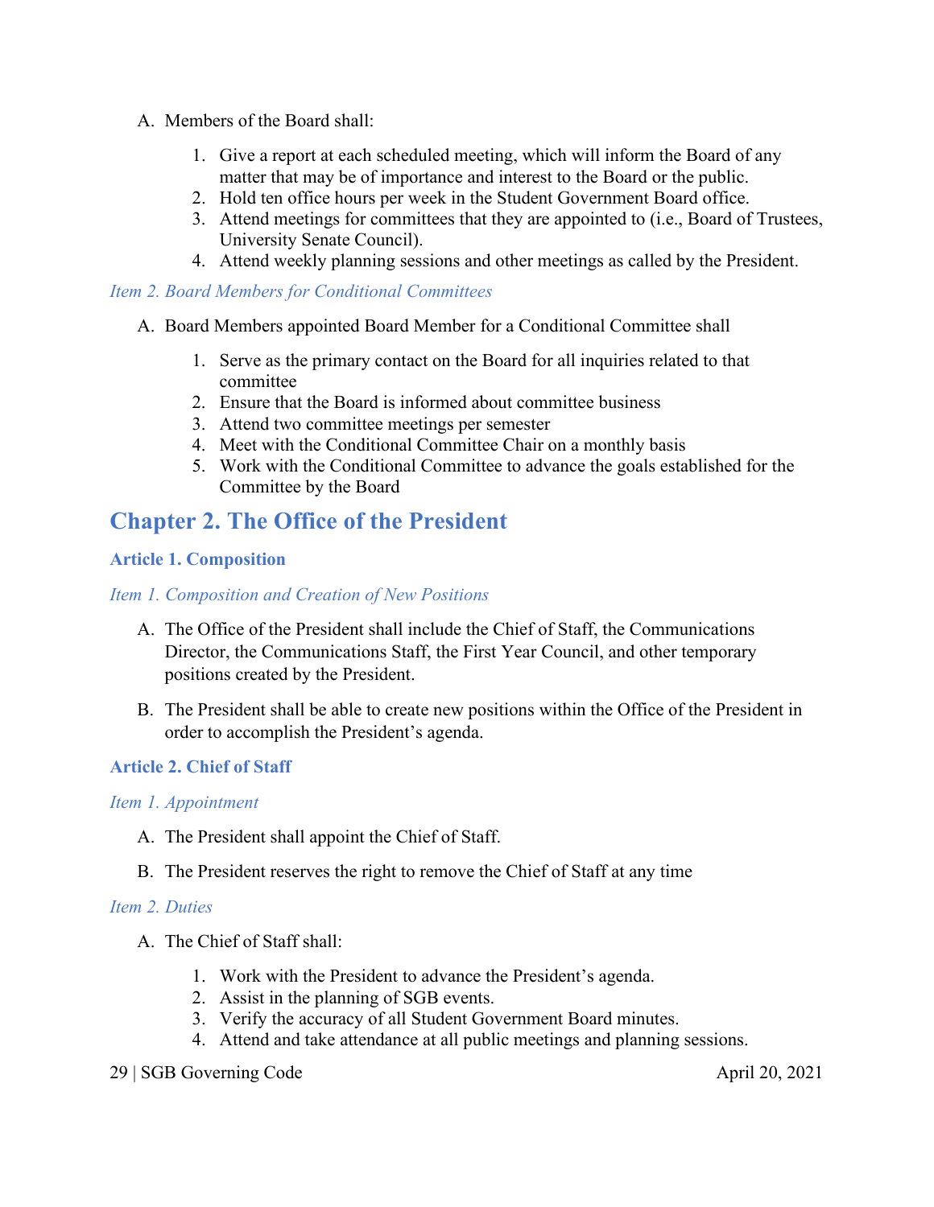A. Members of the Board shall:

1. Give a report at each scheduled meeting, which will inform the Board of any matter that may be of importance and interest to the Board or the public.
2. Hold ten office hours per week in the Student Government Board office.
3. Attend meetings for committees that they are appointed to (i.e., Board of Trustees, University Senate Council).
4. Attend weekly planning sessions and other meetings as called by the President.

*Item 2. Board Members for Conditional Committees*

A. Board Members appointed Board Member for a Conditional Committee shall

1. Serve as the primary contact on the Board for all inquiries related to that committee
2. Ensure that the Board is informed about committee business
3. Attend two committee meetings per semester
4. Meet with the Conditional Committee Chair on a monthly basis
5. Work with the Conditional Committee to advance the goals established for the Committee by the Board

## Chapter 2. The Office of the President

### Article 1. Composition

*Item 1. Composition and Creation of New Positions*

A. The Office of the President shall include the Chief of Staff, the Communications Director, the Communications Staff, the First Year Council, and other temporary positions created by the President.

B. The President shall be able to create new positions within the Office of the President in order to accomplish the President's agenda.

### Article 2. Chief of Staff

*Item 1. Appointment*

A. The President shall appoint the Chief of Staff.

B. The President reserves the right to remove the Chief of Staff at any time

*Item 2. Duties*

A. The Chief of Staff shall:

1. Work with the President to advance the President's agenda.
2. Assist in the planning of SGB events.
3. Verify the accuracy of all Student Government Board minutes.
4. Attend and take attendance at all public meetings and planning sessions.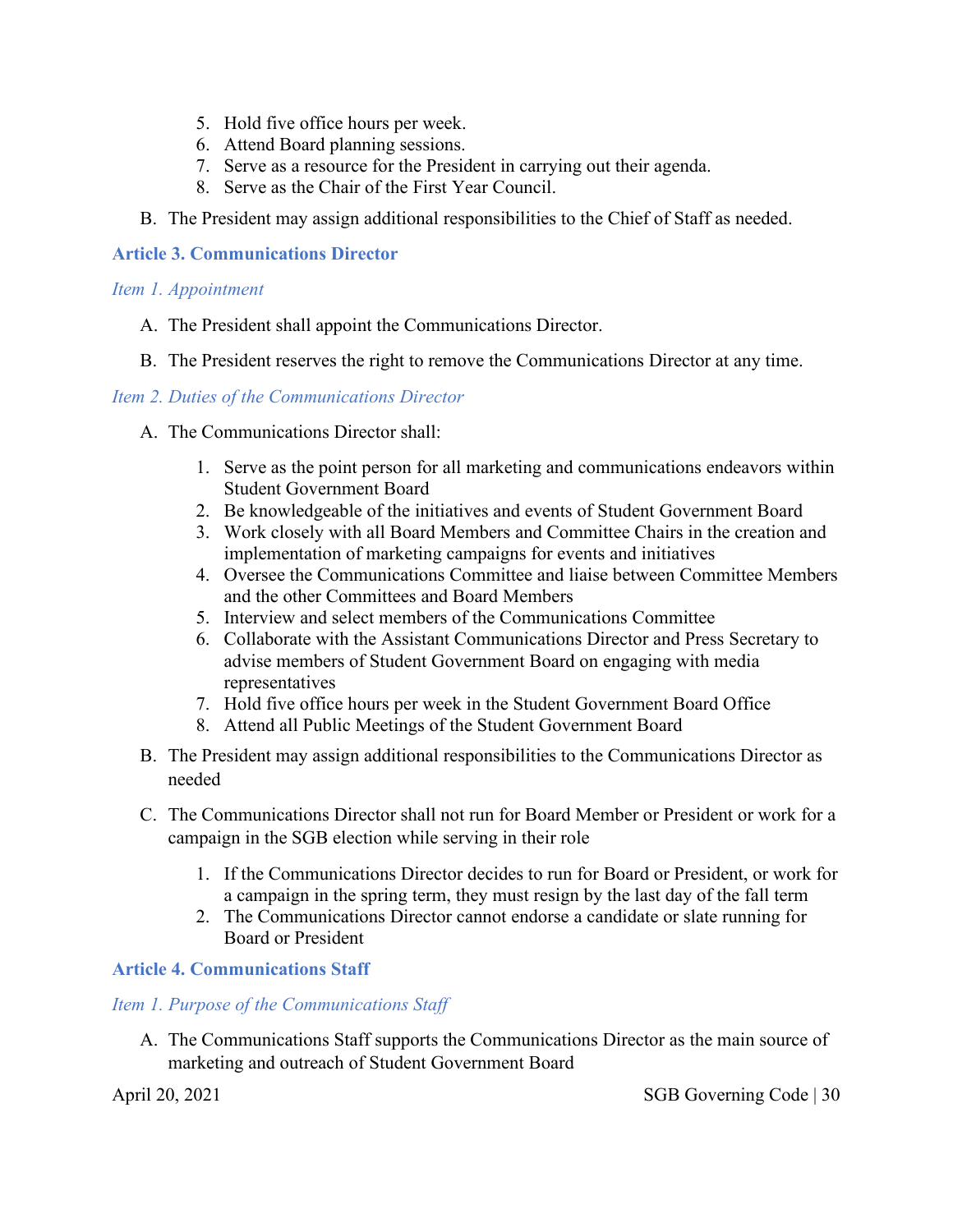5. Hold five office hours per week.
6. Attend Board planning sessions.
7. Serve as a resource for the President in carrying out their agenda.
8. Serve as the Chair of the First Year Council.

B. The President may assign additional responsibilities to the Chief of Staff as needed.

### Article 3. Communications Director

#### *Item 1. Appointment*

A. The President shall appoint the Communications Director.

B. The President reserves the right to remove the Communications Director at any time.

#### *Item 2. Duties of the Communications Director*

A. The Communications Director shall:

1. Serve as the point person for all marketing and communications endeavors within Student Government Board
2. Be knowledgeable of the initiatives and events of Student Government Board
3. Work closely with all Board Members and Committee Chairs in the creation and implementation of marketing campaigns for events and initiatives
4. Oversee the Communications Committee and liaise between Committee Members and the other Committees and Board Members
5. Interview and select members of the Communications Committee
6. Collaborate with the Assistant Communications Director and Press Secretary to advise members of Student Government Board on engaging with media representatives
7. Hold five office hours per week in the Student Government Board Office
8. Attend all Public Meetings of the Student Government Board

B. The President may assign additional responsibilities to the Communications Director as needed

C. The Communications Director shall not run for Board Member or President or work for a campaign in the SGB election while serving in their role

1. If the Communications Director decides to run for Board or President, or work for a campaign in the spring term, they must resign by the last day of the fall term
2. The Communications Director cannot endorse a candidate or slate running for Board or President

### Article 4. Communications Staff

#### *Item 1. Purpose of the Communications Staff*

A. The Communications Staff supports the Communications Director as the main source of marketing and outreach of Student Government Board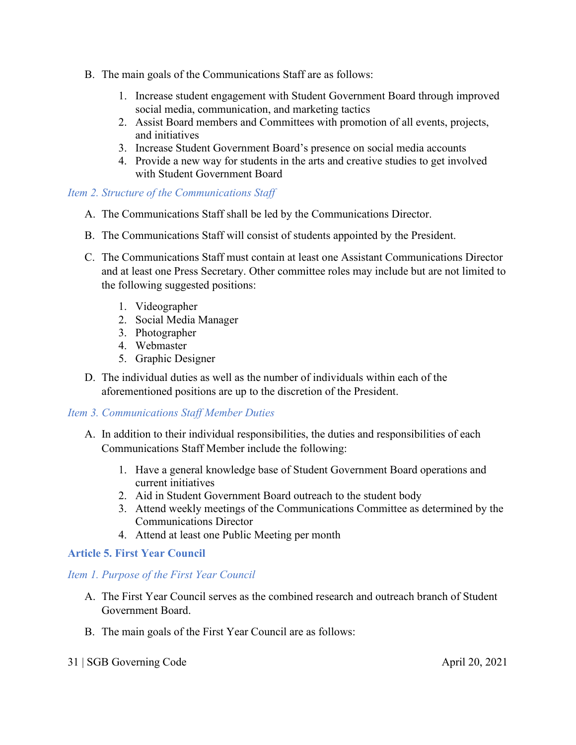B. The main goals of the Communications Staff are as follows:

   1. Increase student engagement with Student Government Board through improved social media, communication, and marketing tactics
   2. Assist Board members and Committees with promotion of all events, projects, and initiatives
   3. Increase Student Government Board's presence on social media accounts
   4. Provide a new way for students in the arts and creative studies to get involved with Student Government Board

### *Item 2. Structure of the Communications Staff*

A. The Communications Staff shall be led by the Communications Director.

B. The Communications Staff will consist of students appointed by the President.

C. The Communications Staff must contain at least one Assistant Communications Director and at least one Press Secretary. Other committee roles may include but are not limited to the following suggested positions:

   1. Videographer
   2. Social Media Manager
   3. Photographer
   4. Webmaster
   5. Graphic Designer

D. The individual duties as well as the number of individuals within each of the aforementioned positions are up to the discretion of the President.

### *Item 3. Communications Staff Member Duties*

A. In addition to their individual responsibilities, the duties and responsibilities of each Communications Staff Member include the following:

   1. Have a general knowledge base of Student Government Board operations and current initiatives
   2. Aid in Student Government Board outreach to the student body
   3. Attend weekly meetings of the Communications Committee as determined by the Communications Director
   4. Attend at least one Public Meeting per month

## **Article 5. First Year Council**

### *Item 1. Purpose of the First Year Council*

A. The First Year Council serves as the combined research and outreach branch of Student Government Board.

B. The main goals of the First Year Council are as follows: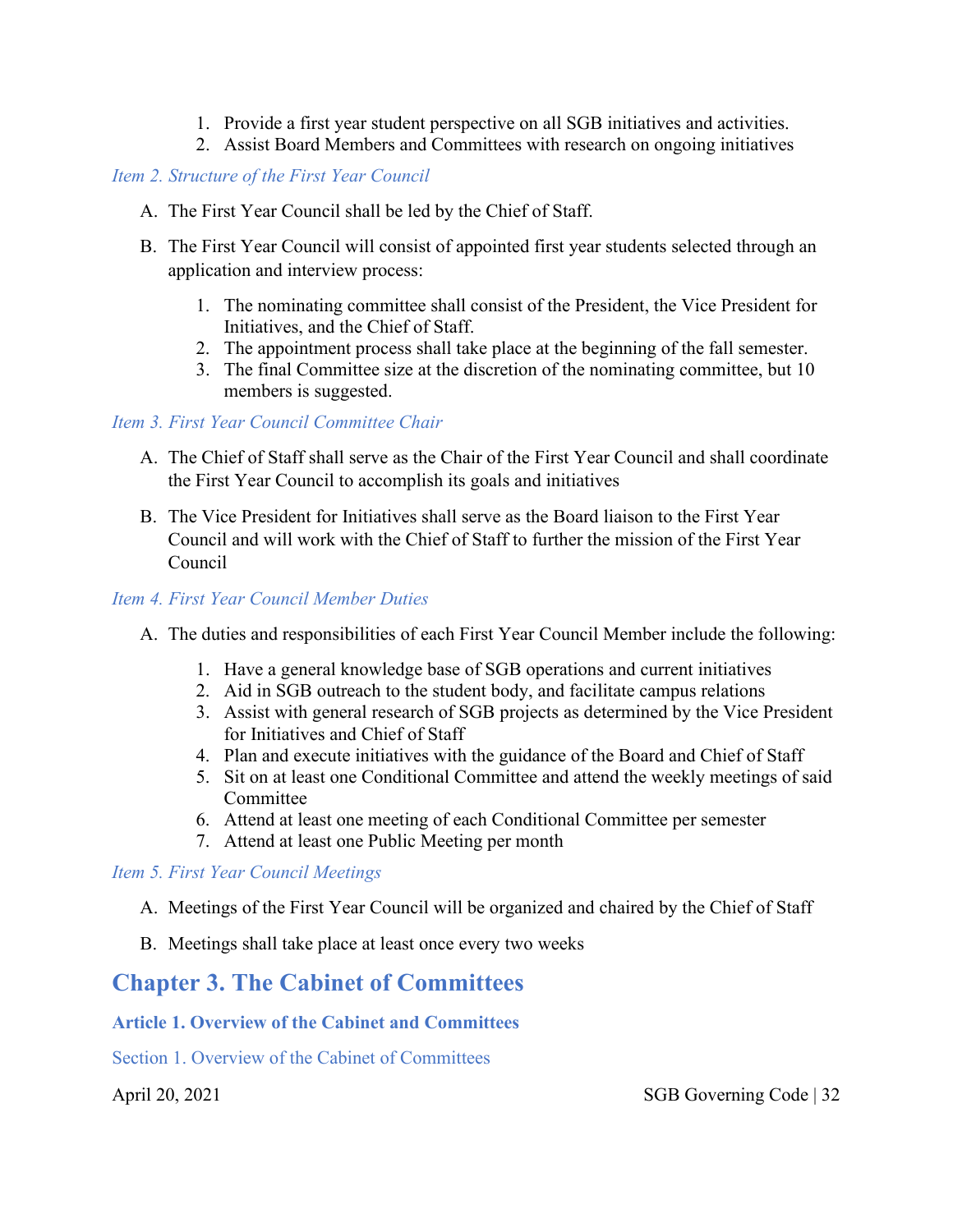1. Provide a first year student perspective on all SGB initiatives and activities.
2. Assist Board Members and Committees with research on ongoing initiatives

*Item 2. Structure of the First Year Council*

A. The First Year Council shall be led by the Chief of Staff.

B. The First Year Council will consist of appointed first year students selected through an application and interview process:

   1. The nominating committee shall consist of the President, the Vice President for Initiatives, and the Chief of Staff.
   2. The appointment process shall take place at the beginning of the fall semester.
   3. The final Committee size at the discretion of the nominating committee, but 10 members is suggested.

*Item 3. First Year Council Committee Chair*

A. The Chief of Staff shall serve as the Chair of the First Year Council and shall coordinate the First Year Council to accomplish its goals and initiatives

B. The Vice President for Initiatives shall serve as the Board liaison to the First Year Council and will work with the Chief of Staff to further the mission of the First Year Council

*Item 4. First Year Council Member Duties*

A. The duties and responsibilities of each First Year Council Member include the following:

   1. Have a general knowledge base of SGB operations and current initiatives
   2. Aid in SGB outreach to the student body, and facilitate campus relations
   3. Assist with general research of SGB projects as determined by the Vice President for Initiatives and Chief of Staff
   4. Plan and execute initiatives with the guidance of the Board and Chief of Staff
   5. Sit on at least one Conditional Committee and attend the weekly meetings of said Committee
   6. Attend at least one meeting of each Conditional Committee per semester
   7. Attend at least one Public Meeting per month

*Item 5. First Year Council Meetings*

A. Meetings of the First Year Council will be organized and chaired by the Chief of Staff

B. Meetings shall take place at least once every two weeks

# Chapter 3. The Cabinet of Committees

## Article 1. Overview of the Cabinet and Committees

### Section 1. Overview of the Cabinet of Committees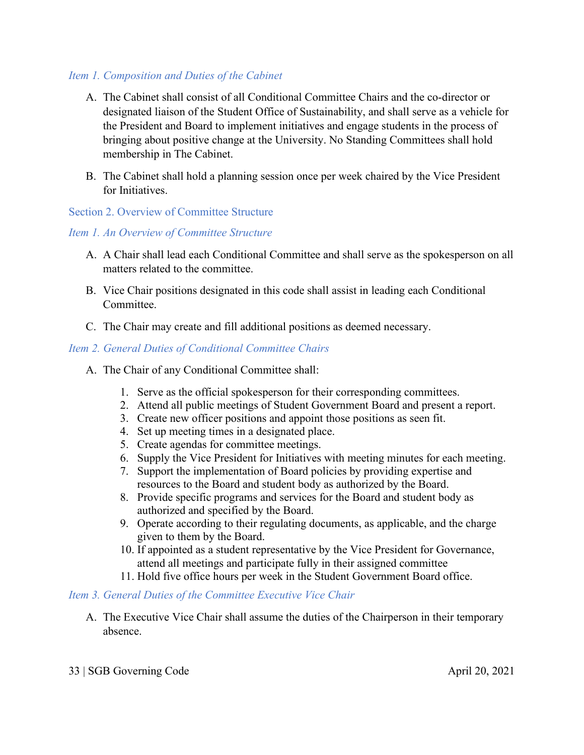#### *Item 1. Composition and Duties of the Cabinet*

A. The Cabinet shall consist of all Conditional Committee Chairs and the co-director or designated liaison of the Student Office of Sustainability, and shall serve as a vehicle for the President and Board to implement initiatives and engage students in the process of bringing about positive change at the University. No Standing Committees shall hold membership in The Cabinet.

B. The Cabinet shall hold a planning session once per week chaired by the Vice President for Initiatives.

### Section 2. Overview of Committee Structure

#### *Item 1. An Overview of Committee Structure*

A. A Chair shall lead each Conditional Committee and shall serve as the spokesperson on all matters related to the committee.

B. Vice Chair positions designated in this code shall assist in leading each Conditional Committee.

C. The Chair may create and fill additional positions as deemed necessary.

#### *Item 2. General Duties of Conditional Committee Chairs*

A. The Chair of any Conditional Committee shall:

1. Serve as the official spokesperson for their corresponding committees.
2. Attend all public meetings of Student Government Board and present a report.
3. Create new officer positions and appoint those positions as seen fit.
4. Set up meeting times in a designated place.
5. Create agendas for committee meetings.
6. Supply the Vice President for Initiatives with meeting minutes for each meeting.
7. Support the implementation of Board policies by providing expertise and resources to the Board and student body as authorized by the Board.
8. Provide specific programs and services for the Board and student body as authorized and specified by the Board.
9. Operate according to their regulating documents, as applicable, and the charge given to them by the Board.
10. If appointed as a student representative by the Vice President for Governance, attend all meetings and participate fully in their assigned committee
11. Hold five office hours per week in the Student Government Board office.

#### *Item 3. General Duties of the Committee Executive Vice Chair*

A. The Executive Vice Chair shall assume the duties of the Chairperson in their temporary absence.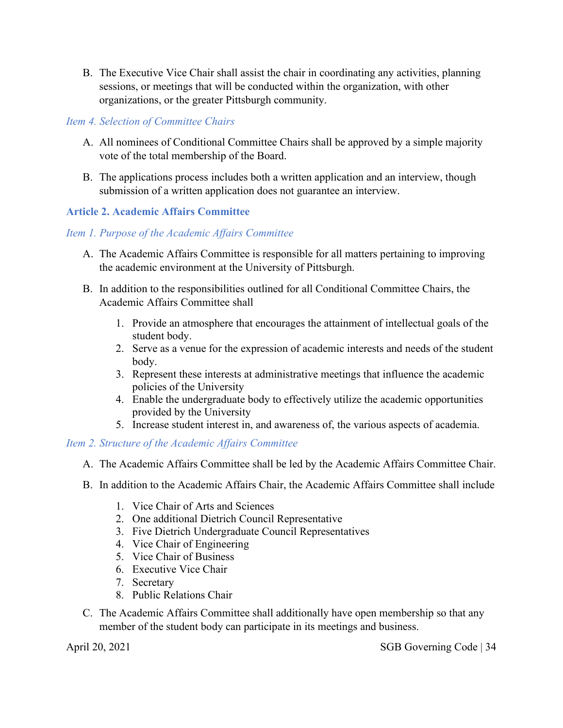B. The Executive Vice Chair shall assist the chair in coordinating any activities, planning sessions, or meetings that will be conducted within the organization, with other organizations, or the greater Pittsburgh community.

### *Item 4. Selection of Committee Chairs*

A. All nominees of Conditional Committee Chairs shall be approved by a simple majority vote of the total membership of the Board.

B. The applications process includes both a written application and an interview, though submission of a written application does not guarantee an interview.

## **Article 2. Academic Affairs Committee**

### *Item 1. Purpose of the Academic Affairs Committee*

A. The Academic Affairs Committee is responsible for all matters pertaining to improving the academic environment at the University of Pittsburgh.

B. In addition to the responsibilities outlined for all Conditional Committee Chairs, the Academic Affairs Committee shall

1. Provide an atmosphere that encourages the attainment of intellectual goals of the student body.
2. Serve as a venue for the expression of academic interests and needs of the student body.
3. Represent these interests at administrative meetings that influence the academic policies of the University
4. Enable the undergraduate body to effectively utilize the academic opportunities provided by the University
5. Increase student interest in, and awareness of, the various aspects of academia.

### *Item 2. Structure of the Academic Affairs Committee*

A. The Academic Affairs Committee shall be led by the Academic Affairs Committee Chair.

B. In addition to the Academic Affairs Chair, the Academic Affairs Committee shall include

1. Vice Chair of Arts and Sciences
2. One additional Dietrich Council Representative
3. Five Dietrich Undergraduate Council Representatives
4. Vice Chair of Engineering
5. Vice Chair of Business
6. Executive Vice Chair
7. Secretary
8. Public Relations Chair

C. The Academic Affairs Committee shall additionally have open membership so that any member of the student body can participate in its meetings and business.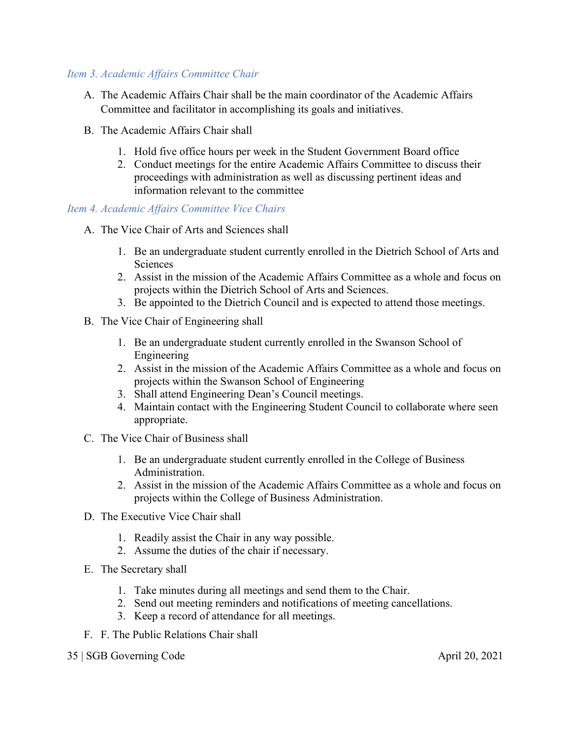*Item 3. Academic Affairs Committee Chair*

A. The Academic Affairs Chair shall be the main coordinator of the Academic Affairs Committee and facilitator in accomplishing its goals and initiatives.

B. The Academic Affairs Chair shall

   1. Hold five office hours per week in the Student Government Board office
   2. Conduct meetings for the entire Academic Affairs Committee to discuss their proceedings with administration as well as discussing pertinent ideas and information relevant to the committee

*Item 4. Academic Affairs Committee Vice Chairs*

A. The Vice Chair of Arts and Sciences shall

   1. Be an undergraduate student currently enrolled in the Dietrich School of Arts and Sciences
   2. Assist in the mission of the Academic Affairs Committee as a whole and focus on projects within the Dietrich School of Arts and Sciences.
   3. Be appointed to the Dietrich Council and is expected to attend those meetings.

B. The Vice Chair of Engineering shall

   1. Be an undergraduate student currently enrolled in the Swanson School of Engineering
   2. Assist in the mission of the Academic Affairs Committee as a whole and focus on projects within the Swanson School of Engineering
   3. Shall attend Engineering Dean's Council meetings.
   4. Maintain contact with the Engineering Student Council to collaborate where seen appropriate.

C. The Vice Chair of Business shall

   1. Be an undergraduate student currently enrolled in the College of Business Administration.
   2. Assist in the mission of the Academic Affairs Committee as a whole and focus on projects within the College of Business Administration.

D. The Executive Vice Chair shall

   1. Readily assist the Chair in any way possible.
   2. Assume the duties of the chair if necessary.

E. The Secretary shall

   1. Take minutes during all meetings and send them to the Chair.
   2. Send out meeting reminders and notifications of meeting cancellations.
   3. Keep a record of attendance for all meetings.

F. F. The Public Relations Chair shall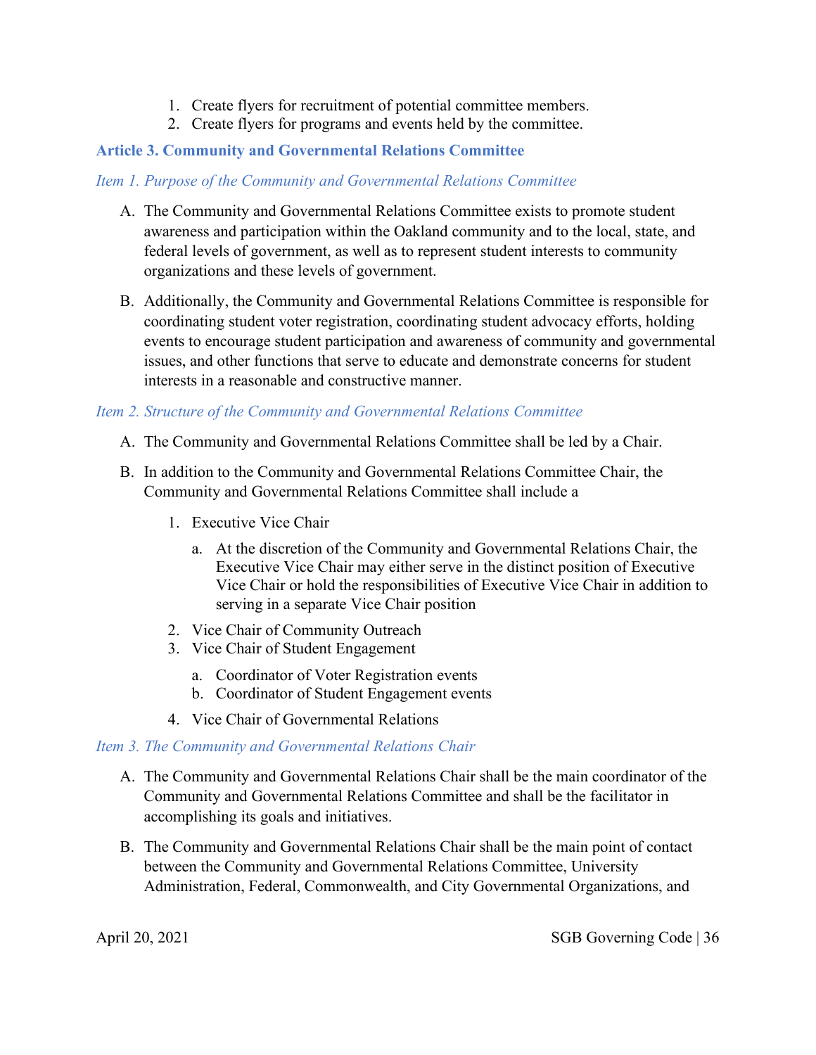1. Create flyers for recruitment of potential committee members.
2. Create flyers for programs and events held by the committee.

## Article 3. Community and Governmental Relations Committee

### *Item 1. Purpose of the Community and Governmental Relations Committee*

A. The Community and Governmental Relations Committee exists to promote student awareness and participation within the Oakland community and to the local, state, and federal levels of government, as well as to represent student interests to community organizations and these levels of government.

B. Additionally, the Community and Governmental Relations Committee is responsible for coordinating student voter registration, coordinating student advocacy efforts, holding events to encourage student participation and awareness of community and governmental issues, and other functions that serve to educate and demonstrate concerns for student interests in a reasonable and constructive manner.

### *Item 2. Structure of the Community and Governmental Relations Committee*

A. The Community and Governmental Relations Committee shall be led by a Chair.

B. In addition to the Community and Governmental Relations Committee Chair, the Community and Governmental Relations Committee shall include a

1. Executive Vice Chair
    a. At the discretion of the Community and Governmental Relations Chair, the Executive Vice Chair may either serve in the distinct position of Executive Vice Chair or hold the responsibilities of Executive Vice Chair in addition to serving in a separate Vice Chair position
2. Vice Chair of Community Outreach
3. Vice Chair of Student Engagement
    a. Coordinator of Voter Registration events
    b. Coordinator of Student Engagement events
4. Vice Chair of Governmental Relations

### *Item 3. The Community and Governmental Relations Chair*

A. The Community and Governmental Relations Chair shall be the main coordinator of the Community and Governmental Relations Committee and shall be the facilitator in accomplishing its goals and initiatives.

B. The Community and Governmental Relations Chair shall be the main point of contact between the Community and Governmental Relations Committee, University Administration, Federal, Commonwealth, and City Governmental Organizations, and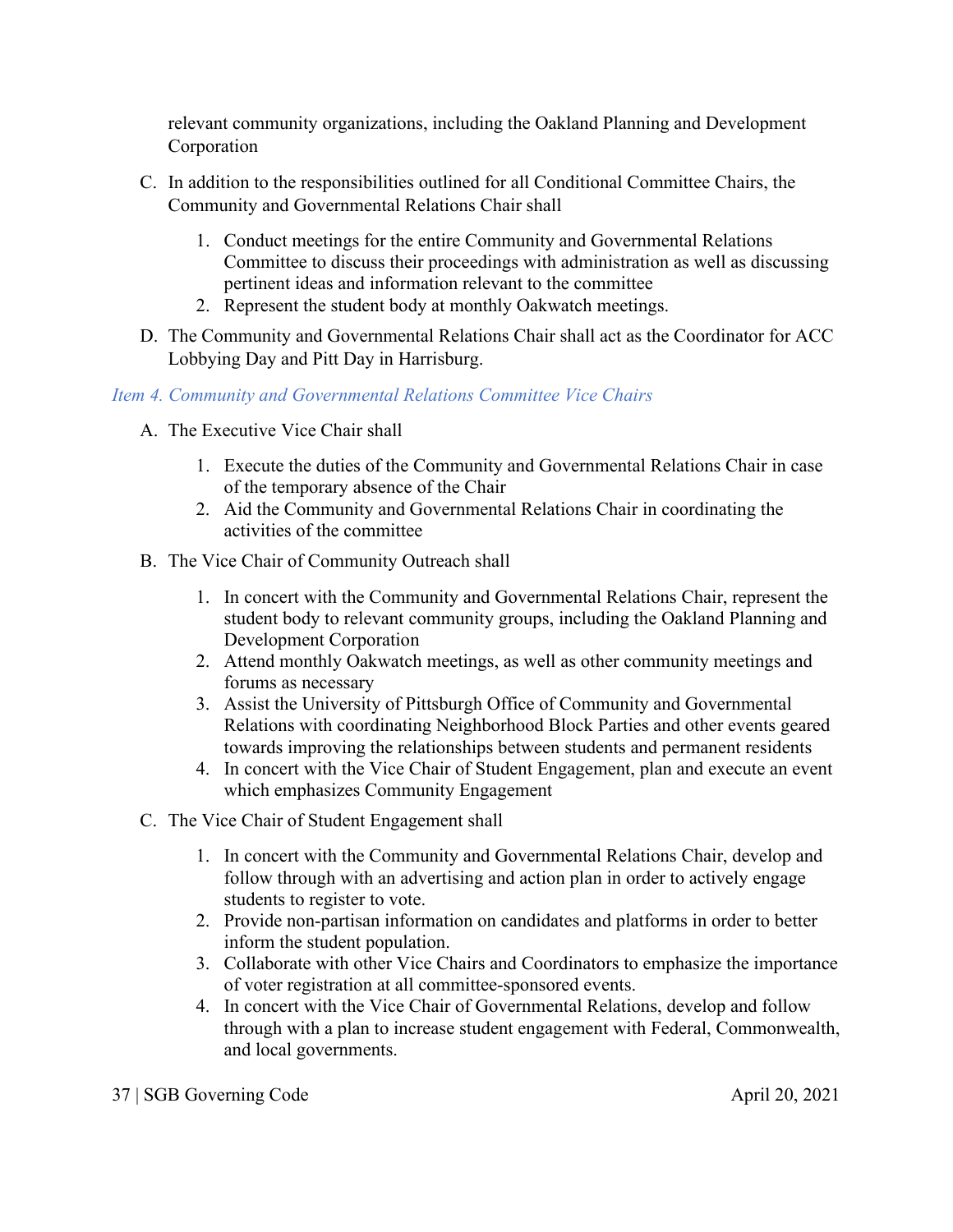relevant community organizations, including the Oakland Planning and Development Corporation

C. In addition to the responsibilities outlined for all Conditional Committee Chairs, the Community and Governmental Relations Chair shall

   1. Conduct meetings for the entire Community and Governmental Relations Committee to discuss their proceedings with administration as well as discussing pertinent ideas and information relevant to the committee
   2. Represent the student body at monthly Oakwatch meetings.

D. The Community and Governmental Relations Chair shall act as the Coordinator for ACC Lobbying Day and Pitt Day in Harrisburg.

*Item 4. Community and Governmental Relations Committee Vice Chairs*

A. The Executive Vice Chair shall

   1. Execute the duties of the Community and Governmental Relations Chair in case of the temporary absence of the Chair
   2. Aid the Community and Governmental Relations Chair in coordinating the activities of the committee

B. The Vice Chair of Community Outreach shall

   1. In concert with the Community and Governmental Relations Chair, represent the student body to relevant community groups, including the Oakland Planning and Development Corporation
   2. Attend monthly Oakwatch meetings, as well as other community meetings and forums as necessary
   3. Assist the University of Pittsburgh Office of Community and Governmental Relations with coordinating Neighborhood Block Parties and other events geared towards improving the relationships between students and permanent residents
   4. In concert with the Vice Chair of Student Engagement, plan and execute an event which emphasizes Community Engagement

C. The Vice Chair of Student Engagement shall

   1. In concert with the Community and Governmental Relations Chair, develop and follow through with an advertising and action plan in order to actively engage students to register to vote.
   2. Provide non-partisan information on candidates and platforms in order to better inform the student population.
   3. Collaborate with other Vice Chairs and Coordinators to emphasize the importance of voter registration at all committee-sponsored events.
   4. In concert with the Vice Chair of Governmental Relations, develop and follow through with a plan to increase student engagement with Federal, Commonwealth, and local governments.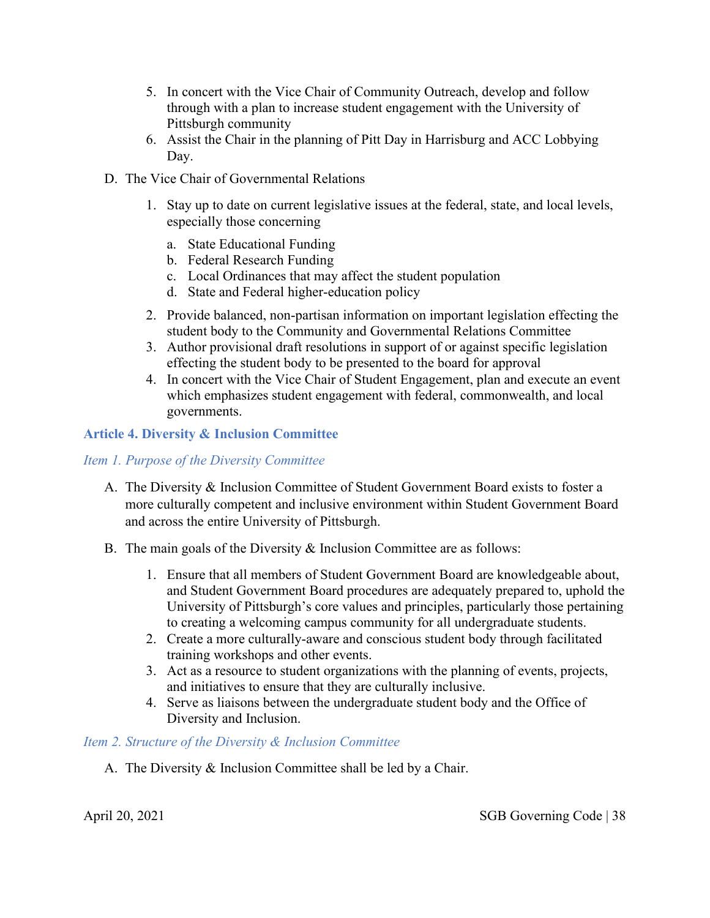5. In concert with the Vice Chair of Community Outreach, develop and follow through with a plan to increase student engagement with the University of Pittsburgh community
6. Assist the Chair in the planning of Pitt Day in Harrisburg and ACC Lobbying Day.

D. The Vice Chair of Governmental Relations

1. Stay up to date on current legislative issues at the federal, state, and local levels, especially those concerning
    a. State Educational Funding
    b. Federal Research Funding
    c. Local Ordinances that may affect the student population
    d. State and Federal higher-education policy
2. Provide balanced, non-partisan information on important legislation effecting the student body to the Community and Governmental Relations Committee
3. Author provisional draft resolutions in support of or against specific legislation effecting the student body to be presented to the board for approval
4. In concert with the Vice Chair of Student Engagement, plan and execute an event which emphasizes student engagement with federal, commonwealth, and local governments.

## Article 4. Diversity & Inclusion Committee

### *Item 1. Purpose of the Diversity Committee*

A. The Diversity & Inclusion Committee of Student Government Board exists to foster a more culturally competent and inclusive environment within Student Government Board and across the entire University of Pittsburgh.

B. The main goals of the Diversity & Inclusion Committee are as follows:

1. Ensure that all members of Student Government Board are knowledgeable about, and Student Government Board procedures are adequately prepared to, uphold the University of Pittsburgh's core values and principles, particularly those pertaining to creating a welcoming campus community for all undergraduate students.
2. Create a more culturally-aware and conscious student body through facilitated training workshops and other events.
3. Act as a resource to student organizations with the planning of events, projects, and initiatives to ensure that they are culturally inclusive.
4. Serve as liaisons between the undergraduate student body and the Office of Diversity and Inclusion.

### *Item 2. Structure of the Diversity & Inclusion Committee*

A. The Diversity & Inclusion Committee shall be led by a Chair.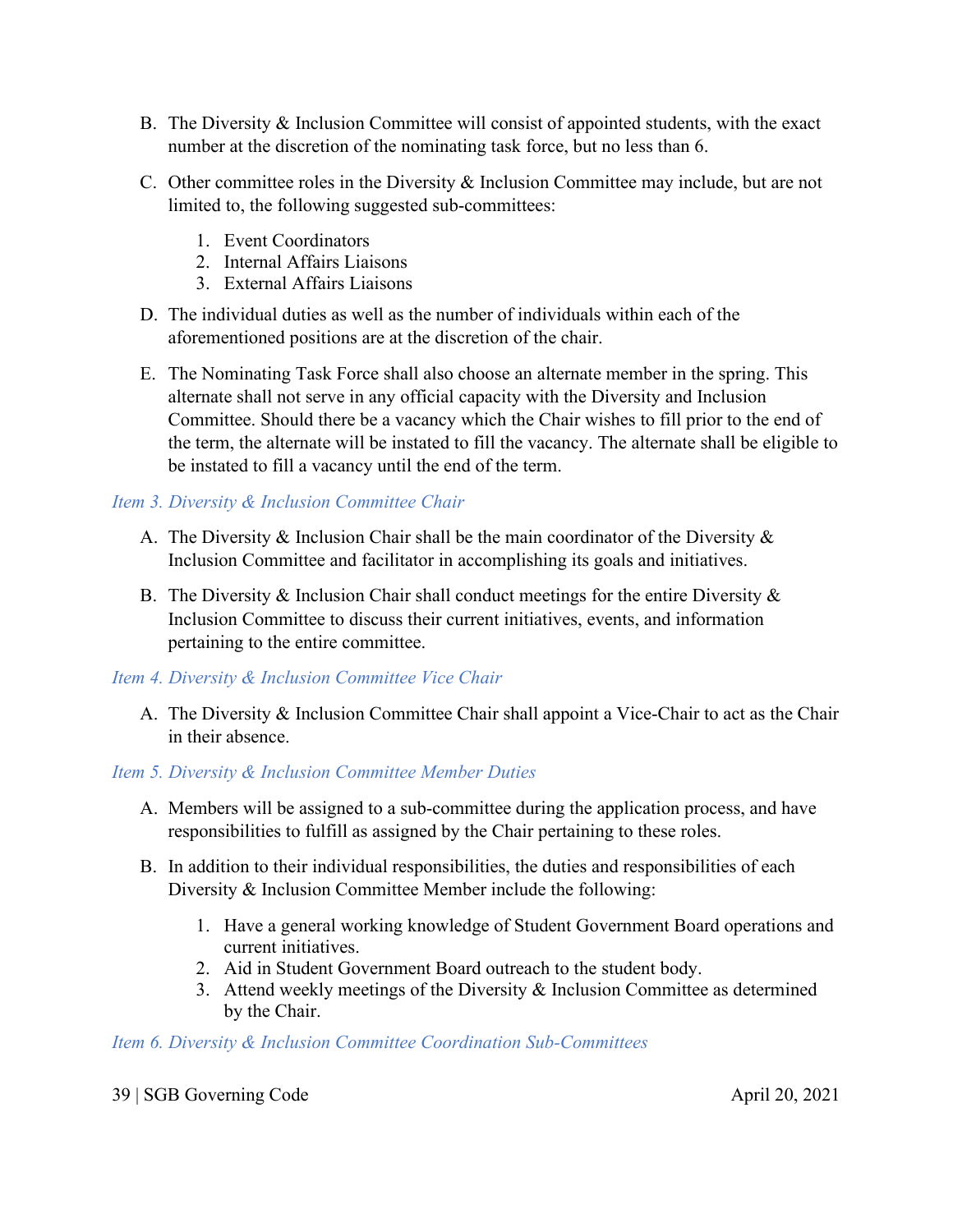B. The Diversity & Inclusion Committee will consist of appointed students, with the exact number at the discretion of the nominating task force, but no less than 6.

C. Other committee roles in the Diversity & Inclusion Committee may include, but are not limited to, the following suggested sub-committees:

1. Event Coordinators
2. Internal Affairs Liaisons
3. External Affairs Liaisons

D. The individual duties as well as the number of individuals within each of the aforementioned positions are at the discretion of the chair.

E. The Nominating Task Force shall also choose an alternate member in the spring. This alternate shall not serve in any official capacity with the Diversity and Inclusion Committee. Should there be a vacancy which the Chair wishes to fill prior to the end of the term, the alternate will be instated to fill the vacancy. The alternate shall be eligible to be instated to fill a vacancy until the end of the term.

### *Item 3. Diversity & Inclusion Committee Chair*

A. The Diversity & Inclusion Chair shall be the main coordinator of the Diversity & Inclusion Committee and facilitator in accomplishing its goals and initiatives.

B. The Diversity & Inclusion Chair shall conduct meetings for the entire Diversity & Inclusion Committee to discuss their current initiatives, events, and information pertaining to the entire committee.

### *Item 4. Diversity & Inclusion Committee Vice Chair*

A. The Diversity & Inclusion Committee Chair shall appoint a Vice-Chair to act as the Chair in their absence.

### *Item 5. Diversity & Inclusion Committee Member Duties*

A. Members will be assigned to a sub-committee during the application process, and have responsibilities to fulfill as assigned by the Chair pertaining to these roles.

B. In addition to their individual responsibilities, the duties and responsibilities of each Diversity & Inclusion Committee Member include the following:

1. Have a general working knowledge of Student Government Board operations and current initiatives.
2. Aid in Student Government Board outreach to the student body.
3. Attend weekly meetings of the Diversity & Inclusion Committee as determined by the Chair.

### *Item 6. Diversity & Inclusion Committee Coordination Sub-Committees*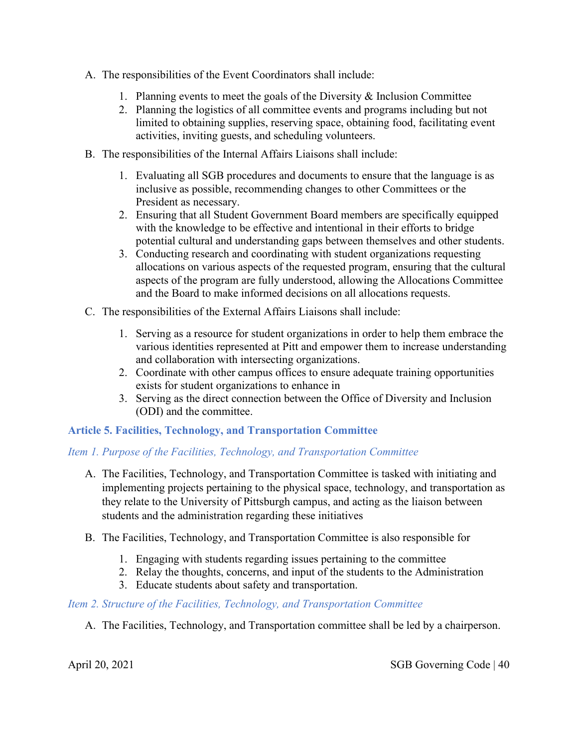A. The responsibilities of the Event Coordinators shall include:

   1. Planning events to meet the goals of the Diversity & Inclusion Committee
   2. Planning the logistics of all committee events and programs including but not limited to obtaining supplies, reserving space, obtaining food, facilitating event activities, inviting guests, and scheduling volunteers.

B. The responsibilities of the Internal Affairs Liaisons shall include:

   1. Evaluating all SGB procedures and documents to ensure that the language is as inclusive as possible, recommending changes to other Committees or the President as necessary.
   2. Ensuring that all Student Government Board members are specifically equipped with the knowledge to be effective and intentional in their efforts to bridge potential cultural and understanding gaps between themselves and other students.
   3. Conducting research and coordinating with student organizations requesting allocations on various aspects of the requested program, ensuring that the cultural aspects of the program are fully understood, allowing the Allocations Committee and the Board to make informed decisions on all allocations requests.

C. The responsibilities of the External Affairs Liaisons shall include:

   1. Serving as a resource for student organizations in order to help them embrace the various identities represented at Pitt and empower them to increase understanding and collaboration with intersecting organizations.
   2. Coordinate with other campus offices to ensure adequate training opportunities exists for student organizations to enhance in
   3. Serving as the direct connection between the Office of Diversity and Inclusion (ODI) and the committee.

### Article 5. Facilities, Technology, and Transportation Committee

#### *Item 1. Purpose of the Facilities, Technology, and Transportation Committee*

A. The Facilities, Technology, and Transportation Committee is tasked with initiating and implementing projects pertaining to the physical space, technology, and transportation as they relate to the University of Pittsburgh campus, and acting as the liaison between students and the administration regarding these initiatives

B. The Facilities, Technology, and Transportation Committee is also responsible for

   1. Engaging with students regarding issues pertaining to the committee
   2. Relay the thoughts, concerns, and input of the students to the Administration
   3. Educate students about safety and transportation.

#### *Item 2. Structure of the Facilities, Technology, and Transportation Committee*

A. The Facilities, Technology, and Transportation committee shall be led by a chairperson.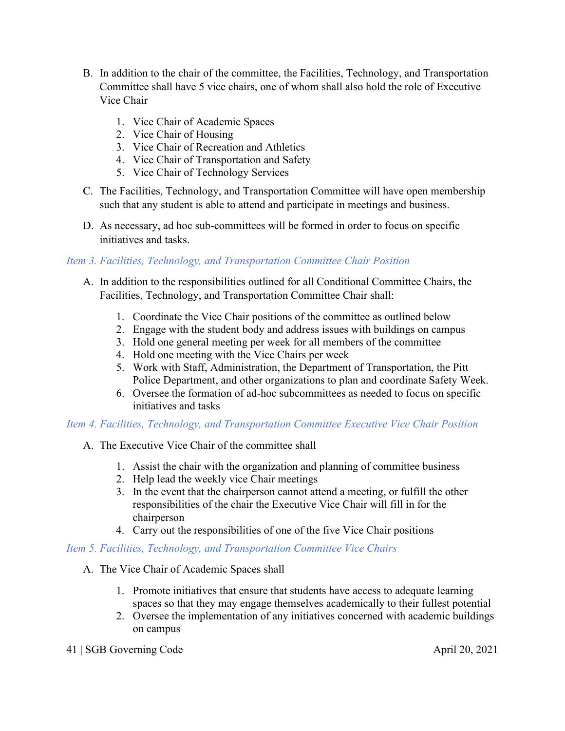B. In addition to the chair of the committee, the Facilities, Technology, and Transportation Committee shall have 5 vice chairs, one of whom shall also hold the role of Executive Vice Chair

   1. Vice Chair of Academic Spaces
   2. Vice Chair of Housing
   3. Vice Chair of Recreation and Athletics
   4. Vice Chair of Transportation and Safety
   5. Vice Chair of Technology Services

C. The Facilities, Technology, and Transportation Committee will have open membership such that any student is able to attend and participate in meetings and business.

D. As necessary, ad hoc sub-committees will be formed in order to focus on specific initiatives and tasks.

### *Item 3. Facilities, Technology, and Transportation Committee Chair Position*

A. In addition to the responsibilities outlined for all Conditional Committee Chairs, the Facilities, Technology, and Transportation Committee Chair shall:

   1. Coordinate the Vice Chair positions of the committee as outlined below
   2. Engage with the student body and address issues with buildings on campus
   3. Hold one general meeting per week for all members of the committee
   4. Hold one meeting with the Vice Chairs per week
   5. Work with Staff, Administration, the Department of Transportation, the Pitt Police Department, and other organizations to plan and coordinate Safety Week.
   6. Oversee the formation of ad-hoc subcommittees as needed to focus on specific initiatives and tasks

### *Item 4. Facilities, Technology, and Transportation Committee Executive Vice Chair Position*

A. The Executive Vice Chair of the committee shall

   1. Assist the chair with the organization and planning of committee business
   2. Help lead the weekly vice Chair meetings
   3. In the event that the chairperson cannot attend a meeting, or fulfill the other responsibilities of the chair the Executive Vice Chair will fill in for the chairperson
   4. Carry out the responsibilities of one of the five Vice Chair positions

### *Item 5. Facilities, Technology, and Transportation Committee Vice Chairs*

A. The Vice Chair of Academic Spaces shall

   1. Promote initiatives that ensure that students have access to adequate learning spaces so that they may engage themselves academically to their fullest potential
   2. Oversee the implementation of any initiatives concerned with academic buildings on campus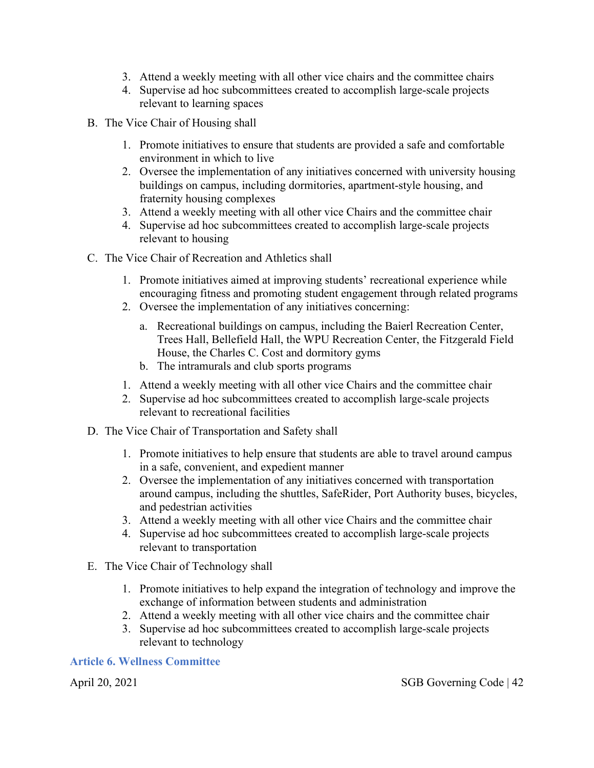3. Attend a weekly meeting with all other vice chairs and the committee chairs
4. Supervise ad hoc subcommittees created to accomplish large-scale projects relevant to learning spaces

B. The Vice Chair of Housing shall

1. Promote initiatives to ensure that students are provided a safe and comfortable environment in which to live
2. Oversee the implementation of any initiatives concerned with university housing buildings on campus, including dormitories, apartment-style housing, and fraternity housing complexes
3. Attend a weekly meeting with all other vice Chairs and the committee chair
4. Supervise ad hoc subcommittees created to accomplish large-scale projects relevant to housing

C. The Vice Chair of Recreation and Athletics shall

1. Promote initiatives aimed at improving students' recreational experience while encouraging fitness and promoting student engagement through related programs
2. Oversee the implementation of any initiatives concerning:
   a. Recreational buildings on campus, including the Baierl Recreation Center, Trees Hall, Bellefield Hall, the WPU Recreation Center, the Fitzgerald Field House, the Charles C. Cost and dormitory gyms
   b. The intramurals and club sports programs
1. Attend a weekly meeting with all other vice Chairs and the committee chair
2. Supervise ad hoc subcommittees created to accomplish large-scale projects relevant to recreational facilities

D. The Vice Chair of Transportation and Safety shall

1. Promote initiatives to help ensure that students are able to travel around campus in a safe, convenient, and expedient manner
2. Oversee the implementation of any initiatives concerned with transportation around campus, including the shuttles, SafeRider, Port Authority buses, bicycles, and pedestrian activities
3. Attend a weekly meeting with all other vice Chairs and the committee chair
4. Supervise ad hoc subcommittees created to accomplish large-scale projects relevant to transportation

E. The Vice Chair of Technology shall

1. Promote initiatives to help expand the integration of technology and improve the exchange of information between students and administration
2. Attend a weekly meeting with all other vice chairs and the committee chair
3. Supervise ad hoc subcommittees created to accomplish large-scale projects relevant to technology

### Article 6. Wellness Committee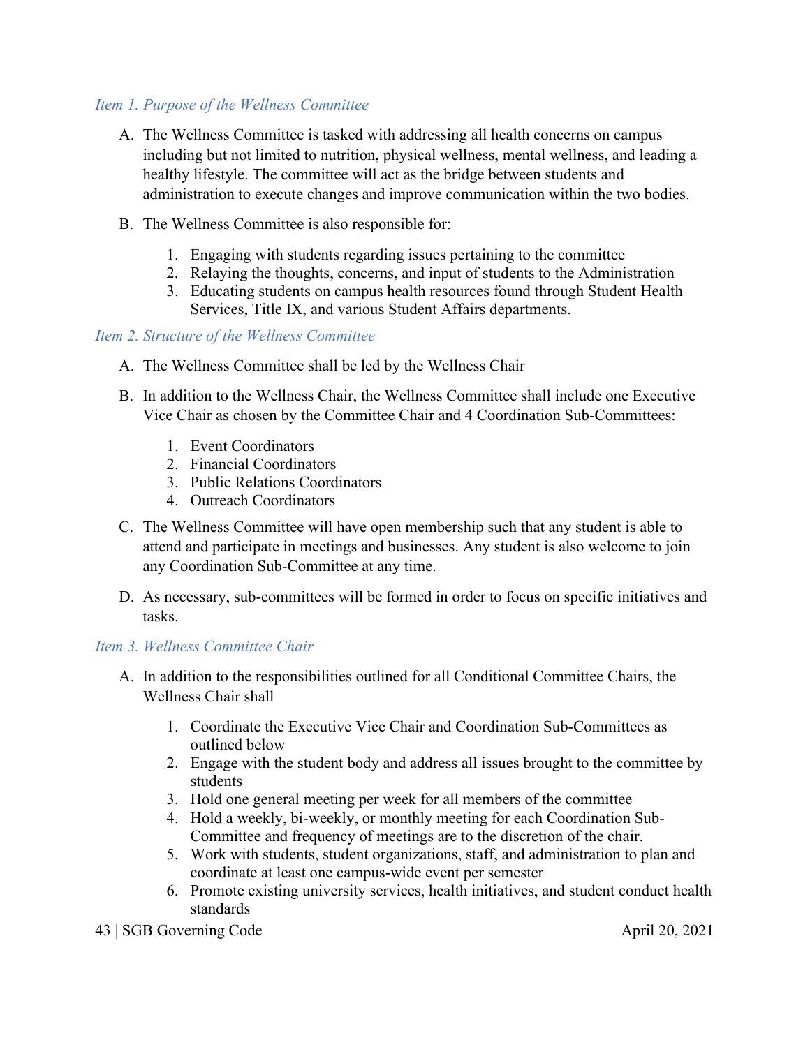### *Item 1. Purpose of the Wellness Committee*

A. The Wellness Committee is tasked with addressing all health concerns on campus including but not limited to nutrition, physical wellness, mental wellness, and leading a healthy lifestyle. The committee will act as the bridge between students and administration to execute changes and improve communication within the two bodies.

B. The Wellness Committee is also responsible for:

   1. Engaging with students regarding issues pertaining to the committee
   2. Relaying the thoughts, concerns, and input of students to the Administration
   3. Educating students on campus health resources found through Student Health Services, Title IX, and various Student Affairs departments.

### *Item 2. Structure of the Wellness Committee*

A. The Wellness Committee shall be led by the Wellness Chair

B. In addition to the Wellness Chair, the Wellness Committee shall include one Executive Vice Chair as chosen by the Committee Chair and 4 Coordination Sub-Committees:

   1. Event Coordinators
   2. Financial Coordinators
   3. Public Relations Coordinators
   4. Outreach Coordinators

C. The Wellness Committee will have open membership such that any student is able to attend and participate in meetings and businesses. Any student is also welcome to join any Coordination Sub-Committee at any time.

D. As necessary, sub-committees will be formed in order to focus on specific initiatives and tasks.

### *Item 3. Wellness Committee Chair*

A. In addition to the responsibilities outlined for all Conditional Committee Chairs, the Wellness Chair shall

   1. Coordinate the Executive Vice Chair and Coordination Sub-Committees as outlined below
   2. Engage with the student body and address all issues brought to the committee by students
   3. Hold one general meeting per week for all members of the committee
   4. Hold a weekly, bi-weekly, or monthly meeting for each Coordination Sub-Committee and frequency of meetings are to the discretion of the chair.
   5. Work with students, student organizations, staff, and administration to plan and coordinate at least one campus-wide event per semester
   6. Promote existing university services, health initiatives, and student conduct health standards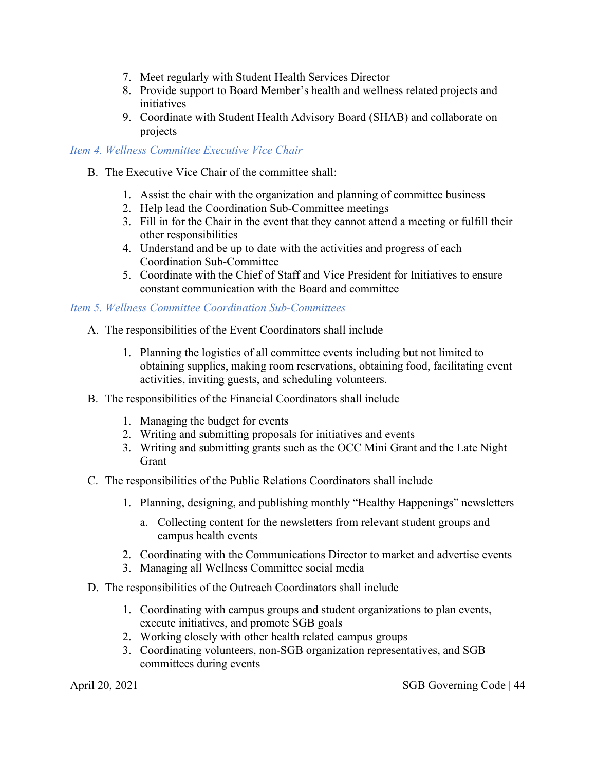7. Meet regularly with Student Health Services Director
8. Provide support to Board Member's health and wellness related projects and initiatives
9. Coordinate with Student Health Advisory Board (SHAB) and collaborate on projects

*Item 4. Wellness Committee Executive Vice Chair*

B. The Executive Vice Chair of the committee shall:

   1. Assist the chair with the organization and planning of committee business
   2. Help lead the Coordination Sub-Committee meetings
   3. Fill in for the Chair in the event that they cannot attend a meeting or fulfill their other responsibilities
   4. Understand and be up to date with the activities and progress of each Coordination Sub-Committee
   5. Coordinate with the Chief of Staff and Vice President for Initiatives to ensure constant communication with the Board and committee

*Item 5. Wellness Committee Coordination Sub-Committees*

A. The responsibilities of the Event Coordinators shall include

   1. Planning the logistics of all committee events including but not limited to obtaining supplies, making room reservations, obtaining food, facilitating event activities, inviting guests, and scheduling volunteers.

B. The responsibilities of the Financial Coordinators shall include

   1. Managing the budget for events
   2. Writing and submitting proposals for initiatives and events
   3. Writing and submitting grants such as the OCC Mini Grant and the Late Night Grant

C. The responsibilities of the Public Relations Coordinators shall include

   1. Planning, designing, and publishing monthly "Healthy Happenings" newsletters
      a. Collecting content for the newsletters from relevant student groups and campus health events
   2. Coordinating with the Communications Director to market and advertise events
   3. Managing all Wellness Committee social media

D. The responsibilities of the Outreach Coordinators shall include

   1. Coordinating with campus groups and student organizations to plan events, execute initiatives, and promote SGB goals
   2. Working closely with other health related campus groups
   3. Coordinating volunteers, non-SGB organization representatives, and SGB committees during events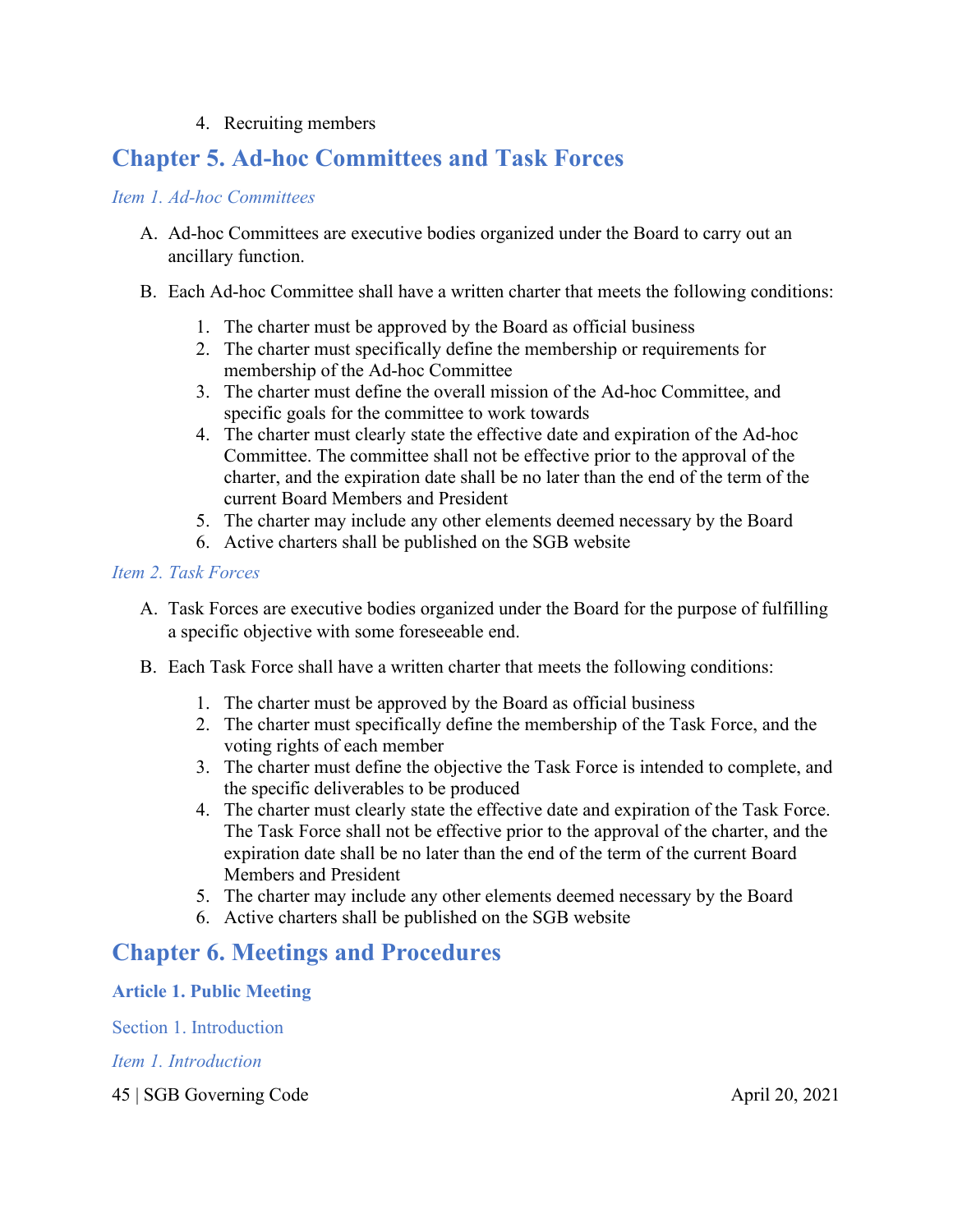4. Recruiting members

## Chapter 5. Ad-hoc Committees and Task Forces

*Item 1. Ad-hoc Committees*

A. Ad-hoc Committees are executive bodies organized under the Board to carry out an ancillary function.

B. Each Ad-hoc Committee shall have a written charter that meets the following conditions:

   1. The charter must be approved by the Board as official business
   2. The charter must specifically define the membership or requirements for membership of the Ad-hoc Committee
   3. The charter must define the overall mission of the Ad-hoc Committee, and specific goals for the committee to work towards
   4. The charter must clearly state the effective date and expiration of the Ad-hoc Committee. The committee shall not be effective prior to the approval of the charter, and the expiration date shall be no later than the end of the term of the current Board Members and President
   5. The charter may include any other elements deemed necessary by the Board
   6. Active charters shall be published on the SGB website

*Item 2. Task Forces*

A. Task Forces are executive bodies organized under the Board for the purpose of fulfilling a specific objective with some foreseeable end.

B. Each Task Force shall have a written charter that meets the following conditions:

   1. The charter must be approved by the Board as official business
   2. The charter must specifically define the membership of the Task Force, and the voting rights of each member
   3. The charter must define the objective the Task Force is intended to complete, and the specific deliverables to be produced
   4. The charter must clearly state the effective date and expiration of the Task Force. The Task Force shall not be effective prior to the approval of the charter, and the expiration date shall be no later than the end of the term of the current Board Members and President
   5. The charter may include any other elements deemed necessary by the Board
   6. Active charters shall be published on the SGB website

## Chapter 6. Meetings and Procedures

### Article 1. Public Meeting

#### Section 1. Introduction

*Item 1. Introduction*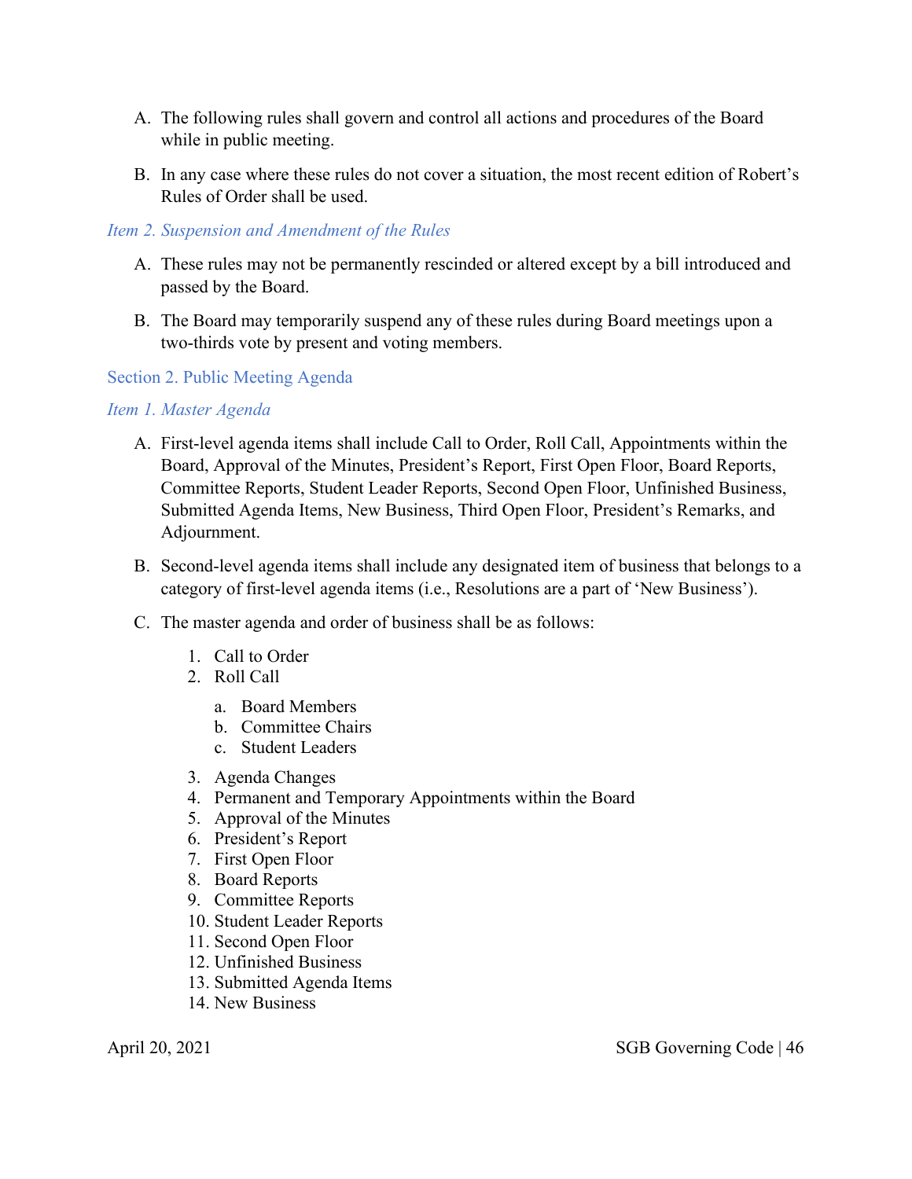A. The following rules shall govern and control all actions and procedures of the Board while in public meeting.

B. In any case where these rules do not cover a situation, the most recent edition of Robert's Rules of Order shall be used.

#### *Item 2. Suspension and Amendment of the Rules*

A. These rules may not be permanently rescinded or altered except by a bill introduced and passed by the Board.

B. The Board may temporarily suspend any of these rules during Board meetings upon a two-thirds vote by present and voting members.

### Section 2. Public Meeting Agenda

#### *Item 1. Master Agenda*

A. First-level agenda items shall include Call to Order, Roll Call, Appointments within the Board, Approval of the Minutes, President's Report, First Open Floor, Board Reports, Committee Reports, Student Leader Reports, Second Open Floor, Unfinished Business, Submitted Agenda Items, New Business, Third Open Floor, President's Remarks, and Adjournment.

B. Second-level agenda items shall include any designated item of business that belongs to a category of first-level agenda items (i.e., Resolutions are a part of 'New Business').

C. The master agenda and order of business shall be as follows:

1. Call to Order
2. Roll Call
    a. Board Members
    b. Committee Chairs
    c. Student Leaders
3. Agenda Changes
4. Permanent and Temporary Appointments within the Board
5. Approval of the Minutes
6. President's Report
7. First Open Floor
8. Board Reports
9. Committee Reports
10. Student Leader Reports
11. Second Open Floor
12. Unfinished Business
13. Submitted Agenda Items
14. New Business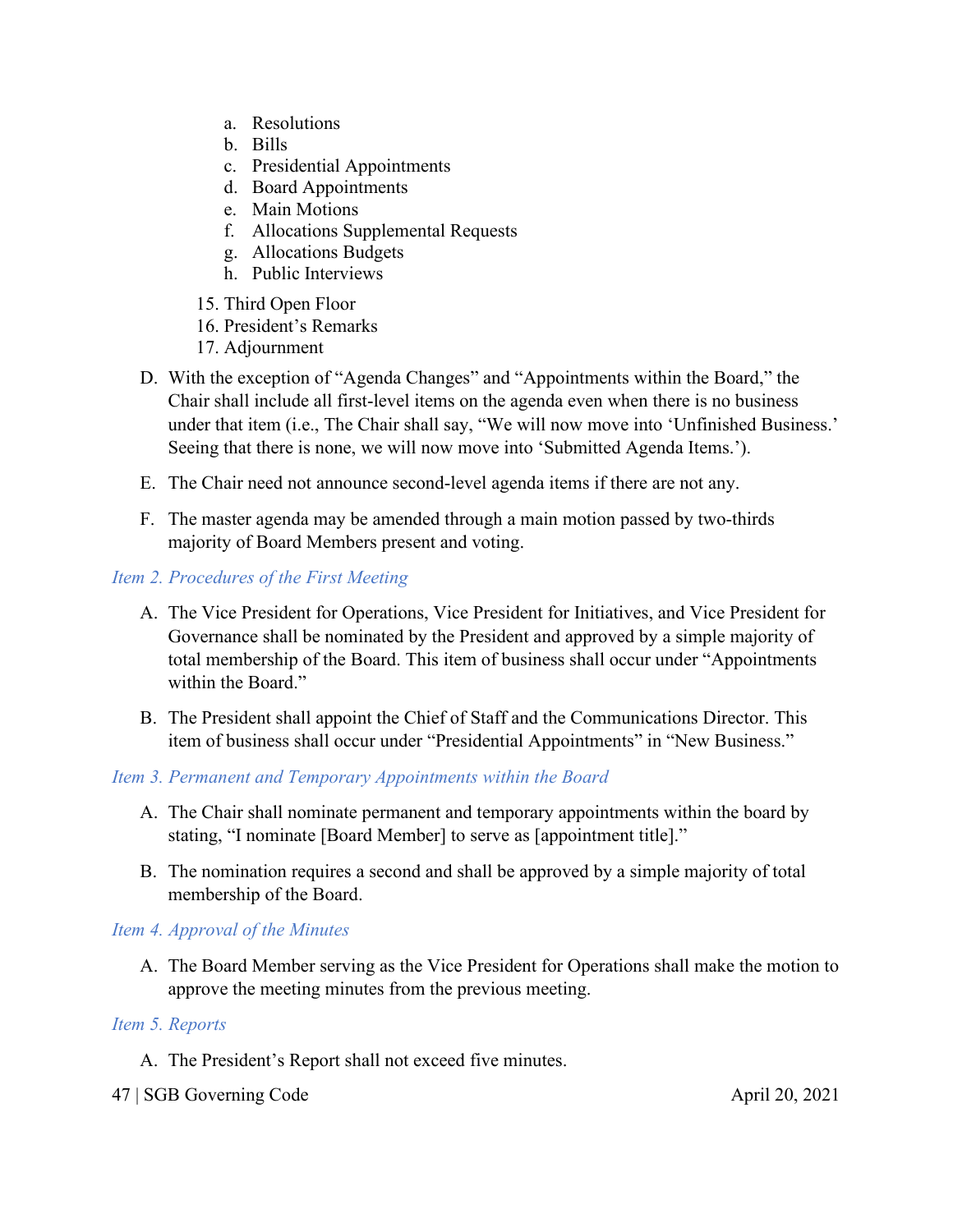a. Resolutions
   b. Bills
   c. Presidential Appointments
   d. Board Appointments
   e. Main Motions
   f. Allocations Supplemental Requests
   g. Allocations Budgets
   h. Public Interviews

15. Third Open Floor
16. President's Remarks
17. Adjournment

D. With the exception of "Agenda Changes" and "Appointments within the Board," the Chair shall include all first-level items on the agenda even when there is no business under that item (i.e., The Chair shall say, "We will now move into 'Unfinished Business.' Seeing that there is none, we will now move into 'Submitted Agenda Items.').

E. The Chair need not announce second-level agenda items if there are not any.

F. The master agenda may be amended through a main motion passed by two-thirds majority of Board Members present and voting.

### *Item 2. Procedures of the First Meeting*

A. The Vice President for Operations, Vice President for Initiatives, and Vice President for Governance shall be nominated by the President and approved by a simple majority of total membership of the Board. This item of business shall occur under "Appointments within the Board."

B. The President shall appoint the Chief of Staff and the Communications Director. This item of business shall occur under "Presidential Appointments" in "New Business."

### *Item 3. Permanent and Temporary Appointments within the Board*

A. The Chair shall nominate permanent and temporary appointments within the board by stating, "I nominate [Board Member] to serve as [appointment title]."

B. The nomination requires a second and shall be approved by a simple majority of total membership of the Board.

### *Item 4. Approval of the Minutes*

A. The Board Member serving as the Vice President for Operations shall make the motion to approve the meeting minutes from the previous meeting.

### *Item 5. Reports*

A. The President's Report shall not exceed five minutes.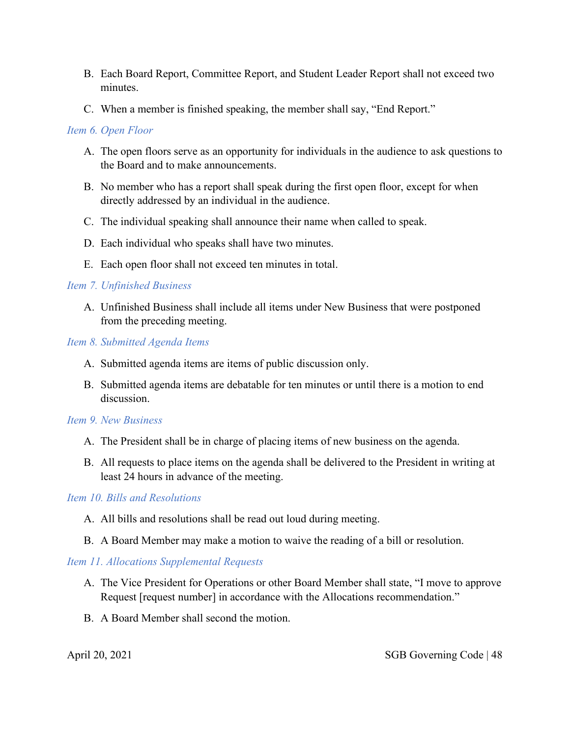B. Each Board Report, Committee Report, and Student Leader Report shall not exceed two minutes.

C. When a member is finished speaking, the member shall say, "End Report."

*Item 6. Open Floor*

A. The open floors serve as an opportunity for individuals in the audience to ask questions to the Board and to make announcements.

B. No member who has a report shall speak during the first open floor, except for when directly addressed by an individual in the audience.

C. The individual speaking shall announce their name when called to speak.

D. Each individual who speaks shall have two minutes.

E. Each open floor shall not exceed ten minutes in total.

*Item 7. Unfinished Business*

A. Unfinished Business shall include all items under New Business that were postponed from the preceding meeting.

*Item 8. Submitted Agenda Items*

A. Submitted agenda items are items of public discussion only.

B. Submitted agenda items are debatable for ten minutes or until there is a motion to end discussion.

*Item 9. New Business*

A. The President shall be in charge of placing items of new business on the agenda.

B. All requests to place items on the agenda shall be delivered to the President in writing at least 24 hours in advance of the meeting.

*Item 10. Bills and Resolutions*

A. All bills and resolutions shall be read out loud during meeting.

B. A Board Member may make a motion to waive the reading of a bill or resolution.

*Item 11. Allocations Supplemental Requests*

A. The Vice President for Operations or other Board Member shall state, "I move to approve Request [request number] in accordance with the Allocations recommendation."

B. A Board Member shall second the motion.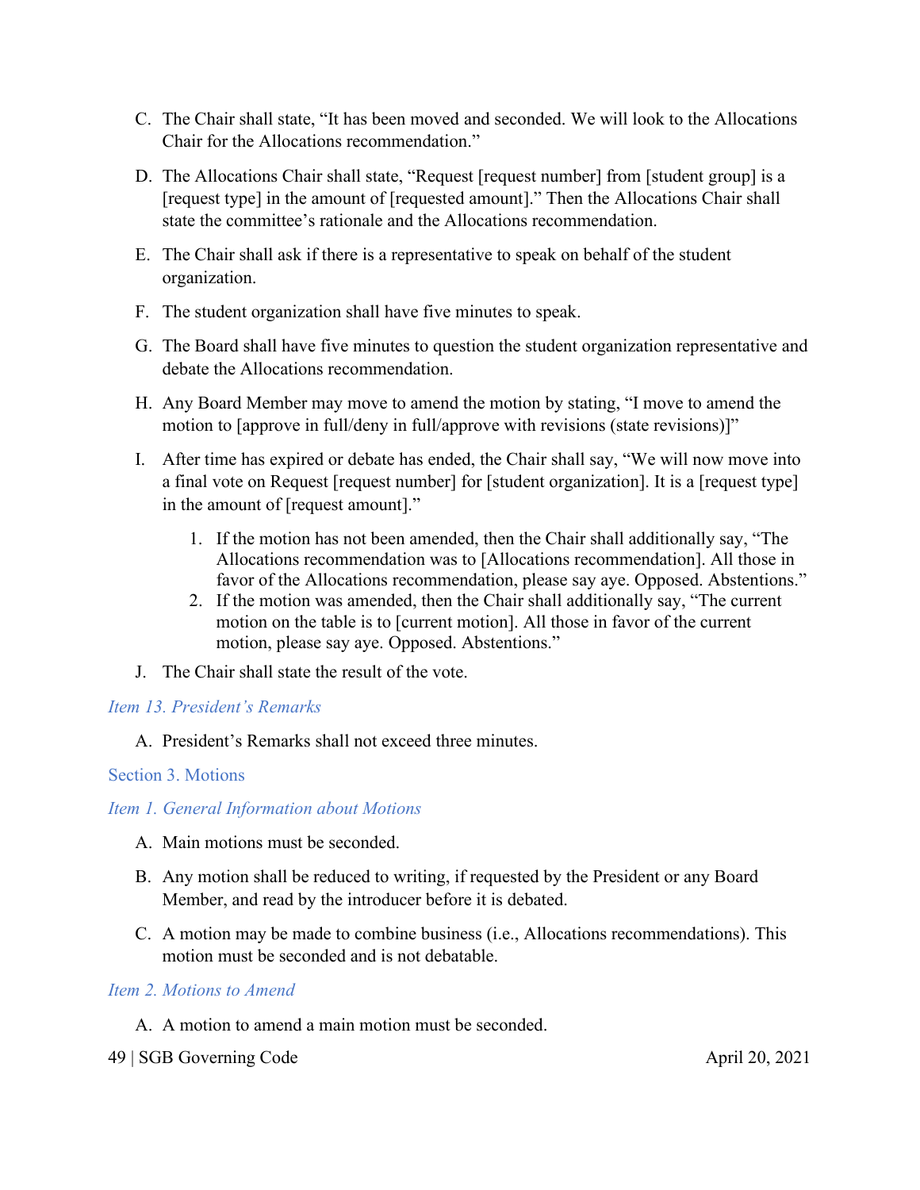C. The Chair shall state, "It has been moved and seconded. We will look to the Allocations Chair for the Allocations recommendation."

D. The Allocations Chair shall state, "Request [request number] from [student group] is a [request type] in the amount of [requested amount]." Then the Allocations Chair shall state the committee's rationale and the Allocations recommendation.

E. The Chair shall ask if there is a representative to speak on behalf of the student organization.

F. The student organization shall have five minutes to speak.

G. The Board shall have five minutes to question the student organization representative and debate the Allocations recommendation.

H. Any Board Member may move to amend the motion by stating, "I move to amend the motion to [approve in full/deny in full/approve with revisions (state revisions)]"

I. After time has expired or debate has ended, the Chair shall say, "We will now move into a final vote on Request [request number] for [student organization]. It is a [request type] in the amount of [request amount]."

   1. If the motion has not been amended, then the Chair shall additionally say, "The Allocations recommendation was to [Allocations recommendation]. All those in favor of the Allocations recommendation, please say aye. Opposed. Abstentions."
   2. If the motion was amended, then the Chair shall additionally say, "The current motion on the table is to [current motion]. All those in favor of the current motion, please say aye. Opposed. Abstentions."

J. The Chair shall state the result of the vote.

#### *Item 13. President's Remarks*

A. President's Remarks shall not exceed three minutes.

### Section 3. Motions

#### *Item 1. General Information about Motions*

A. Main motions must be seconded.

B. Any motion shall be reduced to writing, if requested by the President or any Board Member, and read by the introducer before it is debated.

C. A motion may be made to combine business (i.e., Allocations recommendations). This motion must be seconded and is not debatable.

#### *Item 2. Motions to Amend*

A. A motion to amend a main motion must be seconded.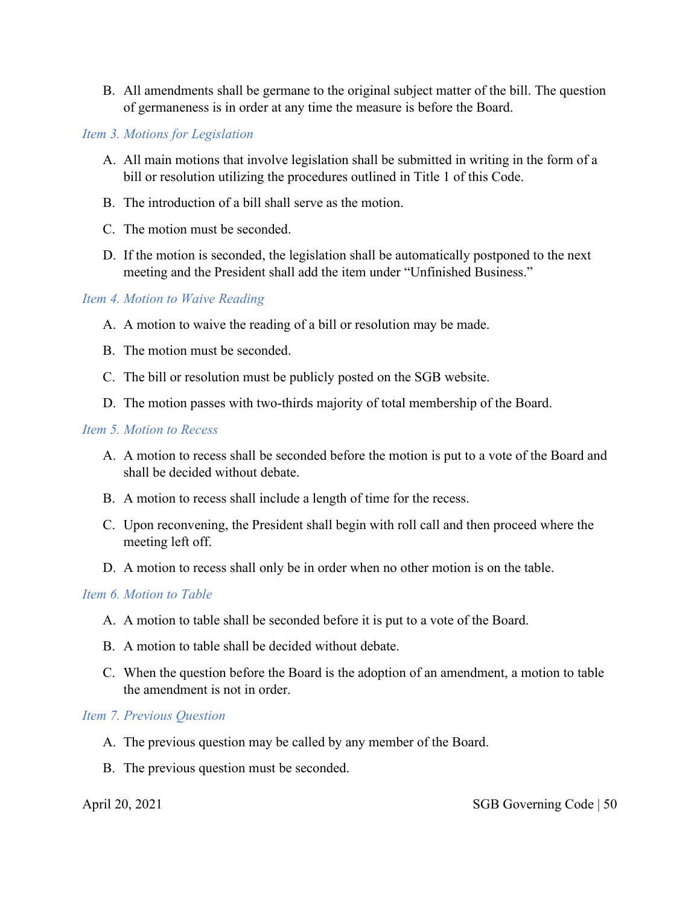B. All amendments shall be germane to the original subject matter of the bill. The question of germaneness is in order at any time the measure is before the Board.

*Item 3. Motions for Legislation*

A. All main motions that involve legislation shall be submitted in writing in the form of a bill or resolution utilizing the procedures outlined in Title 1 of this Code.

B. The introduction of a bill shall serve as the motion.

C. The motion must be seconded.

D. If the motion is seconded, the legislation shall be automatically postponed to the next meeting and the President shall add the item under "Unfinished Business."

*Item 4. Motion to Waive Reading*

A. A motion to waive the reading of a bill or resolution may be made.

B. The motion must be seconded.

C. The bill or resolution must be publicly posted on the SGB website.

D. The motion passes with two-thirds majority of total membership of the Board.

*Item 5. Motion to Recess*

A. A motion to recess shall be seconded before the motion is put to a vote of the Board and shall be decided without debate.

B. A motion to recess shall include a length of time for the recess.

C. Upon reconvening, the President shall begin with roll call and then proceed where the meeting left off.

D. A motion to recess shall only be in order when no other motion is on the table.

*Item 6. Motion to Table*

A. A motion to table shall be seconded before it is put to a vote of the Board.

B. A motion to table shall be decided without debate.

C. When the question before the Board is the adoption of an amendment, a motion to table the amendment is not in order.

*Item 7. Previous Question*

A. The previous question may be called by any member of the Board.

B. The previous question must be seconded.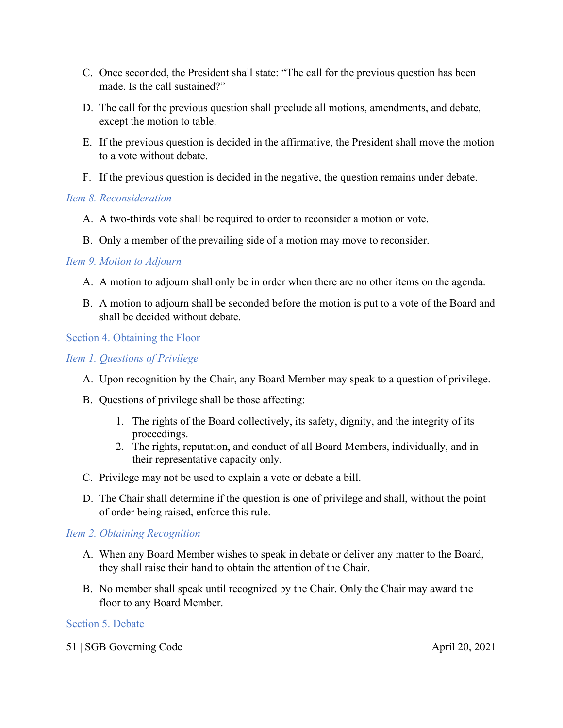C. Once seconded, the President shall state: "The call for the previous question has been made. Is the call sustained?"

D. The call for the previous question shall preclude all motions, amendments, and debate, except the motion to table.

E. If the previous question is decided in the affirmative, the President shall move the motion to a vote without debate.

F. If the previous question is decided in the negative, the question remains under debate.

#### *Item 8. Reconsideration*

A. A two-thirds vote shall be required to order to reconsider a motion or vote.

B. Only a member of the prevailing side of a motion may move to reconsider.

#### *Item 9. Motion to Adjourn*

A. A motion to adjourn shall only be in order when there are no other items on the agenda.

B. A motion to adjourn shall be seconded before the motion is put to a vote of the Board and shall be decided without debate.

### Section 4. Obtaining the Floor

#### *Item 1. Questions of Privilege*

A. Upon recognition by the Chair, any Board Member may speak to a question of privilege.

B. Questions of privilege shall be those affecting:

   1. The rights of the Board collectively, its safety, dignity, and the integrity of its proceedings.
   2. The rights, reputation, and conduct of all Board Members, individually, and in their representative capacity only.

C. Privilege may not be used to explain a vote or debate a bill.

D. The Chair shall determine if the question is one of privilege and shall, without the point of order being raised, enforce this rule.

#### *Item 2. Obtaining Recognition*

A. When any Board Member wishes to speak in debate or deliver any matter to the Board, they shall raise their hand to obtain the attention of the Chair.

B. No member shall speak until recognized by the Chair. Only the Chair may award the floor to any Board Member.

### Section 5. Debate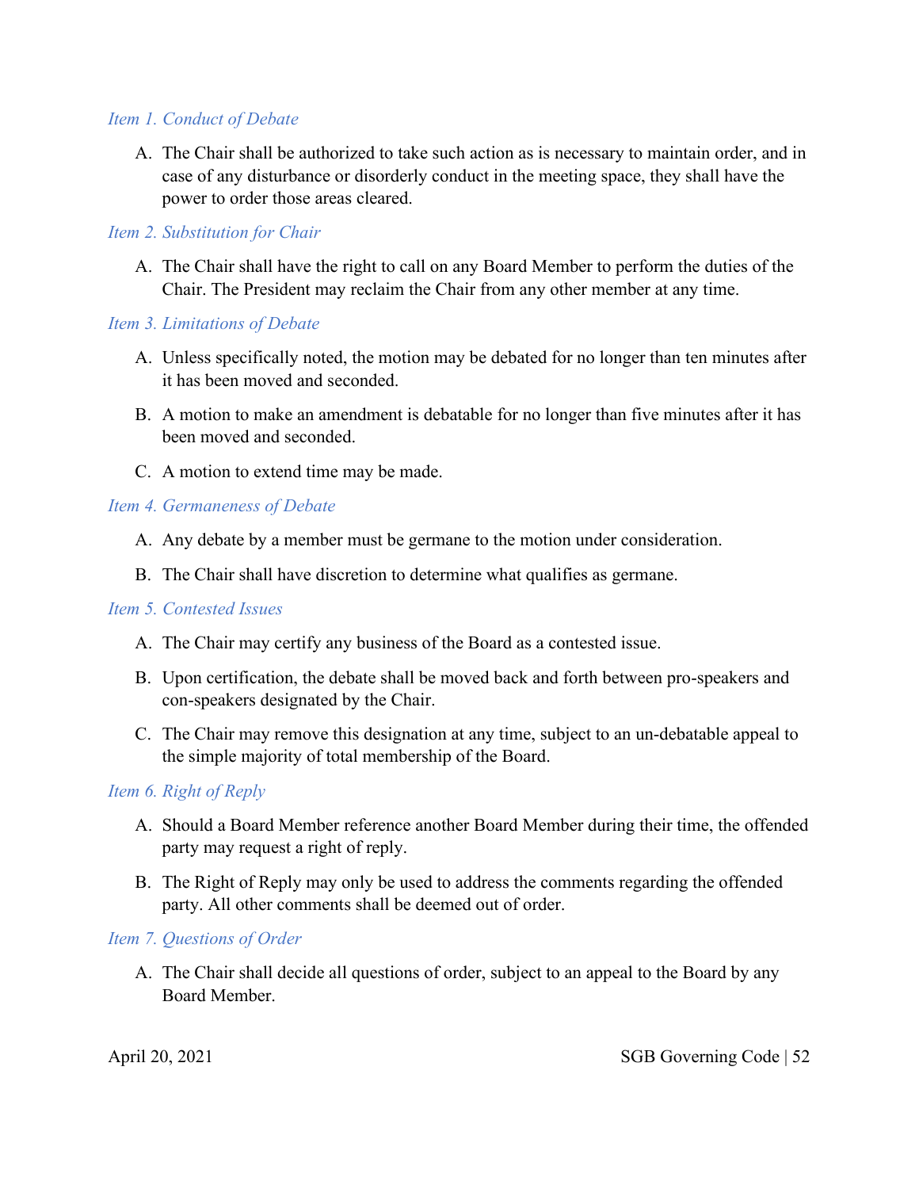*Item 1. Conduct of Debate*

A. The Chair shall be authorized to take such action as is necessary to maintain order, and in case of any disturbance or disorderly conduct in the meeting space, they shall have the power to order those areas cleared.

*Item 2. Substitution for Chair*

A. The Chair shall have the right to call on any Board Member to perform the duties of the Chair. The President may reclaim the Chair from any other member at any time.

*Item 3. Limitations of Debate*

A. Unless specifically noted, the motion may be debated for no longer than ten minutes after it has moved and seconded.

B. A motion to make an amendment is debatable for no longer than five minutes after it has been moved and seconded.

C. A motion to extend time may be made.

*Item 4. Germaneness of Debate*

A. Any debate by a member must be germane to the motion under consideration.

B. The Chair shall have discretion to determine what qualifies as germane.

*Item 5. Contested Issues*

A. The Chair may certify any business of the Board as a contested issue.

B. Upon certification, the debate shall be moved back and forth between pro-speakers and con-speakers designated by the Chair.

C. The Chair may remove this designation at any time, subject to an un-debatable appeal to the simple majority of total membership of the Board.

*Item 6. Right of Reply*

A. Should a Board Member reference another Board Member during their time, the offended party may request a right of reply.

B. The Right of Reply may only be used to address the comments regarding the offended party. All other comments shall be deemed out of order.

*Item 7. Questions of Order*

A. The Chair shall decide all questions of order, subject to an appeal to the Board by any Board Member.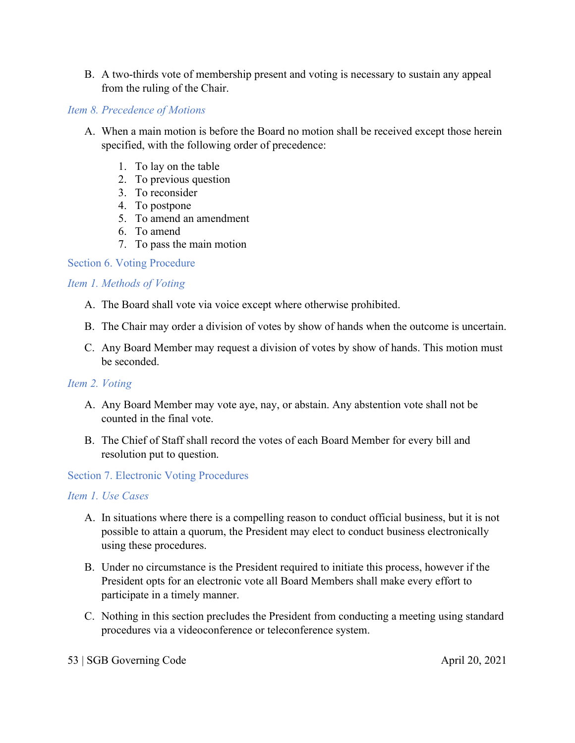B. A two-thirds vote of membership present and voting is necessary to sustain any appeal from the ruling of the Chair.

#### *Item 8. Precedence of Motions*

A. When a main motion is before the Board no motion shall be received except those herein specified, with the following order of precedence:

1. To lay on the table
2. To previous question
3. To reconsider
4. To postpone
5. To amend an amendment
6. To amend
7. To pass the main motion

### Section 6. Voting Procedure

#### *Item 1. Methods of Voting*

A. The Board shall vote via voice except where otherwise prohibited.

B. The Chair may order a division of votes by show of hands when the outcome is uncertain.

C. Any Board Member may request a division of votes by show of hands. This motion must be seconded.

#### *Item 2. Voting*

A. Any Board Member may vote aye, nay, or abstain. Any abstention vote shall not be counted in the final vote.

B. The Chief of Staff shall record the votes of each Board Member for every bill and resolution put to question.

### Section 7. Electronic Voting Procedures

#### *Item 1. Use Cases*

A. In situations where there is a compelling reason to conduct official business, but it is not possible to attain a quorum, the President may elect to conduct business electronically using these procedures.

B. Under no circumstance is the President required to initiate this process, however if the President opts for an electronic vote all Board Members shall make every effort to participate in a timely manner.

C. Nothing in this section precludes the President from conducting a meeting using standard procedures via a videoconference or teleconference system.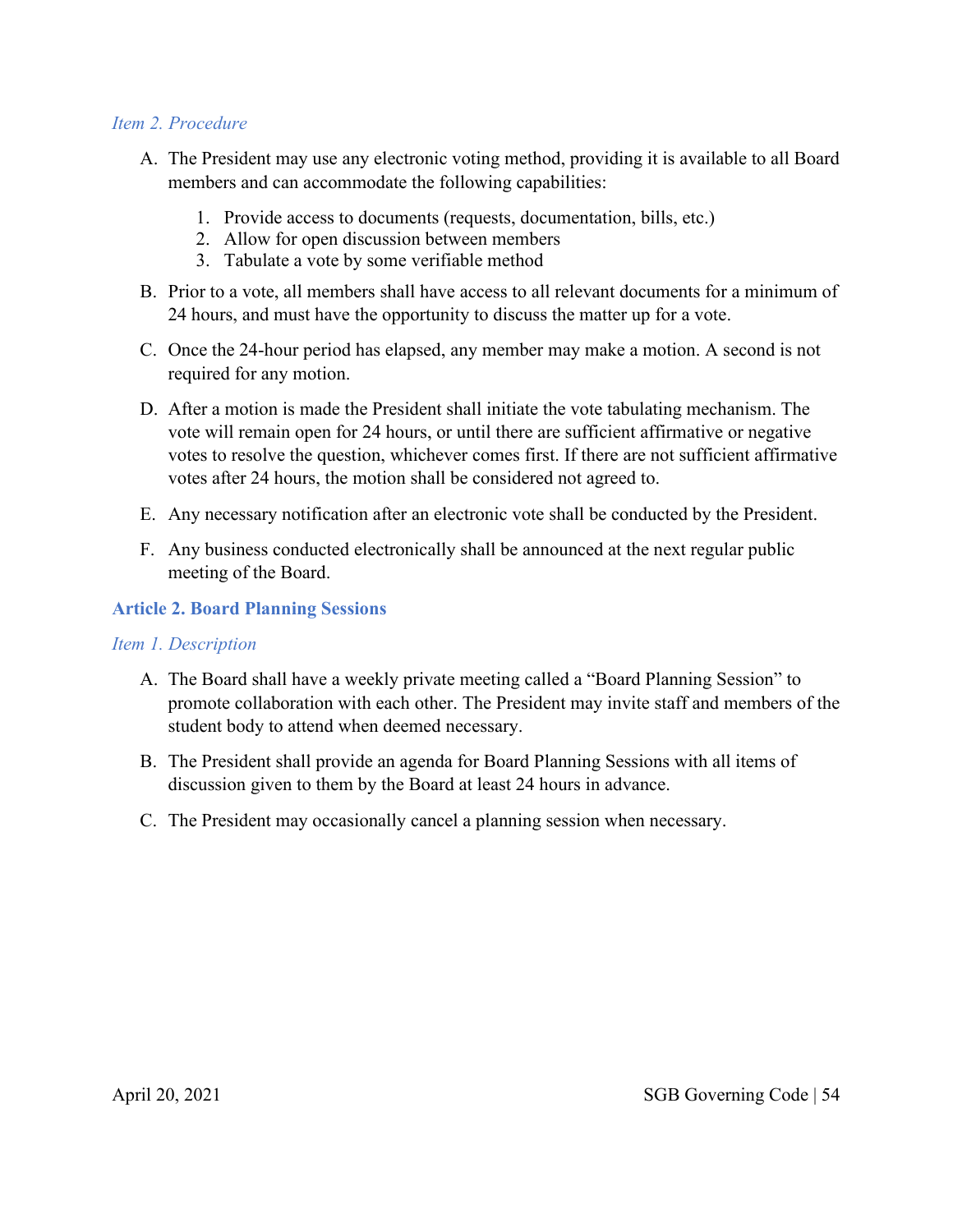*Item 2. Procedure*

A. The President may use any electronic voting method, providing it is available to all Board members and can accommodate the following capabilities:

   1. Provide access to documents (requests, documentation, bills, etc.)
   2. Allow for open discussion between members
   3. Tabulate a vote by some verifiable method

B. Prior to a vote, all members shall have access to all relevant documents for a minimum of 24 hours, and must have the opportunity to discuss the matter up for a vote.

C. Once the 24-hour period has elapsed, any member may make a motion. A second is not required for any motion.

D. After a motion is made the President shall initiate the vote tabulating mechanism. The vote will remain open for 24 hours, or until there are sufficient affirmative or negative votes to resolve the question, whichever comes first. If there are not sufficient affirmative votes after 24 hours, the motion shall be considered not agreed to.

E. Any necessary notification after an electronic vote shall be conducted by the President.

F. Any business conducted electronically shall be announced at the next regular public meeting of the Board.

## Article 2. Board Planning Sessions

*Item 1. Description*

A. The Board shall have a weekly private meeting called a "Board Planning Session" to promote collaboration with each other. The President may invite staff and members of the student body to attend when deemed necessary.

B. The President shall provide an agenda for Board Planning Sessions with all items of discussion given to them by the Board at least 24 hours in advance.

C. The President may occasionally cancel a planning session when necessary.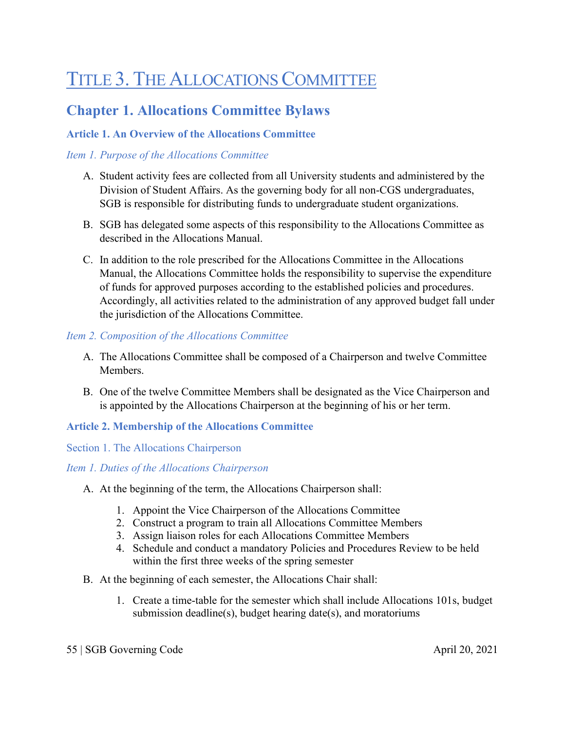# Title 3. The Allocations Committee

## Chapter 1. Allocations Committee Bylaws

### Article 1. An Overview of the Allocations Committee

*Item 1. Purpose of the Allocations Committee*

A. Student activity fees are collected from all University students and administered by the Division of Student Affairs. As the governing body for all non-CGS undergraduates, SGB is responsible for distributing funds to undergraduate student organizations.

B. SGB has delegated some aspects of this responsibility to the Allocations Committee as described in the Allocations Manual.

C. In addition to the role prescribed for the Allocations Committee in the Allocations Manual, the Allocations Committee holds the responsibility to supervise the expenditure of funds for approved purposes according to the established policies and procedures. Accordingly, all activities related to the administration of any approved budget fall under the jurisdiction of the Allocations Committee.

*Item 2. Composition of the Allocations Committee*

A. The Allocations Committee shall be composed of a Chairperson and twelve Committee Members.

B. One of the twelve Committee Members shall be designated as the Vice Chairperson and is appointed by the Allocations Chairperson at the beginning of his or her term.

### Article 2. Membership of the Allocations Committee

#### Section 1. The Allocations Chairperson

*Item 1. Duties of the Allocations Chairperson*

A. At the beginning of the term, the Allocations Chairperson shall:

   1. Appoint the Vice Chairperson of the Allocations Committee
   2. Construct a program to train all Allocations Committee Members
   3. Assign liaison roles for each Allocations Committee Members
   4. Schedule and conduct a mandatory Policies and Procedures Review to be held within the first three weeks of the spring semester

B. At the beginning of each semester, the Allocations Chair shall:

   1. Create a time-table for the semester which shall include Allocations 101s, budget submission deadline(s), budget hearing date(s), and moratoriums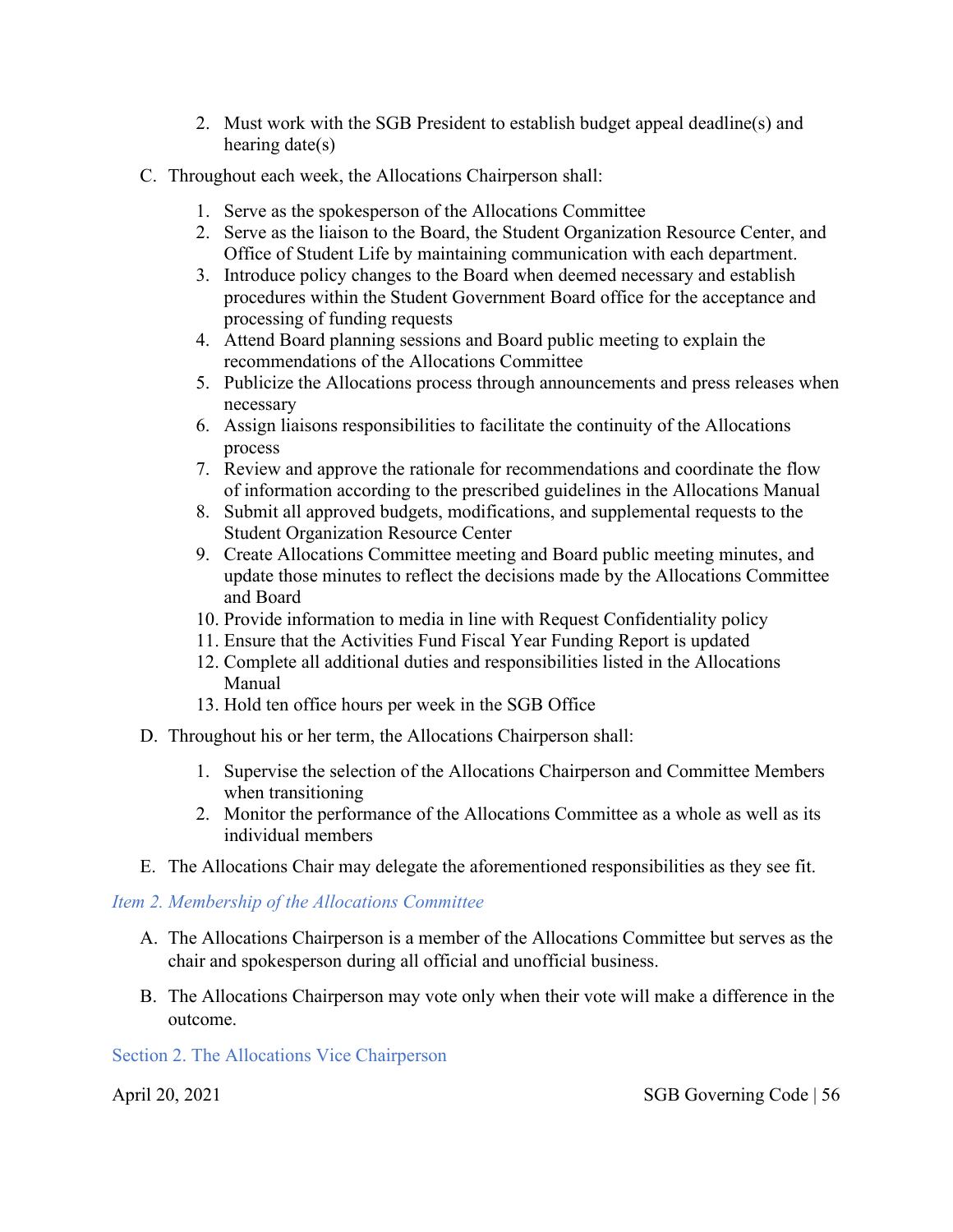2. Must work with the SGB President to establish budget appeal deadline(s) and hearing date(s)

C. Throughout each week, the Allocations Chairperson shall:

1. Serve as the spokesperson of the Allocations Committee
2. Serve as the liaison to the Board, the Student Organization Resource Center, and Office of Student Life by maintaining communication with each department.
3. Introduce policy changes to the Board when deemed necessary and establish procedures within the Student Government Board office for the acceptance and processing of funding requests
4. Attend Board planning sessions and Board public meeting to explain the recommendations of the Allocations Committee
5. Publicize the Allocations process through announcements and press releases when necessary
6. Assign liaisons responsibilities to facilitate the continuity of the Allocations process
7. Review and approve the rationale for recommendations and coordinate the flow of information according to the prescribed guidelines in the Allocations Manual
8. Submit all approved budgets, modifications, and supplemental requests to the Student Organization Resource Center
9. Create Allocations Committee meeting and Board public meeting minutes, and update those minutes to reflect the decisions made by the Allocations Committee and Board
10. Provide information to media in line with Request Confidentiality policy
11. Ensure that the Activities Fund Fiscal Year Funding Report is updated
12. Complete all additional duties and responsibilities listed in the Allocations Manual
13. Hold ten office hours per week in the SGB Office

D. Throughout his or her term, the Allocations Chairperson shall:

1. Supervise the selection of the Allocations Chairperson and Committee Members when transitioning
2. Monitor the performance of the Allocations Committee as a whole as well as its individual members

E. The Allocations Chair may delegate the aforementioned responsibilities as they see fit.

*Item 2. Membership of the Allocations Committee*

A. The Allocations Chairperson is a member of the Allocations Committee but serves as the chair and spokesperson during all official and unofficial business.

B. The Allocations Chairperson may vote only when their vote will make a difference in the outcome.

## Section 2. The Allocations Vice Chairperson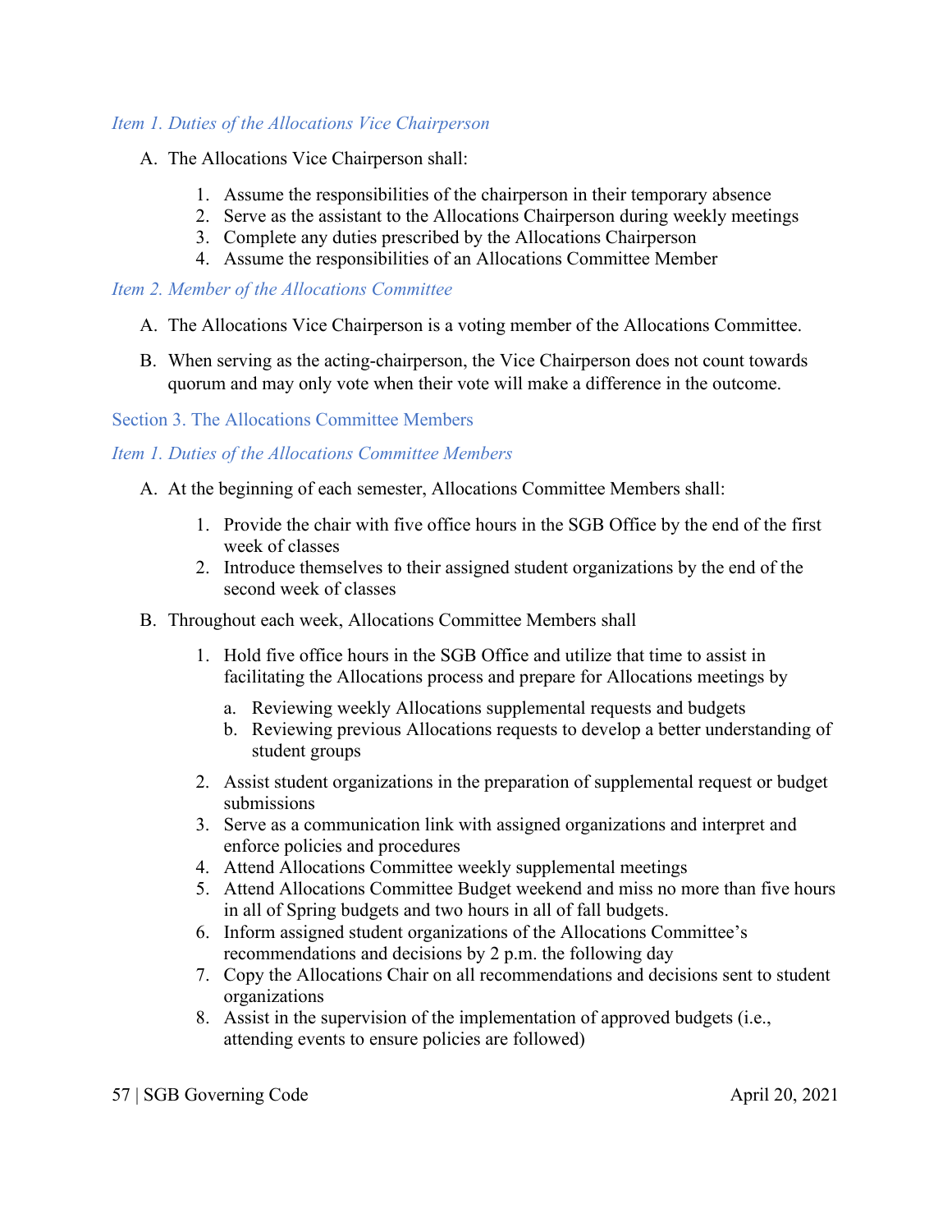*Item 1. Duties of the Allocations Vice Chairperson*

A. The Allocations Vice Chairperson shall:

   1. Assume the responsibilities of the chairperson in their temporary absence
   2. Serve as the assistant to the Allocations Chairperson during weekly meetings
   3. Complete any duties prescribed by the Allocations Chairperson
   4. Assume the responsibilities of an Allocations Committee Member

*Item 2. Member of the Allocations Committee*

A. The Allocations Vice Chairperson is a voting member of the Allocations Committee.

B. When serving as the acting-chairperson, the Vice Chairperson does not count towards quorum and may only vote when their vote will make a difference in the outcome.

## Section 3. The Allocations Committee Members

*Item 1. Duties of the Allocations Committee Members*

A. At the beginning of each semester, Allocations Committee Members shall:

   1. Provide the chair with five office hours in the SGB Office by the end of the first week of classes
   2. Introduce themselves to their assigned student organizations by the end of the second week of classes

B. Throughout each week, Allocations Committee Members shall

   1. Hold five office hours in the SGB Office and utilize that time to assist in facilitating the Allocations process and prepare for Allocations meetings by
      a. Reviewing weekly Allocations supplemental requests and budgets
      b. Reviewing previous Allocations requests to develop a better understanding of student groups
   2. Assist student organizations in the preparation of supplemental request or budget submissions
   3. Serve as a communication link with assigned organizations and interpret and enforce policies and procedures
   4. Attend Allocations Committee weekly supplemental meetings
   5. Attend Allocations Committee Budget weekend and miss no more than five hours in all of Spring budgets and two hours in all of fall budgets.
   6. Inform assigned student organizations of the Allocations Committee's recommendations and decisions by 2 p.m. the following day
   7. Copy the Allocations Chair on all recommendations and decisions sent to student organizations
   8. Assist in the supervision of the implementation of approved budgets (i.e., attending events to ensure policies are followed)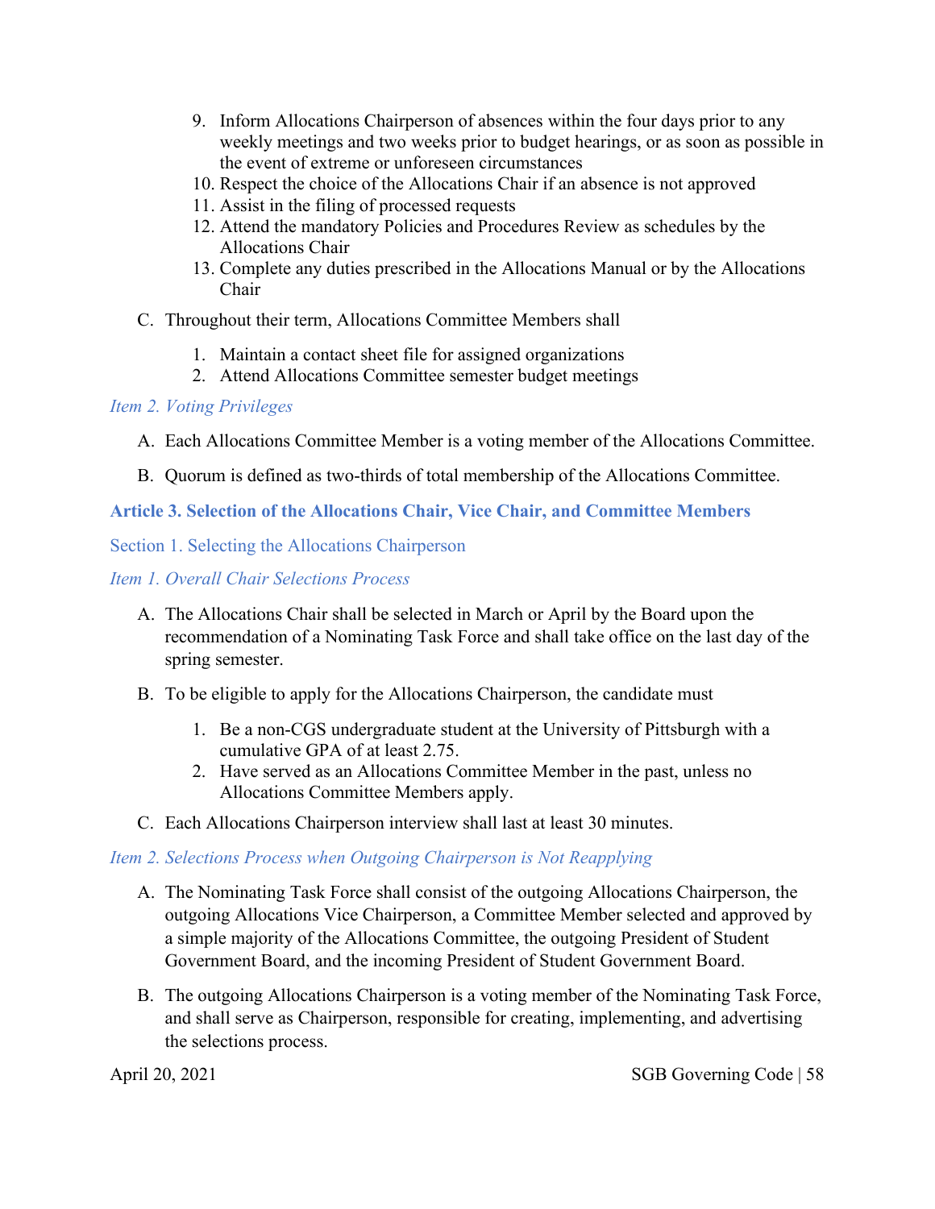9. Inform Allocations Chairperson of absences within the four days prior to any weekly meetings and two weeks prior to budget hearings, or as soon as possible in the event of extreme or unforeseen circumstances
10. Respect the choice of the Allocations Chair if an absence is not approved
11. Assist in the filing of processed requests
12. Attend the mandatory Policies and Procedures Review as schedules by the Allocations Chair
13. Complete any duties prescribed in the Allocations Manual or by the Allocations Chair

C. Throughout their term, Allocations Committee Members shall

1. Maintain a contact sheet file for assigned organizations
2. Attend Allocations Committee semester budget meetings

#### *Item 2. Voting Privileges*

A. Each Allocations Committee Member is a voting member of the Allocations Committee.

B. Quorum is defined as two-thirds of total membership of the Allocations Committee.

## **Article 3. Selection of the Allocations Chair, Vice Chair, and Committee Members**

### Section 1. Selecting the Allocations Chairperson

#### *Item 1. Overall Chair Selections Process*

A. The Allocations Chair shall be selected in March or April by the Board upon the recommendation of a Nominating Task Force and shall take office on the last day of the spring semester.

B. To be eligible to apply for the Allocations Chairperson, the candidate must

1. Be a non-CGS undergraduate student at the University of Pittsburgh with a cumulative GPA of at least 2.75.
2. Have served as an Allocations Committee Member in the past, unless no Allocations Committee Members apply.

C. Each Allocations Chairperson interview shall last at least 30 minutes.

#### *Item 2. Selections Process when Outgoing Chairperson is Not Reapplying*

A. The Nominating Task Force shall consist of the outgoing Allocations Chairperson, the outgoing Allocations Vice Chairperson, a Committee Member selected and approved by a simple majority of the Allocations Committee, the outgoing President of Student Government Board, and the incoming President of Student Government Board.

B. The outgoing Allocations Chairperson is a voting member of the Nominating Task Force, and shall serve as Chairperson, responsible for creating, implementing, and advertising the selections process.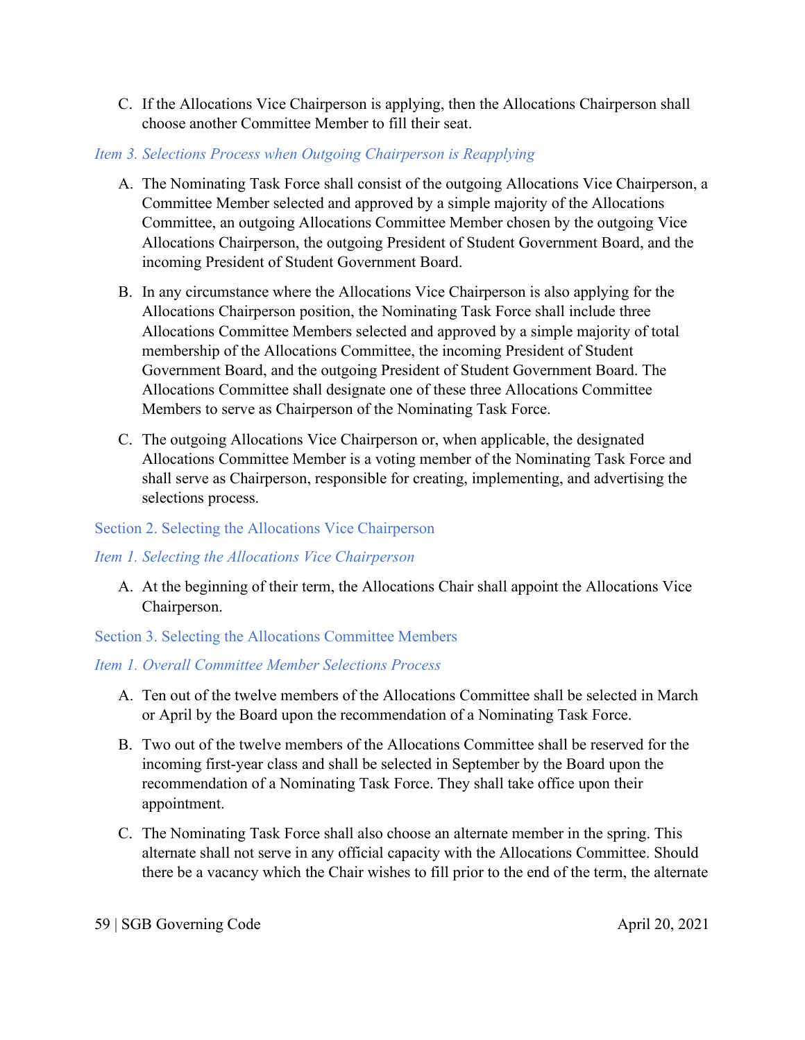C. If the Allocations Vice Chairperson is applying, then the Allocations Chairperson shall choose another Committee Member to fill their seat.

#### *Item 3. Selections Process when Outgoing Chairperson is Reapplying*

A. The Nominating Task Force shall consist of the outgoing Allocations Vice Chairperson, a Committee Member selected and approved by a simple majority of the Allocations Committee, an outgoing Allocations Committee Member chosen by the outgoing Vice Allocations Chairperson, the outgoing President of Student Government Board, and the incoming President of Student Government Board.

B. In any circumstance where the Allocations Vice Chairperson is also applying for the Allocations Chairperson position, the Nominating Task Force shall include three Allocations Committee Members selected and approved by a simple majority of total membership of the Allocations Committee, the incoming President of Student Government Board, and the outgoing President of Student Government Board. The Allocations Committee shall designate one of these three Allocations Committee Members to serve as Chairperson of the Nominating Task Force.

C. The outgoing Allocations Vice Chairperson or, when applicable, the designated Allocations Committee Member is a voting member of the Nominating Task Force and shall serve as Chairperson, responsible for creating, implementing, and advertising the selections process.

### Section 2. Selecting the Allocations Vice Chairperson

#### *Item 1. Selecting the Allocations Vice Chairperson*

A. At the beginning of their term, the Allocations Chair shall appoint the Allocations Vice Chairperson.

### Section 3. Selecting the Allocations Committee Members

#### *Item 1. Overall Committee Member Selections Process*

A. Ten out of the twelve members of the Allocations Committee shall be selected in March or April by the Board upon the recommendation of a Nominating Task Force.

B. Two out of the twelve members of the Allocations Committee shall be reserved for the incoming first-year class and shall be selected in September by the Board upon the recommendation of a Nominating Task Force. They shall take office upon their appointment.

C. The Nominating Task Force shall also choose an alternate member in the spring. This alternate shall not serve in any official capacity with the Allocations Committee. Should there be a vacancy which the Chair wishes to fill prior to the end of the term, the alternate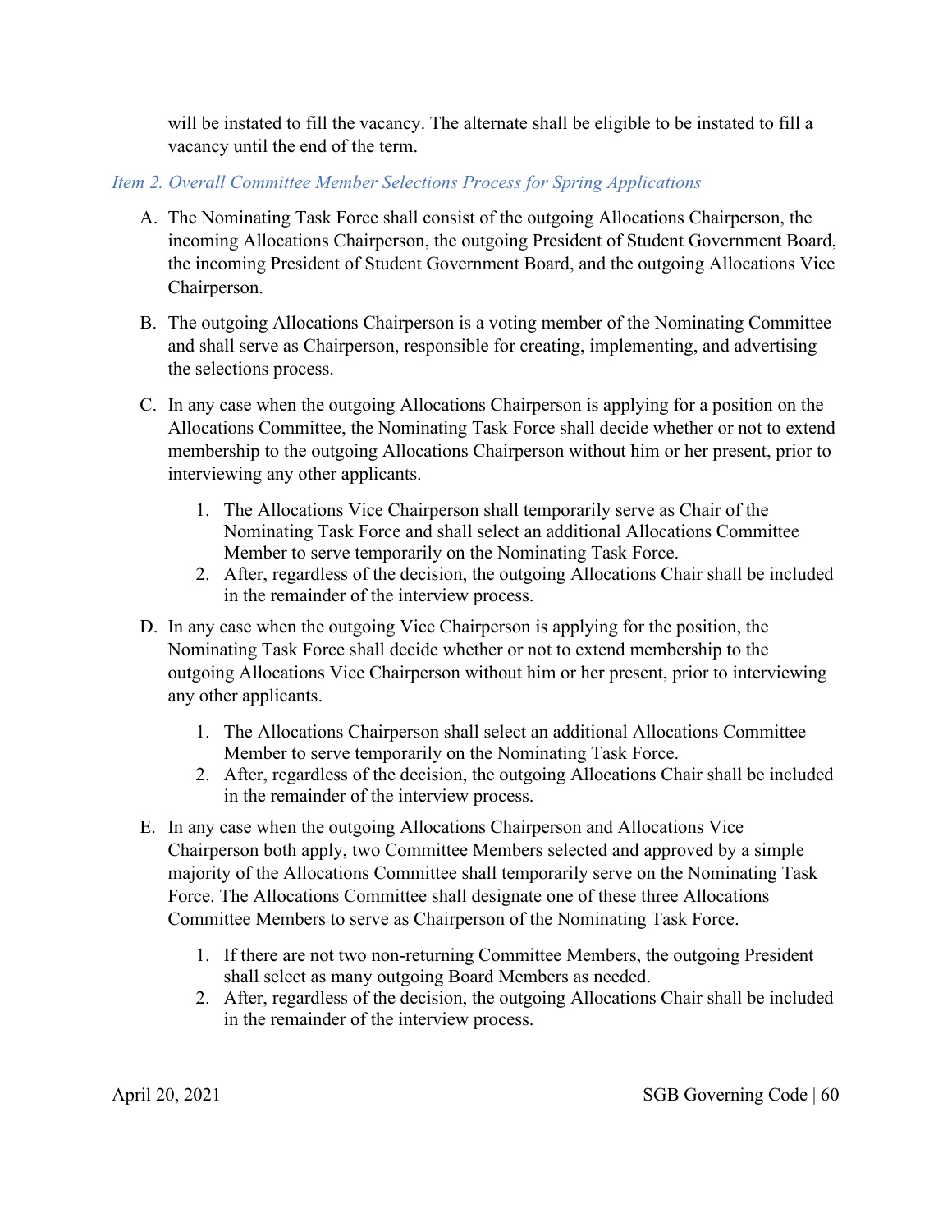will be instated to fill the vacancy. The alternate shall be eligible to be instated to fill a vacancy until the end of the term.

### *Item 2. Overall Committee Member Selections Process for Spring Applications*

A. The Nominating Task Force shall consist of the outgoing Allocations Chairperson, the incoming Allocations Chairperson, the outgoing President of Student Government Board, the incoming President of Student Government Board, and the outgoing Allocations Vice Chairperson.

B. The outgoing Allocations Chairperson is a voting member of the Nominating Committee and shall serve as Chairperson, responsible for creating, implementing, and advertising the selections process.

C. In any case when the outgoing Allocations Chairperson is applying for a position on the Allocations Committee, the Nominating Task Force shall decide whether or not to extend membership to the outgoing Allocations Chairperson without him or her present, prior to interviewing any other applicants.

   1. The Allocations Vice Chairperson shall temporarily serve as Chair of the Nominating Task Force and shall select an additional Allocations Committee Member to serve temporarily on the Nominating Task Force.
   2. After, regardless of the decision, the outgoing Allocations Chair shall be included in the remainder of the interview process.

D. In any case when the outgoing Vice Chairperson is applying for the position, the Nominating Task Force shall decide whether or not to extend membership to the outgoing Allocations Vice Chairperson without him or her present, prior to interviewing any other applicants.

   1. The Allocations Chairperson shall select an additional Allocations Committee Member to serve temporarily on the Nominating Task Force.
   2. After, regardless of the decision, the outgoing Allocations Chair shall be included in the remainder of the interview process.

E. In any case when the outgoing Allocations Chairperson and Allocations Vice Chairperson both apply, two Committee Members selected and approved by a simple majority of the Allocations Committee shall temporarily serve on the Nominating Task Force. The Allocations Committee shall designate one of these three Allocations Committee Members to serve as Chairperson of the Nominating Task Force.

   1. If there are not two non-returning Committee Members, the outgoing President shall select as many outgoing Board Members as needed.
   2. After, regardless of the decision, the outgoing Allocations Chair shall be included in the remainder of the interview process.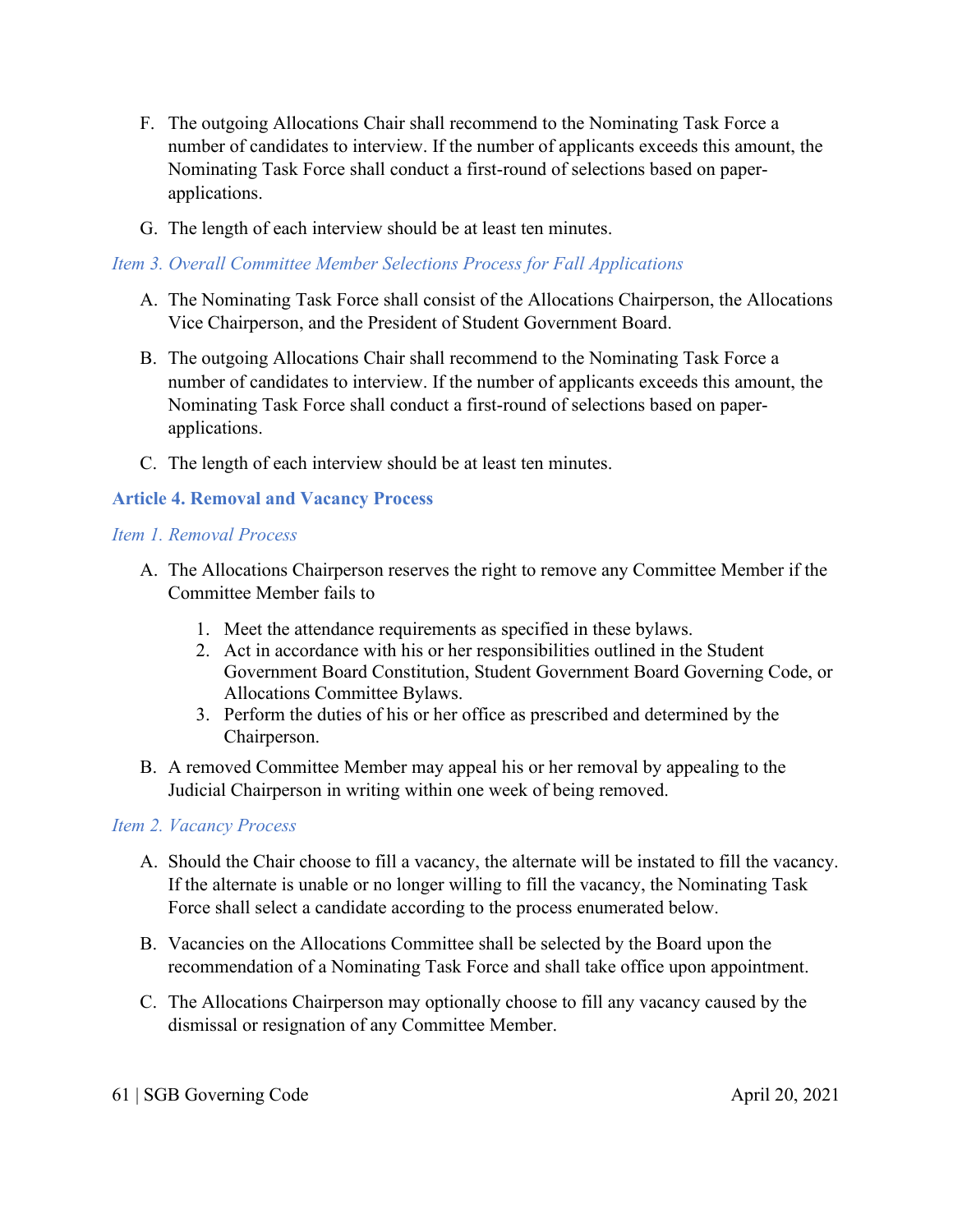F. The outgoing Allocations Chair shall recommend to the Nominating Task Force a number of candidates to interview. If the number of applicants exceeds this amount, the Nominating Task Force shall conduct a first-round of selections based on paper-applications.

G. The length of each interview should be at least ten minutes.

### *Item 3. Overall Committee Member Selections Process for Fall Applications*

A. The Nominating Task Force shall consist of the Allocations Chairperson, the Allocations Vice Chairperson, and the President of Student Government Board.

B. The outgoing Allocations Chair shall recommend to the Nominating Task Force a number of candidates to interview. If the number of applicants exceeds this amount, the Nominating Task Force shall conduct a first-round of selections based on paper-applications.

C. The length of each interview should be at least ten minutes.

## **Article 4. Removal and Vacancy Process**

### *Item 1. Removal Process*

A. The Allocations Chairperson reserves the right to remove any Committee Member if the Committee Member fails to

1. Meet the attendance requirements as specified in these bylaws.
2. Act in accordance with his or her responsibilities outlined in the Student Government Board Constitution, Student Government Board Governing Code, or Allocations Committee Bylaws.
3. Perform the duties of his or her office as prescribed and determined by the Chairperson.

B. A removed Committee Member may appeal his or her removal by appealing to the Judicial Chairperson in writing within one week of being removed.

### *Item 2. Vacancy Process*

A. Should the Chair choose to fill a vacancy, the alternate will be instated to fill the vacancy. If the alternate is unable or no longer willing to fill the vacancy, the Nominating Task Force shall select a candidate according to the process enumerated below.

B. Vacancies on the Allocations Committee shall be selected by the Board upon the recommendation of a Nominating Task Force and shall take office upon appointment.

C. The Allocations Chairperson may optionally choose to fill any vacancy caused by the dismissal or resignation of any Committee Member.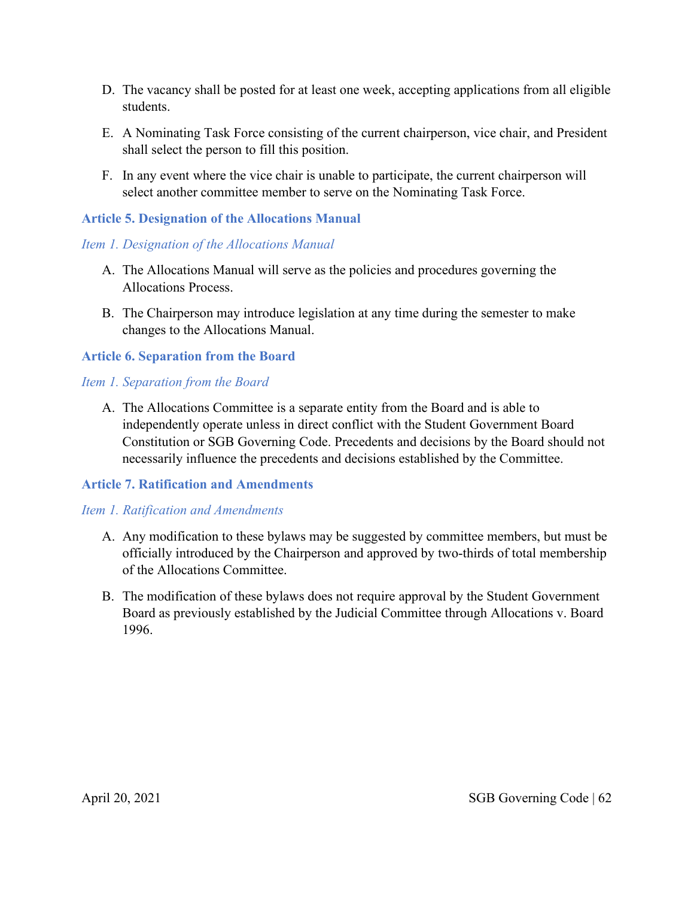D. The vacancy shall be posted for at least one week, accepting applications from all eligible students.

E. A Nominating Task Force consisting of the current chairperson, vice chair, and President shall select the person to fill this position.

F. In any event where the vice chair is unable to participate, the current chairperson will select another committee member to serve on the Nominating Task Force.

### Article 5. Designation of the Allocations Manual

#### *Item 1. Designation of the Allocations Manual*

A. The Allocations Manual will serve as the policies and procedures governing the Allocations Process.

B. The Chairperson may introduce legislation at any time during the semester to make changes to the Allocations Manual.

### Article 6. Separation from the Board

#### *Item 1. Separation from the Board*

A. The Allocations Committee is a separate entity from the Board and is able to independently operate unless in direct conflict with the Student Government Board Constitution or SGB Governing Code. Precedents and decisions by the Board should not necessarily influence the precedents and decisions established by the Committee.

### Article 7. Ratification and Amendments

#### *Item 1. Ratification and Amendments*

A. Any modification to these bylaws may be suggested by committee members, but must be officially introduced by the Chairperson and approved by two-thirds of total membership of the Allocations Committee.

B. The modification of these bylaws does not require approval by the Student Government Board as previously established by the Judicial Committee through Allocations v. Board 1996.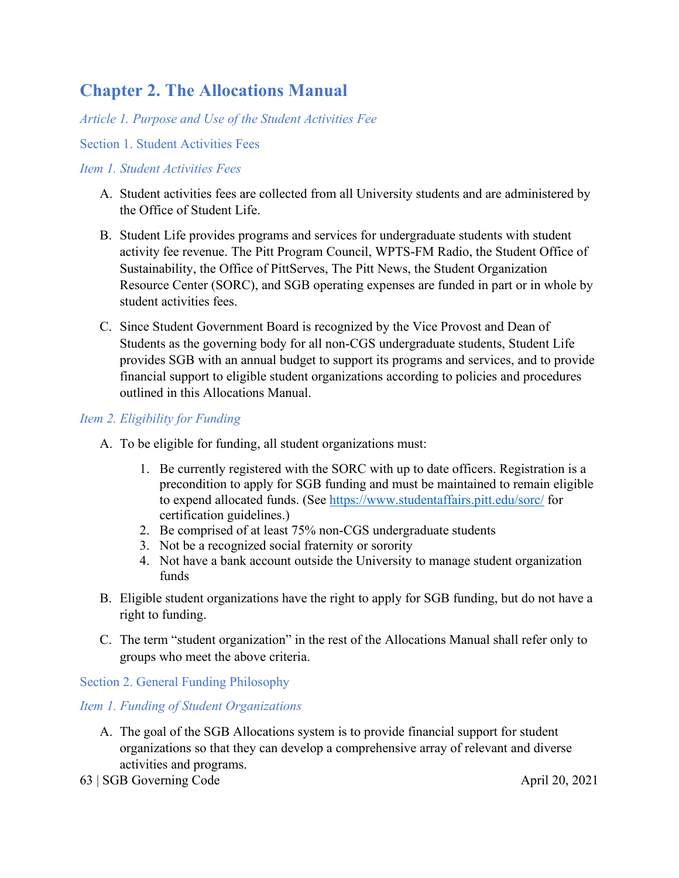# Chapter 2. The Allocations Manual

*Article 1. Purpose and Use of the Student Activities Fee*

## Section 1. Student Activities Fees

### *Item 1. Student Activities Fees*

A. Student activities fees are collected from all University students and are administered by the Office of Student Life.

B. Student Life provides programs and services for undergraduate students with student activity fee revenue. The Pitt Program Council, WPTS-FM Radio, the Student Office of Sustainability, the Office of PittServes, The Pitt News, the Student Organization Resource Center (SORC), and SGB operating expenses are funded in part or in whole by student activities fees.

C. Since Student Government Board is recognized by the Vice Provost and Dean of Students as the governing body for all non-CGS undergraduate students, Student Life provides SGB with an annual budget to support its programs and services, and to provide financial support to eligible student organizations according to policies and procedures outlined in this Allocations Manual.

### *Item 2. Eligibility for Funding*

A. To be eligible for funding, all student organizations must:

1. Be currently registered with the SORC with up to date officers. Registration is a precondition to apply for SGB funding and must be maintained to remain eligible to expend allocated funds. (See [https://www.studentaffairs.pitt.edu/sorc/](https://www.studentaffairs.pitt.edu/sorc/) for certification guidelines.)
2. Be comprised of at least 75% non-CGS undergraduate students
3. Not be a recognized social fraternity or sorority
4. Not have a bank account outside the University to manage student organization funds

B. Eligible student organizations have the right to apply for SGB funding, but do not have a right to funding.

C. The term "student organization" in the rest of the Allocations Manual shall refer only to groups who meet the above criteria.

## Section 2. General Funding Philosophy

### *Item 1. Funding of Student Organizations*

A. The goal of the SGB Allocations system is to provide financial support for student organizations so that they can develop a comprehensive array of relevant and diverse activities and programs.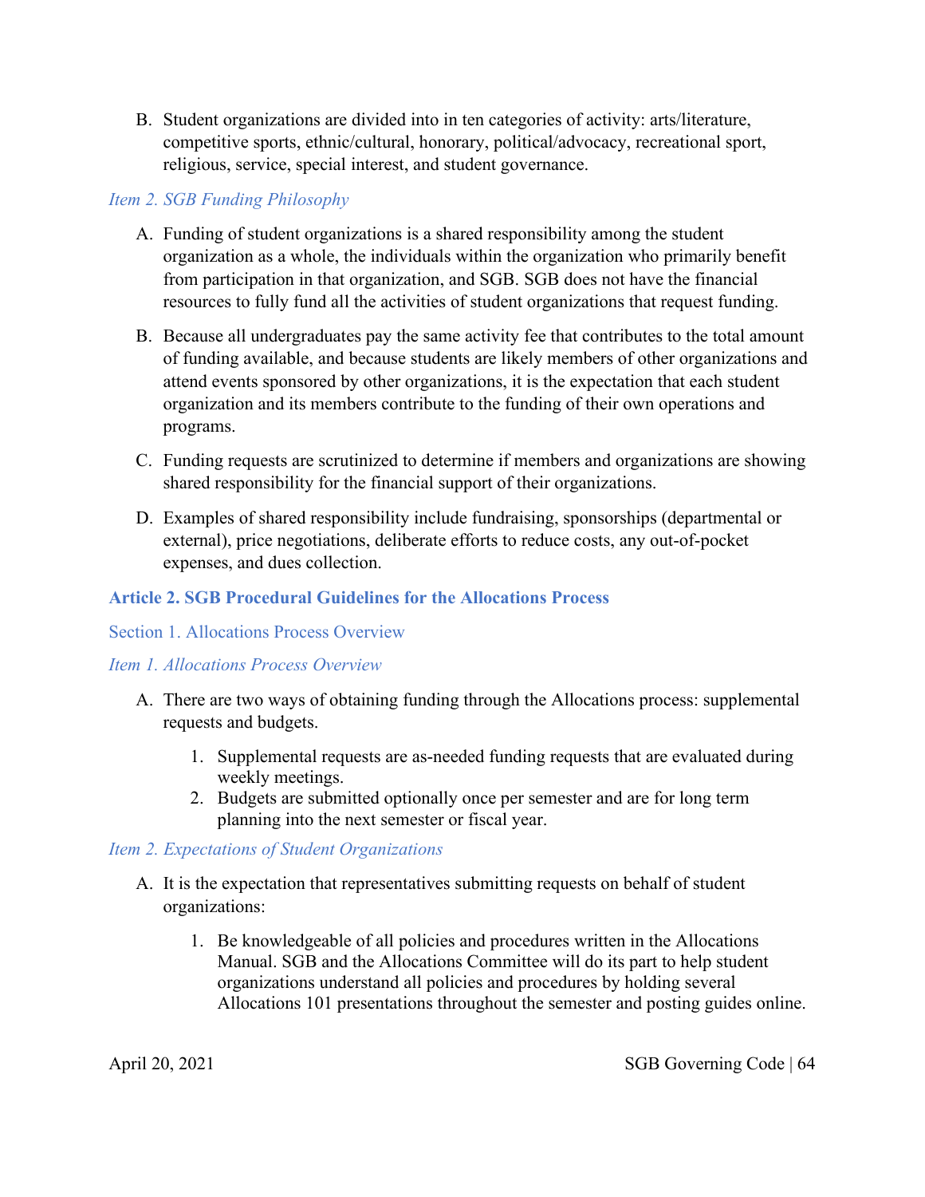B. Student organizations are divided into in ten categories of activity: arts/literature, competitive sports, ethnic/cultural, honorary, political/advocacy, recreational sport, religious, service, special interest, and student governance.

#### *Item 2. SGB Funding Philosophy*

A. Funding of student organizations is a shared responsibility among the student organization as a whole, the individuals within the organization who primarily benefit from participation in that organization, and SGB. SGB does not have the financial resources to fully fund all the activities of student organizations that request funding.

B. Because all undergraduates pay the same activity fee that contributes to the total amount of funding available, and because students are likely members of other organizations and attend events sponsored by other organizations, it is the expectation that each student organization and its members contribute to the funding of their own operations and programs.

C. Funding requests are scrutinized to determine if members and organizations are showing shared responsibility for the financial support of their organizations.

D. Examples of shared responsibility include fundraising, sponsorships (departmental or external), price negotiations, deliberate efforts to reduce costs, any out-of-pocket expenses, and dues collection.

## Article 2. SGB Procedural Guidelines for the Allocations Process

### Section 1. Allocations Process Overview

#### *Item 1. Allocations Process Overview*

A. There are two ways of obtaining funding through the Allocations process: supplemental requests and budgets.

   1. Supplemental requests are as-needed funding requests that are evaluated during weekly meetings.
   2. Budgets are submitted optionally once per semester and are for long term planning into the next semester or fiscal year.

#### *Item 2. Expectations of Student Organizations*

A. It is the expectation that representatives submitting requests on behalf of student organizations:

   1. Be knowledgeable of all policies and procedures written in the Allocations Manual. SGB and the Allocations Committee will do its part to help student organizations understand all policies and procedures by holding several Allocations 101 presentations throughout the semester and posting guides online.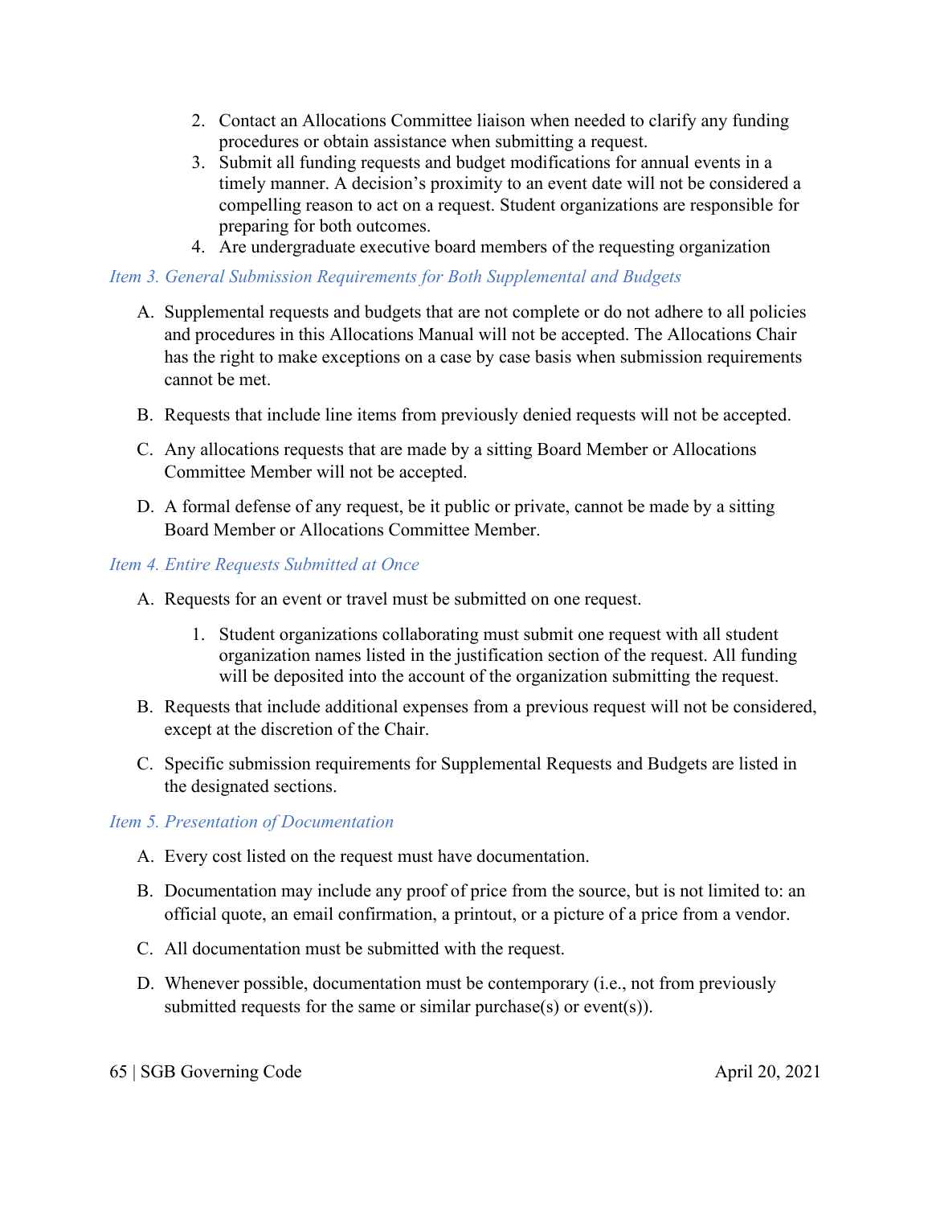2. Contact an Allocations Committee liaison when needed to clarify any funding procedures or obtain assistance when submitting a request.
3. Submit all funding requests and budget modifications for annual events in a timely manner. A decision's proximity to an event date will not be considered a compelling reason to act on a request. Student organizations are responsible for preparing for both outcomes.
4. Are undergraduate executive board members of the requesting organization

*Item 3. General Submission Requirements for Both Supplemental and Budgets*

A. Supplemental requests and budgets that are not complete or do not adhere to all policies and procedures in this Allocations Manual will not be accepted. The Allocations Chair has the right to make exceptions on a case by case basis when submission requirements cannot be met.

B. Requests that include line items from previously denied requests will not be accepted.

C. Any allocations requests that are made by a sitting Board Member or Allocations Committee Member will not be accepted.

D. A formal defense of any request, be it public or private, cannot be made by a sitting Board Member or Allocations Committee Member.

*Item 4. Entire Requests Submitted at Once*

A. Requests for an event or travel must be submitted on one request.

   1. Student organizations collaborating must submit one request with all student organization names listed in the justification section of the request. All funding will be deposited into the account of the organization submitting the request.

B. Requests that include additional expenses from a previous request will not be considered, except at the discretion of the Chair.

C. Specific submission requirements for Supplemental Requests and Budgets are listed in the designated sections.

*Item 5. Presentation of Documentation*

A. Every cost listed on the request must have documentation.

B. Documentation may include any proof of price from the source, but is not limited to: an official quote, an email confirmation, a printout, or a picture of a price from a vendor.

C. All documentation must be submitted with the request.

D. Whenever possible, documentation must be contemporary (i.e., not from previously submitted requests for the same or similar purchase(s) or event(s)).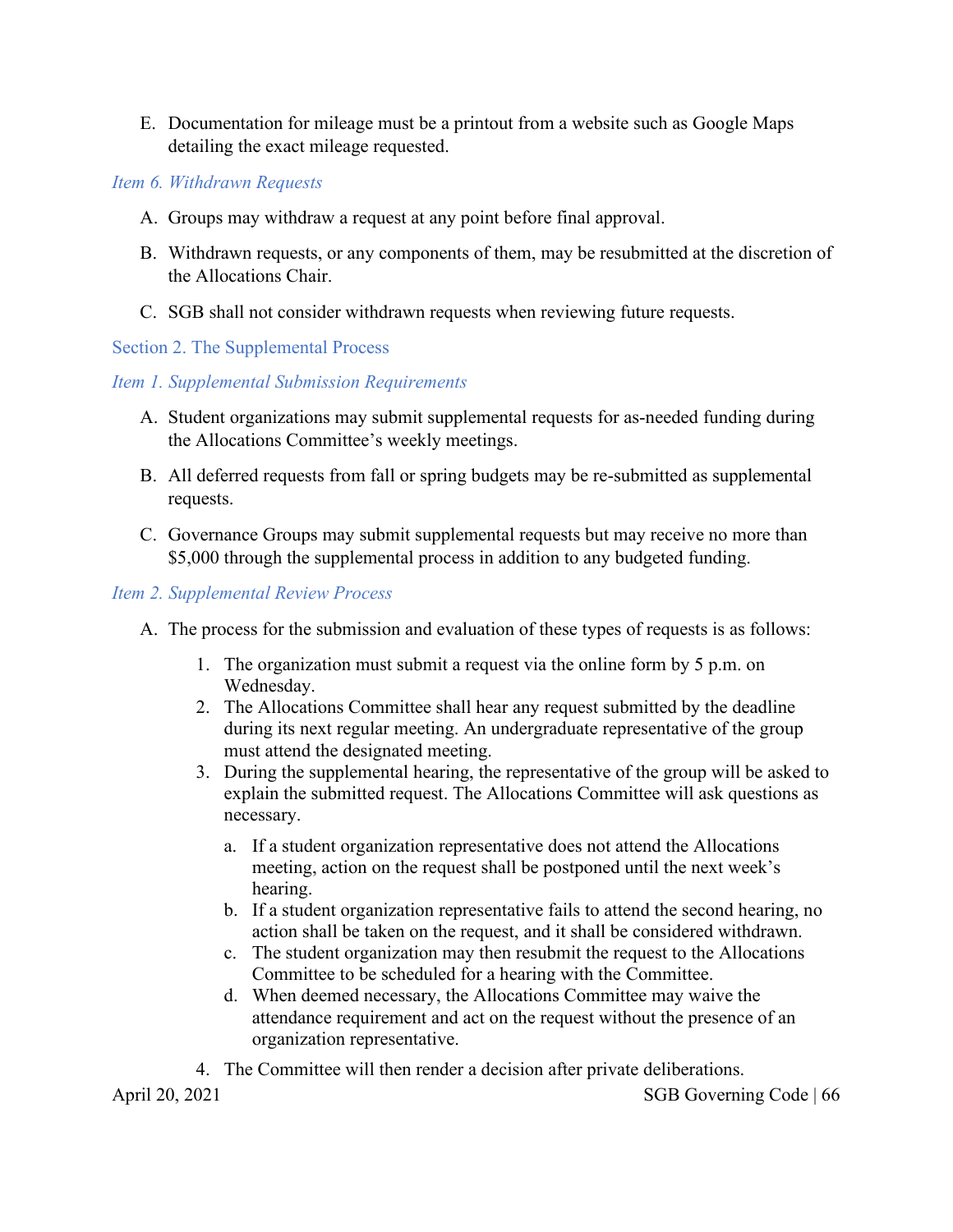E. Documentation for mileage must be a printout from a website such as Google Maps detailing the exact mileage requested.

#### *Item 6. Withdrawn Requests*

A. Groups may withdraw a request at any point before final approval.

B. Withdrawn requests, or any components of them, may be resubmitted at the discretion of the Allocations Chair.

C. SGB shall not consider withdrawn requests when reviewing future requests.

### Section 2. The Supplemental Process

#### *Item 1. Supplemental Submission Requirements*

A. Student organizations may submit supplemental requests for as-needed funding during the Allocations Committee's weekly meetings.

B. All deferred requests from fall or spring budgets may be re-submitted as supplemental requests.

C. Governance Groups may submit supplemental requests but may receive no more than $5,000 through the supplemental process in addition to any budgeted funding.

#### *Item 2. Supplemental Review Process*

A. The process for the submission and evaluation of these types of requests is as follows:

1. The organization must submit a request via the online form by 5 p.m. on Wednesday.
2. The Allocations Committee shall hear any request submitted by the deadline during its next regular meeting. An undergraduate representative of the group must attend the designated meeting.
3. During the supplemental hearing, the representative of the group will be asked to explain the submitted request. The Allocations Committee will ask questions as necessary.
   a. If a student organization representative does not attend the Allocations meeting, action on the request shall be postponed until the next week's hearing.
   b. If a student organization representative fails to attend the second hearing, no action shall be taken on the request, and it shall be considered withdrawn.
   c. The student organization may then resubmit the request to the Allocations Committee to be scheduled for a hearing with the Committee.
   d. When deemed necessary, the Allocations Committee may waive the attendance requirement and act on the request without the presence of an organization representative.
4. The Committee will then render a decision after private deliberations.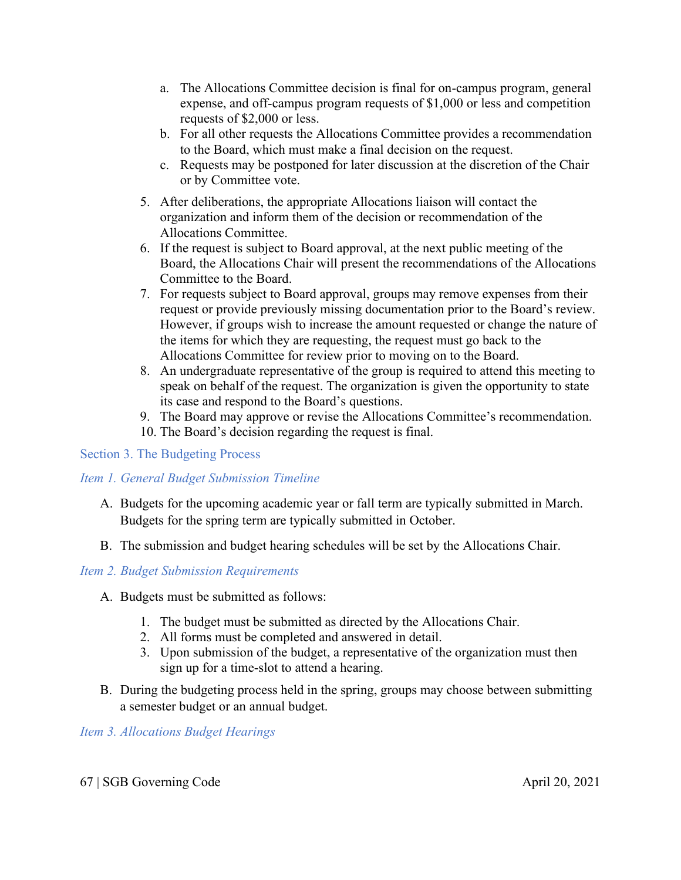a. The Allocations Committee decision is final for on-campus program, general expense, and off-campus program requests of $1,000 or less and competition requests of $2,000 or less.
   b. For all other requests the Allocations Committee provides a recommendation to the Board, which must make a final decision on the request.
   c. Requests may be postponed for later discussion at the discretion of the Chair or by Committee vote.

5. After deliberations, the appropriate Allocations liaison will contact the organization and inform them of the decision or recommendation of the Allocations Committee.
6. If the request is subject to Board approval, at the next public meeting of the Board, the Allocations Chair will present the recommendations of the Allocations Committee to the Board.
7. For requests subject to Board approval, groups may remove expenses from their request or provide previously missing documentation prior to the Board's review. However, if groups wish to increase the amount requested or change the nature of the items for which they are requesting, the request must go back to the Allocations Committee for review prior to moving on to the Board.
8. An undergraduate representative of the group is required to attend this meeting to speak on behalf of the request. The organization is given the opportunity to state its case and respond to the Board's questions.
9. The Board may approve or revise the Allocations Committee's recommendation.
10. The Board's decision regarding the request is final.

## Section 3. The Budgeting Process

### *Item 1. General Budget Submission Timeline*

A. Budgets for the upcoming academic year or fall term are typically submitted in March. Budgets for the spring term are typically submitted in October.

B. The submission and budget hearing schedules will be set by the Allocations Chair.

### *Item 2. Budget Submission Requirements*

A. Budgets must be submitted as follows:

   1. The budget must be submitted as directed by the Allocations Chair.
   2. All forms must be completed and answered in detail.
   3. Upon submission of the budget, a representative of the organization must then sign up for a time-slot to attend a hearing.

B. During the budgeting process held in the spring, groups may choose between submitting a semester budget or an annual budget.

### *Item 3. Allocations Budget Hearings*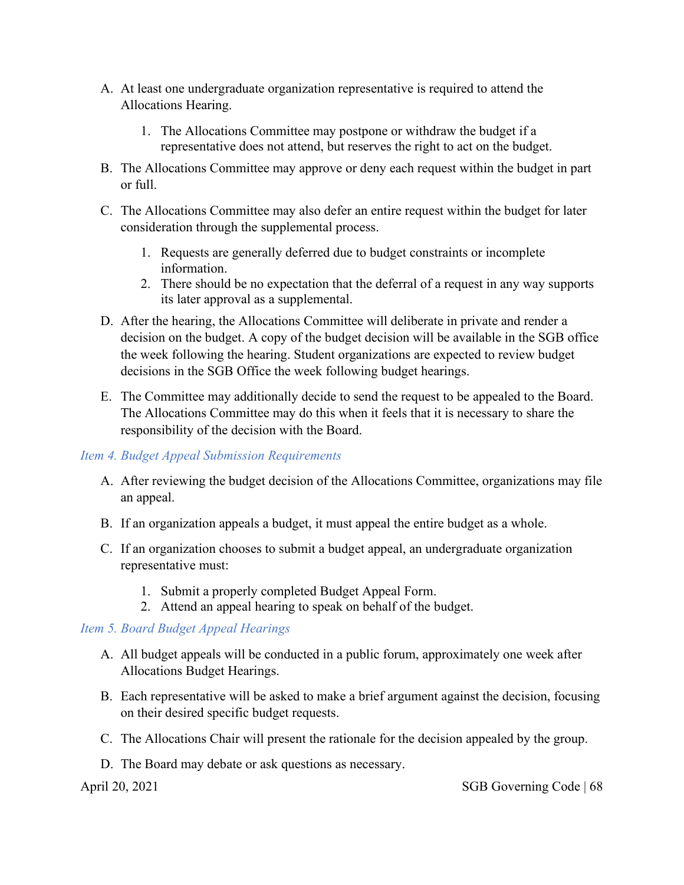A. At least one undergraduate organization representative is required to attend the Allocations Hearing.

   1. The Allocations Committee may postpone or withdraw the budget if a representative does not attend, but reserves the right to act on the budget.

B. The Allocations Committee may approve or deny each request within the budget in part or full.

C. The Allocations Committee may also defer an entire request within the budget for later consideration through the supplemental process.

   1. Requests are generally deferred due to budget constraints or incomplete information.
   2. There should be no expectation that the deferral of a request in any way supports its later approval as a supplemental.

D. After the hearing, the Allocations Committee will deliberate in private and render a decision on the budget. A copy of the budget decision will be available in the SGB office the week following the hearing. Student organizations are expected to review budget decisions in the SGB Office the week following budget hearings.

E. The Committee may additionally decide to send the request to be appealed to the Board. The Allocations Committee may do this when it feels that it is necessary to share the responsibility of the decision with the Board.

*Item 4. Budget Appeal Submission Requirements*

A. After reviewing the budget decision of the Allocations Committee, organizations may file an appeal.

B. If an organization appeals a budget, it must appeal the entire budget as a whole.

C. If an organization chooses to submit a budget appeal, an undergraduate organization representative must:

   1. Submit a properly completed Budget Appeal Form.
   2. Attend an appeal hearing to speak on behalf of the budget.

*Item 5. Board Budget Appeal Hearings*

A. All budget appeals will be conducted in a public forum, approximately one week after Allocations Budget Hearings.

B. Each representative will be asked to make a brief argument against the decision, focusing on their desired specific budget requests.

C. The Allocations Chair will present the rationale for the decision appealed by the group.

D. The Board may debate or ask questions as necessary.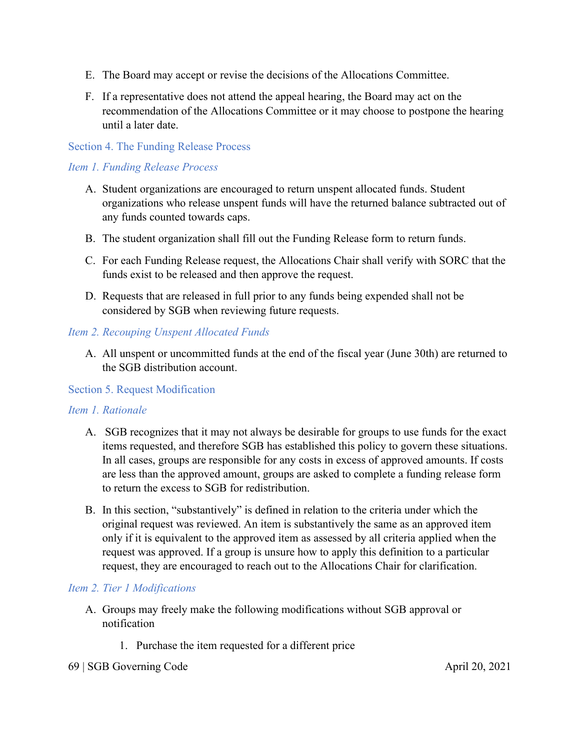E. The Board may accept or revise the decisions of the Allocations Committee.

F. If a representative does not attend the appeal hearing, the Board may act on the recommendation of the Allocations Committee or it may choose to postpone the hearing until a later date.

## Section 4. The Funding Release Process

### *Item 1. Funding Release Process*

A. Student organizations are encouraged to return unspent allocated funds. Student organizations who release unspent funds will have the returned balance subtracted out of any funds counted towards caps.

B. The student organization shall fill out the Funding Release form to return funds.

C. For each Funding Release request, the Allocations Chair shall verify with SORC that the funds exist to be released and then approve the request.

D. Requests that are released in full prior to any funds being expended shall not be considered by SGB when reviewing future requests.

### *Item 2. Recouping Unspent Allocated Funds*

A. All unspent or uncommitted funds at the end of the fiscal year (June 30th) are returned to the SGB distribution account.

## Section 5. Request Modification

### *Item 1. Rationale*

A. SGB recognizes that it may not always be desirable for groups to use funds for the exact items requested, and therefore SGB has established this policy to govern these situations. In all cases, groups are responsible for any costs in excess of approved amounts. If costs are less than the approved amount, groups are asked to complete a funding release form to return the excess to SGB for redistribution.

B. In this section, "substantively" is defined in relation to the criteria under which the original request was reviewed. An item is substantively the same as an approved item only if it is equivalent to the approved item as assessed by all criteria applied when the request was approved. If a group is unsure how to apply this definition to a particular request, they are encouraged to reach out to the Allocations Chair for clarification.

### *Item 2. Tier 1 Modifications*

A. Groups may freely make the following modifications without SGB approval or notification

1. Purchase the item requested for a different price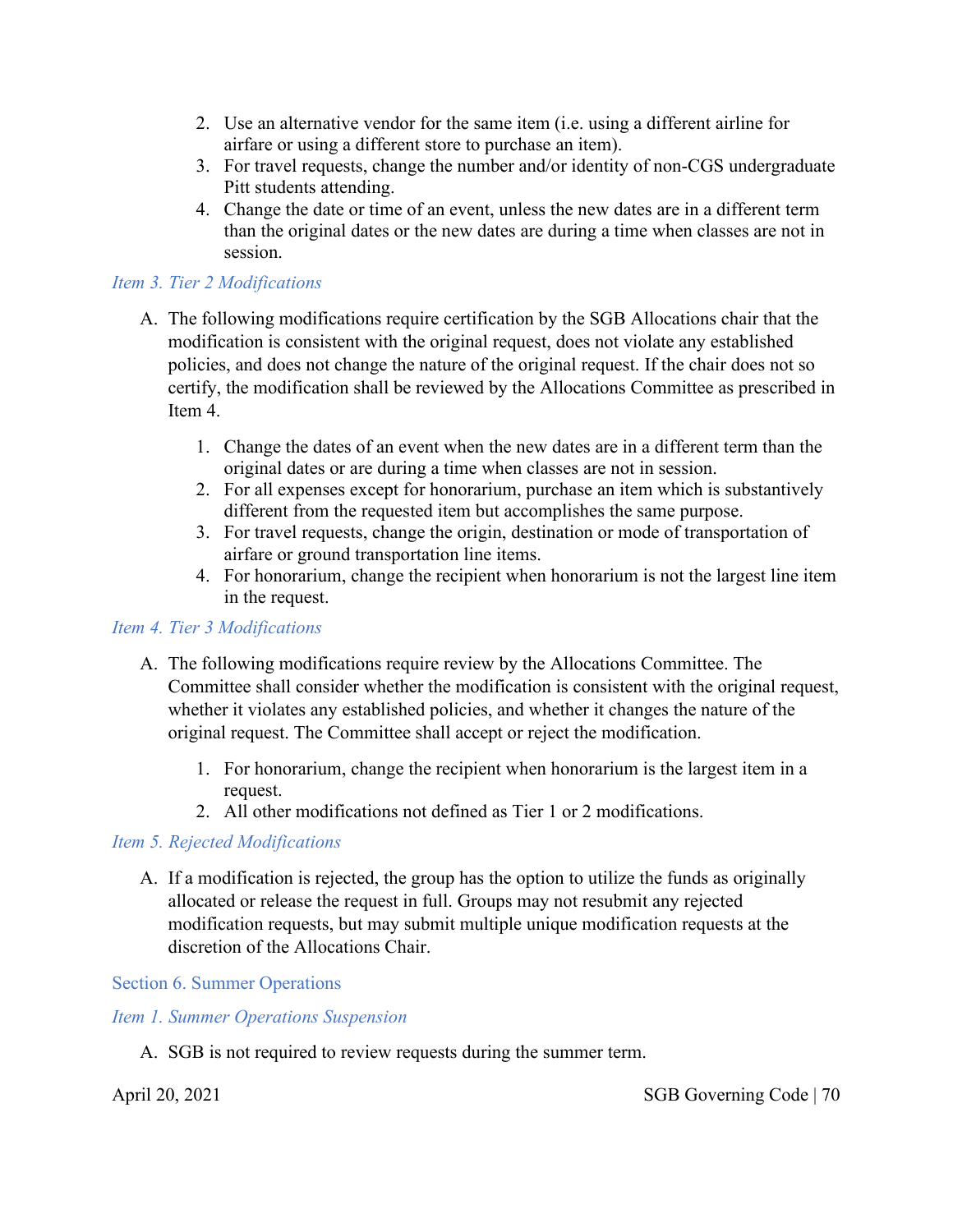2. Use an alternative vendor for the same item (i.e. using a different airline for airfare or using a different store to purchase an item).
3. For travel requests, change the number and/or identity of non-CGS undergraduate Pitt students attending.
4. Change the date or time of an event, unless the new dates are in a different term than the original dates or the new dates are during a time when classes are not in session.

#### *Item 3. Tier 2 Modifications*

A. The following modifications require certification by the SGB Allocations chair that the modification is consistent with the original request, does not violate any established policies, and does not change the nature of the original request. If the chair does not so certify, the modification shall be reviewed by the Allocations Committee as prescribed in Item 4.

   1. Change the dates of an event when the new dates are in a different term than the original dates or are during a time when classes are not in session.
   2. For all expenses except for honorarium, purchase an item which is substantively different from the requested item but accomplishes the same purpose.
   3. For travel requests, change the origin, destination or mode of transportation of airfare or ground transportation line items.
   4. For honorarium, change the recipient when honorarium is not the largest line item in the request.

#### *Item 4. Tier 3 Modifications*

A. The following modifications require review by the Allocations Committee. The Committee shall consider whether the modification is consistent with the original request, whether it violates any established policies, and whether it changes the nature of the original request. The Committee shall accept or reject the modification.

   1. For honorarium, change the recipient when honorarium is the largest item in a request.
   2. All other modifications not defined as Tier 1 or 2 modifications.

#### *Item 5. Rejected Modifications*

A. If a modification is rejected, the group has the option to utilize the funds as originally allocated or release the request in full. Groups may not resubmit any rejected modification requests, but may submit multiple unique modification requests at the discretion of the Allocations Chair.

### Section 6. Summer Operations

#### *Item 1. Summer Operations Suspension*

A. SGB is not required to review requests during the summer term.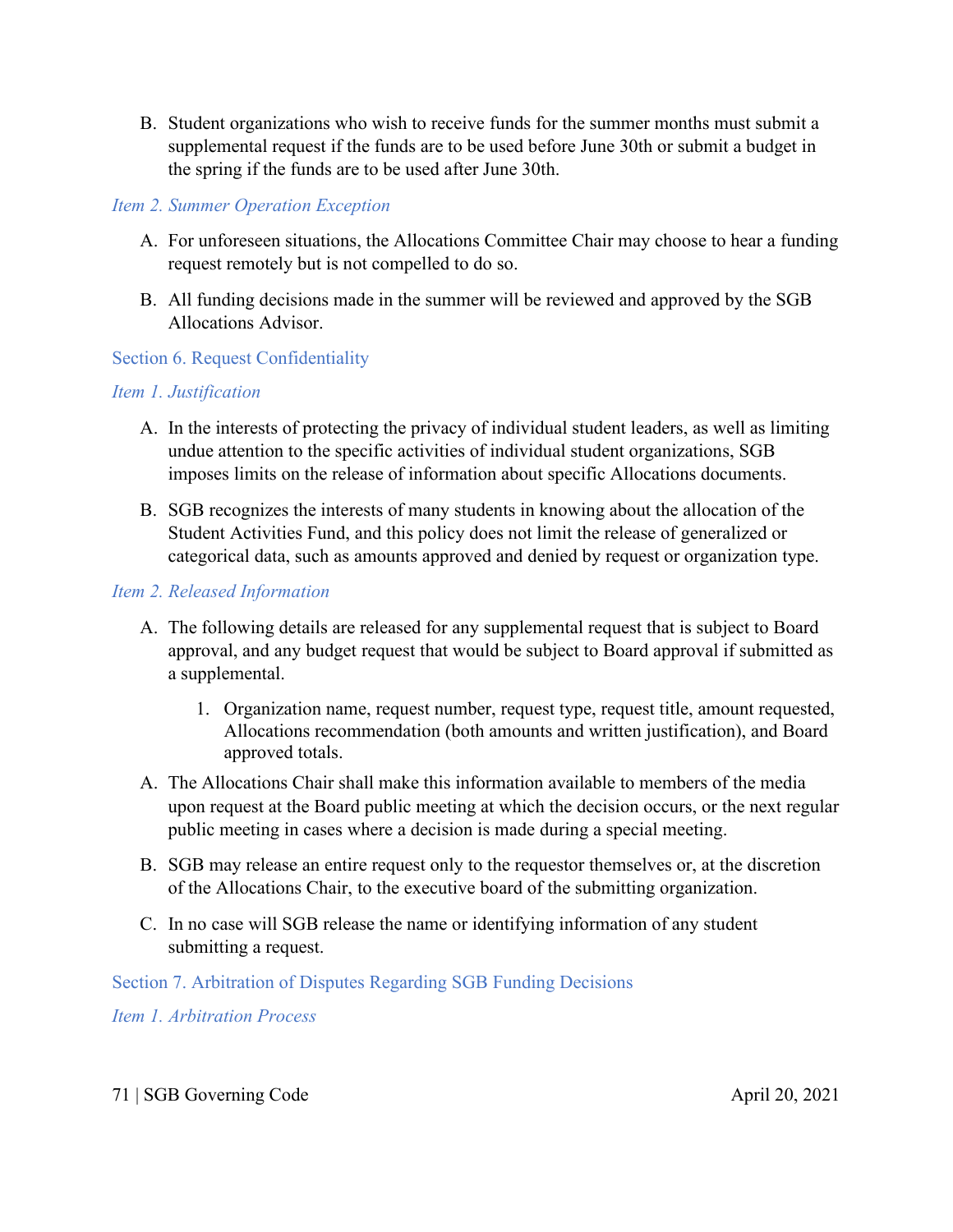B. Student organizations who wish to receive funds for the summer months must submit a supplemental request if the funds are to be used before June 30th or submit a budget in the spring if the funds are to be used after June 30th.

### *Item 2. Summer Operation Exception*

A. For unforeseen situations, the Allocations Committee Chair may choose to hear a funding request remotely but is not compelled to do so.

B. All funding decisions made in the summer will be reviewed and approved by the SGB Allocations Advisor.

## Section 6. Request Confidentiality

### *Item 1. Justification*

A. In the interests of protecting the privacy of individual student leaders, as well as limiting undue attention to the specific activities of individual student organizations, SGB imposes limits on the release of information about specific Allocations documents.

B. SGB recognizes the interests of many students in knowing about the allocation of the Student Activities Fund, and this policy does not limit the release of generalized or categorical data, such as amounts approved and denied by request or organization type.

### *Item 2. Released Information*

A. The following details are released for any supplemental request that is subject to Board approval, and any budget request that would be subject to Board approval if submitted as a supplemental.

   1. Organization name, request number, request type, request title, amount requested, Allocations recommendation (both amounts and written justification), and Board approved totals.

A. The Allocations Chair shall make this information available to members of the media upon request at the Board public meeting at which the decision occurs, or the next regular public meeting in cases where a decision is made during a special meeting.

B. SGB may release an entire request only to the requestor themselves or, at the discretion of the Allocations Chair, to the executive board of the submitting organization.

C. In no case will SGB release the name or identifying information of any student submitting a request.

## Section 7. Arbitration of Disputes Regarding SGB Funding Decisions

### *Item 1. Arbitration Process*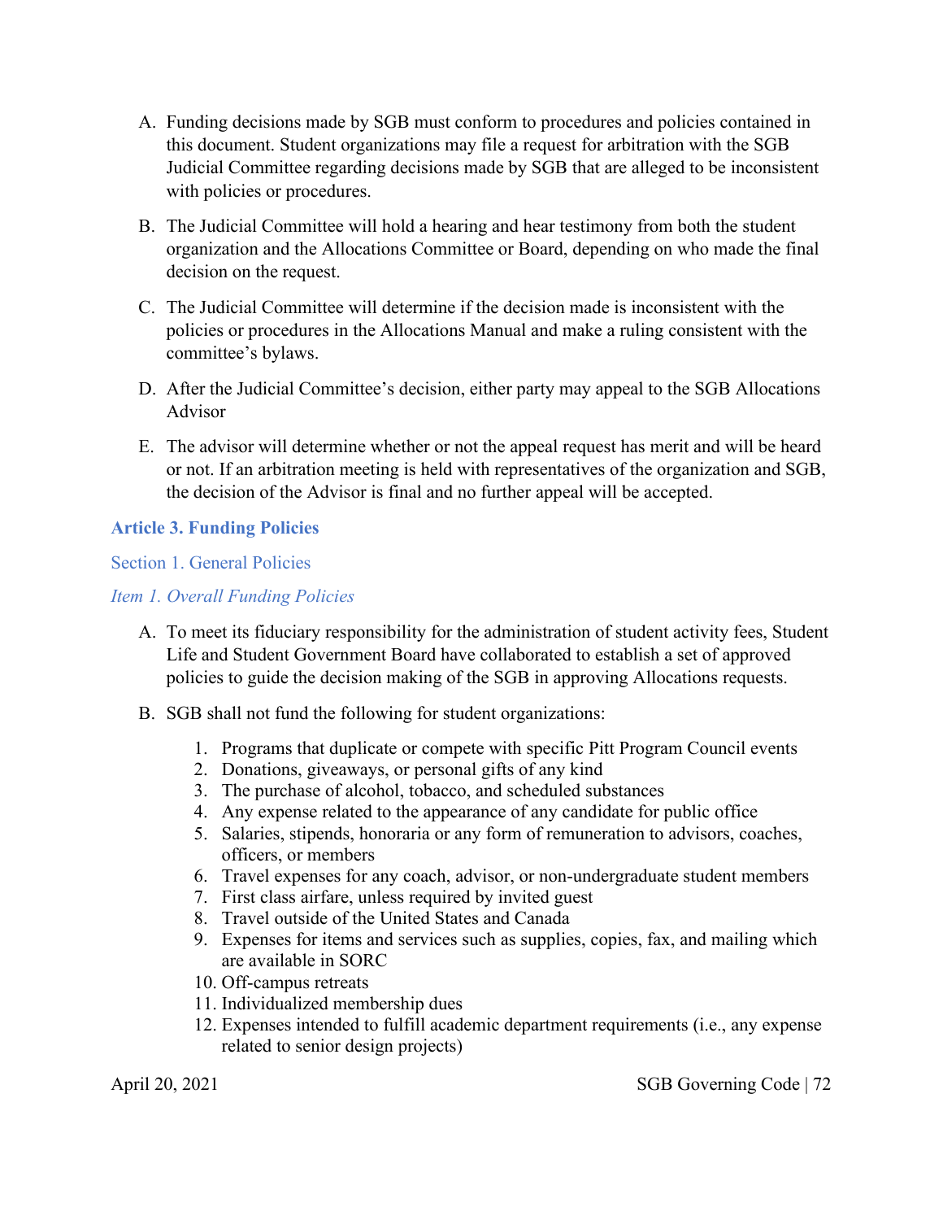A. Funding decisions made by SGB must conform to procedures and policies contained in this document. Student organizations may file a request for arbitration with the SGB Judicial Committee regarding decisions made by SGB that are alleged to be inconsistent with policies or procedures.

B. The Judicial Committee will hold a hearing and hear testimony from both the student organization and the Allocations Committee or Board, depending on who made the final decision on the request.

C. The Judicial Committee will determine if the decision made is inconsistent with the policies or procedures in the Allocations Manual and make a ruling consistent with the committee's bylaws.

D. After the Judicial Committee's decision, either party may appeal to the SGB Allocations Advisor

E. The advisor will determine whether or not the appeal request has merit and will be heard or not. If an arbitration meeting is held with representatives of the organization and SGB, the decision of the Advisor is final and no further appeal will be accepted.

## Article 3. Funding Policies

### Section 1. General Policies

#### *Item 1. Overall Funding Policies*

A. To meet its fiduciary responsibility for the administration of student activity fees, Student Life and Student Government Board have collaborated to establish a set of approved policies to guide the decision making of the SGB in approving Allocations requests.

B. SGB shall not fund the following for student organizations:

1. Programs that duplicate or compete with specific Pitt Program Council events
2. Donations, giveaways, or personal gifts of any kind
3. The purchase of alcohol, tobacco, and scheduled substances
4. Any expense related to the appearance of any candidate for public office
5. Salaries, stipends, honoraria or any form of remuneration to advisors, coaches, officers, or members
6. Travel expenses for any coach, advisor, or non-undergraduate student members
7. First class airfare, unless required by invited guest
8. Travel outside of the United States and Canada
9. Expenses for items and services such as supplies, copies, fax, and mailing which are available in SORC
10. Off-campus retreats
11. Individualized membership dues
12. Expenses intended to fulfill academic department requirements (i.e., any expense related to senior design projects)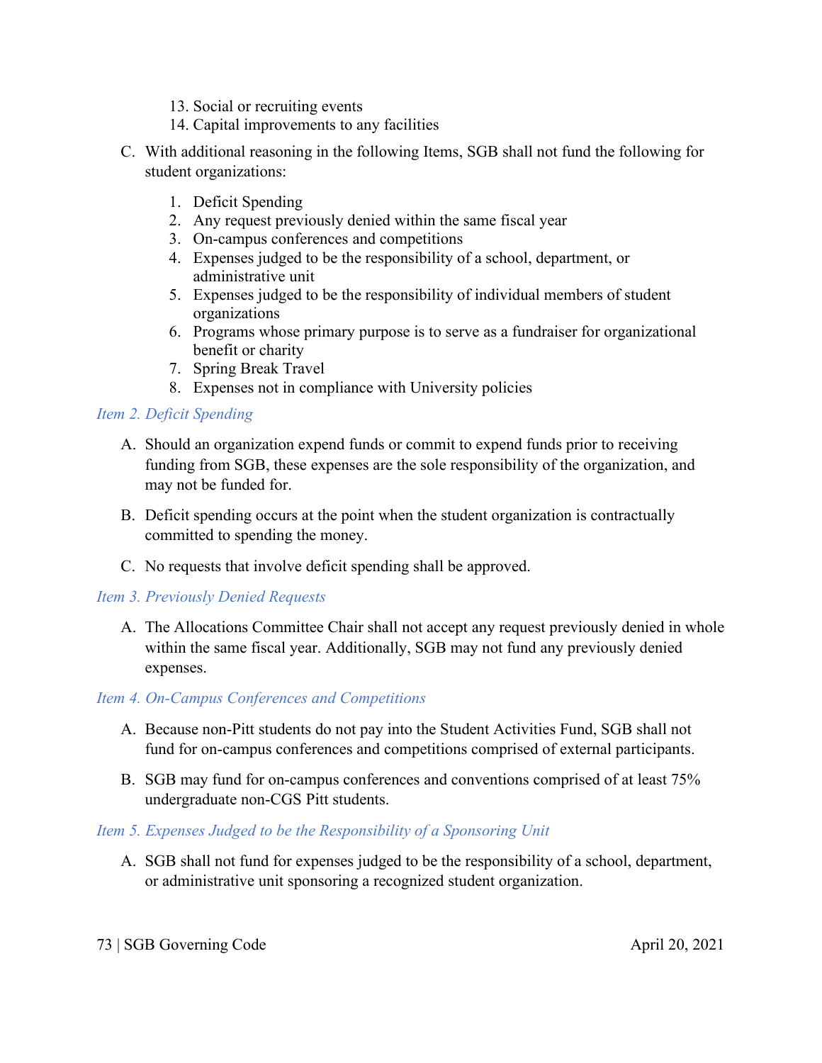13. Social or recruiting events
14. Capital improvements to any facilities

C. With additional reasoning in the following Items, SGB shall not fund the following for student organizations:

1. Deficit Spending
2. Any request previously denied within the same fiscal year
3. On-campus conferences and competitions
4. Expenses judged to be the responsibility of a school, department, or administrative unit
5. Expenses judged to be the responsibility of individual members of student organizations
6. Programs whose primary purpose is to serve as a fundraiser for organizational benefit or charity
7. Spring Break Travel
8. Expenses not in compliance with University policies

### *Item 2. Deficit Spending*

A. Should an organization expend funds or commit to expend funds prior to receiving funding from SGB, these expenses are the sole responsibility of the organization, and may not be funded for.

B. Deficit spending occurs at the point when the student organization is contractually committed to spending the money.

C. No requests that involve deficit spending shall be approved.

### *Item 3. Previously Denied Requests*

A. The Allocations Committee Chair shall not accept any request previously denied in whole within the same fiscal year. Additionally, SGB may not fund any previously denied expenses.

### *Item 4. On-Campus Conferences and Competitions*

A. Because non-Pitt students do not pay into the Student Activities Fund, SGB shall not fund for on-campus conferences and competitions comprised of external participants.

B. SGB may fund for on-campus conferences and conventions comprised of at least 75% undergraduate non-CGS Pitt students.

### *Item 5. Expenses Judged to be the Responsibility of a Sponsoring Unit*

A. SGB shall not fund for expenses judged to be the responsibility of a school, department, or administrative unit sponsoring a recognized student organization.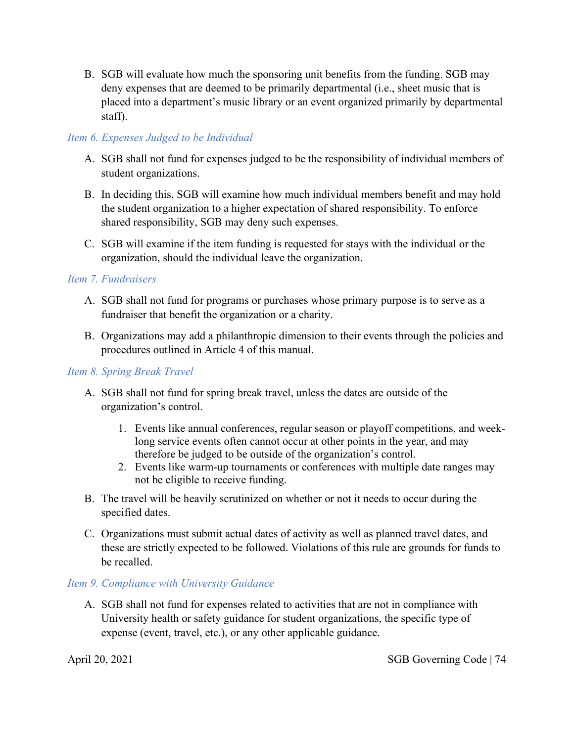B. SGB will evaluate how much the sponsoring unit benefits from the funding. SGB may deny expenses that are deemed to be primarily departmental (i.e., sheet music that is placed into a department's music library or an event organized primarily by departmental staff).

### *Item 6. Expenses Judged to be Individual*

A. SGB shall not fund for expenses judged to be the responsibility of individual members of student organizations.

B. In deciding this, SGB will examine how much individual members benefit and may hold the student organization to a higher expectation of shared responsibility. To enforce shared responsibility, SGB may deny such expenses.

C. SGB will examine if the item funding is requested for stays with the individual or the organization, should the individual leave the organization.

### *Item 7. Fundraisers*

A. SGB shall not fund for programs or purchases whose primary purpose is to serve as a fundraiser that benefit the organization or a charity.

B. Organizations may add a philanthropic dimension to their events through the policies and procedures outlined in Article 4 of this manual.

### *Item 8. Spring Break Travel*

A. SGB shall not fund for spring break travel, unless the dates are outside of the organization's control.

   1. Events like annual conferences, regular season or playoff competitions, and week-long service events often cannot occur at other points in the year, and may therefore be judged to be outside of the organization's control.
   2. Events like warm-up tournaments or conferences with multiple date ranges may not be eligible to receive funding.

B. The travel will be heavily scrutinized on whether or not it needs to occur during the specified dates.

C. Organizations must submit actual dates of activity as well as planned travel dates, and these are strictly expected to be followed. Violations of this rule are grounds for funds to be recalled.

### *Item 9. Compliance with University Guidance*

A. SGB shall not fund for expenses related to activities that are not in compliance with University health or safety guidance for student organizations, the specific type of expense (event, travel, etc.), or any other applicable guidance.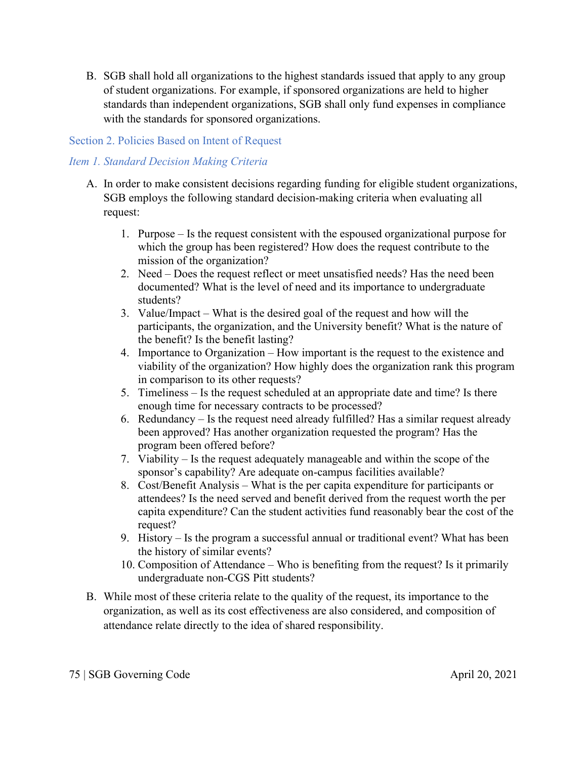B. SGB shall hold all organizations to the highest standards issued that apply to any group of student organizations. For example, if sponsored organizations are held to higher standards than independent organizations, SGB shall only fund expenses in compliance with the standards for sponsored organizations.

## Section 2. Policies Based on Intent of Request

### *Item 1. Standard Decision Making Criteria*

A. In order to make consistent decisions regarding funding for eligible student organizations, SGB employs the following standard decision-making criteria when evaluating all request:

   1. Purpose – Is the request consistent with the espoused organizational purpose for which the group has been registered? How does the request contribute to the mission of the organization?
   2. Need – Does the request reflect or meet unsatisfied needs? Has the need been documented? What is the level of need and its importance to undergraduate students?
   3. Value/Impact – What is the desired goal of the request and how will the participants, the organization, and the University benefit? What is the nature of the benefit? Is the benefit lasting?
   4. Importance to Organization – How important is the request to the existence and viability of the organization? How highly does the organization rank this program in comparison to its other requests?
   5. Timeliness – Is the request scheduled at an appropriate date and time? Is there enough time for necessary contracts to be processed?
   6. Redundancy – Is the request need already fulfilled? Has a similar request already been approved? Has another organization requested the program? Has the program been offered before?
   7. Viability – Is the request adequately manageable and within the scope of the sponsor's capability? Are adequate on-campus facilities available?
   8. Cost/Benefit Analysis – What is the per capita expenditure for participants or attendees? Is the need served and benefit derived from the request worth the per capita expenditure? Can the student activities fund reasonably bear the cost of the request?
   9. History – Is the program a successful annual or traditional event? What has been the history of similar events?
   10. Composition of Attendance – Who is benefiting from the request? Is it primarily undergraduate non-CGS Pitt students?

B. While most of these criteria relate to the quality of the request, its importance to the organization, as well as its cost effectiveness are also considered, and composition of attendance relate directly to the idea of shared responsibility.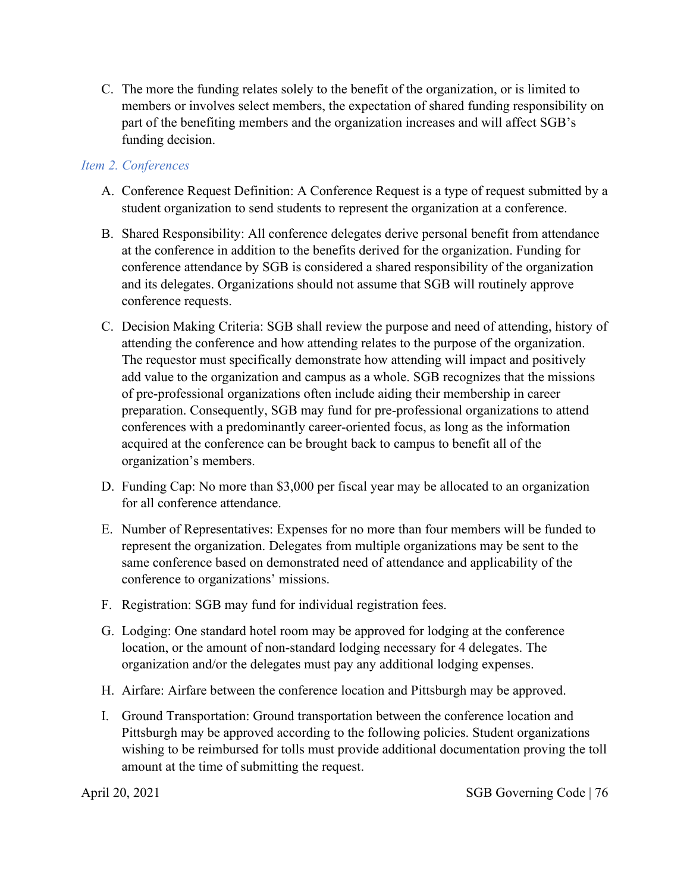C. The more the funding relates solely to the benefit of the organization, or is limited to members or involves select members, the expectation of shared funding responsibility on part of the benefiting members and the organization increases and will affect SGB's funding decision.

### *Item 2. Conferences*

A. Conference Request Definition: A Conference Request is a type of request submitted by a student organization to send students to represent the organization at a conference.

B. Shared Responsibility: All conference delegates derive personal benefit from attendance at the conference in addition to the benefits derived for the organization. Funding for conference attendance by SGB is considered a shared responsibility of the organization and its delegates. Organizations should not assume that SGB will routinely approve conference requests.

C. Decision Making Criteria: SGB shall review the purpose and need of attending, history of attending the conference and how attending relates to the purpose of the organization. The requestor must specifically demonstrate how attending will impact and positively add value to the organization and campus as a whole. SGB recognizes that the missions of pre-professional organizations often include aiding their membership in career preparation. Consequently, SGB may fund for pre-professional organizations to attend conferences with a predominantly career-oriented focus, as long as the information acquired at the conference can be brought back to campus to benefit all of the organization's members.

D. Funding Cap: No more than $3,000 per fiscal year may be allocated to an organization for all conference attendance.

E. Number of Representatives: Expenses for no more than four members will be funded to represent the organization. Delegates from multiple organizations may be sent to the same conference based on demonstrated need of attendance and applicability of the conference to organizations' missions.

F. Registration: SGB may fund for individual registration fees.

G. Lodging: One standard hotel room may be approved for lodging at the conference location, or the amount of non-standard lodging necessary for 4 delegates. The organization and/or the delegates must pay any additional lodging expenses.

H. Airfare: Airfare between the conference location and Pittsburgh may be approved.

I. Ground Transportation: Ground transportation between the conference location and Pittsburgh may be approved according to the following policies. Student organizations wishing to be reimbursed for tolls must provide additional documentation proving the toll amount at the time of submitting the request.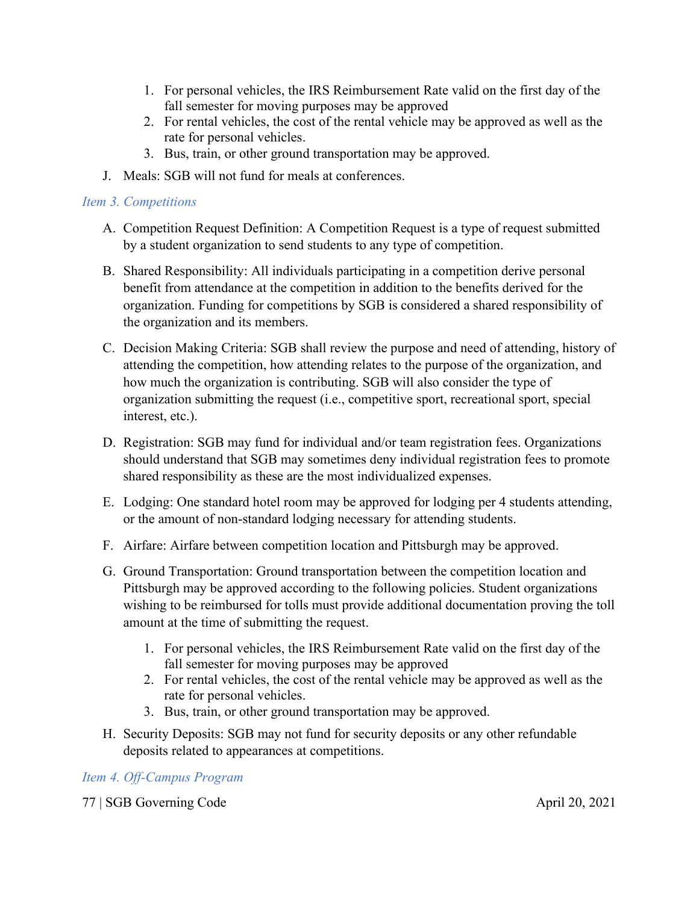1. For personal vehicles, the IRS Reimbursement Rate valid on the first day of the fall semester for moving purposes may be approved
2. For rental vehicles, the cost of the rental vehicle may be approved as well as the rate for personal vehicles.
3. Bus, train, or other ground transportation may be approved.

J. Meals: SGB will not fund for meals at conferences.

### *Item 3. Competitions*

A. Competition Request Definition: A Competition Request is a type of request submitted by a student organization to send students to any type of competition.

B. Shared Responsibility: All individuals participating in a competition derive personal benefit from attendance at the competition in addition to the benefits derived for the organization. Funding for competitions by SGB is considered a shared responsibility of the organization and its members.

C. Decision Making Criteria: SGB shall review the purpose and need of attending, history of attending the competition, how attending relates to the purpose of the organization, and how much the organization is contributing. SGB will also consider the type of organization submitting the request (i.e., competitive sport, recreational sport, special interest, etc.).

D. Registration: SGB may fund for individual and/or team registration fees. Organizations should understand that SGB may sometimes deny individual registration fees to promote shared responsibility as these are the most individualized expenses.

E. Lodging: One standard hotel room may be approved for lodging per 4 students attending, or the amount of non-standard lodging necessary for attending students.

F. Airfare: Airfare between competition location and Pittsburgh may be approved.

G. Ground Transportation: Ground transportation between the competition location and Pittsburgh may be approved according to the following policies. Student organizations wishing to be reimbursed for tolls must provide additional documentation proving the toll amount at the time of submitting the request.

   1. For personal vehicles, the IRS Reimbursement Rate valid on the first day of the fall semester for moving purposes may be approved
   2. For rental vehicles, the cost of the rental vehicle may be approved as well as the rate for personal vehicles.
   3. Bus, train, or other ground transportation may be approved.

H. Security Deposits: SGB may not fund for security deposits or any other refundable deposits related to appearances at competitions.

### *Item 4. Off-Campus Program*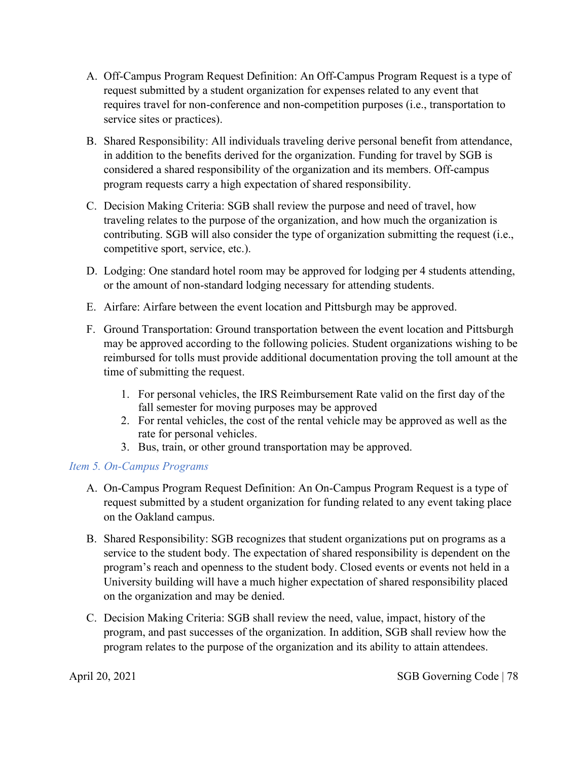A. Off-Campus Program Request Definition: An Off-Campus Program Request is a type of request submitted by a student organization for expenses related to any event that requires travel for non-conference and non-competition purposes (i.e., transportation to service sites or practices).

B. Shared Responsibility: All individuals traveling derive personal benefit from attendance, in addition to the benefits derived for the organization. Funding for travel by SGB is considered a shared responsibility of the organization and its members. Off-campus program requests carry a high expectation of shared responsibility.

C. Decision Making Criteria: SGB shall review the purpose and need of travel, how traveling relates to the purpose of the organization, and how much the organization is contributing. SGB will also consider the type of organization submitting the request (i.e., competitive sport, service, etc.).

D. Lodging: One standard hotel room may be approved for lodging per 4 students attending, or the amount of non-standard lodging necessary for attending students.

E. Airfare: Airfare between the event location and Pittsburgh may be approved.

F. Ground Transportation: Ground transportation between the event location and Pittsburgh may be approved according to the following policies. Student organizations wishing to be reimbursed for tolls must provide additional documentation proving the toll amount at the time of submitting the request.

   1. For personal vehicles, the IRS Reimbursement Rate valid on the first day of the fall semester for moving purposes may be approved
   2. For rental vehicles, the cost of the rental vehicle may be approved as well as the rate for personal vehicles.
   3. Bus, train, or other ground transportation may be approved.

### *Item 5. On-Campus Programs*

A. On-Campus Program Request Definition: An On-Campus Program Request is a type of request submitted by a student organization for funding related to any event taking place on the Oakland campus.

B. Shared Responsibility: SGB recognizes that student organizations put on programs as a service to the student body. The expectation of shared responsibility is dependent on the program's reach and openness to the student body. Closed events or events not held in a University building will have a much higher expectation of shared responsibility placed on the organization and may be denied.

C. Decision Making Criteria: SGB shall review the need, value, impact, history of the program, and past successes of the organization. In addition, SGB shall review how the program relates to the purpose of the organization and its ability to attain attendees.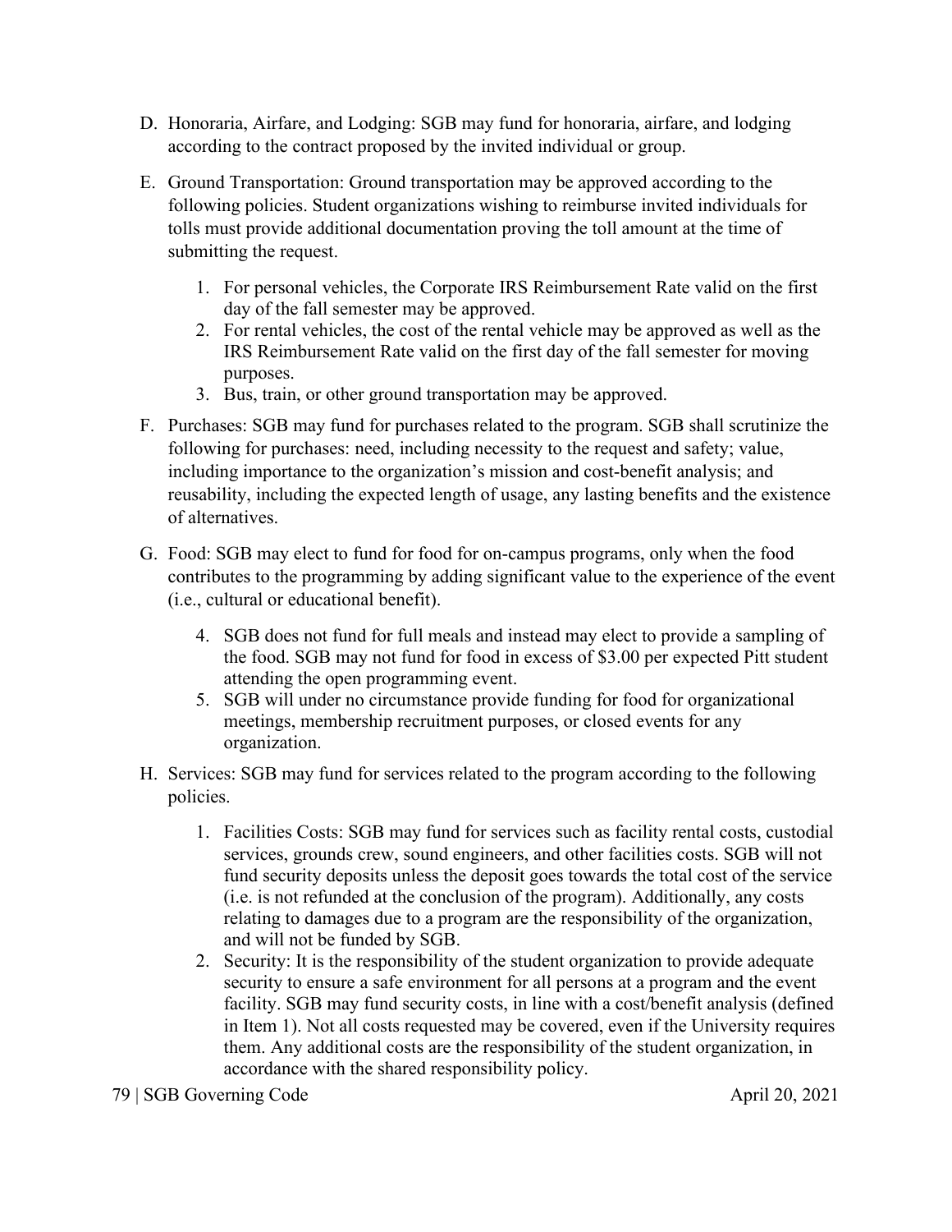D. Honoraria, Airfare, and Lodging: SGB may fund for honoraria, airfare, and lodging according to the contract proposed by the invited individual or group.

E. Ground Transportation: Ground transportation may be approved according to the following policies. Student organizations wishing to reimburse invited individuals for tolls must provide additional documentation proving the toll amount at the time of submitting the request.

    1. For personal vehicles, the Corporate IRS Reimbursement Rate valid on the first day of the fall semester may be approved.
    2. For rental vehicles, the cost of the rental vehicle may be approved as well as the IRS Reimbursement Rate valid on the first day of the fall semester for moving purposes.
    3. Bus, train, or other ground transportation may be approved.

F. Purchases: SGB may fund for purchases related to the program. SGB shall scrutinize the following for purchases: need, including necessity to the request and safety; value, including importance to the organization's mission and cost-benefit analysis; and reusability, including the expected length of usage, any lasting benefits and the existence of alternatives.

G. Food: SGB may elect to fund for food for on-campus programs, only when the food contributes to the programming by adding significant value to the experience of the event (i.e., cultural or educational benefit).

    4. SGB does not fund for full meals and instead may elect to provide a sampling of the food. SGB may not fund for food in excess of $3.00 per expected Pitt student attending the open programming event.
    5. SGB will under no circumstance provide funding for food for organizational meetings, membership recruitment purposes, or closed events for any organization.

H. Services: SGB may fund for services related to the program according to the following policies.

    1. Facilities Costs: SGB may fund for services such as facility rental costs, custodial services, grounds crew, sound engineers, and other facilities costs. SGB will not fund security deposits unless the deposit goes towards the total cost of the service (i.e. is not refunded at the conclusion of the program). Additionally, any costs relating to damages due to a program are the responsibility of the organization, and will not be funded by SGB.
    2. Security: It is the responsibility of the student organization to provide adequate security to ensure a safe environment for all persons at a program and the event facility. SGB may fund security costs, in line with a cost/benefit analysis (defined in Item 1). Not all costs requested may be covered, even if the University requires them. Any additional costs are the responsibility of the student organization, in accordance with the shared responsibility policy.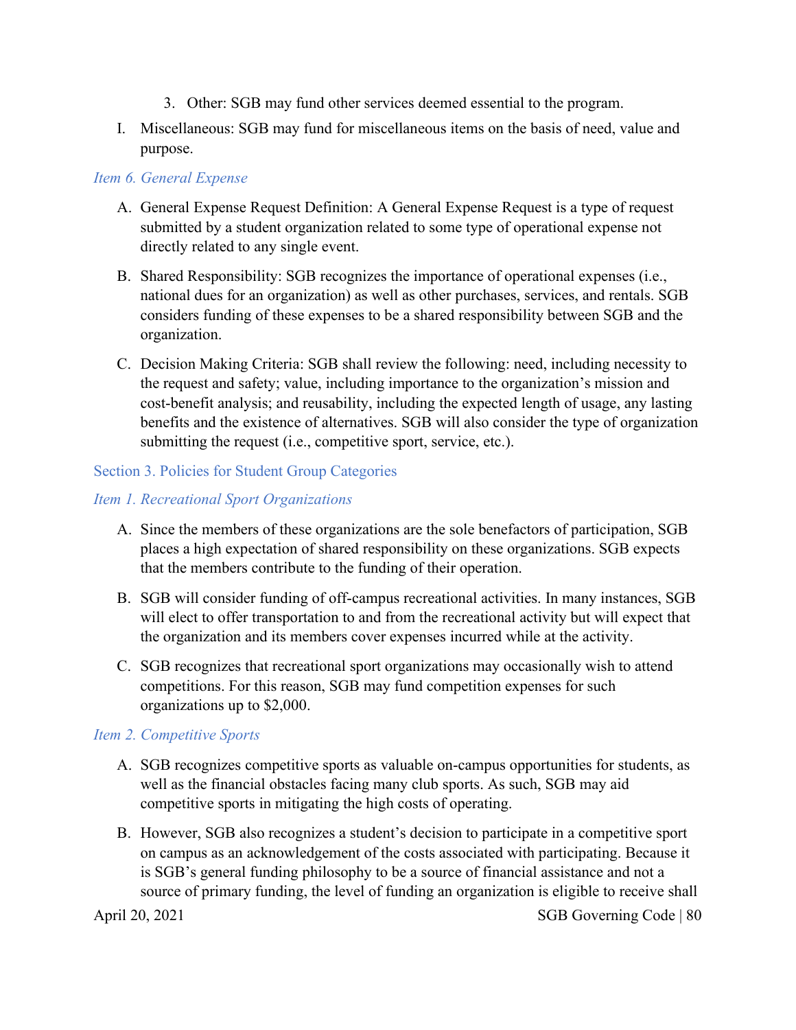3. Other: SGB may fund other services deemed essential to the program.

I. Miscellaneous: SGB may fund for miscellaneous items on the basis of need, value and purpose.

#### *Item 6. General Expense*

A. General Expense Request Definition: A General Expense Request is a type of request submitted by a student organization related to some type of operational expense not directly related to any single event.

B. Shared Responsibility: SGB recognizes the importance of operational expenses (i.e., national dues for an organization) as well as other purchases, services, and rentals. SGB considers funding of these expenses to be a shared responsibility between SGB and the organization.

C. Decision Making Criteria: SGB shall review the following: need, including necessity to the request and safety; value, including importance to the organization's mission and cost-benefit analysis; and reusability, including the expected length of usage, any lasting benefits and the existence of alternatives. SGB will also consider the type of organization submitting the request (i.e., competitive sport, service, etc.).

### Section 3. Policies for Student Group Categories

#### *Item 1. Recreational Sport Organizations*

A. Since the members of these organizations are the sole benefactors of participation, SGB places a high expectation of shared responsibility on these organizations. SGB expects that the members contribute to the funding of their operation.

B. SGB will consider funding of off-campus recreational activities. In many instances, SGB will elect to offer transportation to and from the recreational activity but will expect that the organization and its members cover expenses incurred while at the activity.

C. SGB recognizes that recreational sport organizations may occasionally wish to attend competitions. For this reason, SGB may fund competition expenses for such organizations up to $2,000.

#### *Item 2. Competitive Sports*

A. SGB recognizes competitive sports as valuable on-campus opportunities for students, as well as the financial obstacles facing many club sports. As such, SGB may aid competitive sports in mitigating the high costs of operating.

B. However, SGB also recognizes a student's decision to participate in a competitive sport on campus as an acknowledgement of the costs associated with participating. Because it is SGB's general funding philosophy to be a source of financial assistance and not a source of primary funding, the level of funding an organization is eligible to receive shall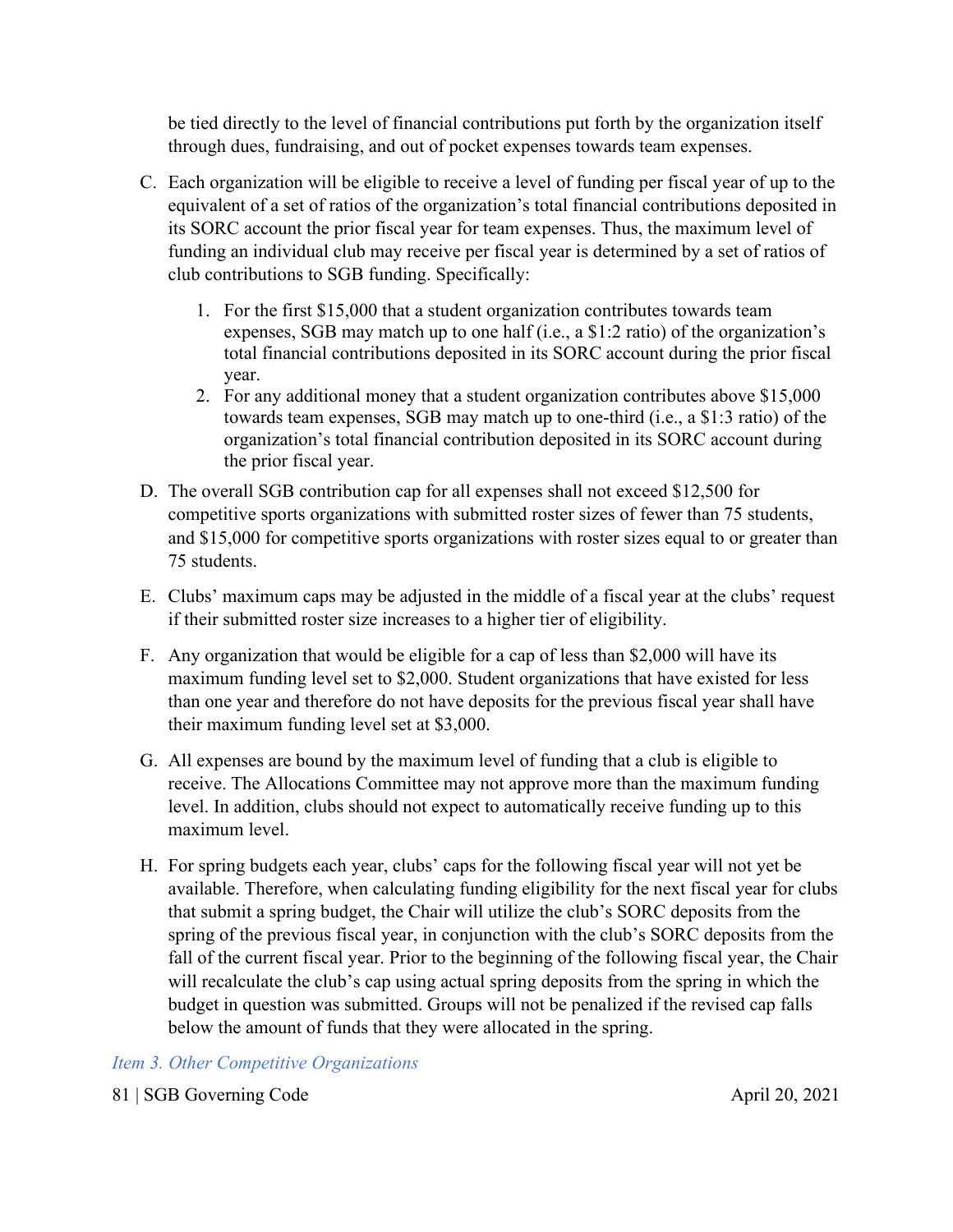be tied directly to the level of financial contributions put forth by the organization itself through dues, fundraising, and out of pocket expenses towards team expenses.

C. Each organization will be eligible to receive a level of funding per fiscal year of up to the equivalent of a set of ratios of the organization's total financial contributions deposited in its SORC account the prior fiscal year for team expenses. Thus, the maximum level of funding an individual club may receive per fiscal year is determined by a set of ratios of club contributions to SGB funding. Specifically:

   1. For the first $15,000 that a student organization contributes towards team expenses, SGB may match up to one half (i.e., a $1:2 ratio) of the organization's total financial contributions deposited in its SORC account during the prior fiscal year.
   2. For any additional money that a student organization contributes above $15,000 towards team expenses, SGB may match up to one-third (i.e., a $1:3 ratio) of the organization's total financial contribution deposited in its SORC account during the prior fiscal year.

D. The overall SGB contribution cap for all expenses shall not exceed $12,500 for competitive sports organizations with submitted roster sizes of fewer than 75 students, and $15,000 for competitive sports organizations with roster sizes equal to or greater than 75 students.

E. Clubs' maximum caps may be adjusted in the middle of a fiscal year at the clubs' request if their submitted roster size increases to a higher tier of eligibility.

F. Any organization that would be eligible for a cap of less than $2,000 will have its maximum funding level set to $2,000. Student organizations that have existed for less than one year and therefore do not have deposits for the previous fiscal year shall have their maximum funding level set at $3,000.

G. All expenses are bound by the maximum level of funding that a club is eligible to receive. The Allocations Committee may not approve more than the maximum funding level. In addition, clubs should not expect to automatically receive funding up to this maximum level.

H. For spring budgets each year, clubs' caps for the following fiscal year will not yet be available. Therefore, when calculating funding eligibility for the next fiscal year for clubs that submit a spring budget, the Chair will utilize the club's SORC deposits from the spring of the previous fiscal year, in conjunction with the club's SORC deposits from the fall of the current fiscal year. Prior to the beginning of the following fiscal year, the Chair will recalculate the club's cap using actual spring deposits from the spring in which the budget in question was submitted. Groups will not be penalized if the revised cap falls below the amount of funds that they were allocated in the spring.

*Item 3. Other Competitive Organizations*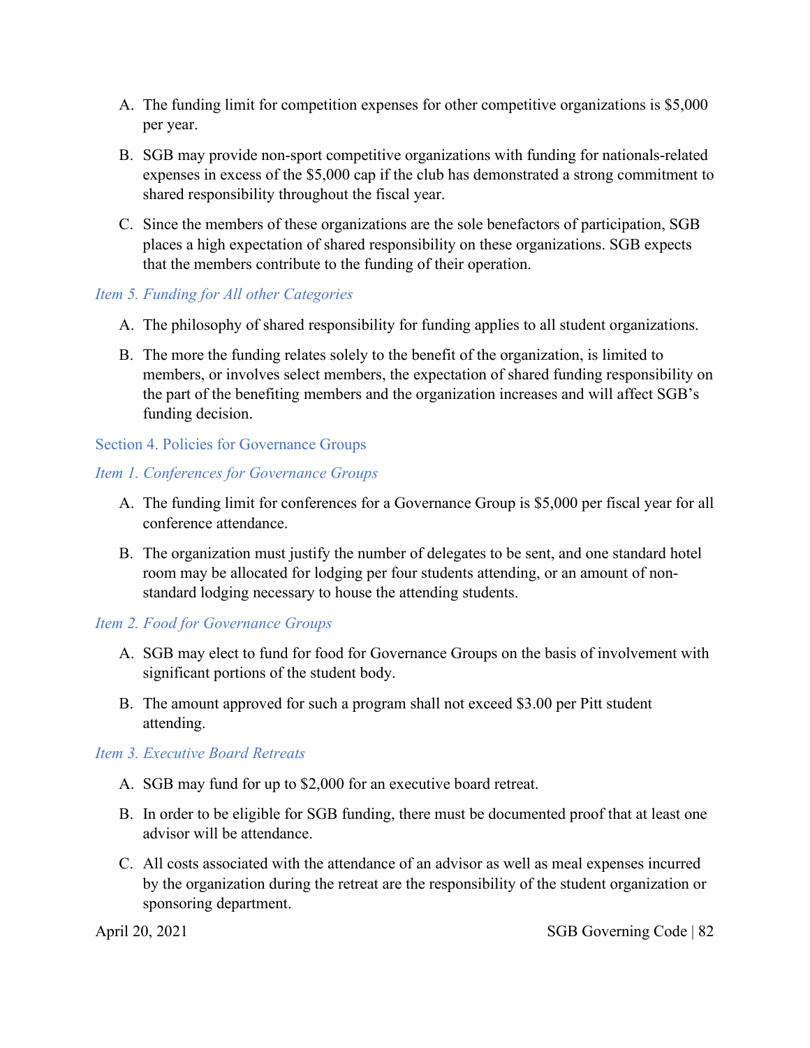A. The funding limit for competition expenses for other competitive organizations is $5,000 per year.

B. SGB may provide non-sport competitive organizations with funding for nationals-related expenses in excess of the $5,000 cap if the club has demonstrated a strong commitment to shared responsibility throughout the fiscal year.

C. Since the members of these organizations are the sole benefactors of participation, SGB places a high expectation of shared responsibility on these organizations. SGB expects that the members contribute to the funding of their operation.

#### *Item 5. Funding for All other Categories*

A. The philosophy of shared responsibility for funding applies to all student organizations.

B. The more the funding relates solely to the benefit of the organization, is limited to members, or involves select members, the expectation of shared funding responsibility on the part of the benefiting members and the organization increases and will affect SGB's funding decision.

### Section 4. Policies for Governance Groups

#### *Item 1. Conferences for Governance Groups*

A. The funding limit for conferences for a Governance Group is $5,000 per fiscal year for all conference attendance.

B. The organization must justify the number of delegates to be sent, and one standard hotel room may be allocated for lodging per four students attending, or an amount of non-standard lodging necessary to house the attending students.

#### *Item 2. Food for Governance Groups*

A. SGB may elect to fund for food for Governance Groups on the basis of involvement with significant portions of the student body.

B. The amount approved for such a program shall not exceed $3.00 per Pitt student attending.

#### *Item 3. Executive Board Retreats*

A. SGB may fund for up to $2,000 for an executive board retreat.

B. In order to be eligible for SGB funding, there must be documented proof that at least one advisor will be attendance.

C. All costs associated with the attendance of an advisor as well as meal expenses incurred by the organization during the retreat are the responsibility of the student organization or sponsoring department.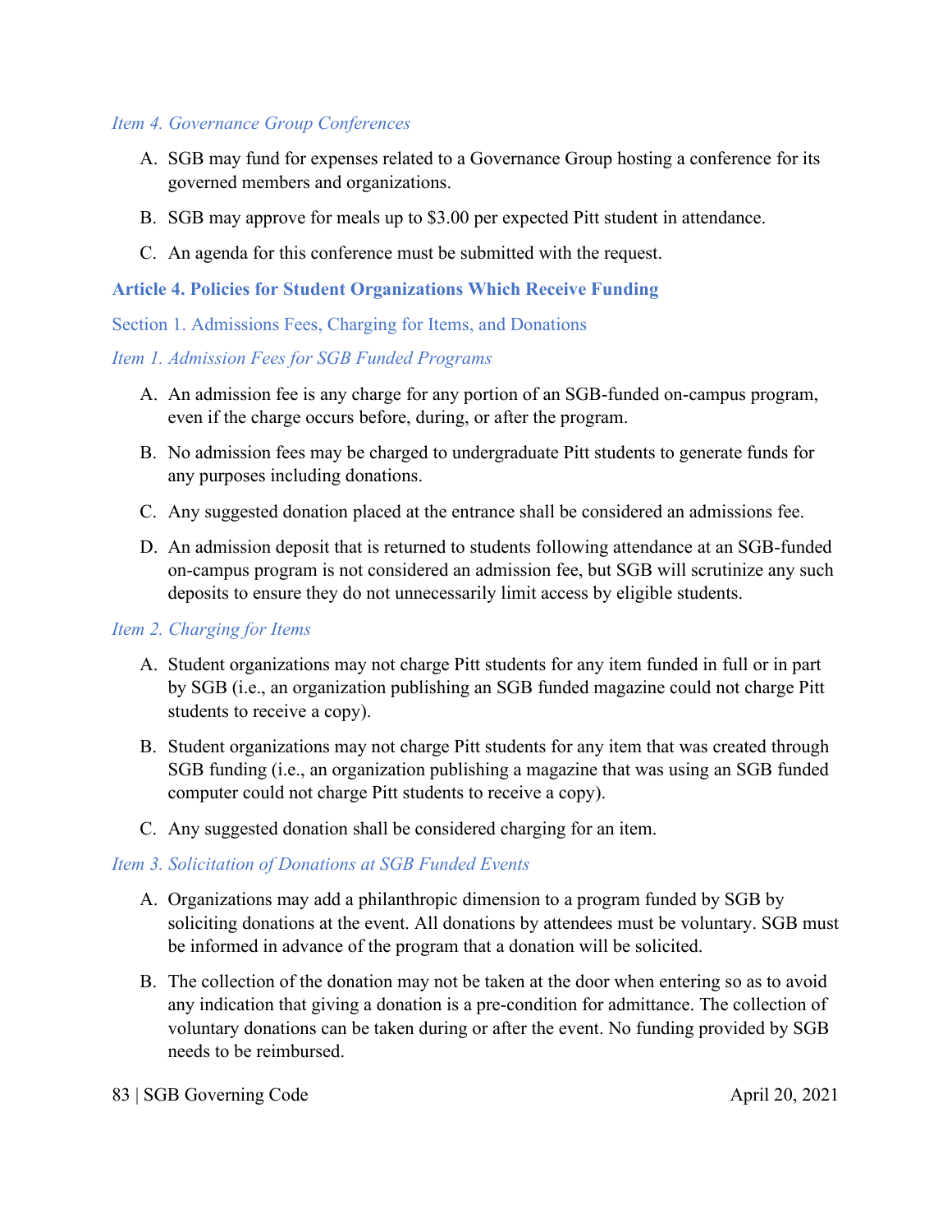#### *Item 4. Governance Group Conferences*

A. SGB may fund for expenses related to a Governance Group hosting a conference for its governed members and organizations.

B. SGB may approve for meals up to $3.00 per expected Pitt student in attendance.

C. An agenda for this conference must be submitted with the request.

## **Article 4. Policies for Student Organizations Which Receive Funding**

### Section 1. Admissions Fees, Charging for Items, and Donations

#### *Item 1. Admission Fees for SGB Funded Programs*

A. An admission fee is any charge for any portion of an SGB-funded on-campus program, even if the charge occurs before, during, or after the program.

B. No admission fees may be charged to undergraduate Pitt students to generate funds for any purposes including donations.

C. Any suggested donation placed at the entrance shall be considered an admissions fee.

D. An admission deposit that is returned to students following attendance at an SGB-funded on-campus program is not considered an admission fee, but SGB will scrutinize any such deposits to ensure they do not unnecessarily limit access by eligible students.

#### *Item 2. Charging for Items*

A. Student organizations may not charge Pitt students for any item funded in full or in part by SGB (i.e., an organization publishing an SGB funded magazine could not charge Pitt students to receive a copy).

B. Student organizations may not charge Pitt students for any item that was created through SGB funding (i.e., an organization publishing a magazine that was using an SGB funded computer could not charge Pitt students to receive a copy).

C. Any suggested donation shall be considered charging for an item.

#### *Item 3. Solicitation of Donations at SGB Funded Events*

A. Organizations may add a philanthropic dimension to a program funded by SGB by soliciting donations at the event. All donations by attendees must be voluntary. SGB must be informed in advance of the program that a donation will be solicited.

B. The collection of the donation may not be taken at the door when entering so as to avoid any indication that giving a donation is a pre-condition for admittance. The collection of voluntary donations can be taken during or after the event. No funding provided by SGB needs to be reimbursed.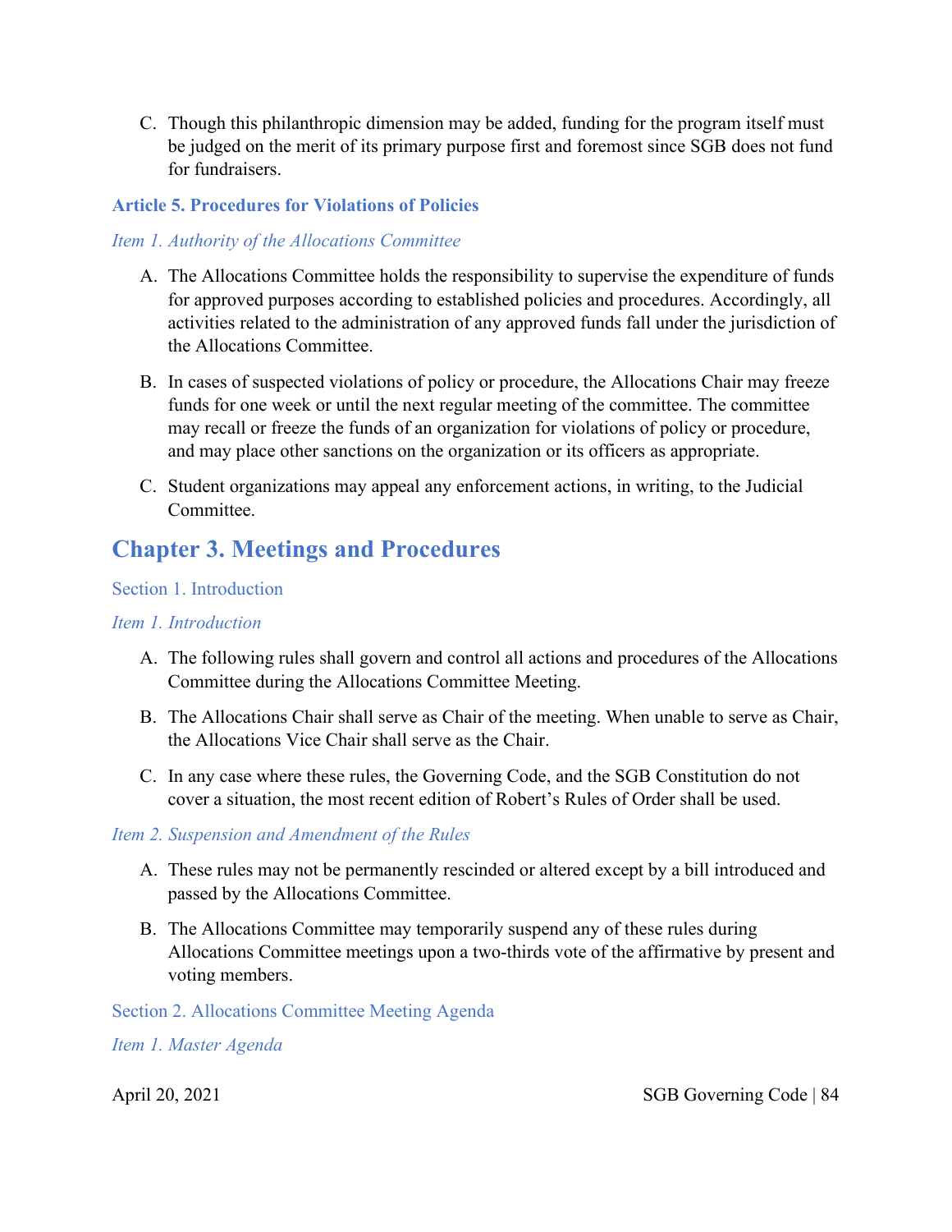C. Though this philanthropic dimension may be added, funding for the program itself must be judged on the merit of its primary purpose first and foremost since SGB does not fund for fundraisers.

### Article 5. Procedures for Violations of Policies

#### *Item 1. Authority of the Allocations Committee*

A. The Allocations Committee holds the responsibility to supervise the expenditure of funds for approved purposes according to established policies and procedures. Accordingly, all activities related to the administration of any approved funds fall under the jurisdiction of the Allocations Committee.

B. In cases of suspected violations of policy or procedure, the Allocations Chair may freeze funds for one week or until the next regular meeting of the committee. The committee may recall or freeze the funds of an organization for violations of policy or procedure, and may place other sanctions on the organization or its officers as appropriate.

C. Student organizations may appeal any enforcement actions, in writing, to the Judicial Committee.

# Chapter 3. Meetings and Procedures

## Section 1. Introduction

#### *Item 1. Introduction*

A. The following rules shall govern and control all actions and procedures of the Allocations Committee during the Allocations Committee Meeting.

B. The Allocations Chair shall serve as Chair of the meeting. When unable to serve as Chair, the Allocations Vice Chair shall serve as the Chair.

C. In any case where these rules, the Governing Code, and the SGB Constitution do not cover a situation, the most recent edition of Robert's Rules of Order shall be used.

#### *Item 2. Suspension and Amendment of the Rules*

A. These rules may not be permanently rescinded or altered except by a bill introduced and passed by the Allocations Committee.

B. The Allocations Committee may temporarily suspend any of these rules during Allocations Committee meetings upon a two-thirds vote of the affirmative by present and voting members.

## Section 2. Allocations Committee Meeting Agenda

#### *Item 1. Master Agenda*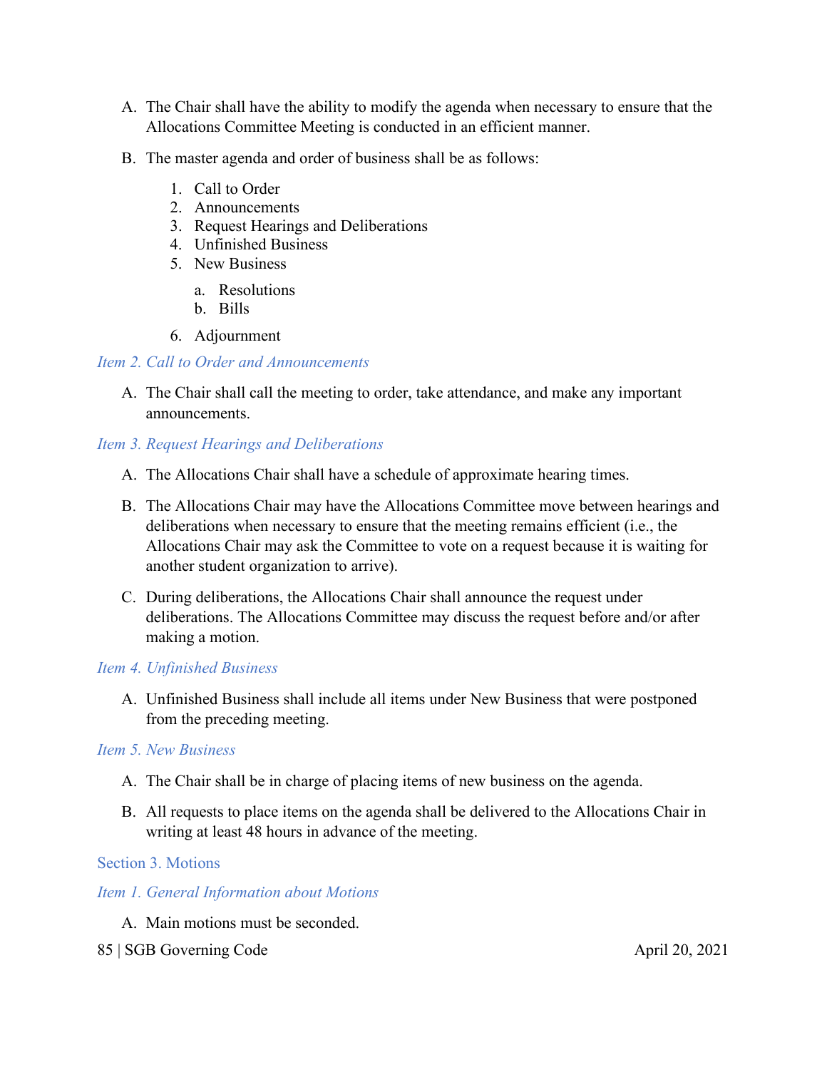A. The Chair shall have the ability to modify the agenda when necessary to ensure that the Allocations Committee Meeting is conducted in an efficient manner.

B. The master agenda and order of business shall be as follows:

   1. Call to Order
   2. Announcements
   3. Request Hearings and Deliberations
   4. Unfinished Business
   5. New Business
      a. Resolutions
      b. Bills
   6. Adjournment

#### *Item 2. Call to Order and Announcements*

A. The Chair shall call the meeting to order, take attendance, and make any important announcements.

#### *Item 3. Request Hearings and Deliberations*

A. The Allocations Chair shall have a schedule of approximate hearing times.

B. The Allocations Chair may have the Allocations Committee move between hearings and deliberations when necessary to ensure that the meeting remains efficient (i.e., the Allocations Chair may ask the Committee to vote on a request because it is waiting for another student organization to arrive).

C. During deliberations, the Allocations Chair shall announce the request under deliberations. The Allocations Committee may discuss the request before and/or after making a motion.

#### *Item 4. Unfinished Business*

A. Unfinished Business shall include all items under New Business that were postponed from the preceding meeting.

#### *Item 5. New Business*

A. The Chair shall be in charge of placing items of new business on the agenda.

B. All requests to place items on the agenda shall be delivered to the Allocations Chair in writing at least 48 hours in advance of the meeting.

### Section 3. Motions

#### *Item 1. General Information about Motions*

A. Main motions must be seconded.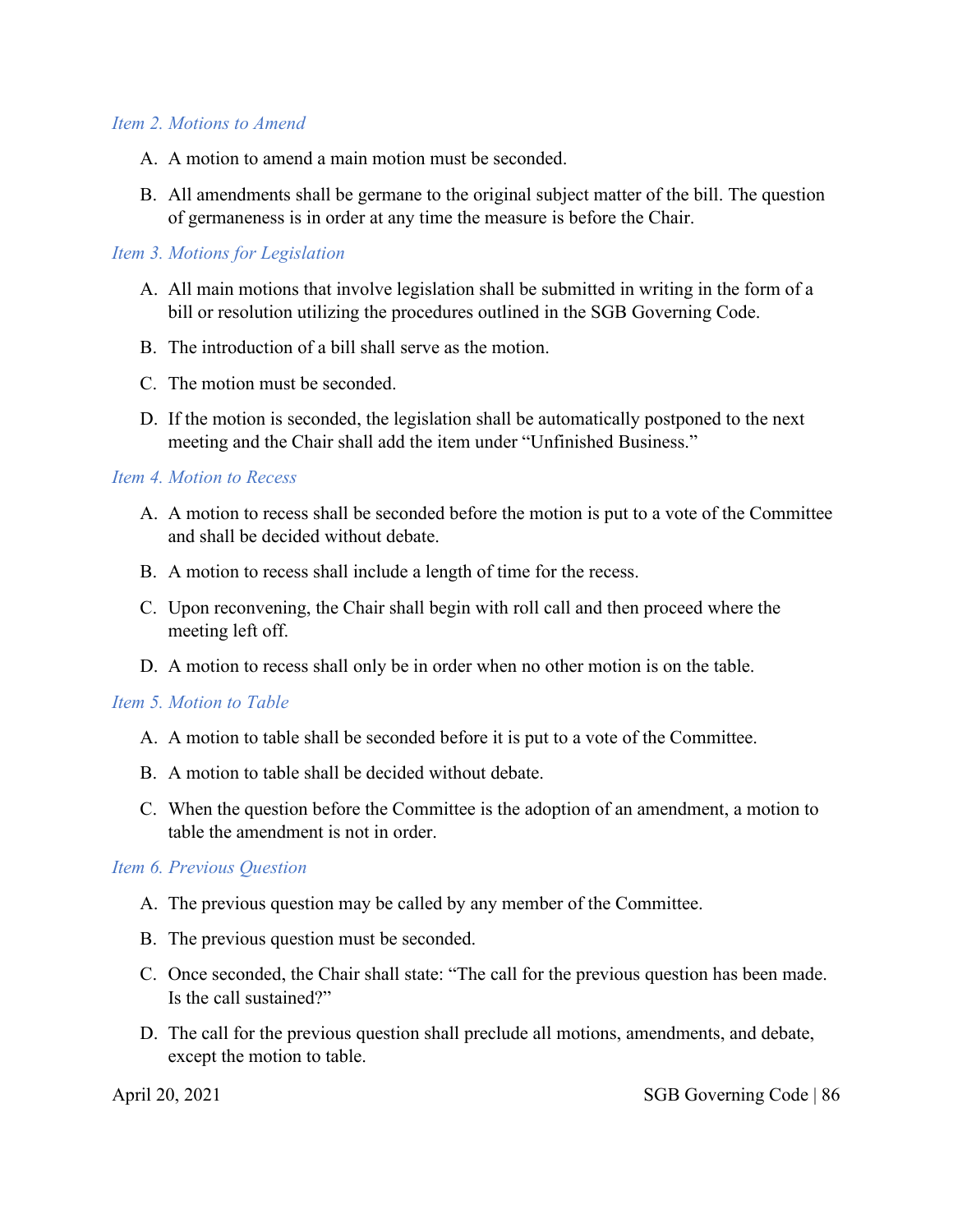*Item 2. Motions to Amend*

A. A motion to amend a main motion must be seconded.

B. All amendments shall be germane to the original subject matter of the bill. The question of germaneness is in order at any time the measure is before the Chair.

*Item 3. Motions for Legislation*

A. All main motions that involve legislation shall be submitted in writing in the form of a bill or resolution utilizing the procedures outlined in the SGB Governing Code.

B. The introduction of a bill shall serve as the motion.

C. The motion must be seconded.

D. If the motion is seconded, the legislation shall be automatically postponed to the next meeting and the Chair shall add the item under "Unfinished Business."

*Item 4. Motion to Recess*

A. A motion to recess shall be seconded before the motion is put to a vote of the Committee and shall be decided without debate.

B. A motion to recess shall include a length of time for the recess.

C. Upon reconvening, the Chair shall begin with roll call and then proceed where the meeting left off.

D. A motion to recess shall only be in order when no other motion is on the table.

*Item 5. Motion to Table*

A. A motion to table shall be seconded before it is put to a vote of the Committee.

B. A motion to table shall be decided without debate.

C. When the question before the Committee is the adoption of an amendment, a motion to table the amendment is not in order.

*Item 6. Previous Question*

A. The previous question may be called by any member of the Committee.

B. The previous question must be seconded.

C. Once seconded, the Chair shall state: "The call for the previous question has been made. Is the call sustained?"

D. The call for the previous question shall preclude all motions, amendments, and debate, except the motion to table.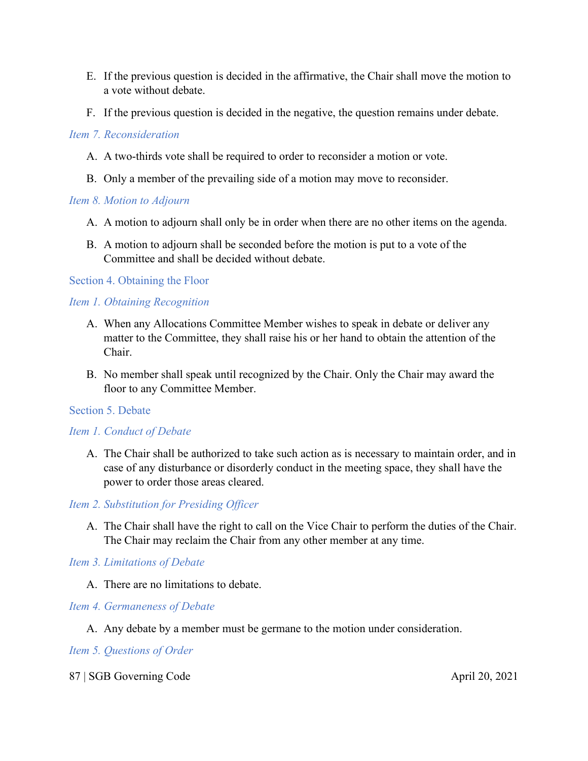E. If the previous question is decided in the affirmative, the Chair shall move the motion to a vote without debate.

F. If the previous question is decided in the negative, the question remains under debate.

*Item 7. Reconsideration*

A. A two-thirds vote shall be required to order to reconsider a motion or vote.

B. Only a member of the prevailing side of a motion may move to reconsider.

*Item 8. Motion to Adjourn*

A. A motion to adjourn shall only be in order when there are no other items on the agenda.

B. A motion to adjourn shall be seconded before the motion is put to a vote of the Committee and shall be decided without debate.

### Section 4. Obtaining the Floor

*Item 1. Obtaining Recognition*

A. When any Allocations Committee Member wishes to speak in debate or deliver any matter to the Committee, they shall raise his or her hand to obtain the attention of the Chair.

B. No member shall speak until recognized by the Chair. Only the Chair may award the floor to any Committee Member.

### Section 5. Debate

*Item 1. Conduct of Debate*

A. The Chair shall be authorized to take such action as is necessary to maintain order, and in case of any disturbance or disorderly conduct in the meeting space, they shall have the power to order those areas cleared.

*Item 2. Substitution for Presiding Officer*

A. The Chair shall have the right to call on the Vice Chair to perform the duties of the Chair. The Chair may reclaim the Chair from any other member at any time.

*Item 3. Limitations of Debate*

A. There are no limitations to debate.

*Item 4. Germaneness of Debate*

A. Any debate by a member must be germane to the motion under consideration.

*Item 5. Questions of Order*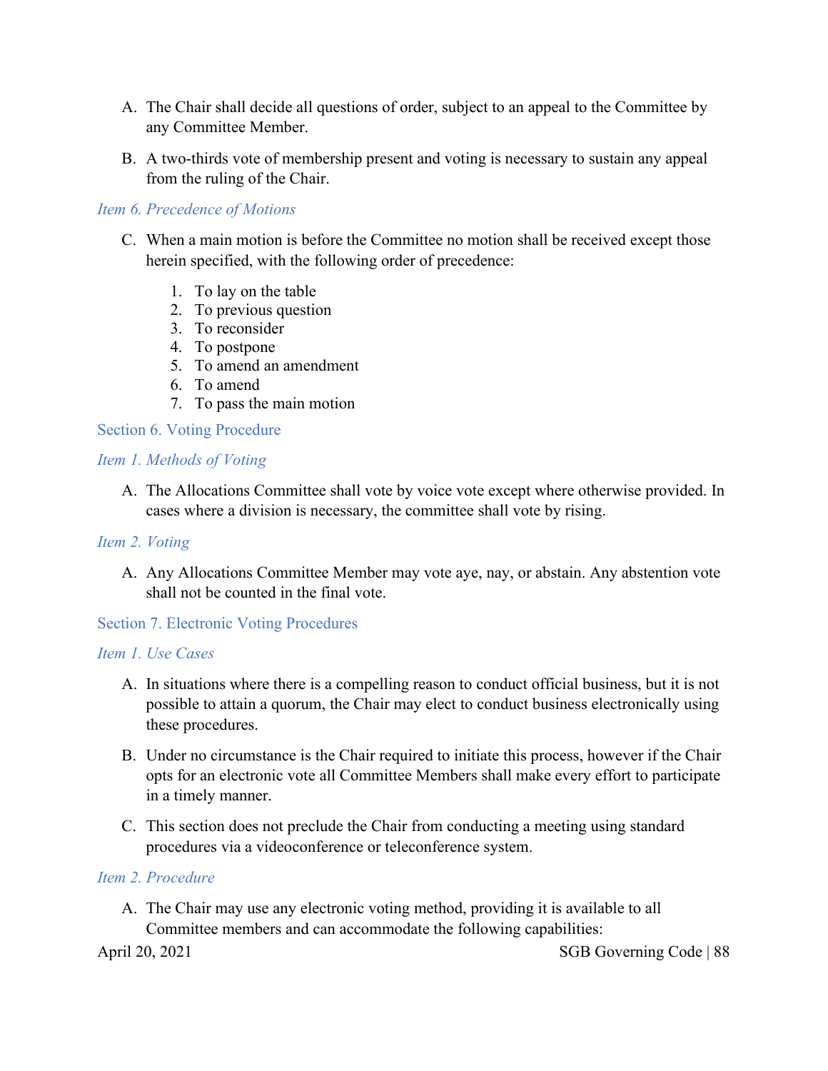A. The Chair shall decide all questions of order, subject to an appeal to the Committee by any Committee Member.

B. A two-thirds vote of membership present and voting is necessary to sustain any appeal from the ruling of the Chair.

#### *Item 6. Precedence of Motions*

C. When a main motion is before the Committee no motion shall be received except those herein specified, with the following order of precedence:

1. To lay on the table
2. To previous question
3. To reconsider
4. To postpone
5. To amend an amendment
6. To amend
7. To pass the main motion

### Section 6. Voting Procedure

#### *Item 1. Methods of Voting*

A. The Allocations Committee shall vote by voice vote except where otherwise provided. In cases where a division is necessary, the committee shall vote by rising.

#### *Item 2. Voting*

A. Any Allocations Committee Member may vote aye, nay, or abstain. Any abstention vote shall not be counted in the final vote.

### Section 7. Electronic Voting Procedures

#### *Item 1. Use Cases*

A. In situations where there is a compelling reason to conduct official business, but it is not possible to attain a quorum, the Chair may elect to conduct business electronically using these procedures.

B. Under no circumstance is the Chair required to initiate this process, however if the Chair opts for an electronic vote all Committee Members shall make every effort to participate in a timely manner.

C. This section does not preclude the Chair from conducting a meeting using standard procedures via a videoconference or teleconference system.

#### *Item 2. Procedure*

A. The Chair may use any electronic voting method, providing it is available to all Committee members and can accommodate the following capabilities: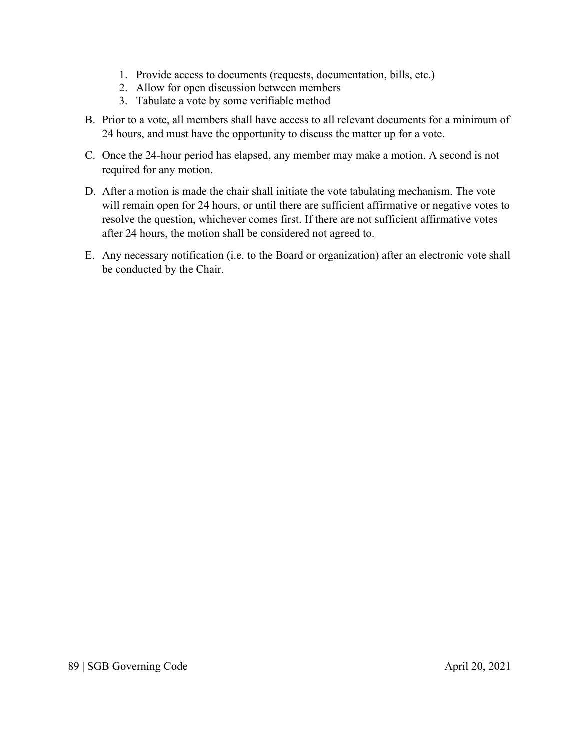1. Provide access to documents (requests, documentation, bills, etc.)
2. Allow for open discussion between members
3. Tabulate a vote by some verifiable method

B. Prior to a vote, all members shall have access to all relevant documents for a minimum of 24 hours, and must have the opportunity to discuss the matter up for a vote.

C. Once the 24-hour period has elapsed, any member may make a motion. A second is not required for any motion.

D. After a motion is made the chair shall initiate the vote tabulating mechanism. The vote will remain open for 24 hours, or until there are sufficient affirmative or negative votes to resolve the question, whichever comes first. If there are not sufficient affirmative votes after 24 hours, the motion shall be considered not agreed to.

E. Any necessary notification (i.e. to the Board or organization) after an electronic vote shall be conducted by the Chair.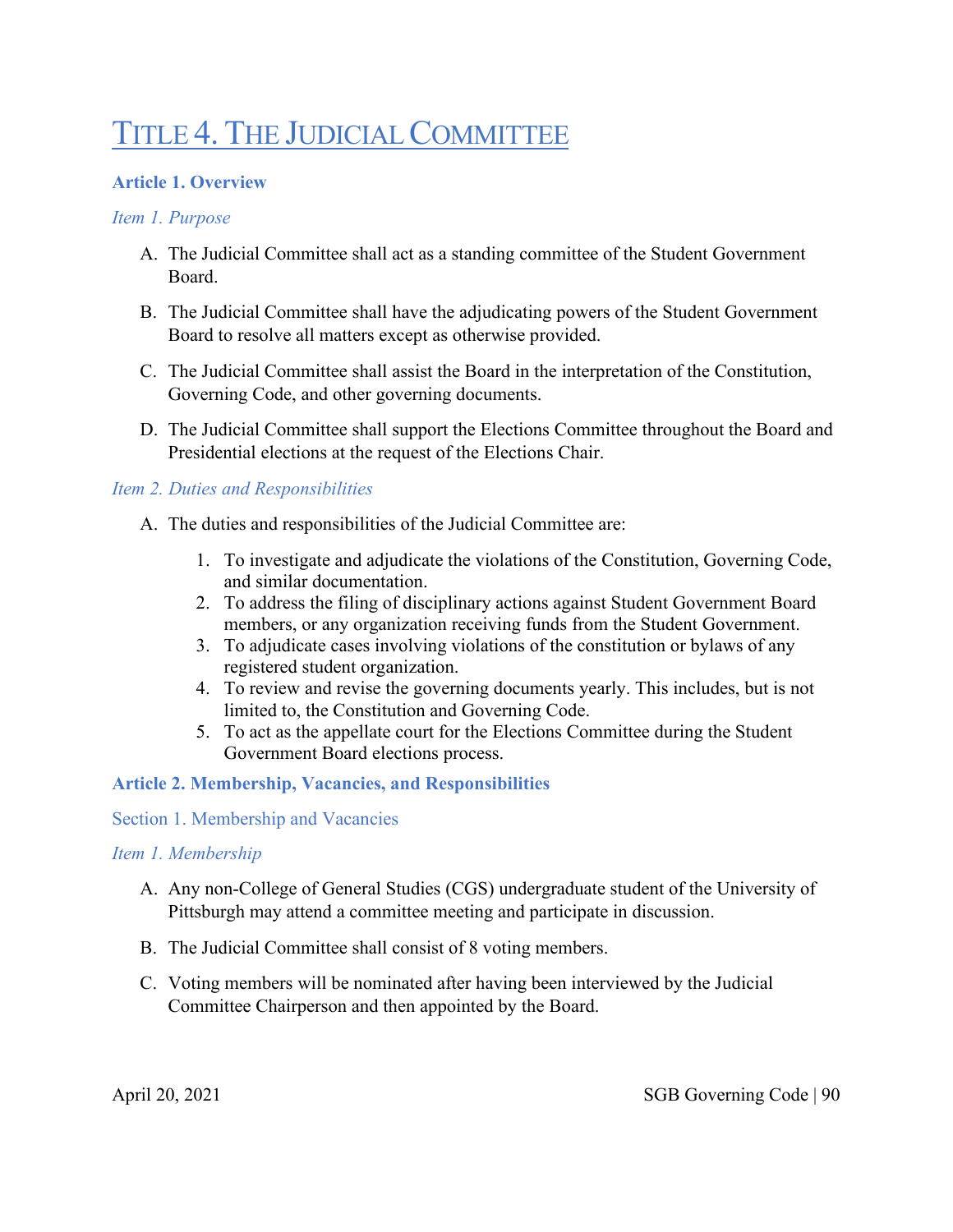# Title 4. The Judicial Committee

## Article 1. Overview

### *Item 1. Purpose*

A. The Judicial Committee shall act as a standing committee of the Student Government Board.

B. The Judicial Committee shall have the adjudicating powers of the Student Government Board to resolve all matters except as otherwise provided.

C. The Judicial Committee shall assist the Board in the interpretation of the Constitution, Governing Code, and other governing documents.

D. The Judicial Committee shall support the Elections Committee throughout the Board and Presidential elections at the request of the Elections Chair.

### *Item 2. Duties and Responsibilities*

A. The duties and responsibilities of the Judicial Committee are:

1. To investigate and adjudicate the violations of the Constitution, Governing Code, and similar documentation.
2. To address the filing of disciplinary actions against Student Government Board members, or any organization receiving funds from the Student Government.
3. To adjudicate cases involving violations of the constitution or bylaws of any registered student organization.
4. To review and revise the governing documents yearly. This includes, but is not limited to, the Constitution and Governing Code.
5. To act as the appellate court for the Elections Committee during the Student Government Board elections process.

## Article 2. Membership, Vacancies, and Responsibilities

### Section 1. Membership and Vacancies

### *Item 1. Membership*

A. Any non-College of General Studies (CGS) undergraduate student of the University of Pittsburgh may attend a committee meeting and participate in discussion.

B. The Judicial Committee shall consist of 8 voting members.

C. Voting members will be nominated after having been interviewed by the Judicial Committee Chairperson and then appointed by the Board.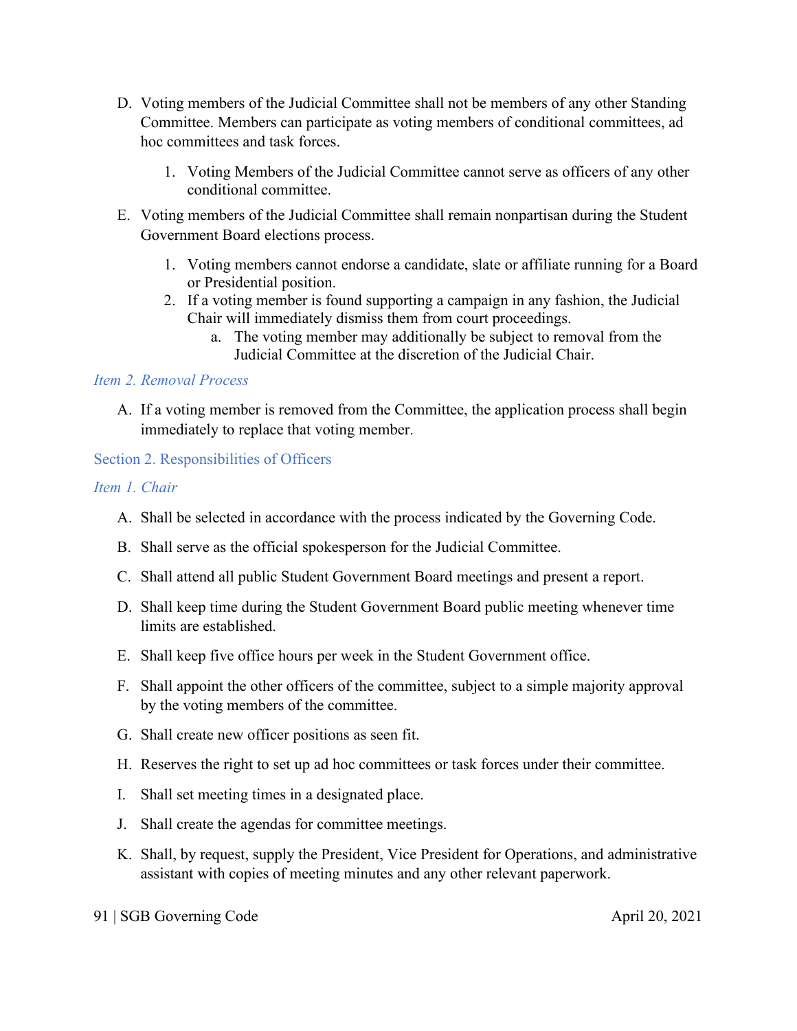D. Voting members of the Judicial Committee shall not be members of any other Standing Committee. Members can participate as voting members of conditional committees, ad hoc committees and task forces.

   1. Voting Members of the Judicial Committee cannot serve as officers of any other conditional committee.

E. Voting members of the Judicial Committee shall remain nonpartisan during the Student Government Board elections process.

   1. Voting members cannot endorse a candidate, slate or affiliate running for a Board or Presidential position.
   2. If a voting member is found supporting a campaign in any fashion, the Judicial Chair will immediately dismiss them from court proceedings.
      a. The voting member may additionally be subject to removal from the Judicial Committee at the discretion of the Judicial Chair.

#### *Item 2. Removal Process*

A. If a voting member is removed from the Committee, the application process shall begin immediately to replace that voting member.

### Section 2. Responsibilities of Officers

#### *Item 1. Chair*

A. Shall be selected in accordance with the process indicated by the Governing Code.

B. Shall serve as the official spokesperson for the Judicial Committee.

C. Shall attend all public Student Government Board meetings and present a report.

D. Shall keep time during the Student Government Board public meeting whenever time limits are established.

E. Shall keep five office hours per week in the Student Government office.

F. Shall appoint the other officers of the committee, subject to a simple majority approval by the voting members of the committee.

G. Shall create new officer positions as seen fit.

H. Reserves the right to set up ad hoc committees or task forces under their committee.

I. Shall set meeting times in a designated place.

J. Shall create the agendas for committee meetings.

K. Shall, by request, supply the President, Vice President for Operations, and administrative assistant with copies of meeting minutes and any other relevant paperwork.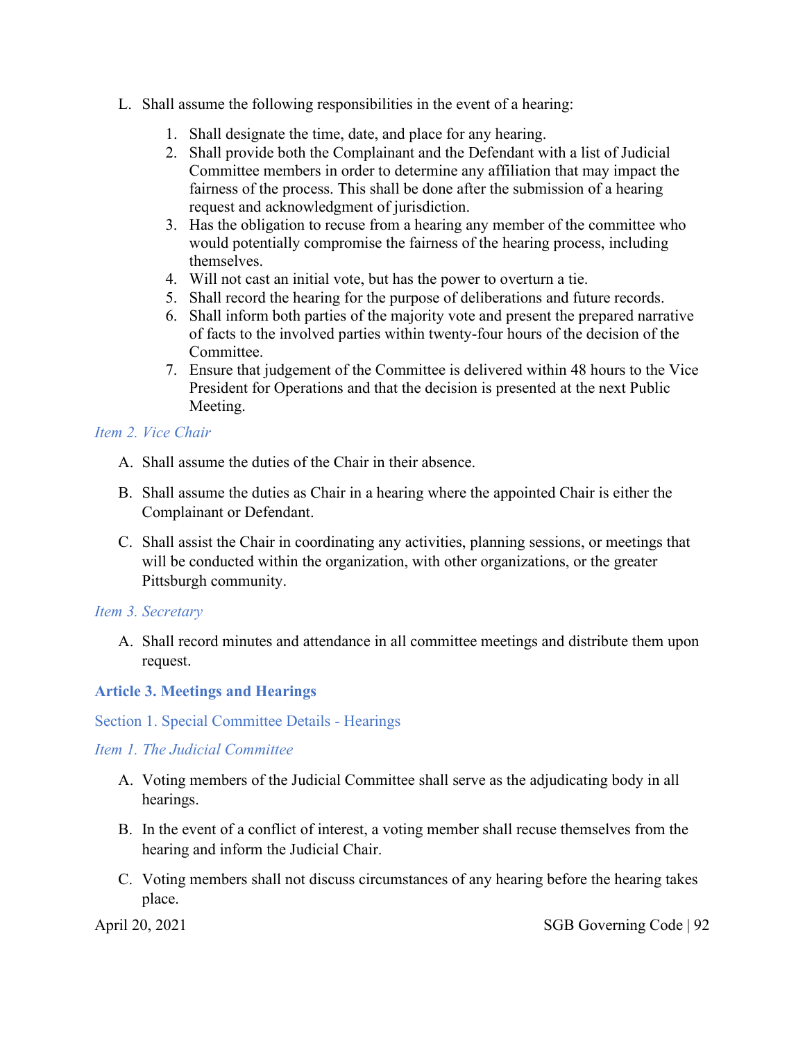L. Shall assume the following responsibilities in the event of a hearing:

1. Shall designate the time, date, and place for any hearing.
2. Shall provide both the Complainant and the Defendant with a list of Judicial Committee members in order to determine any affiliation that may impact the fairness of the process. This shall be done after the submission of a hearing request and acknowledgment of jurisdiction.
3. Has the obligation to recuse from a hearing any member of the committee who would potentially compromise the fairness of the hearing process, including themselves.
4. Will not cast an initial vote, but has the power to overturn a tie.
5. Shall record the hearing for the purpose of deliberations and future records.
6. Shall inform both parties of the majority vote and present the prepared narrative of facts to the involved parties within twenty-four hours of the decision of the Committee.
7. Ensure that judgement of the Committee is delivered within 48 hours to the Vice President for Operations and that the decision is presented at the next Public Meeting.

*Item 2. Vice Chair*

A. Shall assume the duties of the Chair in their absence.

B. Shall assume the duties as Chair in a hearing where the appointed Chair is either the Complainant or Defendant.

C. Shall assist the Chair in coordinating any activities, planning sessions, or meetings that will be conducted within the organization, with other organizations, or the greater Pittsburgh community.

*Item 3. Secretary*

A. Shall record minutes and attendance in all committee meetings and distribute them upon request.

## Article 3. Meetings and Hearings

### Section 1. Special Committee Details - Hearings

*Item 1. The Judicial Committee*

A. Voting members of the Judicial Committee shall serve as the adjudicating body in all hearings.

B. In the event of a conflict of interest, a voting member shall recuse themselves from the hearing and inform the Judicial Chair.

C. Voting members shall not discuss circumstances of any hearing before the hearing takes place.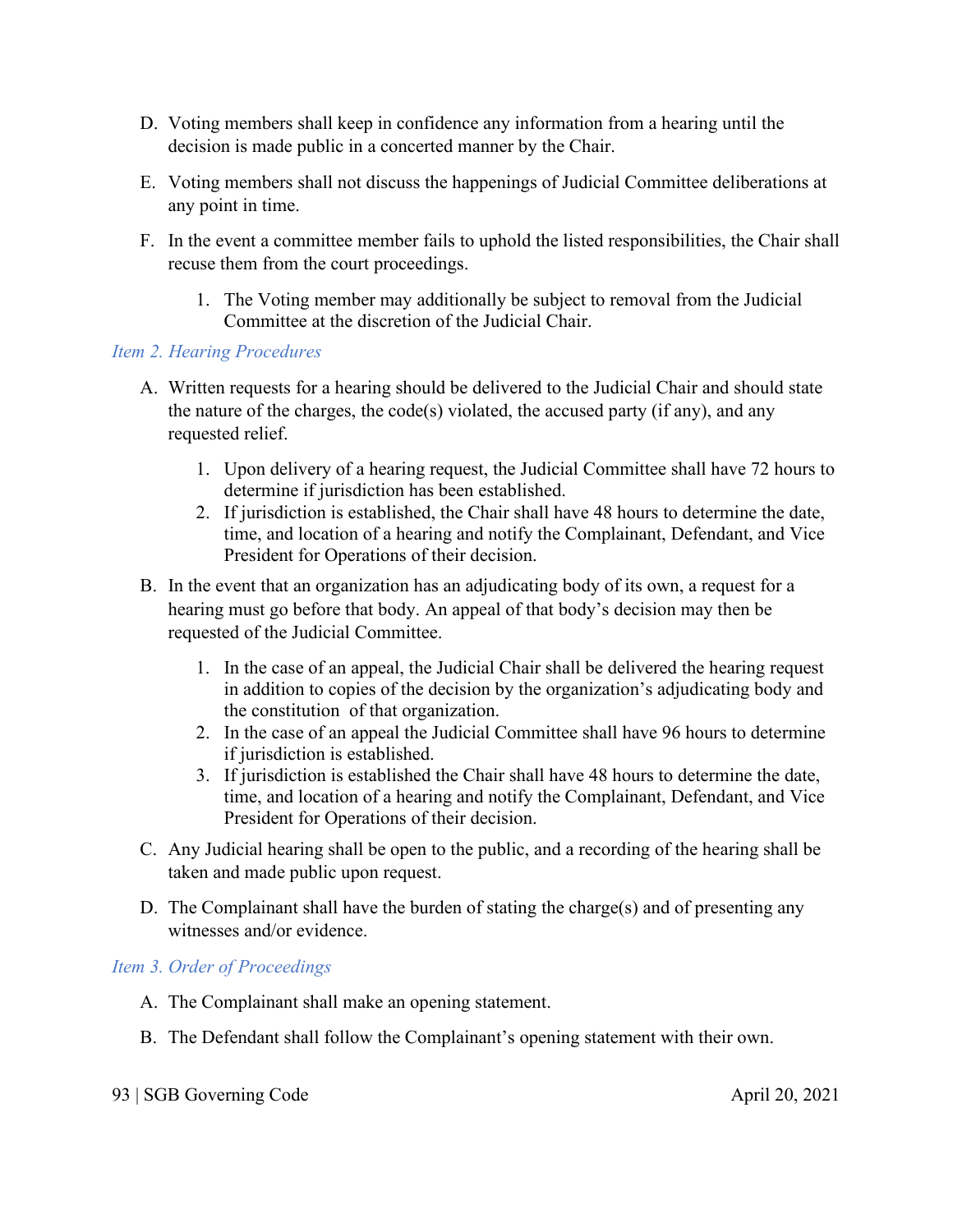D. Voting members shall keep in confidence any information from a hearing until the decision is made public in a concerted manner by the Chair.

E. Voting members shall not discuss the happenings of Judicial Committee deliberations at any point in time.

F. In the event a committee member fails to uphold the listed responsibilities, the Chair shall recuse them from the court proceedings.

   1. The Voting member may additionally be subject to removal from the Judicial Committee at the discretion of the Judicial Chair.

### *Item 2. Hearing Procedures*

A. Written requests for a hearing should be delivered to the Judicial Chair and should state the nature of the charges, the code(s) violated, the accused party (if any), and any requested relief.

   1. Upon delivery of a hearing request, the Judicial Committee shall have 72 hours to determine if jurisdiction has been established.
   2. If jurisdiction is established, the Chair shall have 48 hours to determine the date, time, and location of a hearing and notify the Complainant, Defendant, and Vice President for Operations of their decision.

B. In the event that an organization has an adjudicating body of its own, a request for a hearing must go before that body. An appeal of that body's decision may then be requested of the Judicial Committee.

   1. In the case of an appeal, the Judicial Chair shall be delivered the hearing request in addition to copies of the decision by the organization's adjudicating body and the constitution of that organization.
   2. In the case of an appeal the Judicial Committee shall have 96 hours to determine if jurisdiction is established.
   3. If jurisdiction is established the Chair shall have 48 hours to determine the date, time, and location of a hearing and notify the Complainant, Defendant, and Vice President for Operations of their decision.

C. Any Judicial hearing shall be open to the public, and a recording of the hearing shall be taken and made public upon request.

D. The Complainant shall have the burden of stating the charge(s) and of presenting any witnesses and/or evidence.

### *Item 3. Order of Proceedings*

A. The Complainant shall make an opening statement.

B. The Defendant shall follow the Complainant's opening statement with their own.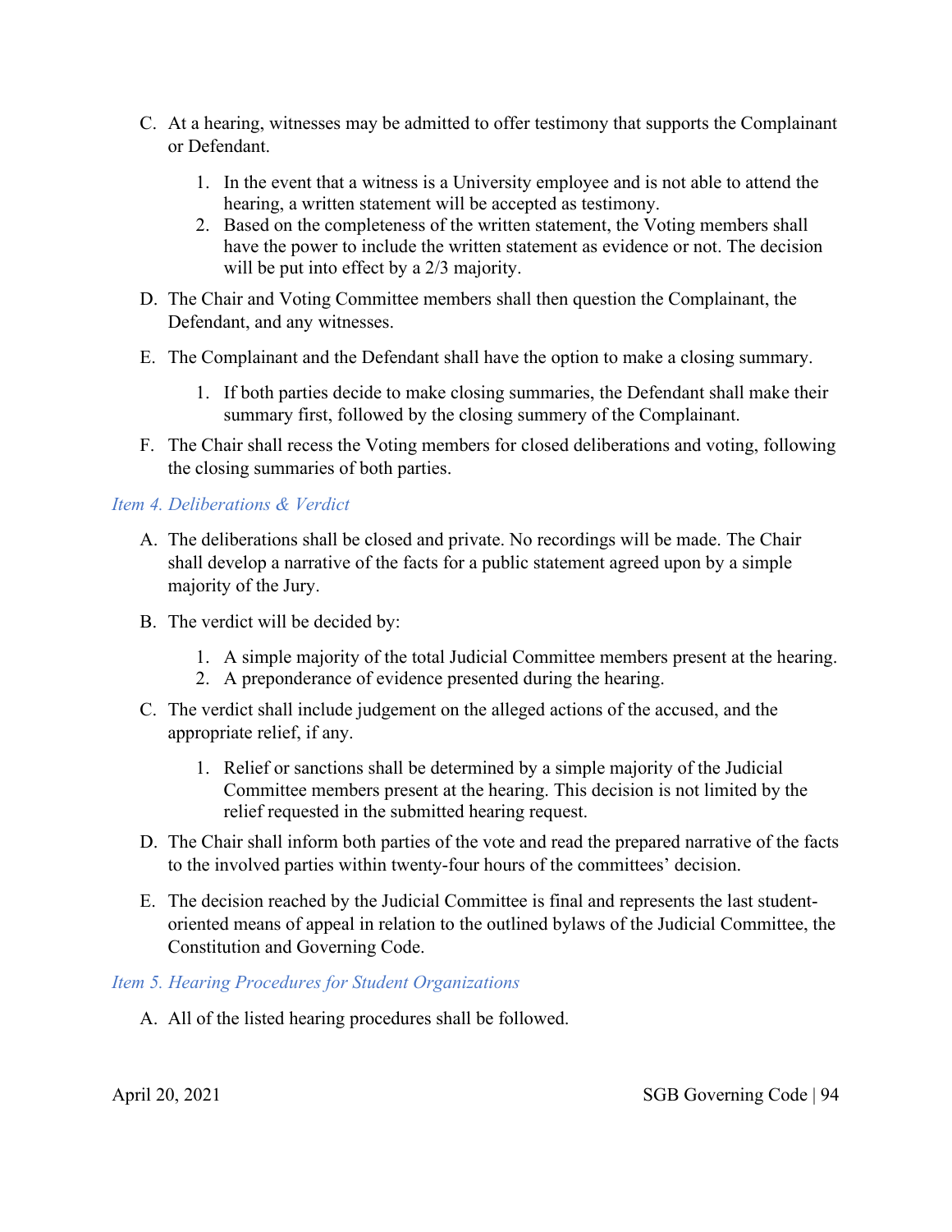C. At a hearing, witnesses may be admitted to offer testimony that supports the Complainant or Defendant.

   1. In the event that a witness is a University employee and is not able to attend the hearing, a written statement will be accepted as testimony.
   2. Based on the completeness of the written statement, the Voting members shall have the power to include the written statement as evidence or not. The decision will be put into effect by a 2/3 majority.

D. The Chair and Voting Committee members shall then question the Complainant, the Defendant, and any witnesses.

E. The Complainant and the Defendant shall have the option to make a closing summary.

   1. If both parties decide to make closing summaries, the Defendant shall make their summary first, followed by the closing summery of the Complainant.

F. The Chair shall recess the Voting members for closed deliberations and voting, following the closing summaries of both parties.

### *Item 4. Deliberations & Verdict*

A. The deliberations shall be closed and private. No recordings will be made. The Chair shall develop a narrative of the facts for a public statement agreed upon by a simple majority of the Jury.

B. The verdict will be decided by:

   1. A simple majority of the total Judicial Committee members present at the hearing.
   2. A preponderance of evidence presented during the hearing.

C. The verdict shall include judgement on the alleged actions of the accused, and the appropriate relief, if any.

   1. Relief or sanctions shall be determined by a simple majority of the Judicial Committee members present at the hearing. This decision is not limited by the relief requested in the submitted hearing request.

D. The Chair shall inform both parties of the vote and read the prepared narrative of the facts to the involved parties within twenty-four hours of the committees' decision.

E. The decision reached by the Judicial Committee is final and represents the last student-oriented means of appeal in relation to the outlined bylaws of the Judicial Committee, the Constitution and Governing Code.

### *Item 5. Hearing Procedures for Student Organizations*

A. All of the listed hearing procedures shall be followed.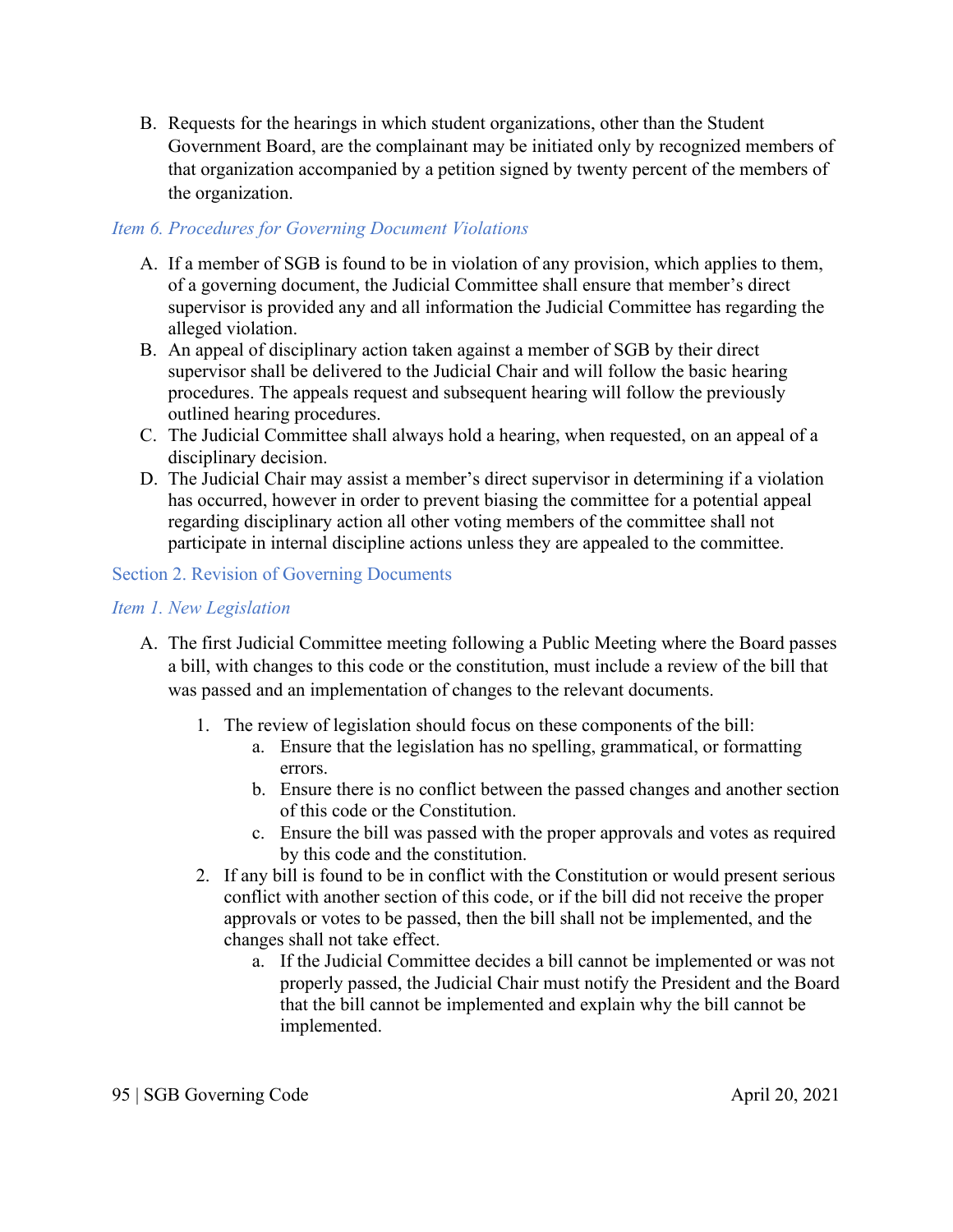B. Requests for the hearings in which student organizations, other than the Student Government Board, are the complainant may be initiated only by recognized members of that organization accompanied by a petition signed by twenty percent of the members of the organization.

#### *Item 6. Procedures for Governing Document Violations*

A. If a member of SGB is found to be in violation of any provision, which applies to them, of a governing document, the Judicial Committee shall ensure that member's direct supervisor is provided any and all information the Judicial Committee has regarding the alleged violation.
B. An appeal of disciplinary action taken against a member of SGB by their direct supervisor shall be delivered to the Judicial Chair and will follow the basic hearing procedures. The appeals request and subsequent hearing will follow the previously outlined hearing procedures.
C. The Judicial Committee shall always hold a hearing, when requested, on an appeal of a disciplinary decision.
D. The Judicial Chair may assist a member's direct supervisor in determining if a violation has occurred, however in order to prevent biasing the committee for a potential appeal regarding disciplinary action all other voting members of the committee shall not participate in internal discipline actions unless they are appealed to the committee.

### Section 2. Revision of Governing Documents

#### *Item 1. New Legislation*

A. The first Judicial Committee meeting following a Public Meeting where the Board passes a bill, with changes to this code or the constitution, must include a review of the bill that was passed and an implementation of changes to the relevant documents.

   1. The review of legislation should focus on these components of the bill:
      a. Ensure that the legislation has no spelling, grammatical, or formatting errors.
      b. Ensure there is no conflict between the passed changes and another section of this code or the Constitution.
      c. Ensure the bill was passed with the proper approvals and votes as required by this code and the constitution.
   2. If any bill is found to be in conflict with the Constitution or would present serious conflict with another section of this code, or if the bill did not receive the proper approvals or votes to be passed, then the bill shall not be implemented, and the changes shall not take effect.
      a. If the Judicial Committee decides a bill cannot be implemented or was not properly passed, the Judicial Chair must notify the President and the Board that the bill cannot be implemented and explain why the bill cannot be implemented.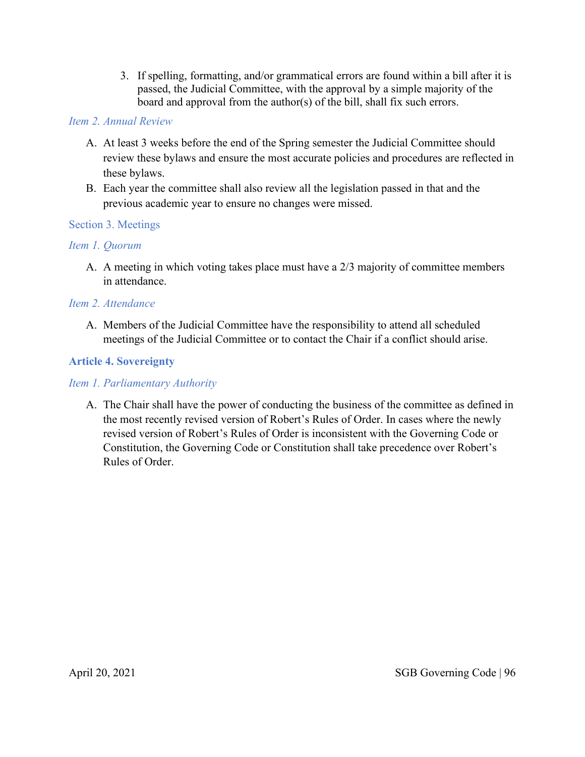3. If spelling, formatting, and/or grammatical errors are found within a bill after it is passed, the Judicial Committee, with the approval by a simple majority of the board and approval from the author(s) of the bill, shall fix such errors.

#### *Item 2. Annual Review*

A. At least 3 weeks before the end of the Spring semester the Judicial Committee should review these bylaws and ensure the most accurate policies and procedures are reflected in these bylaws.
B. Each year the committee shall also review all the legislation passed in that and the previous academic year to ensure no changes were missed.

### Section 3. Meetings

#### *Item 1. Quorum*

A. A meeting in which voting takes place must have a 2/3 majority of committee members in attendance.

#### *Item 2. Attendance*

A. Members of the Judicial Committee have the responsibility to attend all scheduled meetings of the Judicial Committee or to contact the Chair if a conflict should arise.

## **Article 4. Sovereignty**

#### *Item 1. Parliamentary Authority*

A. The Chair shall have the power of conducting the business of the committee as defined in the most recently revised version of Robert's Rules of Order. In cases where the newly revised version of Robert's Rules of Order is inconsistent with the Governing Code or Constitution, the Governing Code or Constitution shall take precedence over Robert's Rules of Order.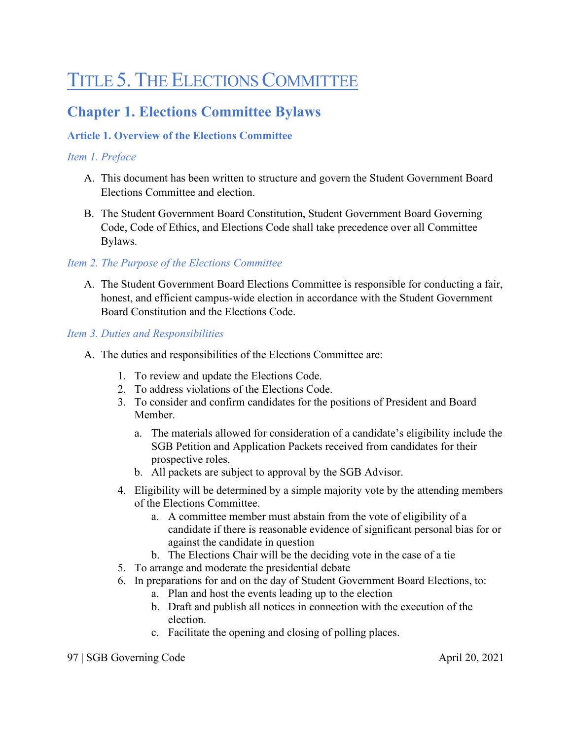# TITLE 5. THE ELECTIONS COMMITTEE

## Chapter 1. Elections Committee Bylaws

### Article 1. Overview of the Elections Committee

*Item 1. Preface*

A. This document has been written to structure and govern the Student Government Board Elections Committee and election.

B. The Student Government Board Constitution, Student Government Board Governing Code, Code of Ethics, and Elections Code shall take precedence over all Committee Bylaws.

*Item 2. The Purpose of the Elections Committee*

A. The Student Government Board Elections Committee is responsible for conducting a fair, honest, and efficient campus-wide election in accordance with the Student Government Board Constitution and the Elections Code.

*Item 3. Duties and Responsibilities*

A. The duties and responsibilities of the Elections Committee are:

1. To review and update the Elections Code.
2. To address violations of the Elections Code.
3. To consider and confirm candidates for the positions of President and Board Member.
    a. The materials allowed for consideration of a candidate's eligibility include the SGB Petition and Application Packets received from candidates for their prospective roles.
    b. All packets are subject to approval by the SGB Advisor.
4. Eligibility will be determined by a simple majority vote by the attending members of the Elections Committee.
    a. A committee member must abstain from the vote of eligibility of a candidate if there is reasonable evidence of significant personal bias for or against the candidate in question
    b. The Elections Chair will be the deciding vote in the case of a tie
5. To arrange and moderate the presidential debate
6. In preparations for and on the day of Student Government Board Elections, to:
    a. Plan and host the events leading up to the election
    b. Draft and publish all notices in connection with the execution of the election.
    c. Facilitate the opening and closing of polling places.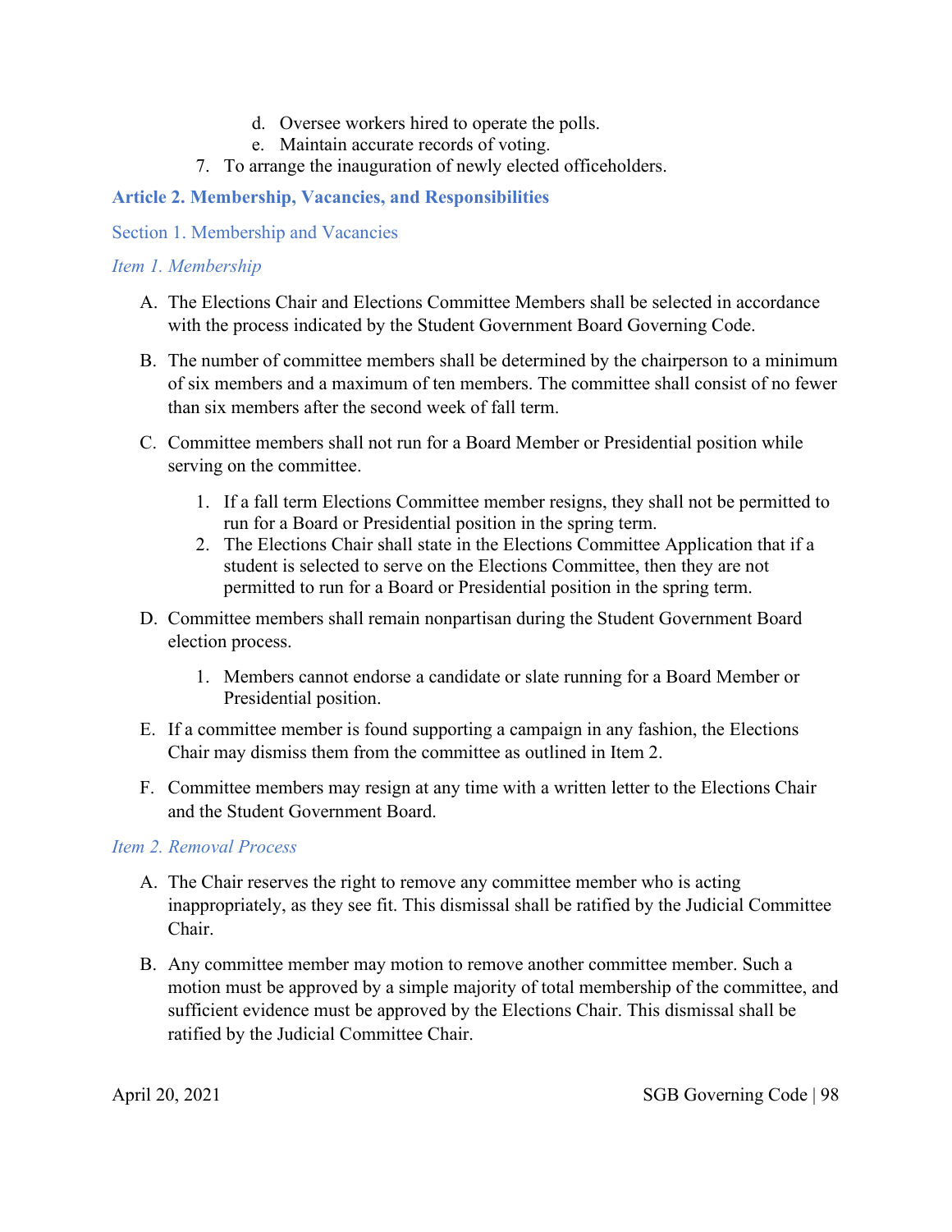d. Oversee workers hired to operate the polls.
   e. Maintain accurate records of voting.
7. To arrange the inauguration of newly elected officeholders.

## Article 2. Membership, Vacancies, and Responsibilities

### Section 1. Membership and Vacancies

#### *Item 1. Membership*

A. The Elections Chair and Elections Committee Members shall be selected in accordance with the process indicated by the Student Government Board Governing Code.

B. The number of committee members shall be determined by the chairperson to a minimum of six members and a maximum of ten members. The committee shall consist of no fewer than six members after the second week of fall term.

C. Committee members shall not run for a Board Member or Presidential position while serving on the committee.

   1. If a fall term Elections Committee member resigns, they shall not be permitted to run for a Board or Presidential position in the spring term.
   2. The Elections Chair shall state in the Elections Committee Application that if a student is selected to serve on the Elections Committee, then they are not permitted to run for a Board or Presidential position in the spring term.

D. Committee members shall remain nonpartisan during the Student Government Board election process.

   1. Members cannot endorse a candidate or slate running for a Board Member or Presidential position.

E. If a committee member is found supporting a campaign in any fashion, the Elections Chair may dismiss them from the committee as outlined in Item 2.

F. Committee members may resign at any time with a written letter to the Elections Chair and the Student Government Board.

#### *Item 2. Removal Process*

A. The Chair reserves the right to remove any committee member who is acting inappropriately, as they see fit. This dismissal shall be ratified by the Judicial Committee Chair.

B. Any committee member may motion to remove another committee member. Such a motion must be approved by a simple majority of total membership of the committee, and sufficient evidence must be approved by the Elections Chair. This dismissal shall be ratified by the Judicial Committee Chair.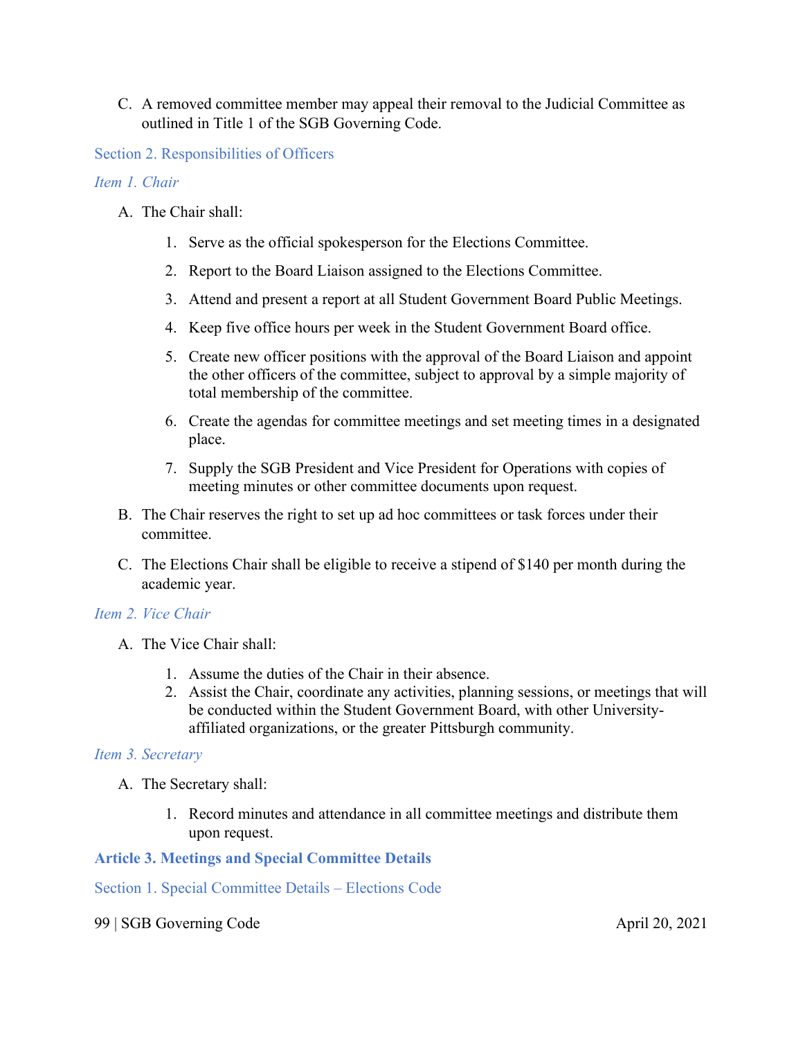C. A removed committee member may appeal their removal to the Judicial Committee as outlined in Title 1 of the SGB Governing Code.

### Section 2. Responsibilities of Officers

#### *Item 1. Chair*

A. The Chair shall:

1. Serve as the official spokesperson for the Elections Committee.
2. Report to the Board Liaison assigned to the Elections Committee.
3. Attend and present a report at all Student Government Board Public Meetings.
4. Keep five office hours per week in the Student Government Board office.
5. Create new officer positions with the approval of the Board Liaison and appoint the other officers of the committee, subject to approval by a simple majority of total membership of the committee.
6. Create the agendas for committee meetings and set meeting times in a designated place.
7. Supply the SGB President and Vice President for Operations with copies of meeting minutes or other committee documents upon request.

B. The Chair reserves the right to set up ad hoc committees or task forces under their committee.

C. The Elections Chair shall be eligible to receive a stipend of $140 per month during the academic year.

#### *Item 2. Vice Chair*

A. The Vice Chair shall:

1. Assume the duties of the Chair in their absence.
2. Assist the Chair, coordinate any activities, planning sessions, or meetings that will be conducted within the Student Government Board, with other University-affiliated organizations, or the greater Pittsburgh community.

#### *Item 3. Secretary*

A. The Secretary shall:

1. Record minutes and attendance in all committee meetings and distribute them upon request.

## Article 3. Meetings and Special Committee Details

### Section 1. Special Committee Details – Elections Code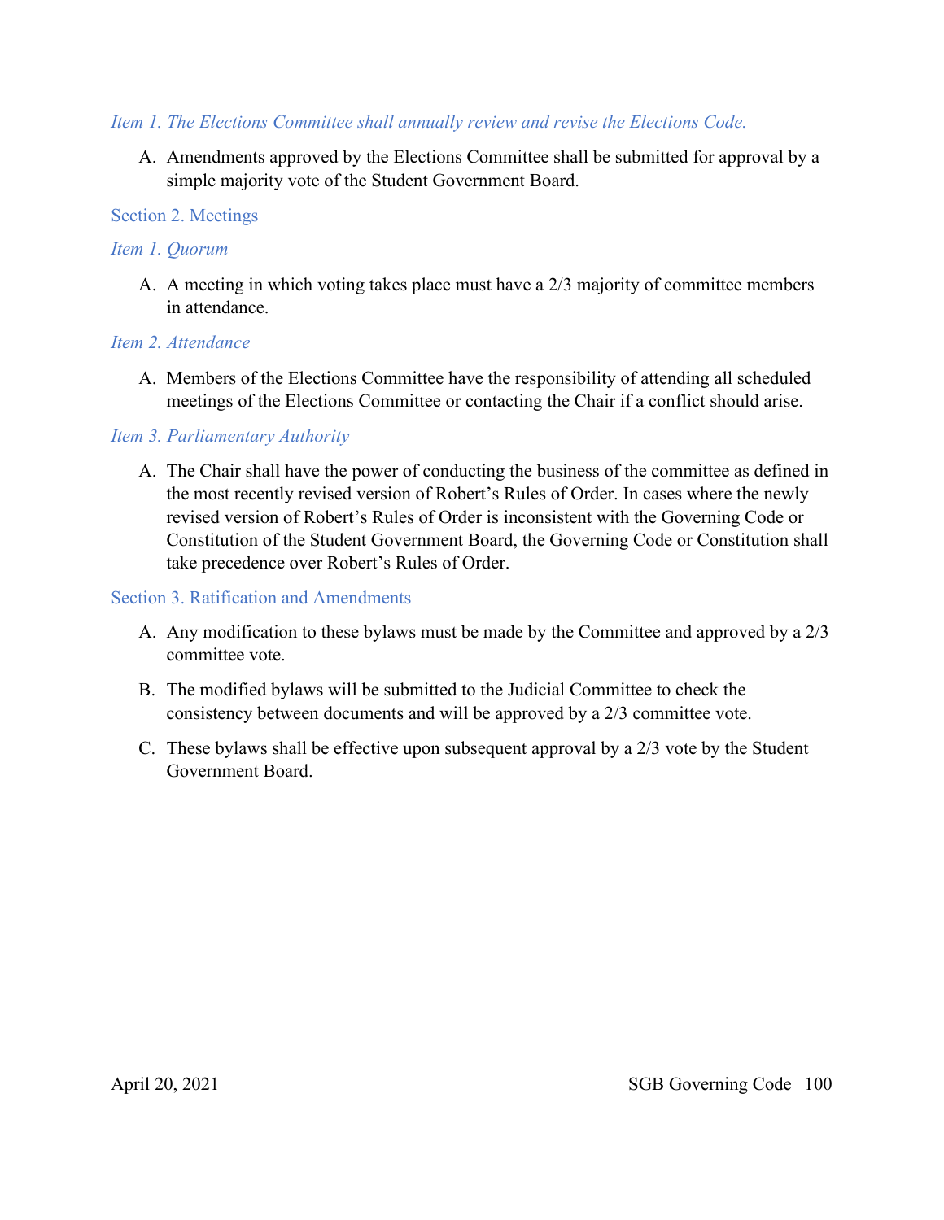#### *Item 1. The Elections Committee shall annually review and revise the Elections Code.*

A. Amendments approved by the Elections Committee shall be submitted for approval by a simple majority vote of the Student Government Board.

### Section 2. Meetings

#### *Item 1. Quorum*

A. A meeting in which voting takes place must have a 2/3 majority of committee members in attendance.

#### *Item 2. Attendance*

A. Members of the Elections Committee have the responsibility of attending all scheduled meetings of the Elections Committee or contacting the Chair if a conflict should arise.

#### *Item 3. Parliamentary Authority*

A. The Chair shall have the power of conducting the business of the committee as defined in the most recently revised version of Robert's Rules of Order. In cases where the newly revised version of Robert's Rules of Order is inconsistent with the Governing Code or Constitution of the Student Government Board, the Governing Code or Constitution shall take precedence over Robert's Rules of Order.

### Section 3. Ratification and Amendments

A. Any modification to these bylaws must be made by the Committee and approved by a 2/3 committee vote.

B. The modified bylaws will be submitted to the Judicial Committee to check the consistency between documents and will be approved by a 2/3 committee vote.

C. These bylaws shall be effective upon subsequent approval by a 2/3 vote by the Student Government Board.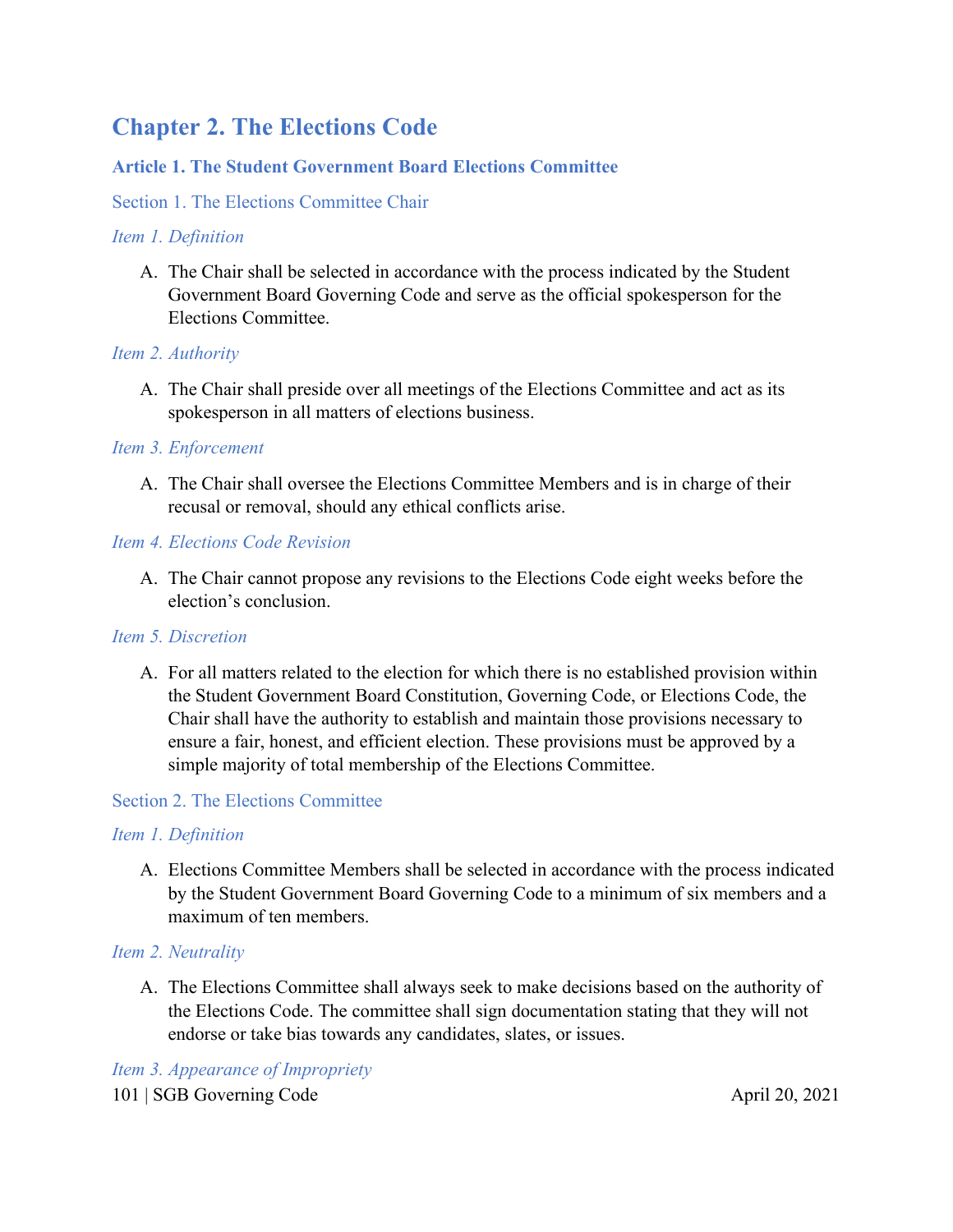# Chapter 2. The Elections Code

## Article 1. The Student Government Board Elections Committee

### Section 1. The Elections Committee Chair

#### *Item 1. Definition*

A. The Chair shall be selected in accordance with the process indicated by the Student Government Board Governing Code and serve as the official spokesperson for the Elections Committee.

#### *Item 2. Authority*

A. The Chair shall preside over all meetings of the Elections Committee and act as its spokesperson in all matters of elections business.

#### *Item 3. Enforcement*

A. The Chair shall oversee the Elections Committee Members and is in charge of their recusal or removal, should any ethical conflicts arise.

#### *Item 4. Elections Code Revision*

A. The Chair cannot propose any revisions to the Elections Code eight weeks before the election's conclusion.

#### *Item 5. Discretion*

A. For all matters related to the election for which there is no established provision within the Student Government Board Constitution, Governing Code, or Elections Code, the Chair shall have the authority to establish and maintain those provisions necessary to ensure a fair, honest, and efficient election. These provisions must be approved by a simple majority of total membership of the Elections Committee.

### Section 2. The Elections Committee

#### *Item 1. Definition*

A. Elections Committee Members shall be selected in accordance with the process indicated by the Student Government Board Governing Code to a minimum of six members and a maximum of ten members.

#### *Item 2. Neutrality*

A. The Elections Committee shall always seek to make decisions based on the authority of the Elections Code. The committee shall sign documentation stating that they will not endorse or take bias towards any candidates, slates, or issues.

#### *Item 3. Appearance of Impropriety*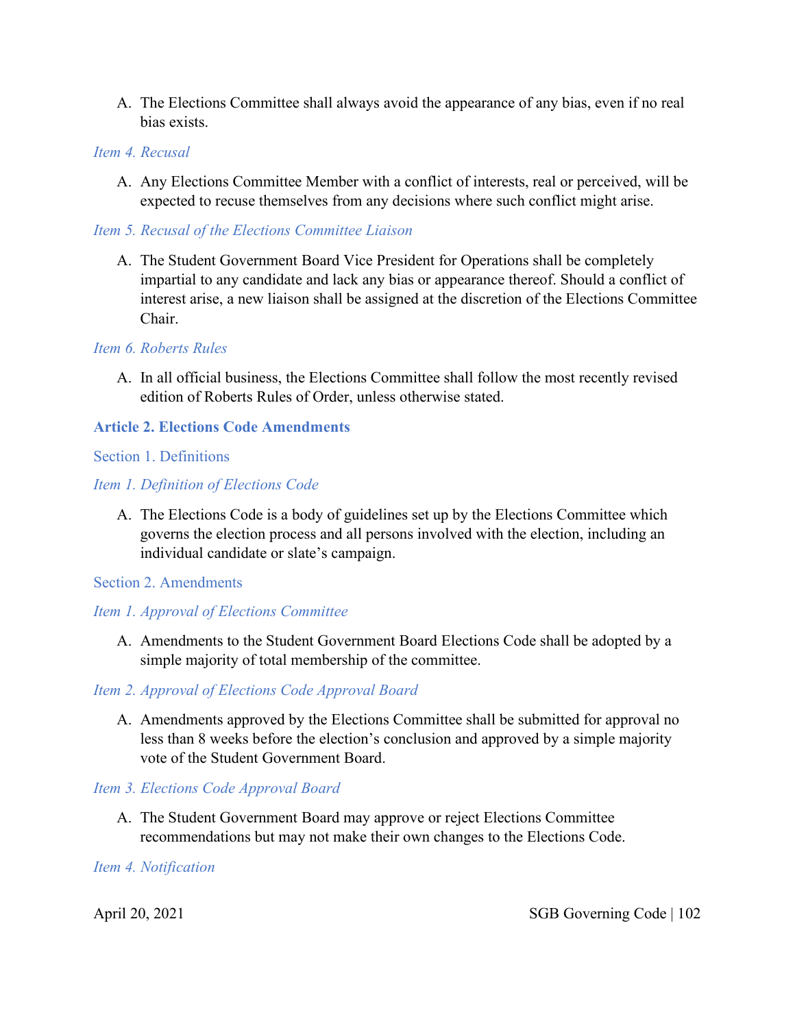A. The Elections Committee shall always avoid the appearance of any bias, even if no real bias exists.

*Item 4. Recusal*

A. Any Elections Committee Member with a conflict of interests, real or perceived, will be expected to recuse themselves from any decisions where such conflict might arise.

*Item 5. Recusal of the Elections Committee Liaison*

A. The Student Government Board Vice President for Operations shall be completely impartial to any candidate and lack any bias or appearance thereof. Should a conflict of interest arise, a new liaison shall be assigned at the discretion of the Elections Committee Chair.

*Item 6. Roberts Rules*

A. In all official business, the Elections Committee shall follow the most recently revised edition of Roberts Rules of Order, unless otherwise stated.

## Article 2. Elections Code Amendments

### Section 1. Definitions

*Item 1. Definition of Elections Code*

A. The Elections Code is a body of guidelines set up by the Elections Committee which governs the election process and all persons involved with the election, including an individual candidate or slate's campaign.

### Section 2. Amendments

*Item 1. Approval of Elections Committee*

A. Amendments to the Student Government Board Elections Code shall be adopted by a simple majority of total membership of the committee.

*Item 2. Approval of Elections Code Approval Board*

A. Amendments approved by the Elections Committee shall be submitted for approval no less than 8 weeks before the election's conclusion and approved by a simple majority vote of the Student Government Board.

*Item 3. Elections Code Approval Board*

A. The Student Government Board may approve or reject Elections Committee recommendations but may not make their own changes to the Elections Code.

*Item 4. Notification*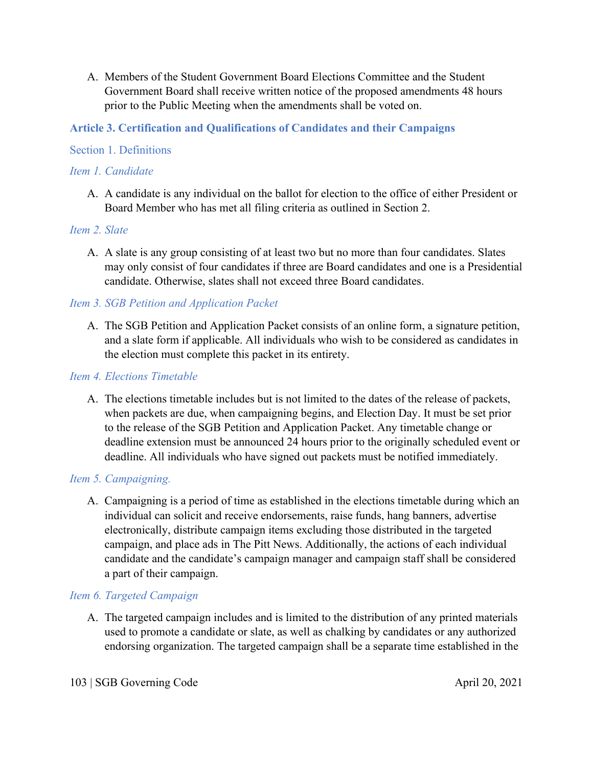A. Members of the Student Government Board Elections Committee and the Student Government Board shall receive written notice of the proposed amendments 48 hours prior to the Public Meeting when the amendments shall be voted on.

## Article 3. Certification and Qualifications of Candidates and their Campaigns

### Section 1. Definitions

#### *Item 1. Candidate*

A. A candidate is any individual on the ballot for election to the office of either President or Board Member who has met all filing criteria as outlined in Section 2.

#### *Item 2. Slate*

A. A slate is any group consisting of at least two but no more than four candidates. Slates may only consist of four candidates if three are Board candidates and one is a Presidential candidate. Otherwise, slates shall not exceed three Board candidates.

#### *Item 3. SGB Petition and Application Packet*

A. The SGB Petition and Application Packet consists of an online form, a signature petition, and a slate form if applicable. All individuals who wish to be considered as candidates in the election must complete this packet in its entirety.

#### *Item 4. Elections Timetable*

A. The elections timetable includes but is not limited to the dates of the release of packets, when packets are due, when campaigning begins, and Election Day. It must be set prior to the release of the SGB Petition and Application Packet. Any timetable change or deadline extension must be announced 24 hours prior to the originally scheduled event or deadline. All individuals who have signed out packets must be notified immediately.

#### *Item 5. Campaigning.*

A. Campaigning is a period of time as established in the elections timetable during which an individual can solicit and receive endorsements, raise funds, hang banners, advertise electronically, distribute campaign items excluding those distributed in the targeted campaign, and place ads in The Pitt News. Additionally, the actions of each individual candidate and the candidate's campaign manager and campaign staff shall be considered a part of their campaign.

#### *Item 6. Targeted Campaign*

A. The targeted campaign includes and is limited to the distribution of any printed materials used to promote a candidate or slate, as well as chalking by candidates or any authorized endorsing organization. The targeted campaign shall be a separate time established in the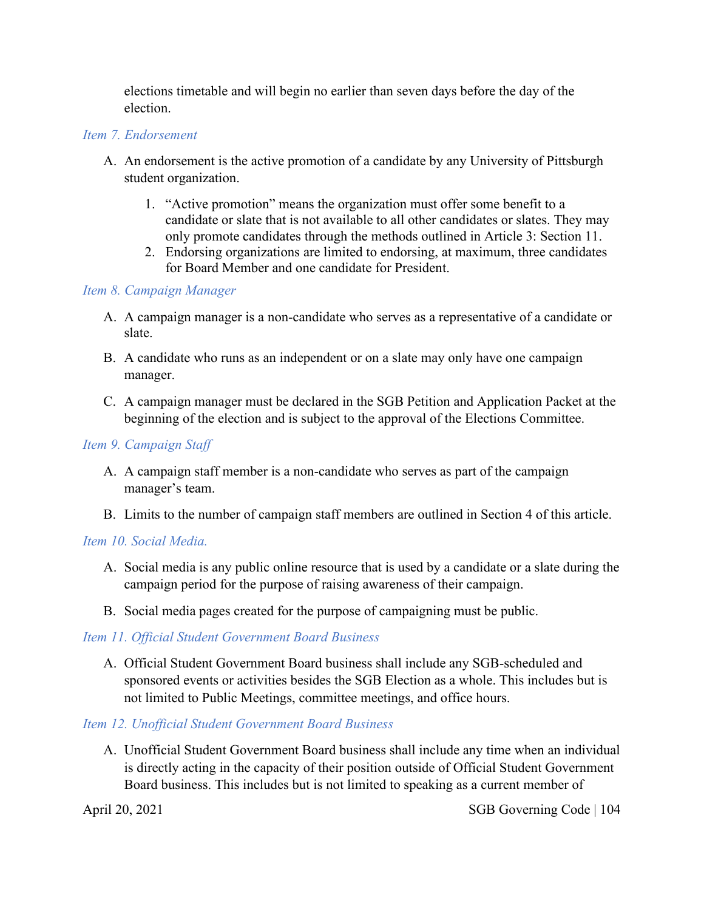elections timetable and will begin no earlier than seven days before the day of the election.

*Item 7. Endorsement*

A. An endorsement is the active promotion of a candidate by any University of Pittsburgh student organization.

   1. “Active promotion” means the organization must offer some benefit to a candidate or slate that is not available to all other candidates or slates. They may only promote candidates through the methods outlined in Article 3: Section 11.
   2. Endorsing organizations are limited to endorsing, at maximum, three candidates for Board Member and one candidate for President.

*Item 8. Campaign Manager*

A. A campaign manager is a non-candidate who serves as a representative of a candidate or slate.

B. A candidate who runs as an independent or on a slate may only have one campaign manager.

C. A campaign manager must be declared in the SGB Petition and Application Packet at the beginning of the election and is subject to the approval of the Elections Committee.

*Item 9. Campaign Staff*

A. A campaign staff member is a non-candidate who serves as part of the campaign manager’s team.

B. Limits to the number of campaign staff members are outlined in Section 4 of this article.

*Item 10. Social Media.*

A. Social media is any public online resource that is used by a candidate or a slate during the campaign period for the purpose of raising awareness of their campaign.

B. Social media pages created for the purpose of campaigning must be public.

*Item 11. Official Student Government Board Business*

A. Official Student Government Board business shall include any SGB-scheduled and sponsored events or activities besides the SGB Election as a whole. This includes but is not limited to Public Meetings, committee meetings, and office hours.

*Item 12. Unofficial Student Government Board Business*

A. Unofficial Student Government Board business shall include any time when an individual is directly acting in the capacity of their position outside of Official Student Government Board business. This includes but is not limited to speaking as a current member of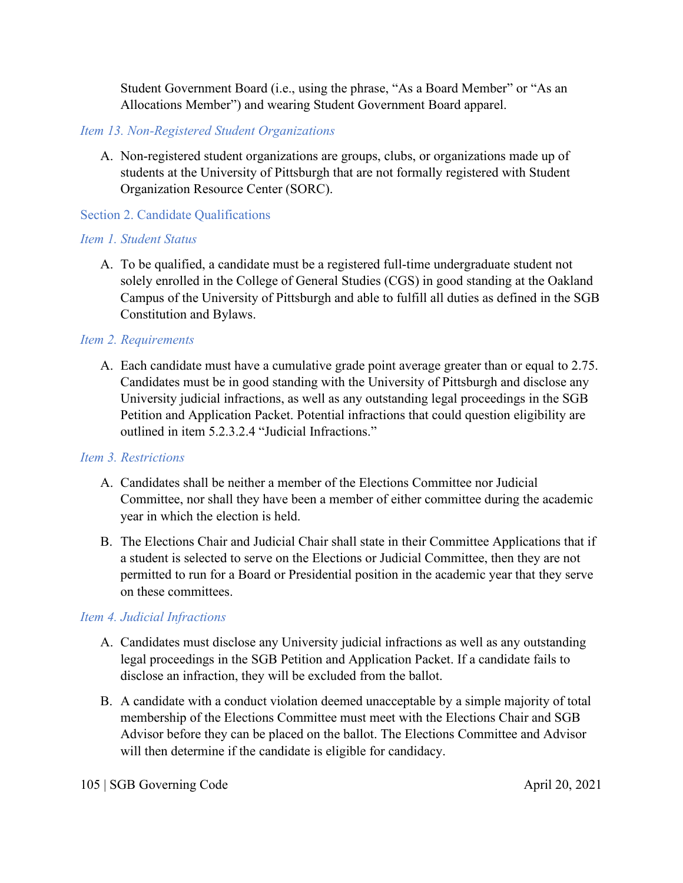Student Government Board (i.e., using the phrase, "As a Board Member" or "As an Allocations Member") and wearing Student Government Board apparel.

*Item 13. Non-Registered Student Organizations*

A. Non-registered student organizations are groups, clubs, or organizations made up of students at the University of Pittsburgh that are not formally registered with Student Organization Resource Center (SORC).

## Section 2. Candidate Qualifications

*Item 1. Student Status*

A. To be qualified, a candidate must be a registered full-time undergraduate student not solely enrolled in the College of General Studies (CGS) in good standing at the Oakland Campus of the University of Pittsburgh and able to fulfill all duties as defined in the SGB Constitution and Bylaws.

*Item 2. Requirements*

A. Each candidate must have a cumulative grade point average greater than or equal to 2.75. Candidates must be in good standing with the University of Pittsburgh and disclose any University judicial infractions, as well as any outstanding legal proceedings in the SGB Petition and Application Packet. Potential infractions that could question eligibility are outlined in item 5.2.3.2.4 "Judicial Infractions."

*Item 3. Restrictions*

A. Candidates shall be neither a member of the Elections Committee nor Judicial Committee, nor shall they have been a member of either committee during the academic year in which the election is held.

B. The Elections Chair and Judicial Chair shall state in their Committee Applications that if a student is selected to serve on the Elections or Judicial Committee, then they are not permitted to run for a Board or Presidential position in the academic year that they serve on these committees.

*Item 4. Judicial Infractions*

A. Candidates must disclose any University judicial infractions as well as any outstanding legal proceedings in the SGB Petition and Application Packet. If a candidate fails to disclose an infraction, they will be excluded from the ballot.

B. A candidate with a conduct violation deemed unacceptable by a simple majority of total membership of the Elections Committee must meet with the Elections Chair and SGB Advisor before they can be placed on the ballot. The Elections Committee and Advisor will then determine if the candidate is eligible for candidacy.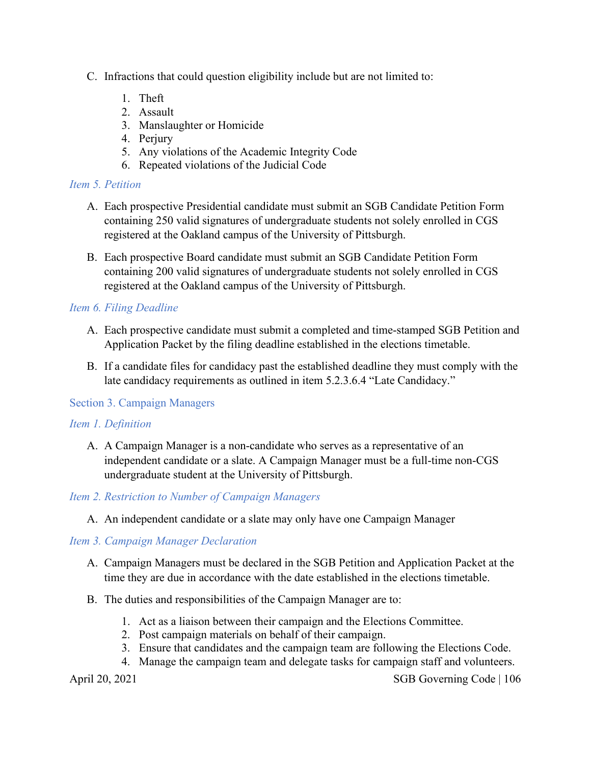C. Infractions that could question eligibility include but are not limited to:

1. Theft
2. Assault
3. Manslaughter or Homicide
4. Perjury
5. Any violations of the Academic Integrity Code
6. Repeated violations of the Judicial Code

#### *Item 5. Petition*

A. Each prospective Presidential candidate must submit an SGB Candidate Petition Form containing 250 valid signatures of undergraduate students not solely enrolled in CGS registered at the Oakland campus of the University of Pittsburgh.

B. Each prospective Board candidate must submit an SGB Candidate Petition Form containing 200 valid signatures of undergraduate students not solely enrolled in CGS registered at the Oakland campus of the University of Pittsburgh.

#### *Item 6. Filing Deadline*

A. Each prospective candidate must submit a completed and time-stamped SGB Petition and Application Packet by the filing deadline established in the elections timetable.

B. If a candidate files for candidacy past the established deadline they must comply with the late candidacy requirements as outlined in item 5.2.3.6.4 "Late Candidacy."

### Section 3. Campaign Managers

#### *Item 1. Definition*

A. A Campaign Manager is a non-candidate who serves as a representative of an independent candidate or a slate. A Campaign Manager must be a full-time non-CGS undergraduate student at the University of Pittsburgh.

#### *Item 2. Restriction to Number of Campaign Managers*

A. An independent candidate or a slate may only have one Campaign Manager

#### *Item 3. Campaign Manager Declaration*

A. Campaign Managers must be declared in the SGB Petition and Application Packet at the time they are due in accordance with the date established in the elections timetable.

B. The duties and responsibilities of the Campaign Manager are to:

1. Act as a liaison between their campaign and the Elections Committee.
2. Post campaign materials on behalf of their campaign.
3. Ensure that candidates and the campaign team are following the Elections Code.
4. Manage the campaign team and delegate tasks for campaign staff and volunteers.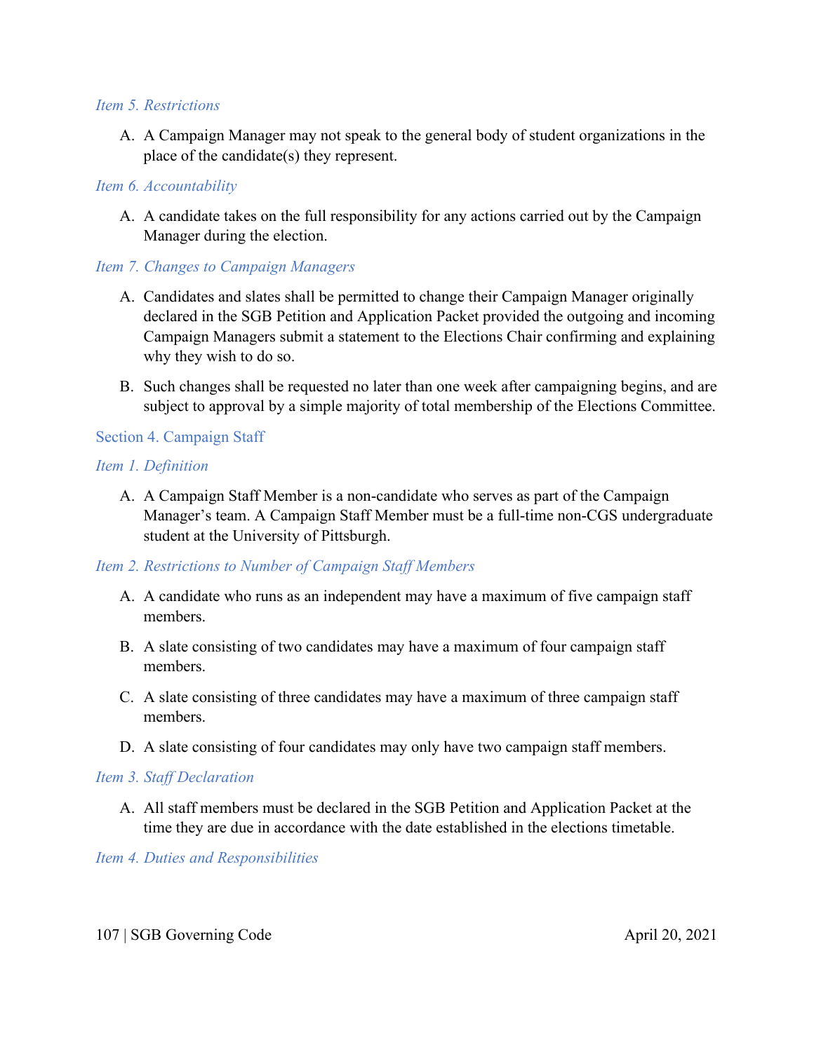*Item 5. Restrictions*

A. A Campaign Manager may not speak to the general body of student organizations in the place of the candidate(s) they represent.

*Item 6. Accountability*

A. A candidate takes on the full responsibility for any actions carried out by the Campaign Manager during the election.

*Item 7. Changes to Campaign Managers*

A. Candidates and slates shall be permitted to change their Campaign Manager originally declared in the SGB Petition and Application Packet provided the outgoing and incoming Campaign Managers submit a statement to the Elections Chair confirming and explaining why they wish to do so.

B. Such changes shall be requested no later than one week after campaigning begins, and are subject to approval by a simple majority of total membership of the Elections Committee.

### Section 4. Campaign Staff

*Item 1. Definition*

A. A Campaign Staff Member is a non-candidate who serves as part of the Campaign Manager's team. A Campaign Staff Member must be a full-time non-CGS undergraduate student at the University of Pittsburgh.

*Item 2. Restrictions to Number of Campaign Staff Members*

A. A candidate who runs as an independent may have a maximum of five campaign staff members.

B. A slate consisting of two candidates may have a maximum of four campaign staff members.

C. A slate consisting of three candidates may have a maximum of three campaign staff members.

D. A slate consisting of four candidates may only have two campaign staff members.

*Item 3. Staff Declaration*

A. All staff members must be declared in the SGB Petition and Application Packet at the time they are due in accordance with the date established in the elections timetable.

*Item 4. Duties and Responsibilities*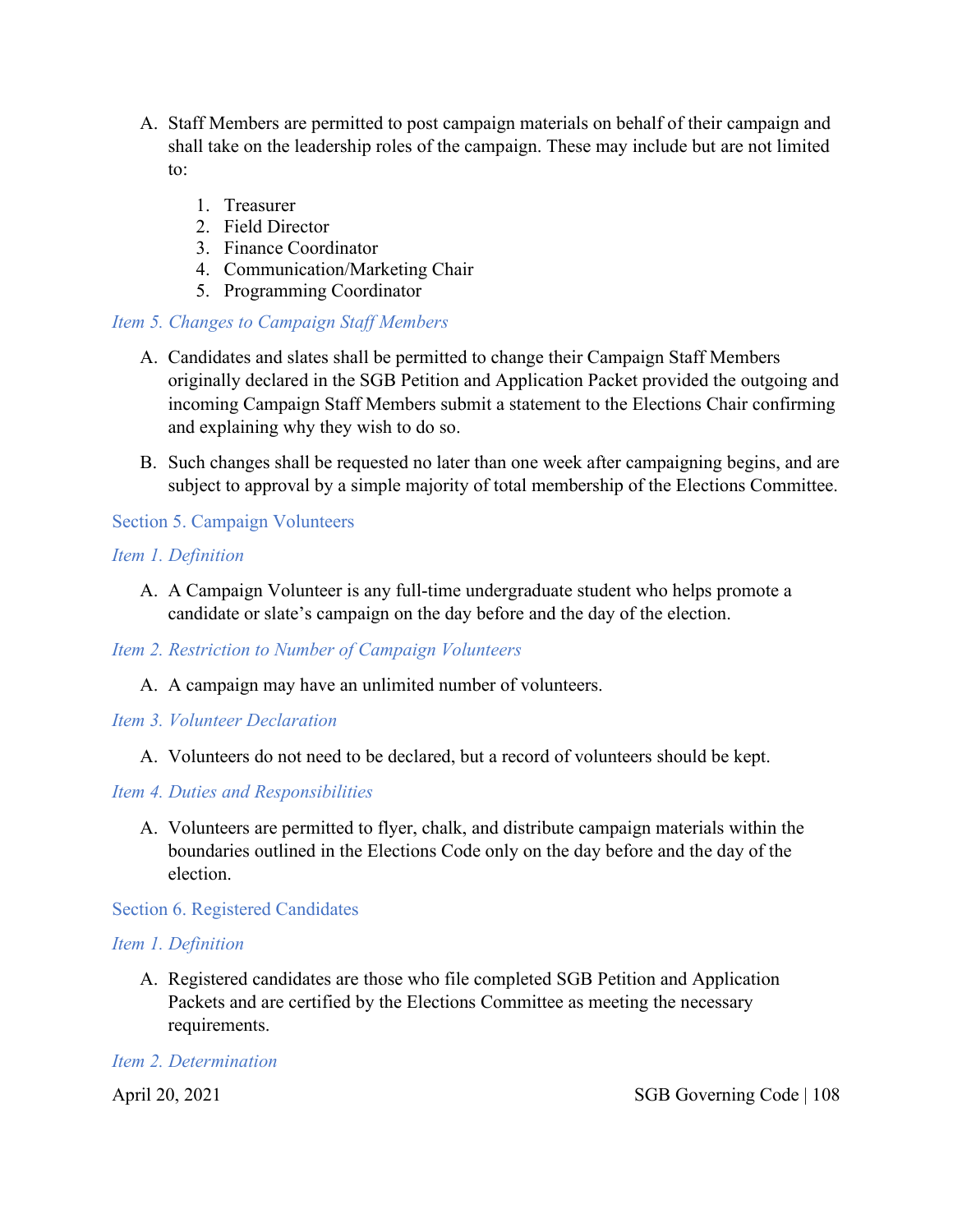A. Staff Members are permitted to post campaign materials on behalf of their campaign and shall take on the leadership roles of the campaign. These may include but are not limited to:

   1. Treasurer
   2. Field Director
   3. Finance Coordinator
   4. Communication/Marketing Chair
   5. Programming Coordinator

#### *Item 5. Changes to Campaign Staff Members*

A. Candidates and slates shall be permitted to change their Campaign Staff Members originally declared in the SGB Petition and Application Packet provided the outgoing and incoming Campaign Staff Members submit a statement to the Elections Chair confirming and explaining why they wish to do so.

B. Such changes shall be requested no later than one week after campaigning begins, and are subject to approval by a simple majority of total membership of the Elections Committee.

### Section 5. Campaign Volunteers

#### *Item 1. Definition*

A. A Campaign Volunteer is any full-time undergraduate student who helps promote a candidate or slate's campaign on the day before and the day of the election.

#### *Item 2. Restriction to Number of Campaign Volunteers*

A. A campaign may have an unlimited number of volunteers.

#### *Item 3. Volunteer Declaration*

A. Volunteers do not need to be declared, but a record of volunteers should be kept.

#### *Item 4. Duties and Responsibilities*

A. Volunteers are permitted to flyer, chalk, and distribute campaign materials within the boundaries outlined in the Elections Code only on the day before and the day of the election.

### Section 6. Registered Candidates

#### *Item 1. Definition*

A. Registered candidates are those who file completed SGB Petition and Application Packets and are certified by the Elections Committee as meeting the necessary requirements.

#### *Item 2. Determination*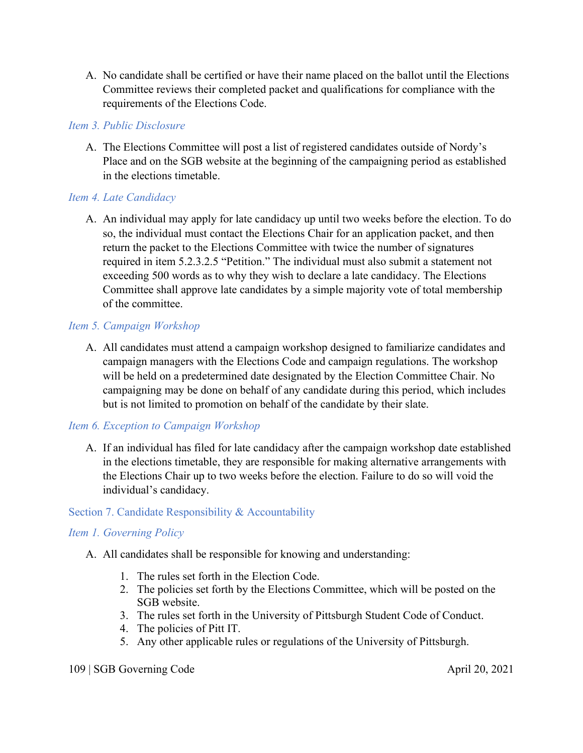A. No candidate shall be certified or have their name placed on the ballot until the Elections Committee reviews their completed packet and qualifications for compliance with the requirements of the Elections Code.

#### *Item 3. Public Disclosure*

A. The Elections Committee will post a list of registered candidates outside of Nordy's Place and on the SGB website at the beginning of the campaigning period as established in the elections timetable.

#### *Item 4. Late Candidacy*

A. An individual may apply for late candidacy up until two weeks before the election. To do so, the individual must contact the Elections Chair for an application packet, and then return the packet to the Elections Committee with twice the number of signatures required in item 5.2.3.2.5 "Petition." The individual must also submit a statement not exceeding 500 words as to why they wish to declare a late candidacy. The Elections Committee shall approve late candidates by a simple majority vote of total membership of the committee.

#### *Item 5. Campaign Workshop*

A. All candidates must attend a campaign workshop designed to familiarize candidates and campaign managers with the Elections Code and campaign regulations. The workshop will be held on a predetermined date designated by the Election Committee Chair. No campaigning may be done on behalf of any candidate during this period, which includes but is not limited to promotion on behalf of the candidate by their slate.

#### *Item 6. Exception to Campaign Workshop*

A. If an individual has filed for late candidacy after the campaign workshop date established in the elections timetable, they are responsible for making alternative arrangements with the Elections Chair up to two weeks before the election. Failure to do so will void the individual's candidacy.

### Section 7. Candidate Responsibility & Accountability

#### *Item 1. Governing Policy*

A. All candidates shall be responsible for knowing and understanding:

   1. The rules set forth in the Election Code.
   2. The policies set forth by the Elections Committee, which will be posted on the SGB website.
   3. The rules set forth in the University of Pittsburgh Student Code of Conduct.
   4. The policies of Pitt IT.
   5. Any other applicable rules or regulations of the University of Pittsburgh.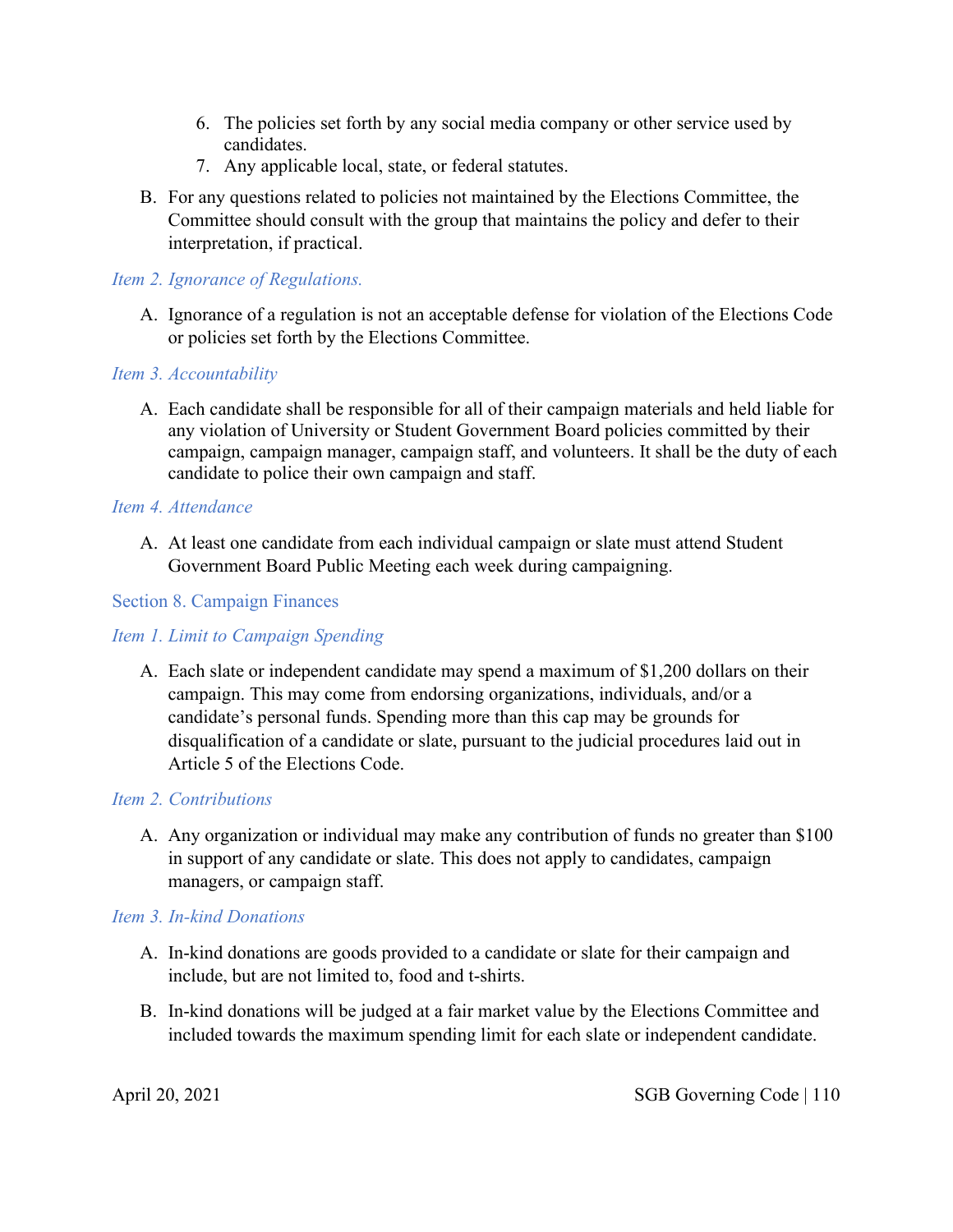6. The policies set forth by any social media company or other service used by candidates.
7. Any applicable local, state, or federal statutes.

B. For any questions related to policies not maintained by the Elections Committee, the Committee should consult with the group that maintains the policy and defer to their interpretation, if practical.

#### *Item 2. Ignorance of Regulations.*

A. Ignorance of a regulation is not an acceptable defense for violation of the Elections Code or policies set forth by the Elections Committee.

#### *Item 3. Accountability*

A. Each candidate shall be responsible for all of their campaign materials and held liable for any violation of University or Student Government Board policies committed by their campaign, campaign manager, campaign staff, and volunteers. It shall be the duty of each candidate to police their own campaign and staff.

#### *Item 4. Attendance*

A. At least one candidate from each individual campaign or slate must attend Student Government Board Public Meeting each week during campaigning.

### Section 8. Campaign Finances

#### *Item 1. Limit to Campaign Spending*

A. Each slate or independent candidate may spend a maximum of $1,200 dollars on their campaign. This may come from endorsing organizations, individuals, and/or a candidate's personal funds. Spending more than this cap may be grounds for disqualification of a candidate or slate, pursuant to the judicial procedures laid out in Article 5 of the Elections Code.

#### *Item 2. Contributions*

A. Any organization or individual may make any contribution of funds no greater than $100 in support of any candidate or slate. This does not apply to candidates, campaign managers, or campaign staff.

#### *Item 3. In-kind Donations*

A. In-kind donations are goods provided to a candidate or slate for their campaign and include, but are not limited to, food and t-shirts.

B. In-kind donations will be judged at a fair market value by the Elections Committee and included towards the maximum spending limit for each slate or independent candidate.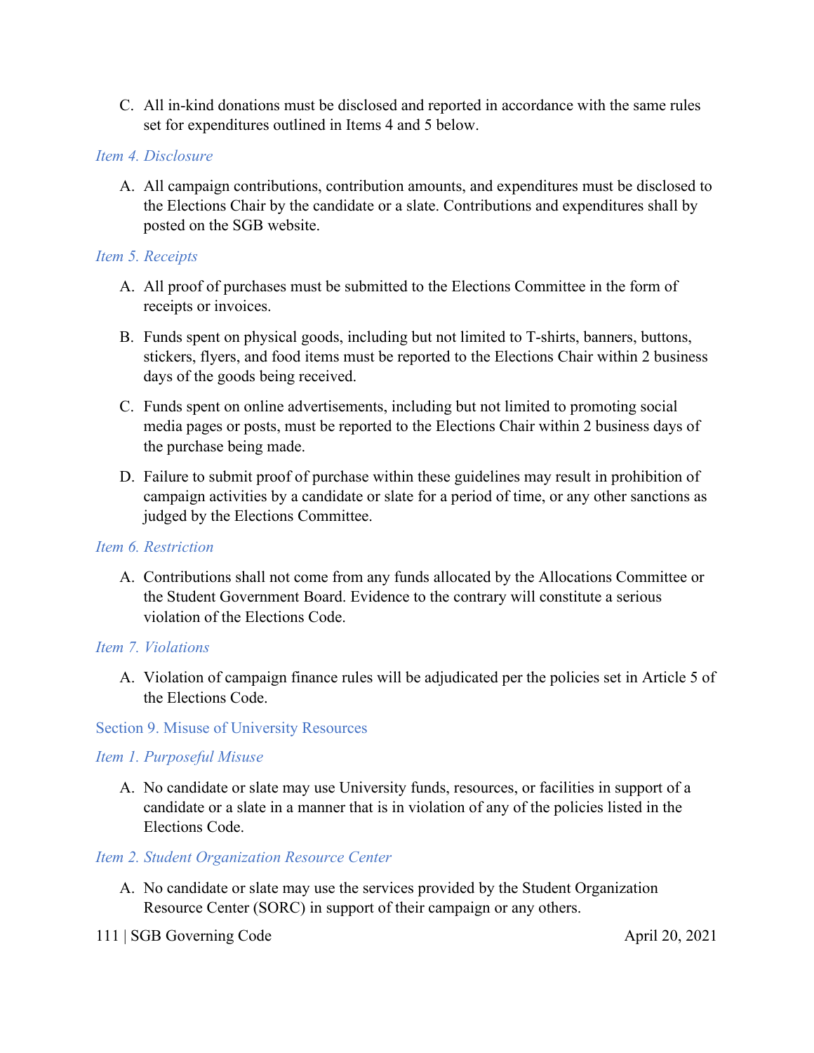C. All in-kind donations must be disclosed and reported in accordance with the same rules set for expenditures outlined in Items 4 and 5 below.

#### *Item 4. Disclosure*

A. All campaign contributions, contribution amounts, and expenditures must be disclosed to the Elections Chair by the candidate or a slate. Contributions and expenditures shall by posted on the SGB website.

#### *Item 5. Receipts*

A. All proof of purchases must be submitted to the Elections Committee in the form of receipts or invoices.

B. Funds spent on physical goods, including but not limited to T-shirts, banners, buttons, stickers, flyers, and food items must be reported to the Elections Chair within 2 business days of the goods being received.

C. Funds spent on online advertisements, including but not limited to promoting social media pages or posts, must be reported to the Elections Chair within 2 business days of the purchase being made.

D. Failure to submit proof of purchase within these guidelines may result in prohibition of campaign activities by a candidate or slate for a period of time, or any other sanctions as judged by the Elections Committee.

#### *Item 6. Restriction*

A. Contributions shall not come from any funds allocated by the Allocations Committee or the Student Government Board. Evidence to the contrary will constitute a serious violation of the Elections Code.

#### *Item 7. Violations*

A. Violation of campaign finance rules will be adjudicated per the policies set in Article 5 of the Elections Code.

### Section 9. Misuse of University Resources

#### *Item 1. Purposeful Misuse*

A. No candidate or slate may use University funds, resources, or facilities in support of a candidate or a slate in a manner that is in violation of any of the policies listed in the Elections Code.

#### *Item 2. Student Organization Resource Center*

A. No candidate or slate may use the services provided by the Student Organization Resource Center (SORC) in support of their campaign or any others.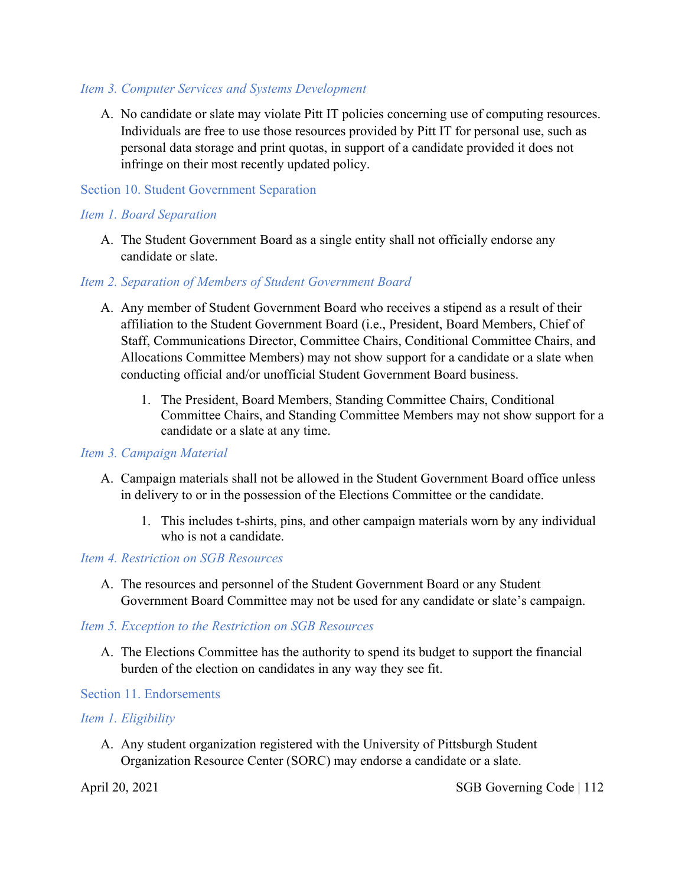*Item 3. Computer Services and Systems Development*

A. No candidate or slate may violate Pitt IT policies concerning use of computing resources. Individuals are free to use those resources provided by Pitt IT for personal use, such as personal data storage and print quotas, in support of a candidate provided it does not infringe on their most recently updated policy.

## Section 10. Student Government Separation

*Item 1. Board Separation*

A. The Student Government Board as a single entity shall not officially endorse any candidate or slate.

*Item 2. Separation of Members of Student Government Board*

A. Any member of Student Government Board who receives a stipend as a result of their affiliation to the Student Government Board (i.e., President, Board Members, Chief of Staff, Communications Director, Committee Chairs, Conditional Committee Chairs, and Allocations Committee Members) may not show support for a candidate or a slate when conducting official and/or unofficial Student Government Board business.
    1. The President, Board Members, Standing Committee Chairs, Conditional Committee Chairs, and Standing Committee Members may not show support for a candidate or a slate at any time.

*Item 3. Campaign Material*

A. Campaign materials shall not be allowed in the Student Government Board office unless in delivery to or in the possession of the Elections Committee or the candidate.
    1. This includes t-shirts, pins, and other campaign materials worn by any individual who is not a candidate.

*Item 4. Restriction on SGB Resources*

A. The resources and personnel of the Student Government Board or any Student Government Board Committee may not be used for any candidate or slate's campaign.

*Item 5. Exception to the Restriction on SGB Resources*

A. The Elections Committee has the authority to spend its budget to support the financial burden of the election on candidates in any way they see fit.

## Section 11. Endorsements

*Item 1. Eligibility*

A. Any student organization registered with the University of Pittsburgh Student Organization Resource Center (SORC) may endorse a candidate or a slate.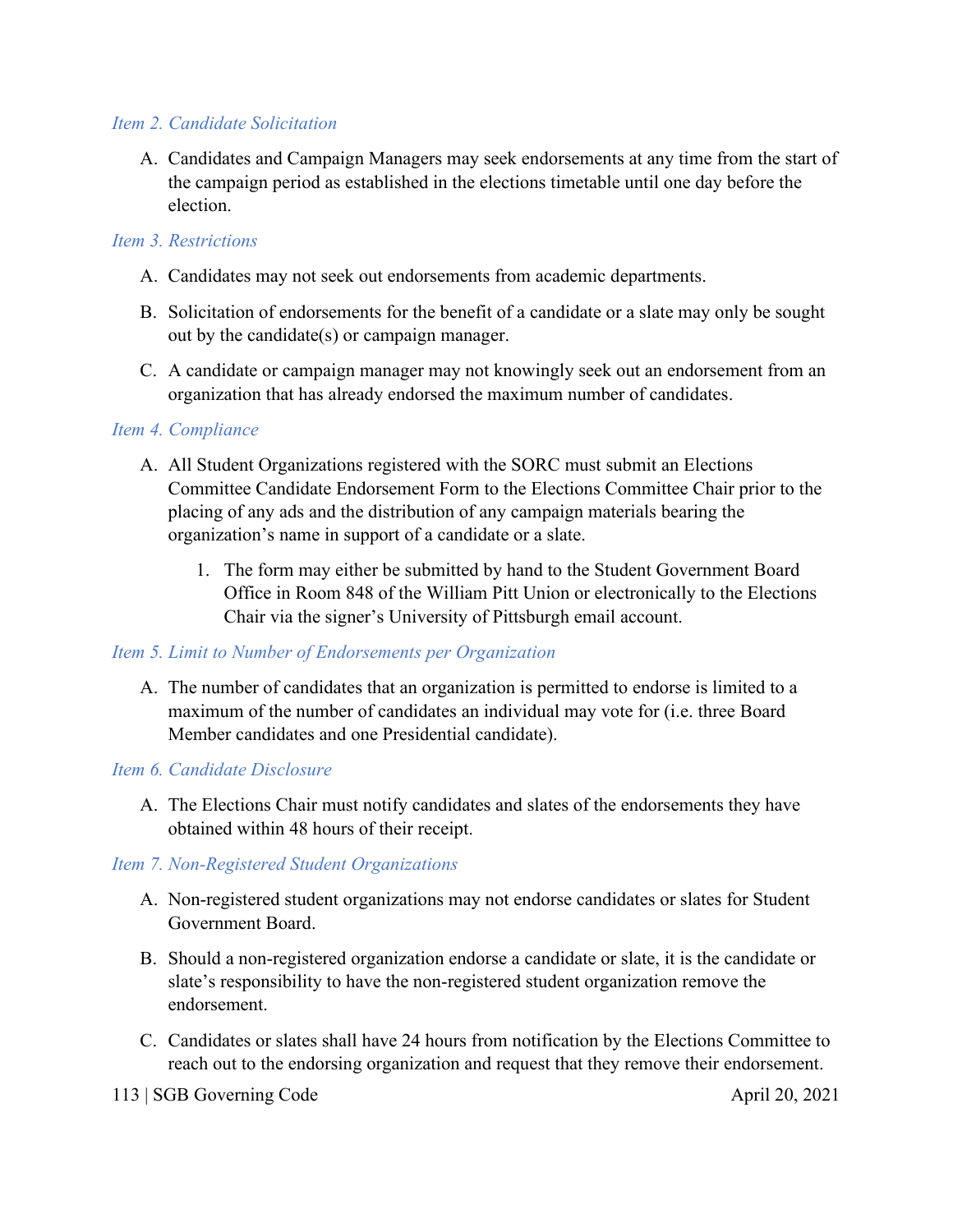*Item 2. Candidate Solicitation*

A. Candidates and Campaign Managers may seek endorsements at any time from the start of the campaign period as established in the elections timetable until one day before the election.

*Item 3. Restrictions*

A. Candidates may not seek out endorsements from academic departments.

B. Solicitation of endorsements for the benefit of a candidate or a slate may only be sought out by the candidate(s) or campaign manager.

C. A candidate or campaign manager may not knowingly seek out an endorsement from an organization that has already endorsed the maximum number of candidates.

*Item 4. Compliance*

A. All Student Organizations registered with the SORC must submit an Elections Committee Candidate Endorsement Form to the Elections Committee Chair prior to the placing of any ads and the distribution of any campaign materials bearing the organization's name in support of a candidate or a slate.

   1. The form may either be submitted by hand to the Student Government Board Office in Room 848 of the William Pitt Union or electronically to the Elections Chair via the signer's University of Pittsburgh email account.

*Item 5. Limit to Number of Endorsements per Organization*

A. The number of candidates that an organization is permitted to endorse is limited to a maximum of the number of candidates an individual may vote for (i.e. three Board Member candidates and one Presidential candidate).

*Item 6. Candidate Disclosure*

A. The Elections Chair must notify candidates and slates of the endorsements they have obtained within 48 hours of their receipt.

*Item 7. Non-Registered Student Organizations*

A. Non-registered student organizations may not endorse candidates or slates for Student Government Board.

B. Should a non-registered organization endorse a candidate or slate, it is the candidate or slate's responsibility to have the non-registered student organization remove the endorsement.

C. Candidates or slates shall have 24 hours from notification by the Elections Committee to reach out to the endorsing organization and request that they remove their endorsement.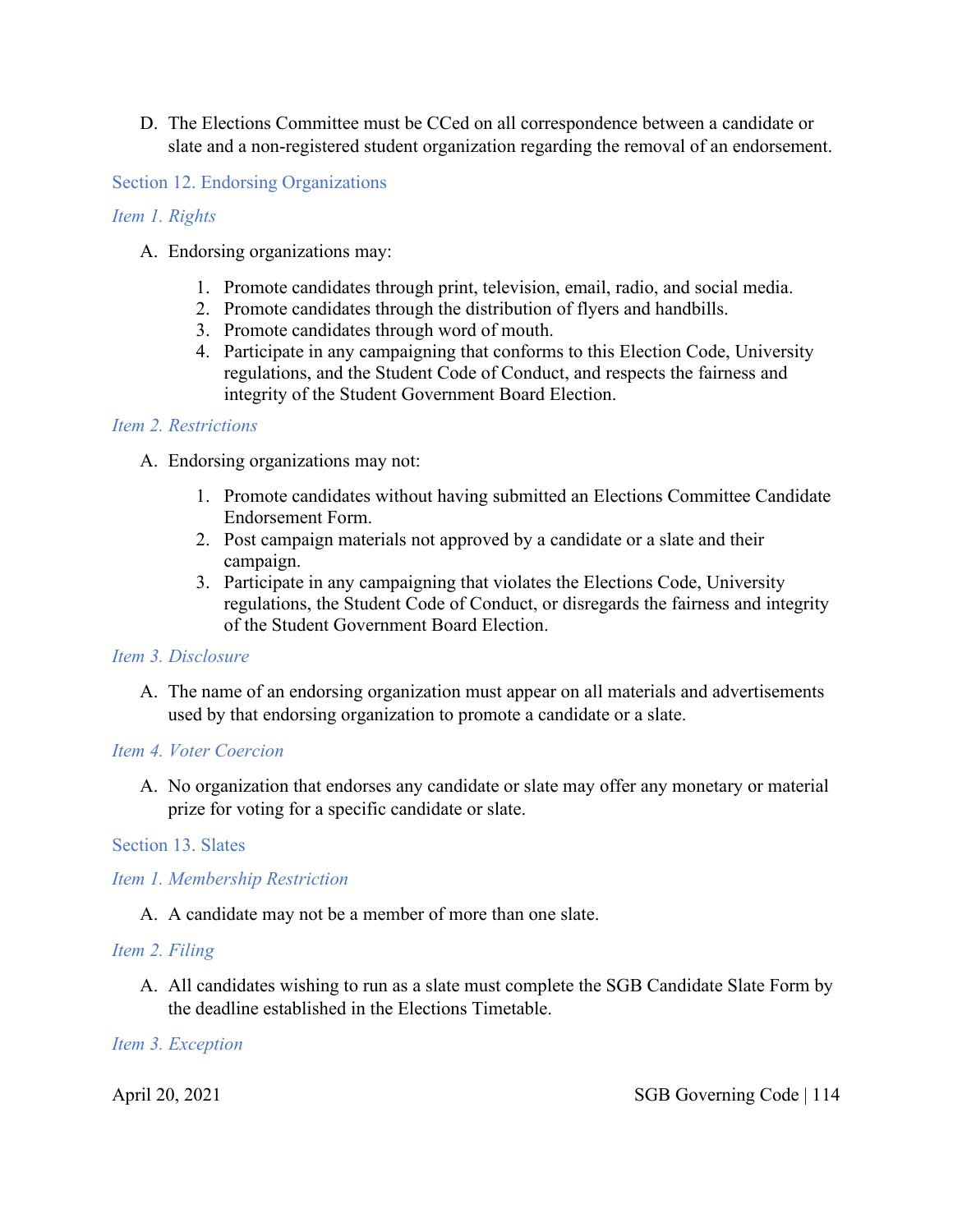D. The Elections Committee must be CCed on all correspondence between a candidate or slate and a non-registered student organization regarding the removal of an endorsement.

## Section 12. Endorsing Organizations

### *Item 1. Rights*

A. Endorsing organizations may:

1. Promote candidates through print, television, email, radio, and social media.
2. Promote candidates through the distribution of flyers and handbills.
3. Promote candidates through word of mouth.
4. Participate in any campaigning that conforms to this Election Code, University regulations, and the Student Code of Conduct, and respects the fairness and integrity of the Student Government Board Election.

### *Item 2. Restrictions*

A. Endorsing organizations may not:

1. Promote candidates without having submitted an Elections Committee Candidate Endorsement Form.
2. Post campaign materials not approved by a candidate or a slate and their campaign.
3. Participate in any campaigning that violates the Elections Code, University regulations, the Student Code of Conduct, or disregards the fairness and integrity of the Student Government Board Election.

### *Item 3. Disclosure*

A. The name of an endorsing organization must appear on all materials and advertisements used by that endorsing organization to promote a candidate or a slate.

### *Item 4. Voter Coercion*

A. No organization that endorses any candidate or slate may offer any monetary or material prize for voting for a specific candidate or slate.

## Section 13. Slates

### *Item 1. Membership Restriction*

A. A candidate may not be a member of more than one slate.

### *Item 2. Filing*

A. All candidates wishing to run as a slate must complete the SGB Candidate Slate Form by the deadline established in the Elections Timetable.

### *Item 3. Exception*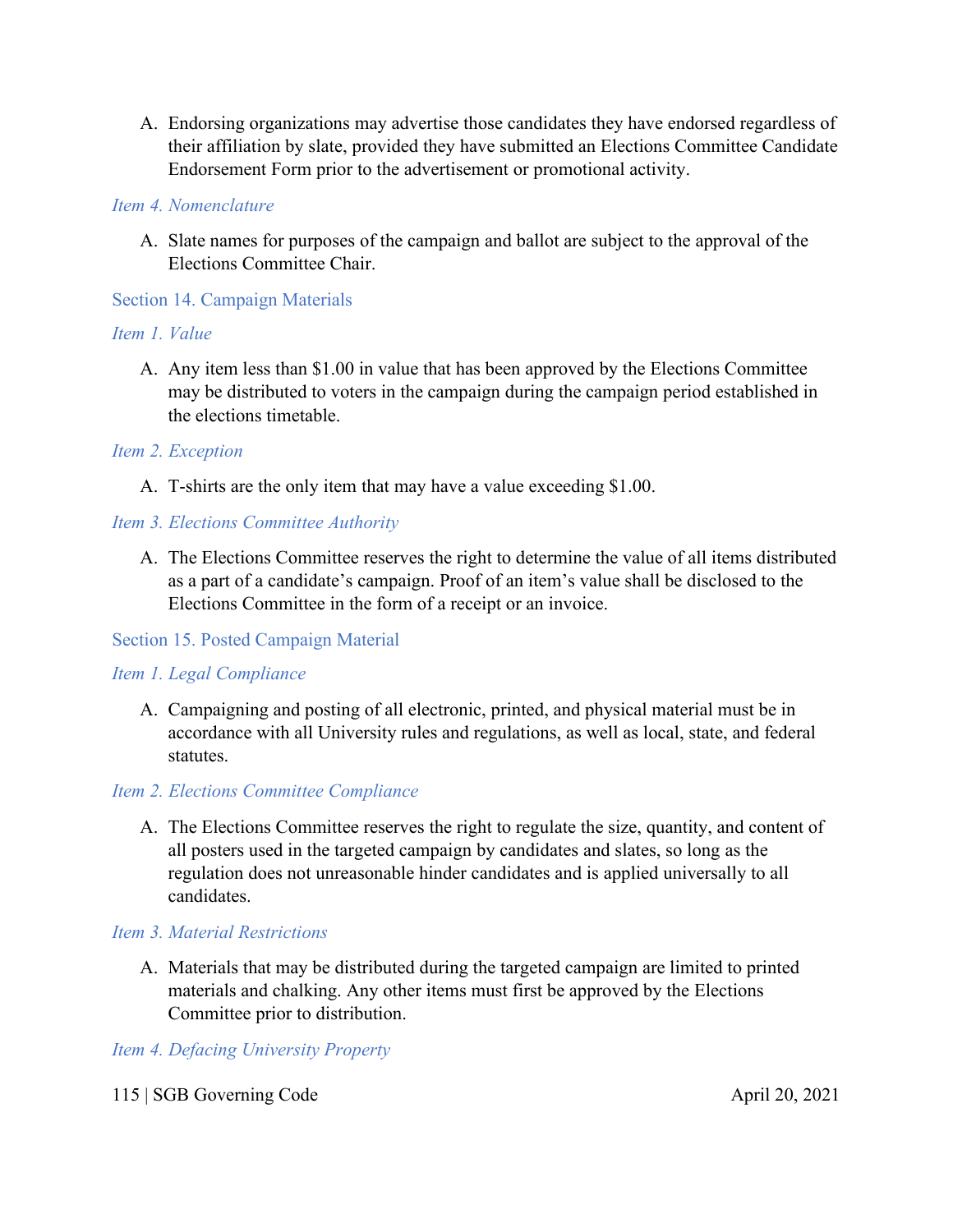A. Endorsing organizations may advertise those candidates they have endorsed regardless of their affiliation by slate, provided they have submitted an Elections Committee Candidate Endorsement Form prior to the advertisement or promotional activity.

#### *Item 4. Nomenclature*

A. Slate names for purposes of the campaign and ballot are subject to the approval of the Elections Committee Chair.

### Section 14. Campaign Materials

#### *Item 1. Value*

A. Any item less than $1.00 in value that has been approved by the Elections Committee may be distributed to voters in the campaign during the campaign period established in the elections timetable.

#### *Item 2. Exception*

A. T-shirts are the only item that may have a value exceeding $1.00.

#### *Item 3. Elections Committee Authority*

A. The Elections Committee reserves the right to determine the value of all items distributed as a part of a candidate's campaign. Proof of an item's value shall be disclosed to the Elections Committee in the form of a receipt or an invoice.

### Section 15. Posted Campaign Material

#### *Item 1. Legal Compliance*

A. Campaigning and posting of all electronic, printed, and physical material must be in accordance with all University rules and regulations, as well as local, state, and federal statutes.

#### *Item 2. Elections Committee Compliance*

A. The Elections Committee reserves the right to regulate the size, quantity, and content of all posters used in the targeted campaign by candidates and slates, so long as the regulation does not unreasonable hinder candidates and is applied universally to all candidates.

#### *Item 3. Material Restrictions*

A. Materials that may be distributed during the targeted campaign are limited to printed materials and chalking. Any other items must first be approved by the Elections Committee prior to distribution.

#### *Item 4. Defacing University Property*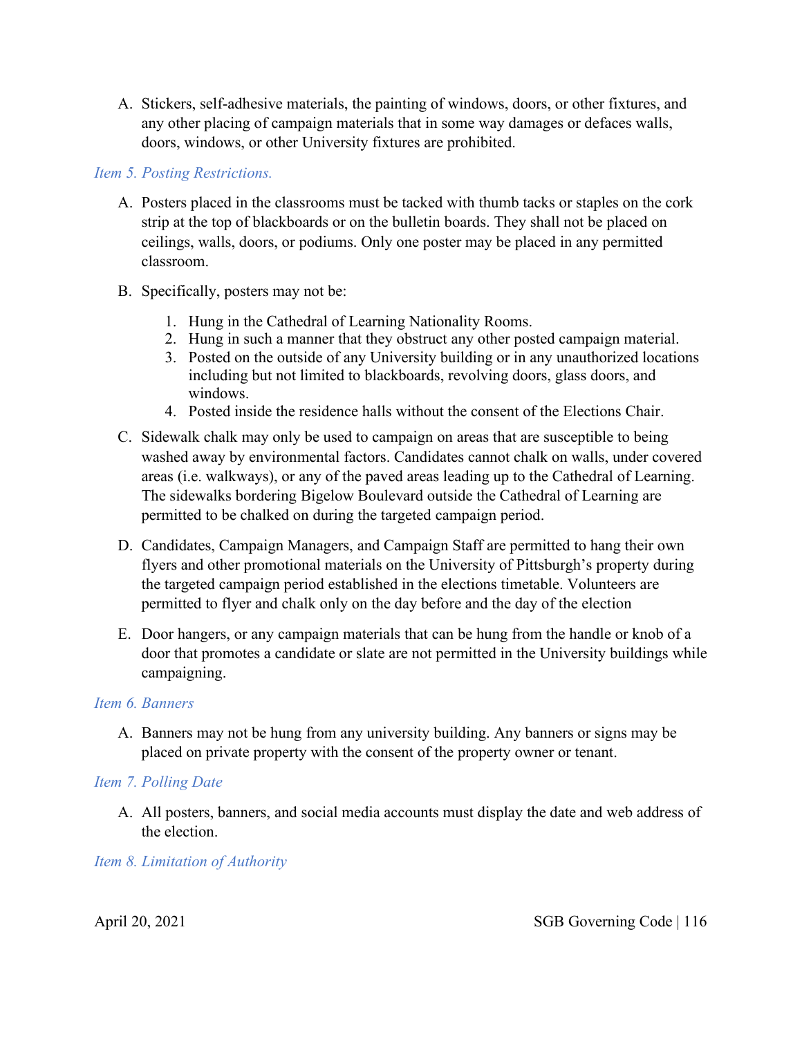A. Stickers, self-adhesive materials, the painting of windows, doors, or other fixtures, and any other placing of campaign materials that in some way damages or defaces walls, doors, windows, or other University fixtures are prohibited.

*Item 5. Posting Restrictions.*

A. Posters placed in the classrooms must be tacked with thumb tacks or staples on the cork strip at the top of blackboards or on the bulletin boards. They shall not be placed on ceilings, walls, doors, or podiums. Only one poster may be placed in any permitted classroom.

B. Specifically, posters may not be:

   1. Hung in the Cathedral of Learning Nationality Rooms.
   2. Hung in such a manner that they obstruct any other posted campaign material.
   3. Posted on the outside of any University building or in any unauthorized locations including but not limited to blackboards, revolving doors, glass doors, and windows.
   4. Posted inside the residence halls without the consent of the Elections Chair.

C. Sidewalk chalk may only be used to campaign on areas that are susceptible to being washed away by environmental factors. Candidates cannot chalk on walls, under covered areas (i.e. walkways), or any of the paved areas leading up to the Cathedral of Learning. The sidewalks bordering Bigelow Boulevard outside the Cathedral of Learning are permitted to be chalked on during the targeted campaign period.

D. Candidates, Campaign Managers, and Campaign Staff are permitted to hang their own flyers and other promotional materials on the University of Pittsburgh's property during the targeted campaign period established in the elections timetable. Volunteers are permitted to flyer and chalk only on the day before and the day of the election

E. Door hangers, or any campaign materials that can be hung from the handle or knob of a door that promotes a candidate or slate are not permitted in the University buildings while campaigning.

*Item 6. Banners*

A. Banners may not be hung from any university building. Any banners or signs may be placed on private property with the consent of the property owner or tenant.

*Item 7. Polling Date*

A. All posters, banners, and social media accounts must display the date and web address of the election.

*Item 8. Limitation of Authority*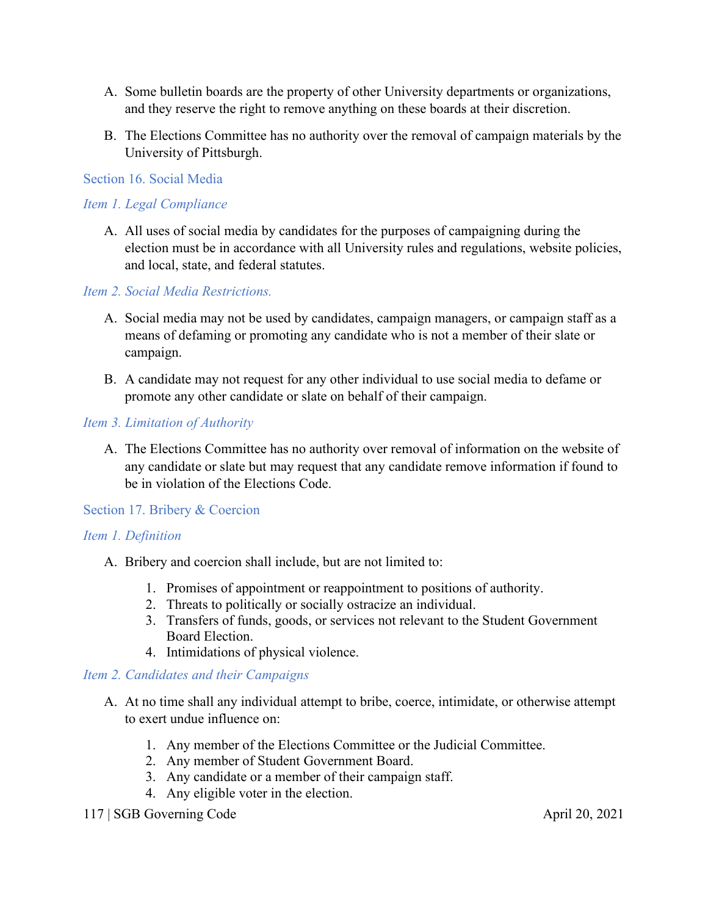A. Some bulletin boards are the property of other University departments or organizations, and they reserve the right to remove anything on these boards at their discretion.

B. The Elections Committee has no authority over the removal of campaign materials by the University of Pittsburgh.

## Section 16. Social Media

### *Item 1. Legal Compliance*

A. All uses of social media by candidates for the purposes of campaigning during the election must be in accordance with all University rules and regulations, website policies, and local, state, and federal statutes.

### *Item 2. Social Media Restrictions.*

A. Social media may not be used by candidates, campaign managers, or campaign staff as a means of defaming or promoting any candidate who is not a member of their slate or campaign.

B. A candidate may not request for any other individual to use social media to defame or promote any other candidate or slate on behalf of their campaign.

### *Item 3. Limitation of Authority*

A. The Elections Committee has no authority over removal of information on the website of any candidate or slate but may request that any candidate remove information if found to be in violation of the Elections Code.

## Section 17. Bribery & Coercion

### *Item 1. Definition*

A. Bribery and coercion shall include, but are not limited to:

1. Promises of appointment or reappointment to positions of authority.
2. Threats to politically or socially ostracize an individual.
3. Transfers of funds, goods, or services not relevant to the Student Government Board Election.
4. Intimidations of physical violence.

### *Item 2. Candidates and their Campaigns*

A. At no time shall any individual attempt to bribe, coerce, intimidate, or otherwise attempt to exert undue influence on:

1. Any member of the Elections Committee or the Judicial Committee.
2. Any member of Student Government Board.
3. Any candidate or a member of their campaign staff.
4. Any eligible voter in the election.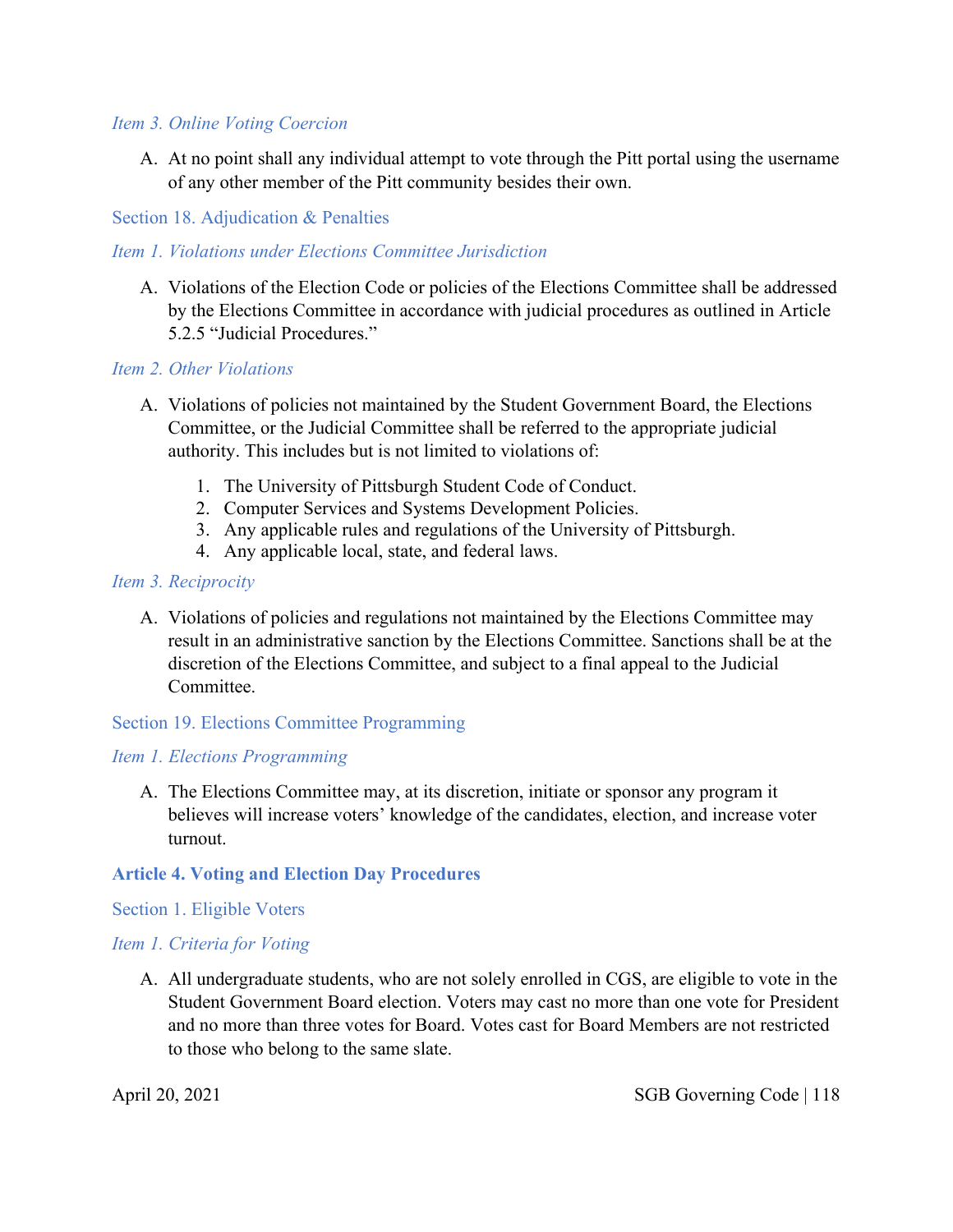*Item 3. Online Voting Coercion*

A. At no point shall any individual attempt to vote through the Pitt portal using the username of any other member of the Pitt community besides their own.

### Section 18. Adjudication & Penalties

*Item 1. Violations under Elections Committee Jurisdiction*

A. Violations of the Election Code or policies of the Elections Committee shall be addressed by the Elections Committee in accordance with judicial procedures as outlined in Article 5.2.5 "Judicial Procedures."

*Item 2. Other Violations*

A. Violations of policies not maintained by the Student Government Board, the Elections Committee, or the Judicial Committee shall be referred to the appropriate judicial authority. This includes but is not limited to violations of:

   1. The University of Pittsburgh Student Code of Conduct.
   2. Computer Services and Systems Development Policies.
   3. Any applicable rules and regulations of the University of Pittsburgh.
   4. Any applicable local, state, and federal laws.

*Item 3. Reciprocity*

A. Violations of policies and regulations not maintained by the Elections Committee may result in an administrative sanction by the Elections Committee. Sanctions shall be at the discretion of the Elections Committee, and subject to a final appeal to the Judicial Committee.

### Section 19. Elections Committee Programming

*Item 1. Elections Programming*

A. The Elections Committee may, at its discretion, initiate or sponsor any program it believes will increase voters' knowledge of the candidates, election, and increase voter turnout.

## Article 4. Voting and Election Day Procedures

### Section 1. Eligible Voters

*Item 1. Criteria for Voting*

A. All undergraduate students, who are not solely enrolled in CGS, are eligible to vote in the Student Government Board election. Voters may cast no more than one vote for President and no more than three votes for Board. Votes cast for Board Members are not restricted to those who belong to the same slate.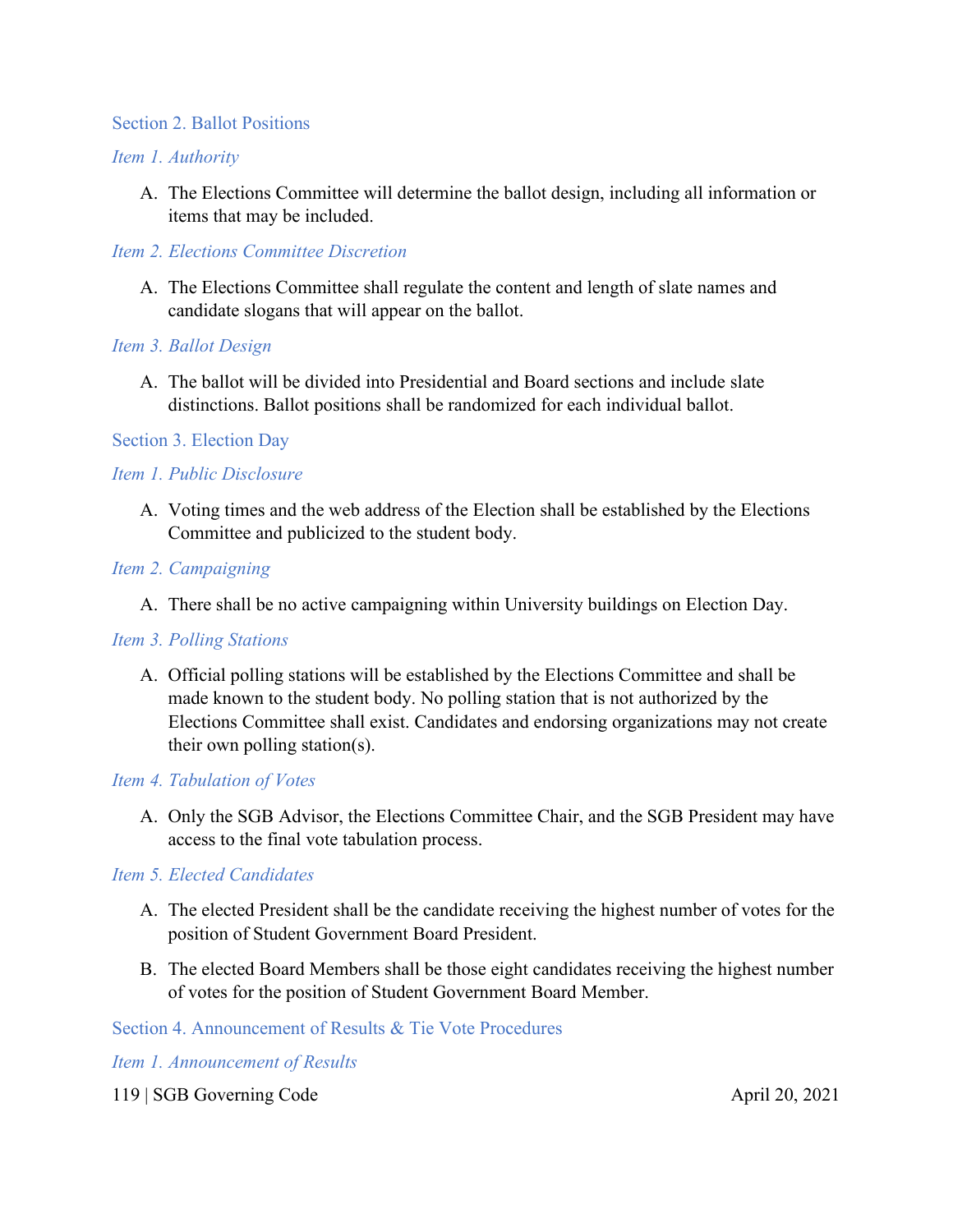## Section 2. Ballot Positions

### *Item 1. Authority*

A. The Elections Committee will determine the ballot design, including all information or items that may be included.

### *Item 2. Elections Committee Discretion*

A. The Elections Committee shall regulate the content and length of slate names and candidate slogans that will appear on the ballot.

### *Item 3. Ballot Design*

A. The ballot will be divided into Presidential and Board sections and include slate distinctions. Ballot positions shall be randomized for each individual ballot.

## Section 3. Election Day

### *Item 1. Public Disclosure*

A. Voting times and the web address of the Election shall be established by the Elections Committee and publicized to the student body.

### *Item 2. Campaigning*

A. There shall be no active campaigning within University buildings on Election Day.

### *Item 3. Polling Stations*

A. Official polling stations will be established by the Elections Committee and shall be made known to the student body. No polling station that is not authorized by the Elections Committee shall exist. Candidates and endorsing organizations may not create their own polling station(s).

### *Item 4. Tabulation of Votes*

A. Only the SGB Advisor, the Elections Committee Chair, and the SGB President may have access to the final vote tabulation process.

### *Item 5. Elected Candidates*

A. The elected President shall be the candidate receiving the highest number of votes for the position of Student Government Board President.

B. The elected Board Members shall be those eight candidates receiving the highest number of votes for the position of Student Government Board Member.

## Section 4. Announcement of Results & Tie Vote Procedures

### *Item 1. Announcement of Results*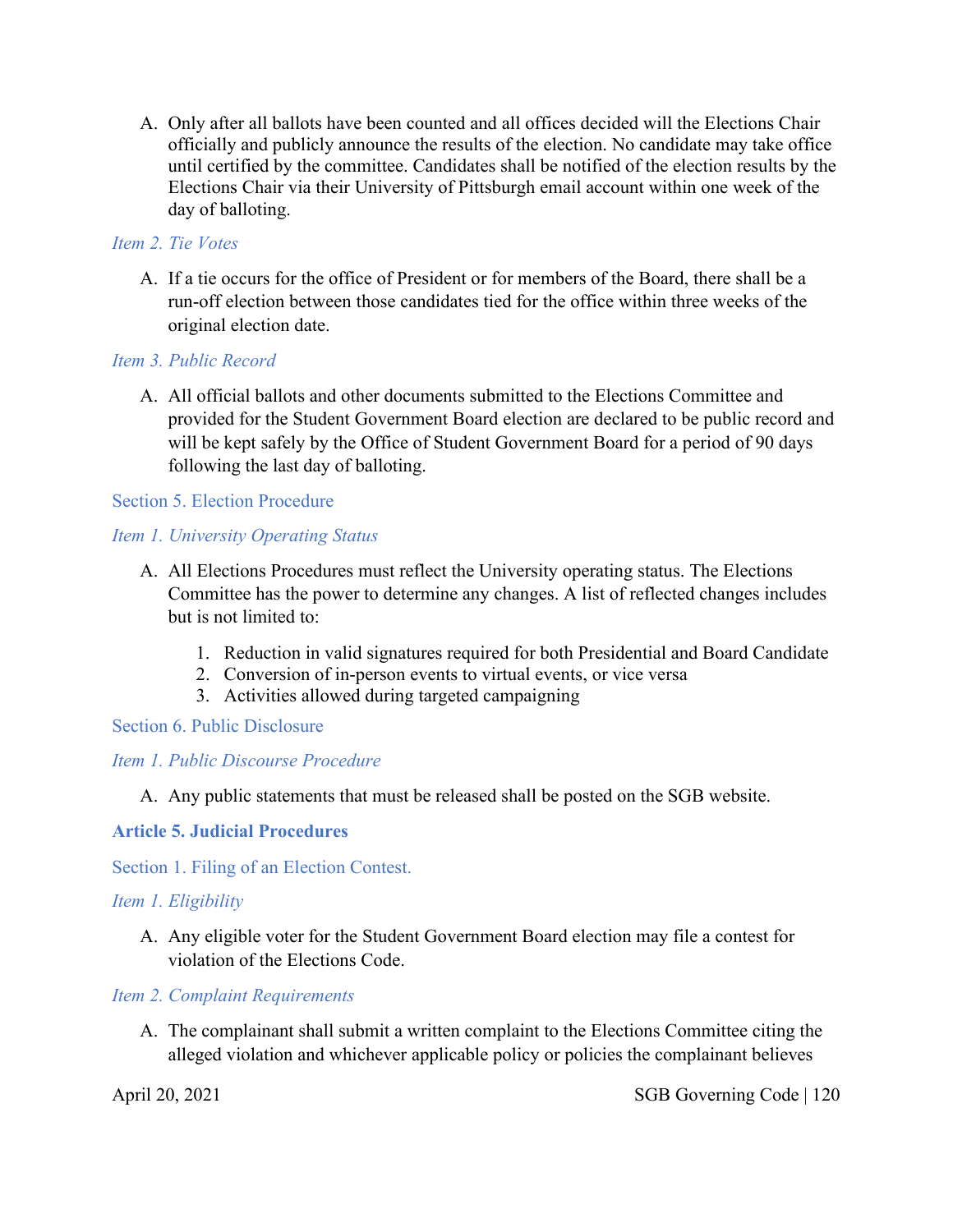A. Only after all ballots have been counted and all offices decided will the Elections Chair officially and publicly announce the results of the election. No candidate may take office until certified by the committee. Candidates shall be notified of the election results by the Elections Chair via their University of Pittsburgh email account within one week of the day of balloting.

*Item 2. Tie Votes*

A. If a tie occurs for the office of President or for members of the Board, there shall be a run-off election between those candidates tied for the office within three weeks of the original election date.

*Item 3. Public Record*

A. All official ballots and other documents submitted to the Elections Committee and provided for the Student Government Board election are declared to be public record and will be kept safely by the Office of Student Government Board for a period of 90 days following the last day of balloting.

### Section 5. Election Procedure

*Item 1. University Operating Status*

A. All Elections Procedures must reflect the University operating status. The Elections Committee has the power to determine any changes. A list of reflected changes includes but is not limited to:

   1. Reduction in valid signatures required for both Presidential and Board Candidate
   2. Conversion of in-person events to virtual events, or vice versa
   3. Activities allowed during targeted campaigning

### Section 6. Public Disclosure

*Item 1. Public Discourse Procedure*

A. Any public statements that must be released shall be posted on the SGB website.

## Article 5. Judicial Procedures

### Section 1. Filing of an Election Contest.

*Item 1. Eligibility*

A. Any eligible voter for the Student Government Board election may file a contest for violation of the Elections Code.

*Item 2. Complaint Requirements*

A. The complainant shall submit a written complaint to the Elections Committee citing the alleged violation and whichever applicable policy or policies the complainant believes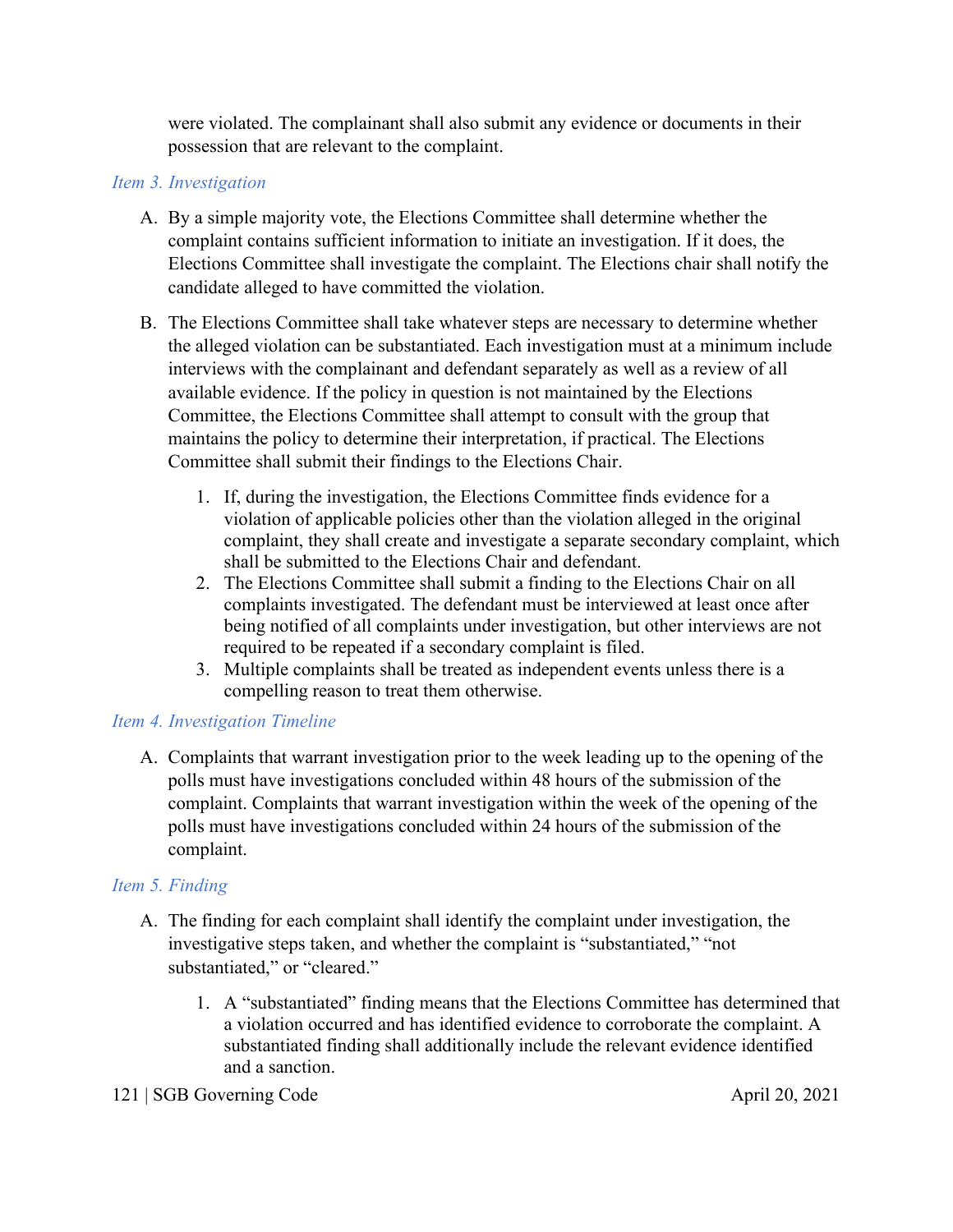were violated. The complainant shall also submit any evidence or documents in their possession that are relevant to the complaint.

### *Item 3. Investigation*

A. By a simple majority vote, the Elections Committee shall determine whether the complaint contains sufficient information to initiate an investigation. If it does, the Elections Committee shall investigate the complaint. The Elections chair shall notify the candidate alleged to have committed the violation.

B. The Elections Committee shall take whatever steps are necessary to determine whether the alleged violation can be substantiated. Each investigation must at a minimum include interviews with the complainant and defendant separately as well as a review of all available evidence. If the policy in question is not maintained by the Elections Committee, the Elections Committee shall attempt to consult with the group that maintains the policy to determine their interpretation, if practical. The Elections Committee shall submit their findings to the Elections Chair.

   1. If, during the investigation, the Elections Committee finds evidence for a violation of applicable policies other than the violation alleged in the original complaint, they shall create and investigate a separate secondary complaint, which shall be submitted to the Elections Chair and defendant.
   2. The Elections Committee shall submit a finding to the Elections Chair on all complaints investigated. The defendant must be interviewed at least once after being notified of all complaints under investigation, but other interviews are not required to be repeated if a secondary complaint is filed.
   3. Multiple complaints shall be treated as independent events unless there is a compelling reason to treat them otherwise.

### *Item 4. Investigation Timeline*

A. Complaints that warrant investigation prior to the week leading up to the opening of the polls must have investigations concluded within 48 hours of the submission of the complaint. Complaints that warrant investigation within the week of the opening of the polls must have investigations concluded within 24 hours of the submission of the complaint.

### *Item 5. Finding*

A. The finding for each complaint shall identify the complaint under investigation, the investigative steps taken, and whether the complaint is "substantiated," "not substantiated," or "cleared."

   1. A "substantiated" finding means that the Elections Committee has determined that a violation occurred and has identified evidence to corroborate the complaint. A substantiated finding shall additionally include the relevant evidence identified and a sanction.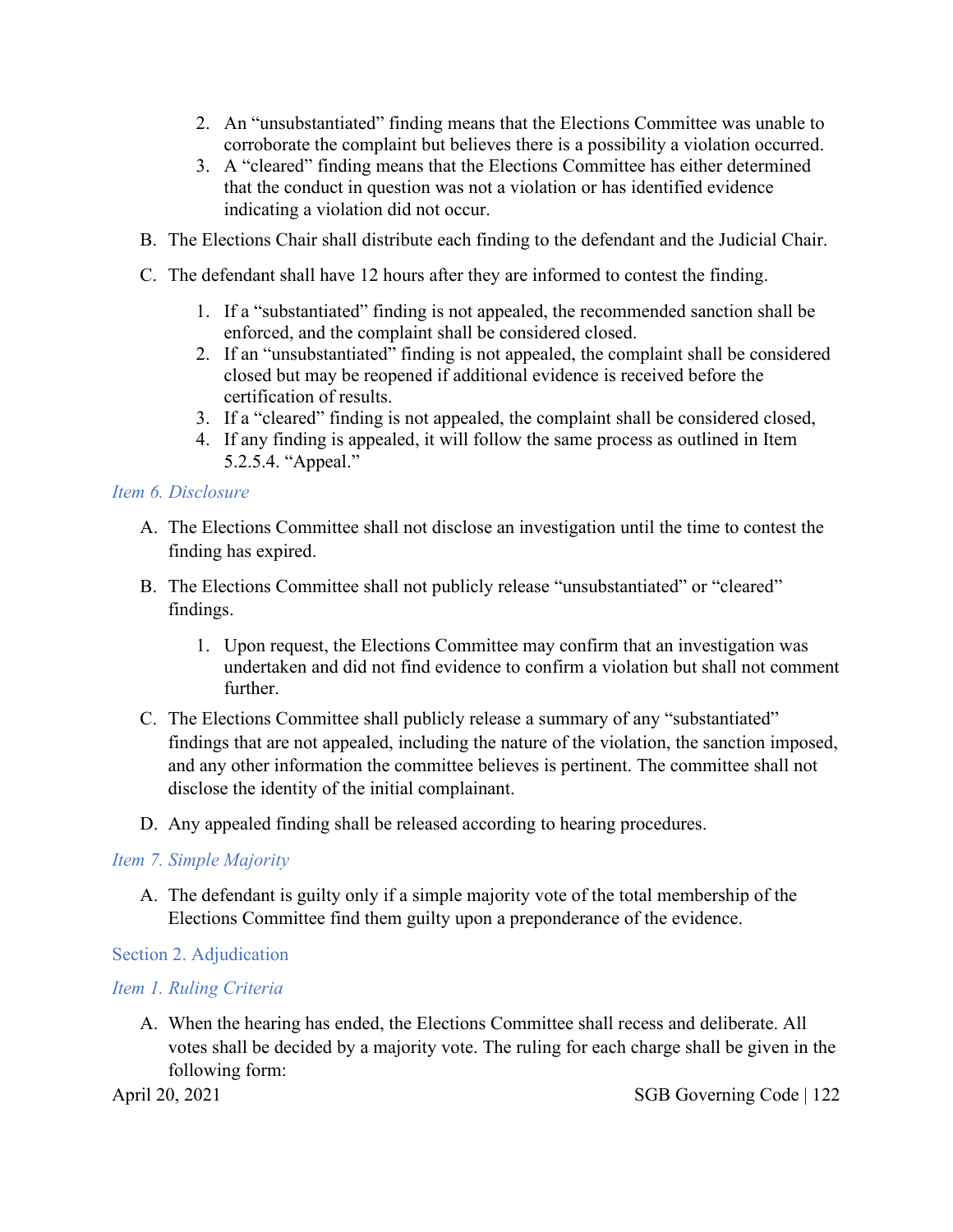2. An "unsubstantiated" finding means that the Elections Committee was unable to corroborate the complaint but believes there is a possibility a violation occurred.
3. A "cleared" finding means that the Elections Committee has either determined that the conduct in question was not a violation or has identified evidence indicating a violation did not occur.

B. The Elections Chair shall distribute each finding to the defendant and the Judicial Chair.

C. The defendant shall have 12 hours after they are informed to contest the finding.

1. If a "substantiated" finding is not appealed, the recommended sanction shall be enforced, and the complaint shall be considered closed.
2. If an "unsubstantiated" finding is not appealed, the complaint shall be considered closed but may be reopened if additional evidence is received before the certification of results.
3. If a "cleared" finding is not appealed, the complaint shall be considered closed,
4. If any finding is appealed, it will follow the same process as outlined in Item 5.2.5.4. "Appeal."

#### *Item 6. Disclosure*

A. The Elections Committee shall not disclose an investigation until the time to contest the finding has expired.

B. The Elections Committee shall not publicly release "unsubstantiated" or "cleared" findings.

1. Upon request, the Elections Committee may confirm that an investigation was undertaken and did not find evidence to confirm a violation but shall not comment further.

C. The Elections Committee shall publicly release a summary of any "substantiated" findings that are not appealed, including the nature of the violation, the sanction imposed, and any other information the committee believes is pertinent. The committee shall not disclose the identity of the initial complainant.

D. Any appealed finding shall be released according to hearing procedures.

#### *Item 7. Simple Majority*

A. The defendant is guilty only if a simple majority vote of the total membership of the Elections Committee find them guilty upon a preponderance of the evidence.

### Section 2. Adjudication

#### *Item 1. Ruling Criteria*

A. When the hearing has ended, the Elections Committee shall recess and deliberate. All votes shall be decided by a majority vote. The ruling for each charge shall be given in the following form: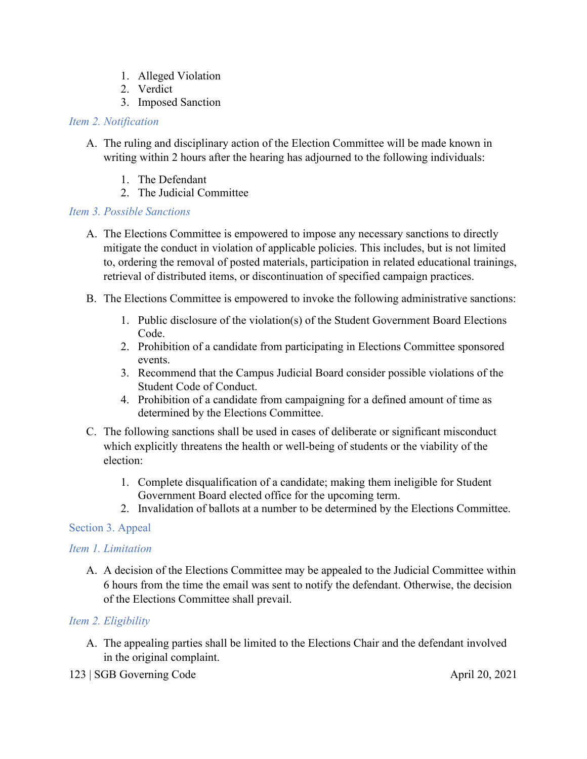1. Alleged Violation
2. Verdict
3. Imposed Sanction

*Item 2. Notification*

A. The ruling and disciplinary action of the Election Committee will be made known in writing within 2 hours after the hearing has adjourned to the following individuals:

   1. The Defendant
   2. The Judicial Committee

*Item 3. Possible Sanctions*

A. The Elections Committee is empowered to impose any necessary sanctions to directly mitigate the conduct in violation of applicable policies. This includes, but is not limited to, ordering the removal of posted materials, participation in related educational trainings, retrieval of distributed items, or discontinuation of specified campaign practices.

B. The Elections Committee is empowered to invoke the following administrative sanctions:

   1. Public disclosure of the violation(s) of the Student Government Board Elections Code.
   2. Prohibition of a candidate from participating in Elections Committee sponsored events.
   3. Recommend that the Campus Judicial Board consider possible violations of the Student Code of Conduct.
   4. Prohibition of a candidate from campaigning for a defined amount of time as determined by the Elections Committee.

C. The following sanctions shall be used in cases of deliberate or significant misconduct which explicitly threatens the health or well-being of students or the viability of the election:

   1. Complete disqualification of a candidate; making them ineligible for Student Government Board elected office for the upcoming term.
   2. Invalidation of ballots at a number to be determined by the Elections Committee.

## Section 3. Appeal

*Item 1. Limitation*

A. A decision of the Elections Committee may be appealed to the Judicial Committee within 6 hours from the time the email was sent to notify the defendant. Otherwise, the decision of the Elections Committee shall prevail.

*Item 2. Eligibility*

A. The appealing parties shall be limited to the Elections Chair and the defendant involved in the original complaint.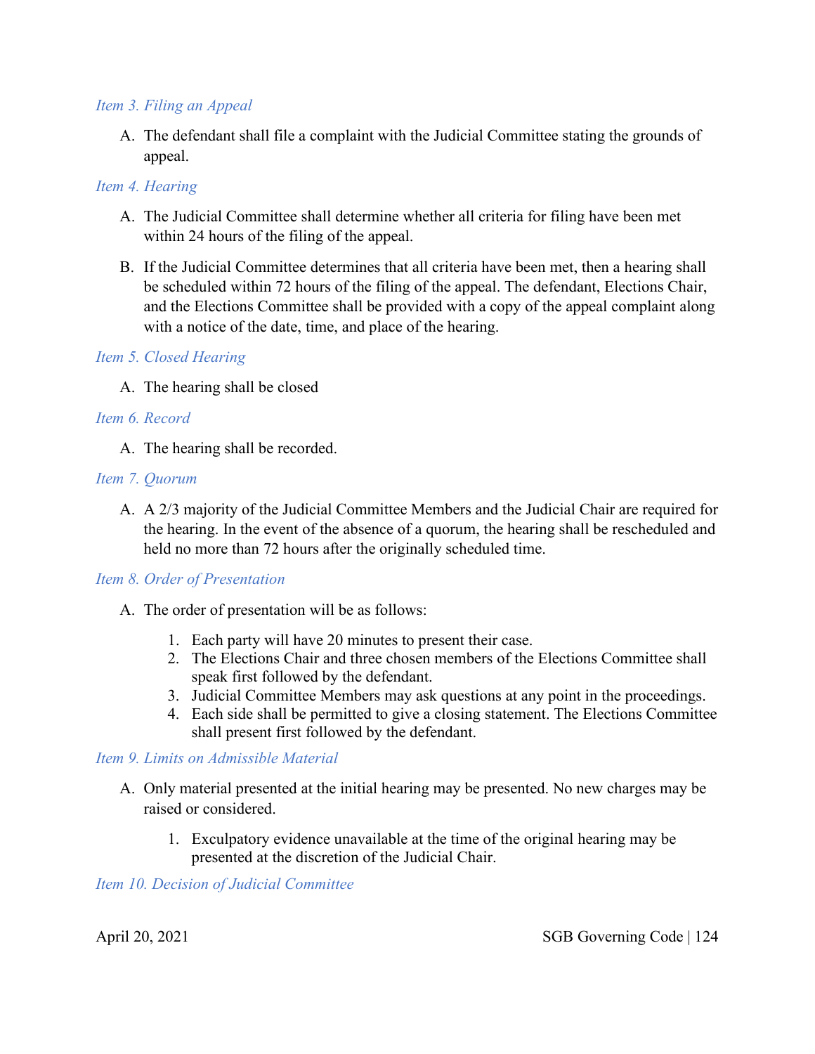*Item 3. Filing an Appeal*

A. The defendant shall file a complaint with the Judicial Committee stating the grounds of appeal.

*Item 4. Hearing*

A. The Judicial Committee shall determine whether all criteria for filing have been met within 24 hours of the filing of the appeal.

B. If the Judicial Committee determines that all criteria have been met, then a hearing shall be scheduled within 72 hours of the filing of the appeal. The defendant, Elections Chair, and the Elections Committee shall be provided with a copy of the appeal complaint along with a notice of the date, time, and place of the hearing.

*Item 5. Closed Hearing*

A. The hearing shall be closed

*Item 6. Record*

A. The hearing shall be recorded.

*Item 7. Quorum*

A. A 2/3 majority of the Judicial Committee Members and the Judicial Chair are required for the hearing. In the event of the absence of a quorum, the hearing shall be rescheduled and held no more than 72 hours after the originally scheduled time.

*Item 8. Order of Presentation*

A. The order of presentation will be as follows:

   1. Each party will have 20 minutes to present their case.
   2. The Elections Chair and three chosen members of the Elections Committee shall speak first followed by the defendant.
   3. Judicial Committee Members may ask questions at any point in the proceedings.
   4. Each side shall be permitted to give a closing statement. The Elections Committee shall present first followed by the defendant.

*Item 9. Limits on Admissible Material*

A. Only material presented at the initial hearing may be presented. No new charges may be raised or considered.

   1. Exculpatory evidence unavailable at the time of the original hearing may be presented at the discretion of the Judicial Chair.

*Item 10. Decision of Judicial Committee*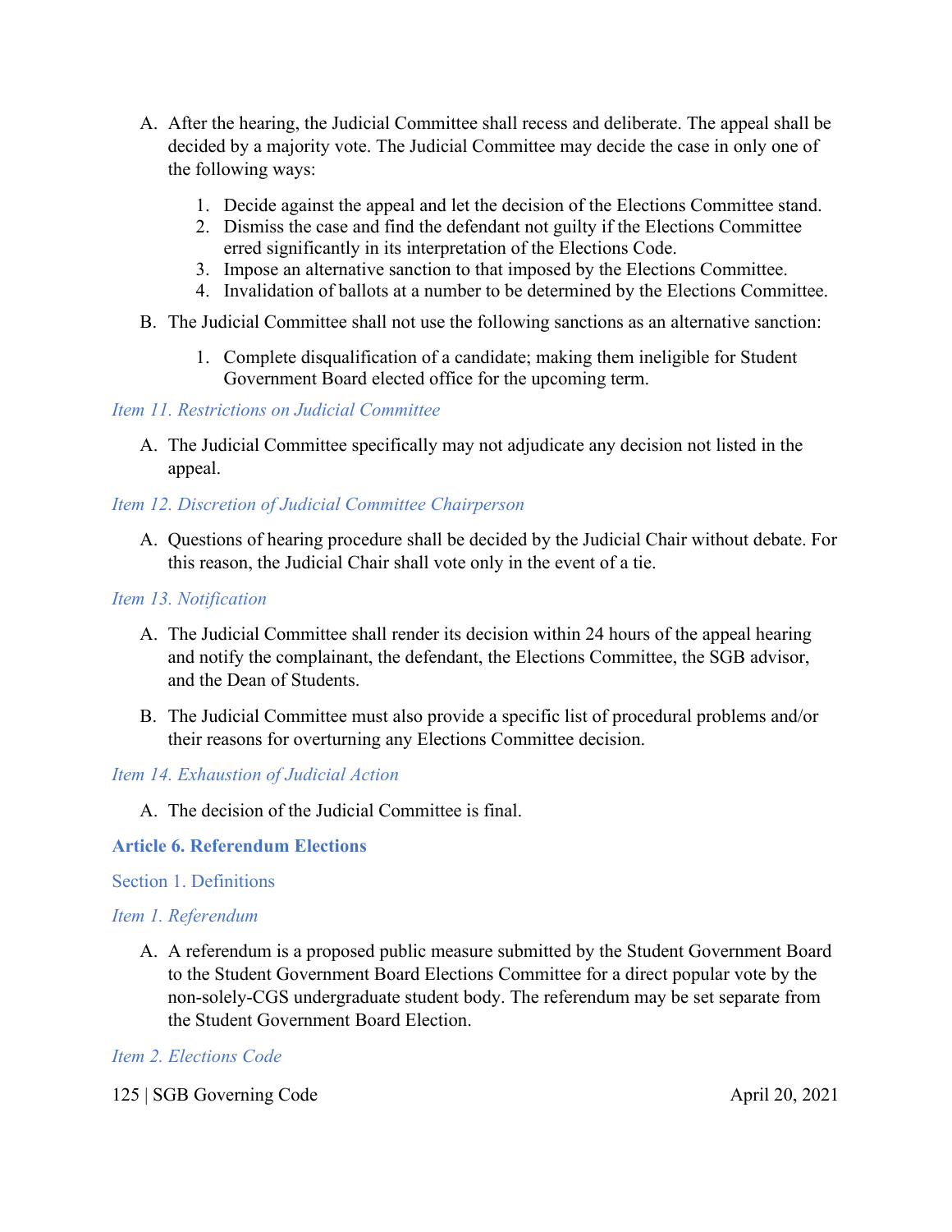A. After the hearing, the Judicial Committee shall recess and deliberate. The appeal shall be decided by a majority vote. The Judicial Committee may decide the case in only one of the following ways:

    1. Decide against the appeal and let the decision of the Elections Committee stand.
    2. Dismiss the case and find the defendant not guilty if the Elections Committee erred significantly in its interpretation of the Elections Code.
    3. Impose an alternative sanction to that imposed by the Elections Committee.
    4. Invalidation of ballots at a number to be determined by the Elections Committee.

B. The Judicial Committee shall not use the following sanctions as an alternative sanction:

    1. Complete disqualification of a candidate; making them ineligible for Student Government Board elected office for the upcoming term.

*Item 11. Restrictions on Judicial Committee*

A. The Judicial Committee specifically may not adjudicate any decision not listed in the appeal.

*Item 12. Discretion of Judicial Committee Chairperson*

A. Questions of hearing procedure shall be decided by the Judicial Chair without debate. For this reason, the Judicial Chair shall vote only in the event of a tie.

*Item 13. Notification*

A. The Judicial Committee shall render its decision within 24 hours of the appeal hearing and notify the complainant, the defendant, the Elections Committee, the SGB advisor, and the Dean of Students.

B. The Judicial Committee must also provide a specific list of procedural problems and/or their reasons for overturning any Elections Committee decision.

*Item 14. Exhaustion of Judicial Action*

A. The decision of the Judicial Committee is final.

## Article 6. Referendum Elections

### Section 1. Definitions

*Item 1. Referendum*

A. A referendum is a proposed public measure submitted by the Student Government Board to the Student Government Board Elections Committee for a direct popular vote by the non-solely-CGS undergraduate student body. The referendum may be set separate from the Student Government Board Election.

*Item 2. Elections Code*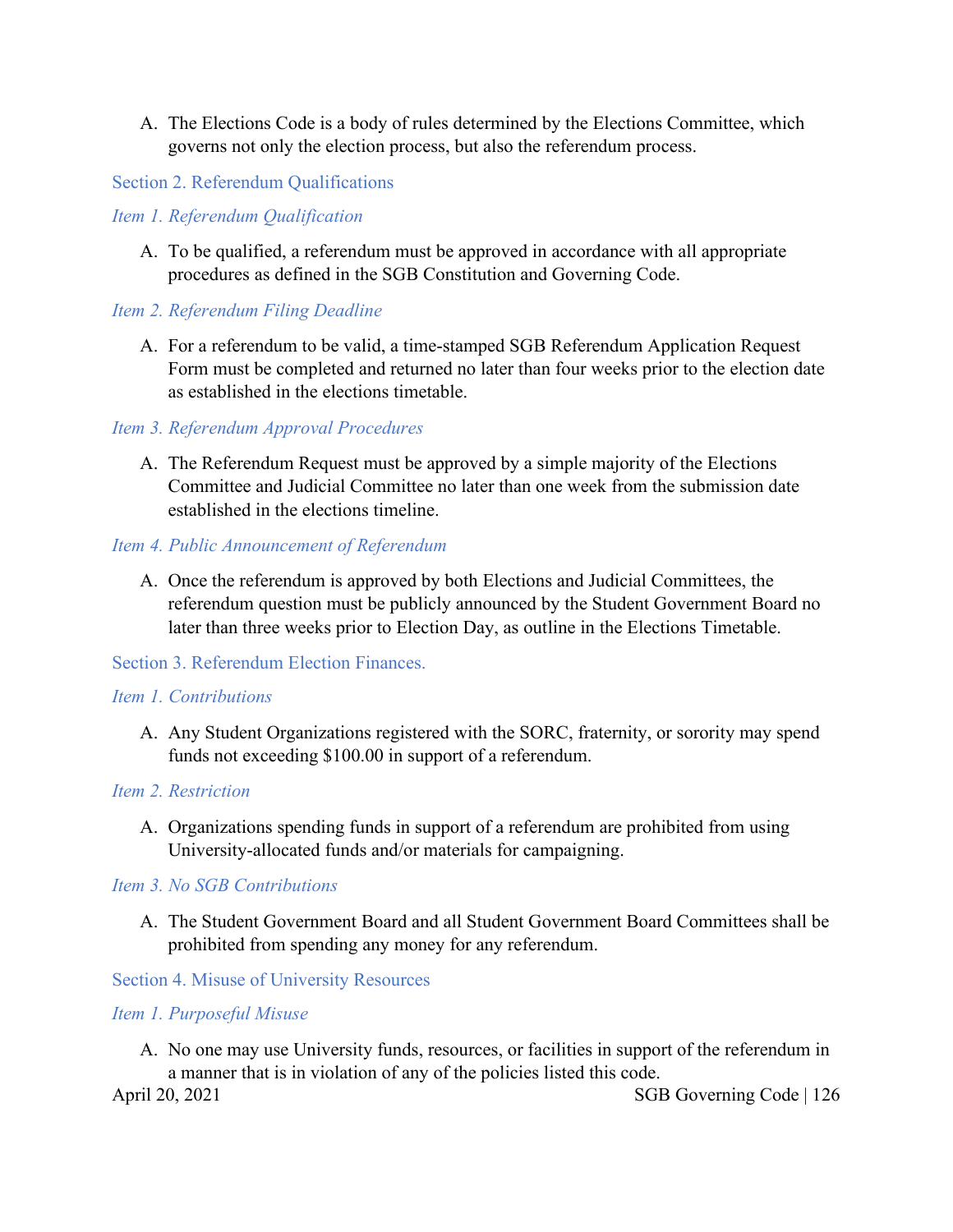A. The Elections Code is a body of rules determined by the Elections Committee, which governs not only the election process, but also the referendum process.

## Section 2. Referendum Qualifications

### *Item 1. Referendum Qualification*

A. To be qualified, a referendum must be approved in accordance with all appropriate procedures as defined in the SGB Constitution and Governing Code.

### *Item 2. Referendum Filing Deadline*

A. For a referendum to be valid, a time-stamped SGB Referendum Application Request Form must be completed and returned no later than four weeks prior to the election date as established in the elections timetable.

### *Item 3. Referendum Approval Procedures*

A. The Referendum Request must be approved by a simple majority of the Elections Committee and Judicial Committee no later than one week from the submission date established in the elections timeline.

### *Item 4. Public Announcement of Referendum*

A. Once the referendum is approved by both Elections and Judicial Committees, the referendum question must be publicly announced by the Student Government Board no later than three weeks prior to Election Day, as outline in the Elections Timetable.

## Section 3. Referendum Election Finances.

### *Item 1. Contributions*

A. Any Student Organizations registered with the SORC, fraternity, or sorority may spend funds not exceeding $100.00 in support of a referendum.

### *Item 2. Restriction*

A. Organizations spending funds in support of a referendum are prohibited from using University-allocated funds and/or materials for campaigning.

### *Item 3. No SGB Contributions*

A. The Student Government Board and all Student Government Board Committees shall be prohibited from spending any money for any referendum.

## Section 4. Misuse of University Resources

### *Item 1. Purposeful Misuse*

A. No one may use University funds, resources, or facilities in support of the referendum in a manner that is in violation of any of the policies listed this code.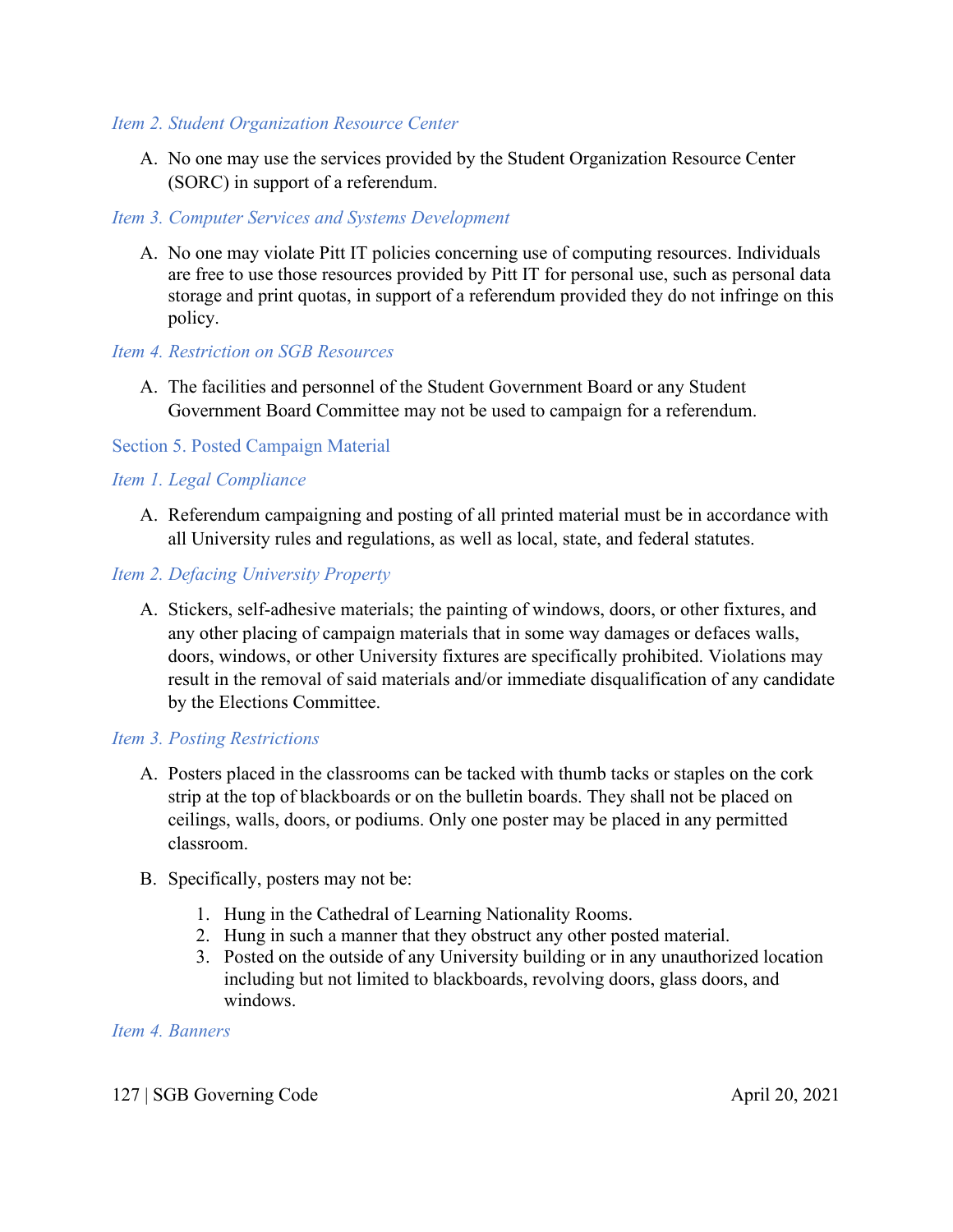#### *Item 2. Student Organization Resource Center*

A. No one may use the services provided by the Student Organization Resource Center (SORC) in support of a referendum.

#### *Item 3. Computer Services and Systems Development*

A. No one may violate Pitt IT policies concerning use of computing resources. Individuals are free to use those resources provided by Pitt IT for personal use, such as personal data storage and print quotas, in support of a referendum provided they do not infringe on this policy.

#### *Item 4. Restriction on SGB Resources*

A. The facilities and personnel of the Student Government Board or any Student Government Board Committee may not be used to campaign for a referendum.

### Section 5. Posted Campaign Material

#### *Item 1. Legal Compliance*

A. Referendum campaigning and posting of all printed material must be in accordance with all University rules and regulations, as well as local, state, and federal statutes.

#### *Item 2. Defacing University Property*

A. Stickers, self-adhesive materials; the painting of windows, doors, or other fixtures, and any other placing of campaign materials that in some way damages or defaces walls, doors, windows, or other University fixtures are specifically prohibited. Violations may result in the removal of said materials and/or immediate disqualification of any candidate by the Elections Committee.

#### *Item 3. Posting Restrictions*

A. Posters placed in the classrooms can be tacked with thumb tacks or staples on the cork strip at the top of blackboards or on the bulletin boards. They shall not be placed on ceilings, walls, doors, or podiums. Only one poster may be placed in any permitted classroom.

B. Specifically, posters may not be:

1. Hung in the Cathedral of Learning Nationality Rooms.
2. Hung in such a manner that they obstruct any other posted material.
3. Posted on the outside of any University building or in any unauthorized location including but not limited to blackboards, revolving doors, glass doors, and windows.

#### *Item 4. Banners*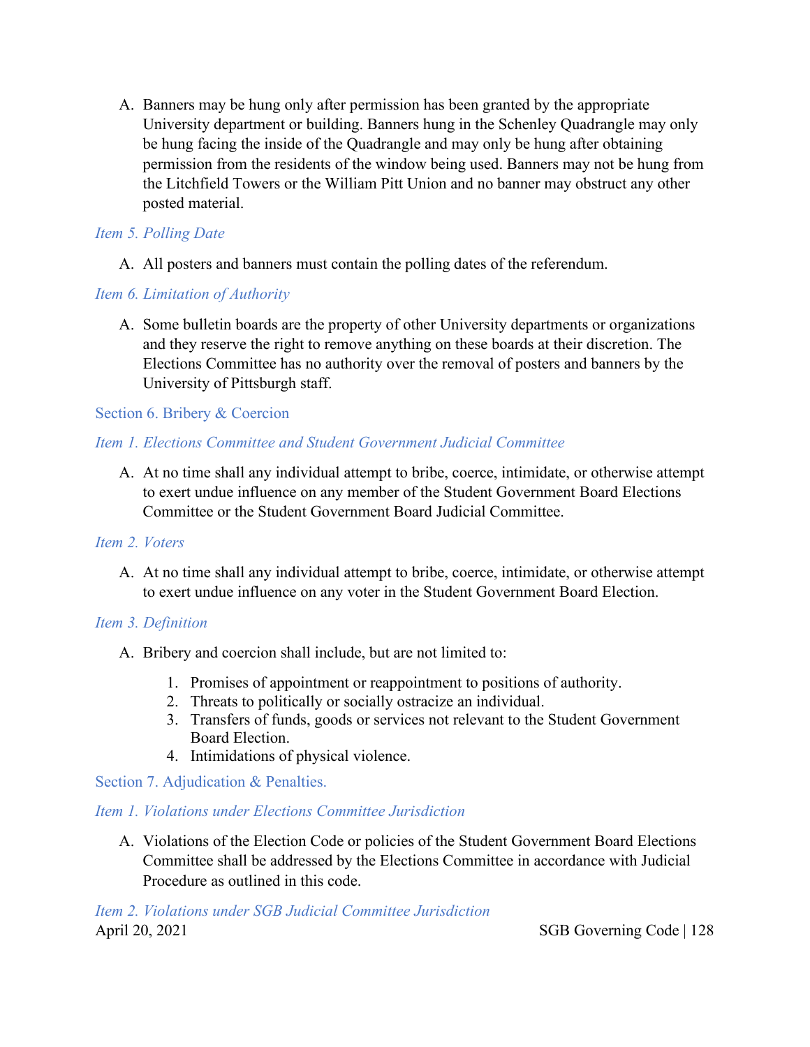A. Banners may be hung only after permission has been granted by the appropriate University department or building. Banners hung in the Schenley Quadrangle may only be hung facing the inside of the Quadrangle and may only be hung after obtaining permission from the residents of the window being used. Banners may not be hung from the Litchfield Towers or the William Pitt Union and no banner may obstruct any other posted material.

#### *Item 5. Polling Date*

A. All posters and banners must contain the polling dates of the referendum.

#### *Item 6. Limitation of Authority*

A. Some bulletin boards are the property of other University departments or organizations and they reserve the right to remove anything on these boards at their discretion. The Elections Committee has no authority over the removal of posters and banners by the University of Pittsburgh staff.

### Section 6. Bribery & Coercion

#### *Item 1. Elections Committee and Student Government Judicial Committee*

A. At no time shall any individual attempt to bribe, coerce, intimidate, or otherwise attempt to exert undue influence on any member of the Student Government Board Elections Committee or the Student Government Board Judicial Committee.

#### *Item 2. Voters*

A. At no time shall any individual attempt to bribe, coerce, intimidate, or otherwise attempt to exert undue influence on any voter in the Student Government Board Election.

#### *Item 3. Definition*

A. Bribery and coercion shall include, but are not limited to:

1. Promises of appointment or reappointment to positions of authority.
2. Threats to politically or socially ostracize an individual.
3. Transfers of funds, goods or services not relevant to the Student Government Board Election.
4. Intimidations of physical violence.

### Section 7. Adjudication & Penalties.

#### *Item 1. Violations under Elections Committee Jurisdiction*

A. Violations of the Election Code or policies of the Student Government Board Elections Committee shall be addressed by the Elections Committee in accordance with Judicial Procedure as outlined in this code.

#### *Item 2. Violations under SGB Judicial Committee Jurisdiction*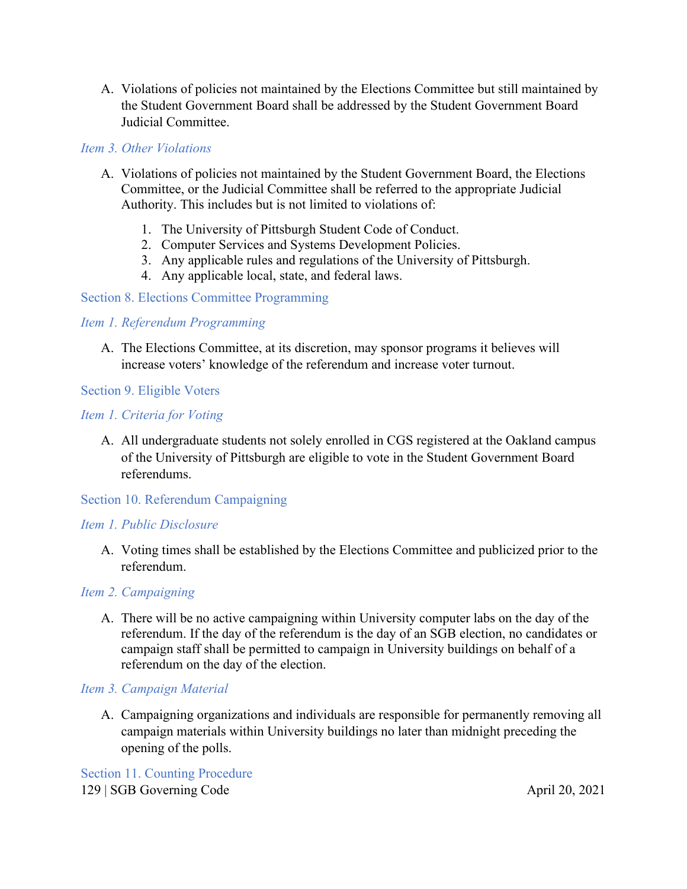A. Violations of policies not maintained by the Elections Committee but still maintained by the Student Government Board shall be addressed by the Student Government Board Judicial Committee.

### *Item 3. Other Violations*

A. Violations of policies not maintained by the Student Government Board, the Elections Committee, or the Judicial Committee shall be referred to the appropriate Judicial Authority. This includes but is not limited to violations of:

1. The University of Pittsburgh Student Code of Conduct.
2. Computer Services and Systems Development Policies.
3. Any applicable rules and regulations of the University of Pittsburgh.
4. Any applicable local, state, and federal laws.

## Section 8. Elections Committee Programming

### *Item 1. Referendum Programming*

A. The Elections Committee, at its discretion, may sponsor programs it believes will increase voters' knowledge of the referendum and increase voter turnout.

## Section 9. Eligible Voters

### *Item 1. Criteria for Voting*

A. All undergraduate students not solely enrolled in CGS registered at the Oakland campus of the University of Pittsburgh are eligible to vote in the Student Government Board referendums.

## Section 10. Referendum Campaigning

### *Item 1. Public Disclosure*

A. Voting times shall be established by the Elections Committee and publicized prior to the referendum.

### *Item 2. Campaigning*

A. There will be no active campaigning within University computer labs on the day of the referendum. If the day of the referendum is the day of an SGB election, no candidates or campaign staff shall be permitted to campaign in University buildings on behalf of a referendum on the day of the election.

### *Item 3. Campaign Material*

A. Campaigning organizations and individuals are responsible for permanently removing all campaign materials within University buildings no later than midnight preceding the opening of the polls.

## Section 11. Counting Procedure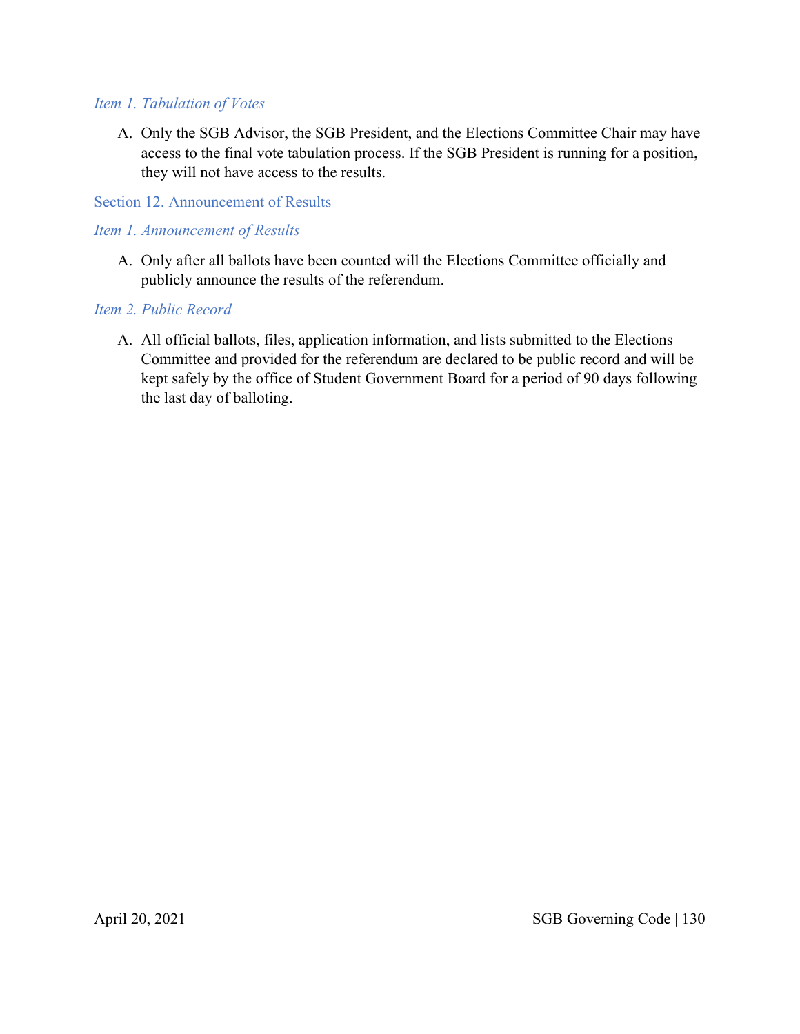### *Item 1. Tabulation of Votes*

A. Only the SGB Advisor, the SGB President, and the Elections Committee Chair may have access to the final vote tabulation process. If the SGB President is running for a position, they will not have access to the results.

## Section 12. Announcement of Results

### *Item 1. Announcement of Results*

A. Only after all ballots have been counted will the Elections Committee officially and publicly announce the results of the referendum.

### *Item 2. Public Record*

A. All official ballots, files, application information, and lists submitted to the Elections Committee and provided for the referendum are declared to be public record and will be kept safely by the office of Student Government Board for a period of 90 days following the last day of balloting.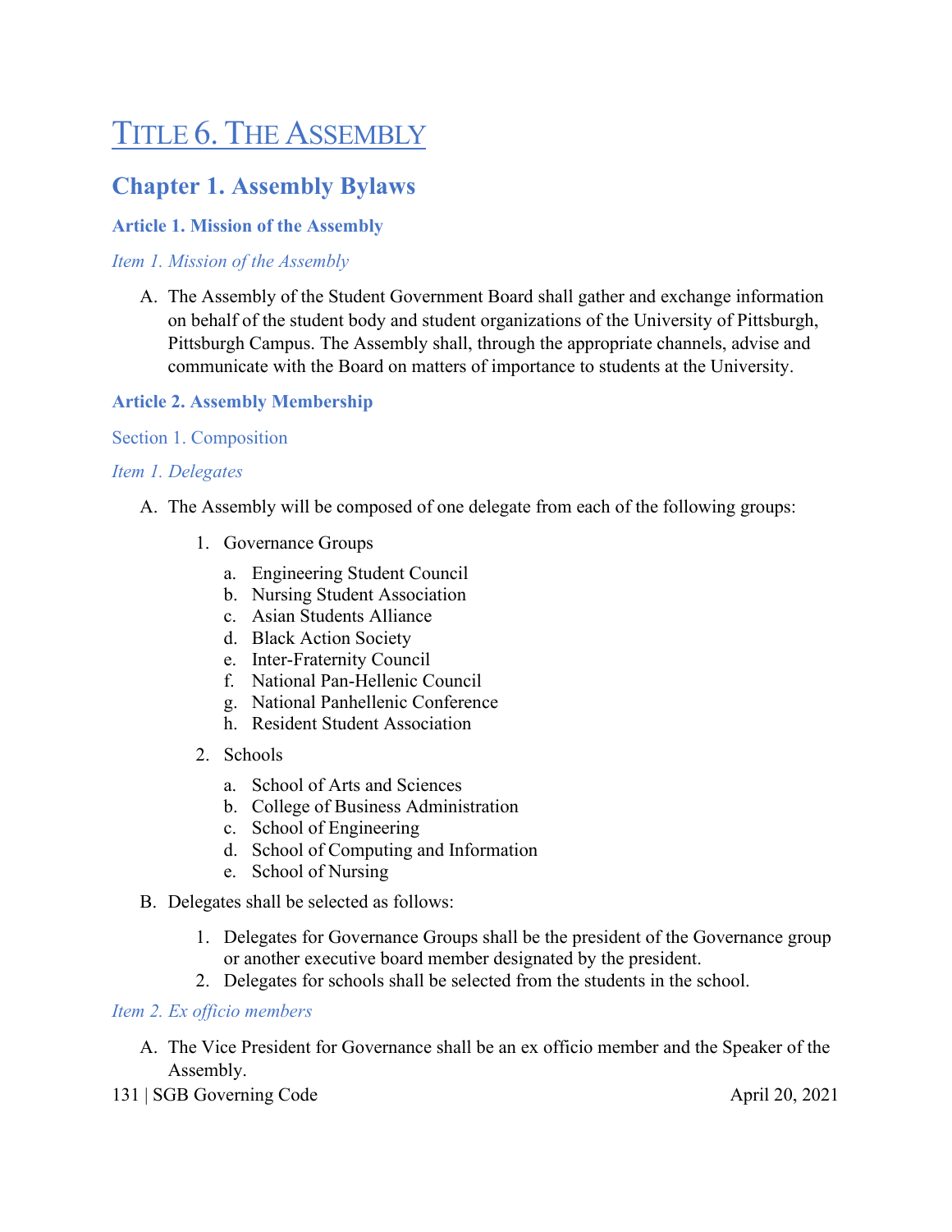# Title 6. The Assembly

## Chapter 1. Assembly Bylaws

### Article 1. Mission of the Assembly

#### *Item 1. Mission of the Assembly*

A. The Assembly of the Student Government Board shall gather and exchange information on behalf of the student body and student organizations of the University of Pittsburgh, Pittsburgh Campus. The Assembly shall, through the appropriate channels, advise and communicate with the Board on matters of importance to students at the University.

### Article 2. Assembly Membership

#### Section 1. Composition

#### *Item 1. Delegates*

A. The Assembly will be composed of one delegate from each of the following groups:

   1. Governance Groups

      a. Engineering Student Council
      b. Nursing Student Association
      c. Asian Students Alliance
      d. Black Action Society
      e. Inter-Fraternity Council
      f. National Pan-Hellenic Council
      g. National Panhellenic Conference
      h. Resident Student Association

   2. Schools

      a. School of Arts and Sciences
      b. College of Business Administration
      c. School of Engineering
      d. School of Computing and Information
      e. School of Nursing

B. Delegates shall be selected as follows:

   1. Delegates for Governance Groups shall be the president of the Governance group or another executive board member designated by the president.
   2. Delegates for schools shall be selected from the students in the school.

#### *Item 2. Ex officio members*

A. The Vice President for Governance shall be an ex officio member and the Speaker of the Assembly.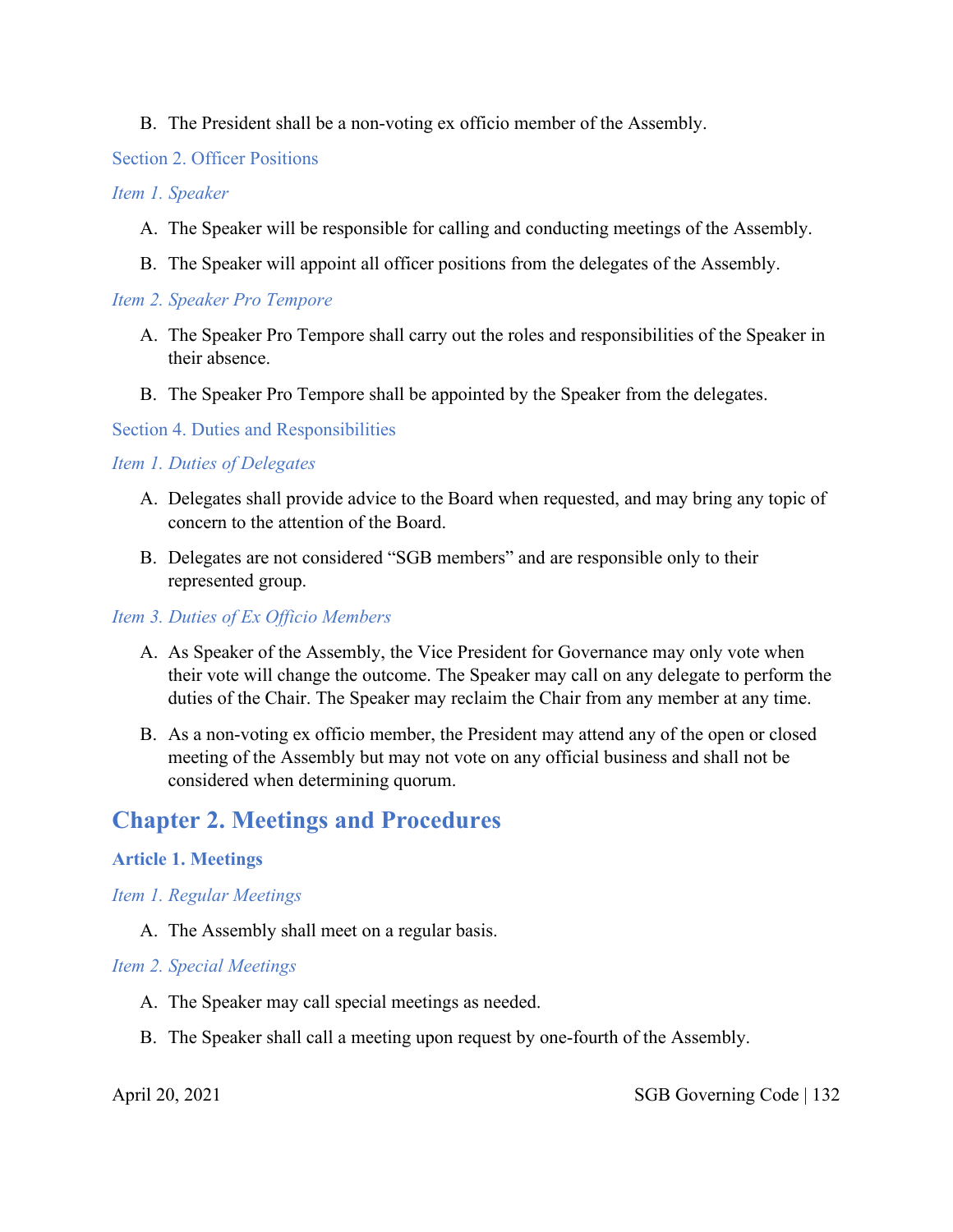B. The President shall be a non-voting ex officio member of the Assembly.

### Section 2. Officer Positions

#### *Item 1. Speaker*

A. The Speaker will be responsible for calling and conducting meetings of the Assembly.

B. The Speaker will appoint all officer positions from the delegates of the Assembly.

#### *Item 2. Speaker Pro Tempore*

A. The Speaker Pro Tempore shall carry out the roles and responsibilities of the Speaker in their absence.

B. The Speaker Pro Tempore shall be appointed by the Speaker from the delegates.

### Section 4. Duties and Responsibilities

#### *Item 1. Duties of Delegates*

A. Delegates shall provide advice to the Board when requested, and may bring any topic of concern to the attention of the Board.

B. Delegates are not considered "SGB members" and are responsible only to their represented group.

#### *Item 3. Duties of Ex Officio Members*

A. As Speaker of the Assembly, the Vice President for Governance may only vote when their vote will change the outcome. The Speaker may call on any delegate to perform the duties of the Chair. The Speaker may reclaim the Chair from any member at any time.

B. As a non-voting ex officio member, the President may attend any of the open or closed meeting of the Assembly but may not vote on any official business and shall not be considered when determining quorum.

# Chapter 2. Meetings and Procedures

## Article 1. Meetings

#### *Item 1. Regular Meetings*

A. The Assembly shall meet on a regular basis.

#### *Item 2. Special Meetings*

A. The Speaker may call special meetings as needed.

B. The Speaker shall call a meeting upon request by one-fourth of the Assembly.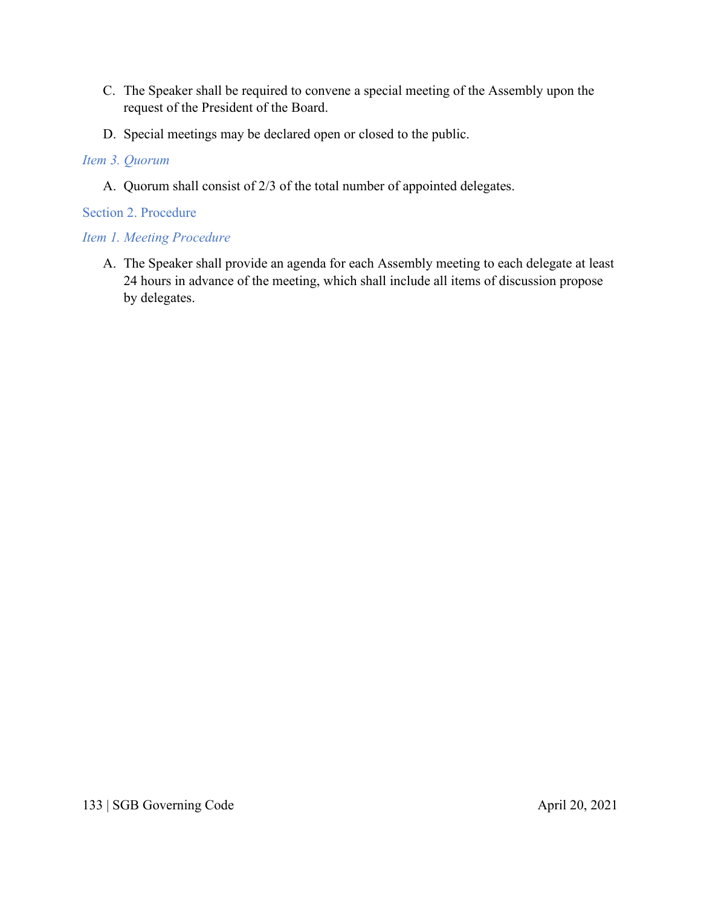C. The Speaker shall be required to convene a special meeting of the Assembly upon the request of the President of the Board.

D. Special meetings may be declared open or closed to the public.

#### *Item 3. Quorum*

A. Quorum shall consist of 2/3 of the total number of appointed delegates.

### Section 2. Procedure

#### *Item 1. Meeting Procedure*

A. The Speaker shall provide an agenda for each Assembly meeting to each delegate at least 24 hours in advance of the meeting, which shall include all items of discussion propose by delegates.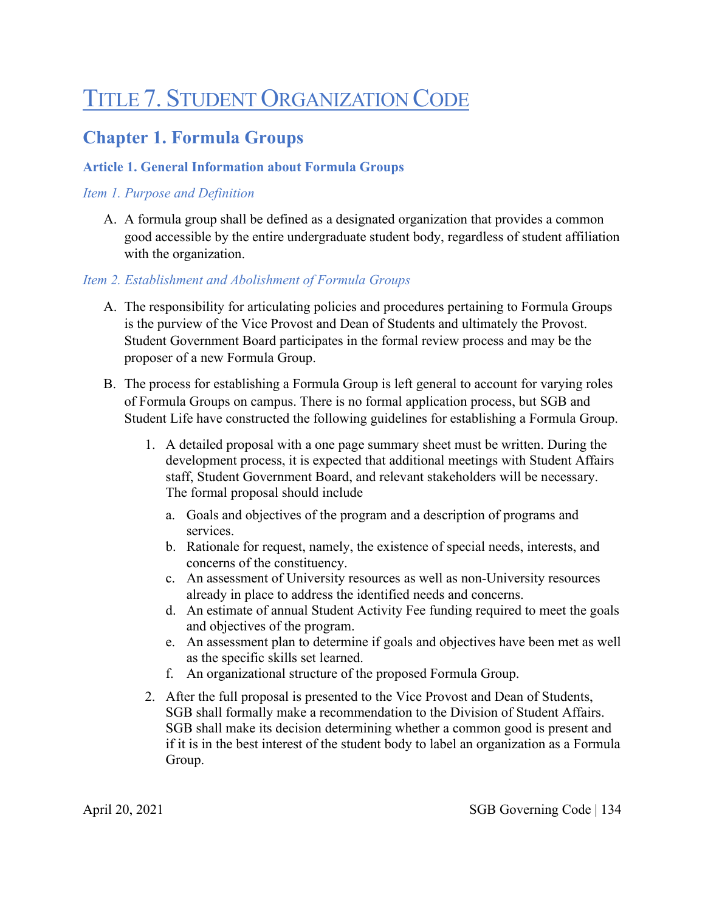# Title 7. Student Organization Code

## Chapter 1. Formula Groups

### Article 1. General Information about Formula Groups

*Item 1. Purpose and Definition*

A. A formula group shall be defined as a designated organization that provides a common good accessible by the entire undergraduate student body, regardless of student affiliation with the organization.

*Item 2. Establishment and Abolishment of Formula Groups*

A. The responsibility for articulating policies and procedures pertaining to Formula Groups is the purview of the Vice Provost and Dean of Students and ultimately the Provost. Student Government Board participates in the formal review process and may be the proposer of a new Formula Group.

B. The process for establishing a Formula Group is left general to account for varying roles of Formula Groups on campus. There is no formal application process, but SGB and Student Life have constructed the following guidelines for establishing a Formula Group.

   1. A detailed proposal with a one page summary sheet must be written. During the development process, it is expected that additional meetings with Student Affairs staff, Student Government Board, and relevant stakeholders will be necessary. The formal proposal should include

      a. Goals and objectives of the program and a description of programs and services.
      b. Rationale for request, namely, the existence of special needs, interests, and concerns of the constituency.
      c. An assessment of University resources as well as non-University resources already in place to address the identified needs and concerns.
      d. An estimate of annual Student Activity Fee funding required to meet the goals and objectives of the program.
      e. An assessment plan to determine if goals and objectives have been met as well as the specific skills set learned.
      f. An organizational structure of the proposed Formula Group.

   2. After the full proposal is presented to the Vice Provost and Dean of Students, SGB shall formally make a recommendation to the Division of Student Affairs. SGB shall make its decision determining whether a common good is present and if it is in the best interest of the student body to label an organization as a Formula Group.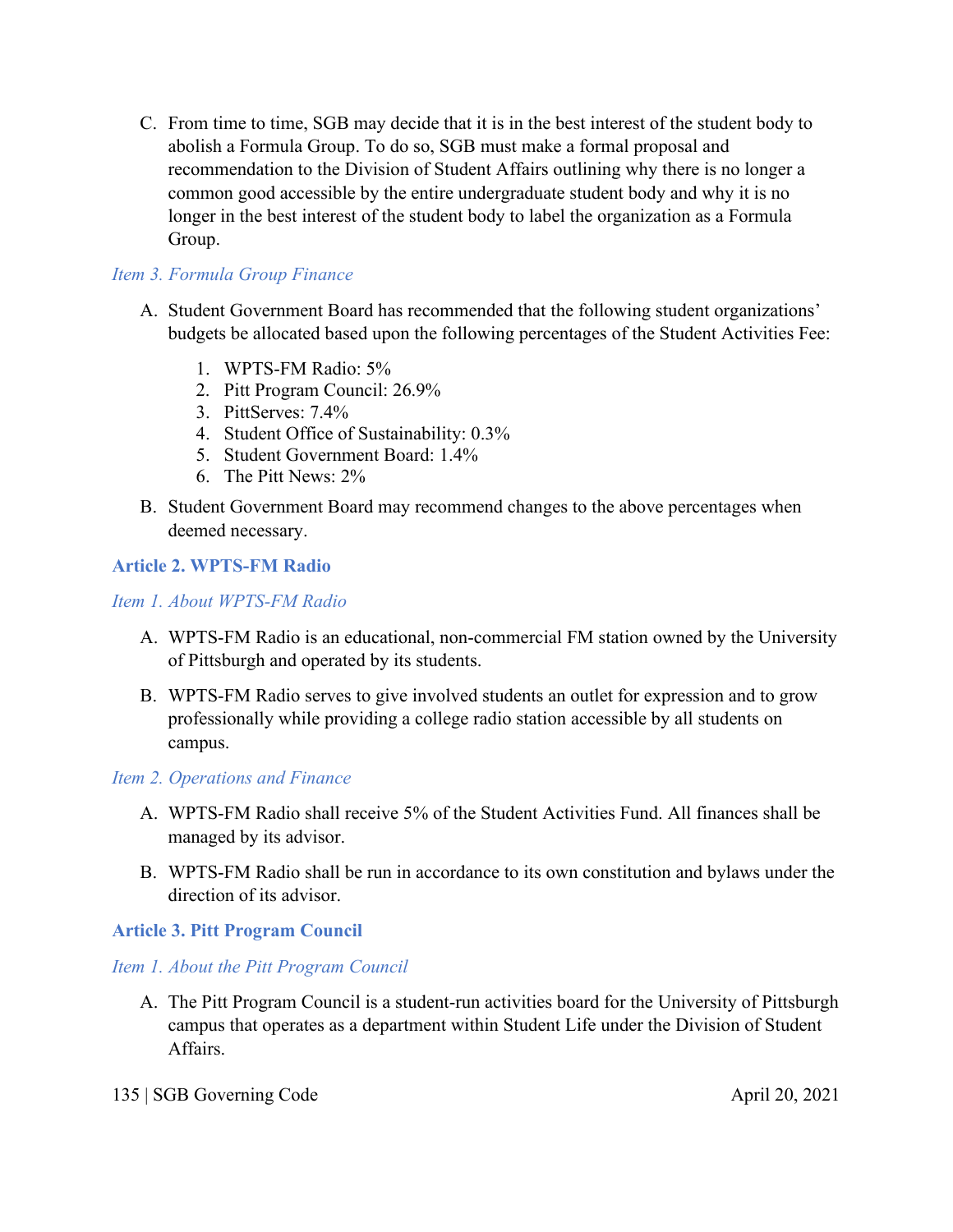C. From time to time, SGB may decide that it is in the best interest of the student body to abolish a Formula Group. To do so, SGB must make a formal proposal and recommendation to the Division of Student Affairs outlining why there is no longer a common good accessible by the entire undergraduate student body and why it is no longer in the best interest of the student body to label the organization as a Formula Group.

### *Item 3. Formula Group Finance*

A. Student Government Board has recommended that the following student organizations' budgets be allocated based upon the following percentages of the Student Activities Fee:

1. WPTS-FM Radio: 5%
2. Pitt Program Council: 26.9%
3. PittServes: 7.4%
4. Student Office of Sustainability: 0.3%
5. Student Government Board: 1.4%
6. The Pitt News: 2%

B. Student Government Board may recommend changes to the above percentages when deemed necessary.

## Article 2. WPTS-FM Radio

### *Item 1. About WPTS-FM Radio*

A. WPTS-FM Radio is an educational, non-commercial FM station owned by the University of Pittsburgh and operated by its students.

B. WPTS-FM Radio serves to give involved students an outlet for expression and to grow professionally while providing a college radio station accessible by all students on campus.

### *Item 2. Operations and Finance*

A. WPTS-FM Radio shall receive 5% of the Student Activities Fund. All finances shall be managed by its advisor.

B. WPTS-FM Radio shall be run in accordance to its own constitution and bylaws under the direction of its advisor.

## Article 3. Pitt Program Council

### *Item 1. About the Pitt Program Council*

A. The Pitt Program Council is a student-run activities board for the University of Pittsburgh campus that operates as a department within Student Life under the Division of Student Affairs.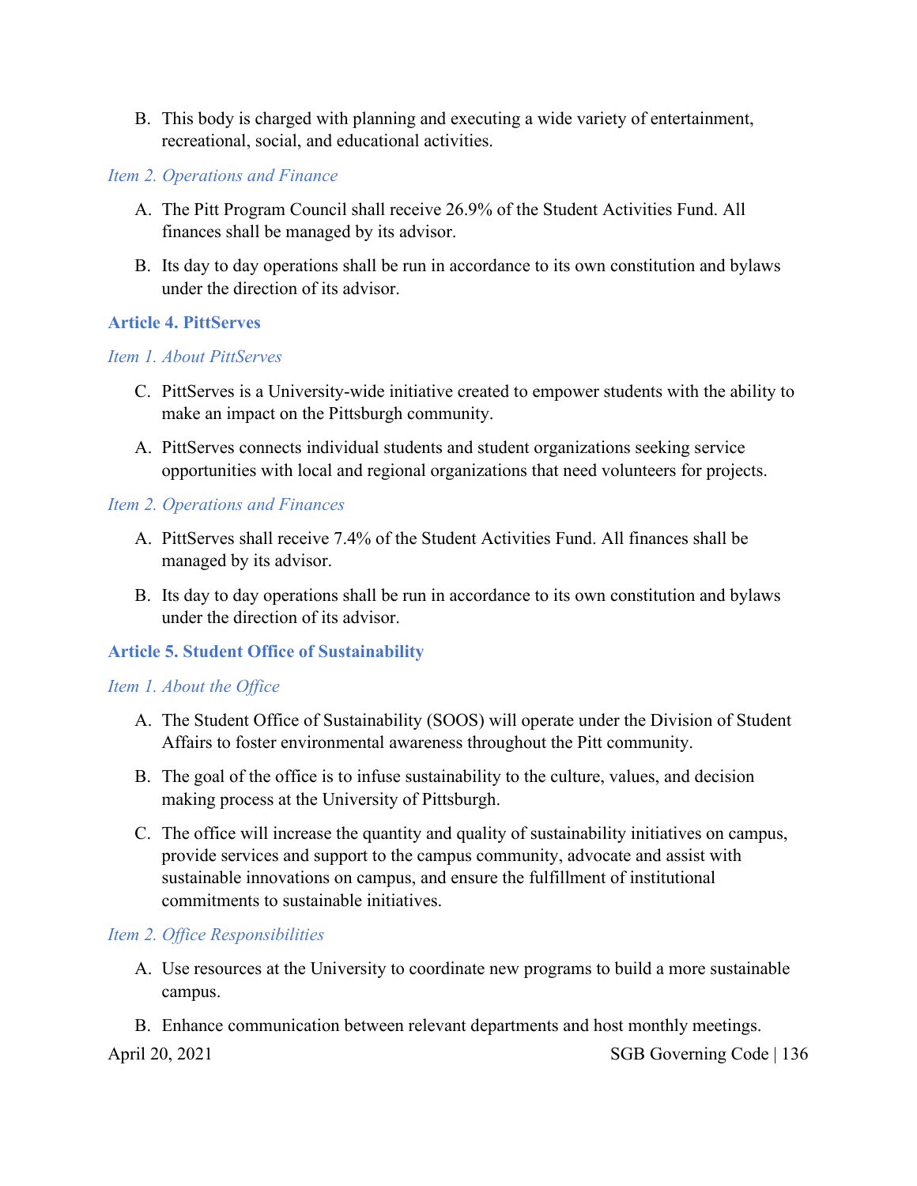B. This body is charged with planning and executing a wide variety of entertainment, recreational, social, and educational activities.

### *Item 2. Operations and Finance*

A. The Pitt Program Council shall receive 26.9% of the Student Activities Fund. All finances shall be managed by its advisor.

B. Its day to day operations shall be run in accordance to its own constitution and bylaws under the direction of its advisor.

## Article 4. PittServes

### *Item 1. About PittServes*

C. PittServes is a University-wide initiative created to empower students with the ability to make an impact on the Pittsburgh community.

A. PittServes connects individual students and student organizations seeking service opportunities with local and regional organizations that need volunteers for projects.

### *Item 2. Operations and Finances*

A. PittServes shall receive 7.4% of the Student Activities Fund. All finances shall be managed by its advisor.

B. Its day to day operations shall be run in accordance to its own constitution and bylaws under the direction of its advisor.

## Article 5. Student Office of Sustainability

### *Item 1. About the Office*

A. The Student Office of Sustainability (SOOS) will operate under the Division of Student Affairs to foster environmental awareness throughout the Pitt community.

B. The goal of the office is to infuse sustainability to the culture, values, and decision making process at the University of Pittsburgh.

C. The office will increase the quantity and quality of sustainability initiatives on campus, provide services and support to the campus community, advocate and assist with sustainable innovations on campus, and ensure the fulfillment of institutional commitments to sustainable initiatives.

### *Item 2. Office Responsibilities*

A. Use resources at the University to coordinate new programs to build a more sustainable campus.

B. Enhance communication between relevant departments and host monthly meetings.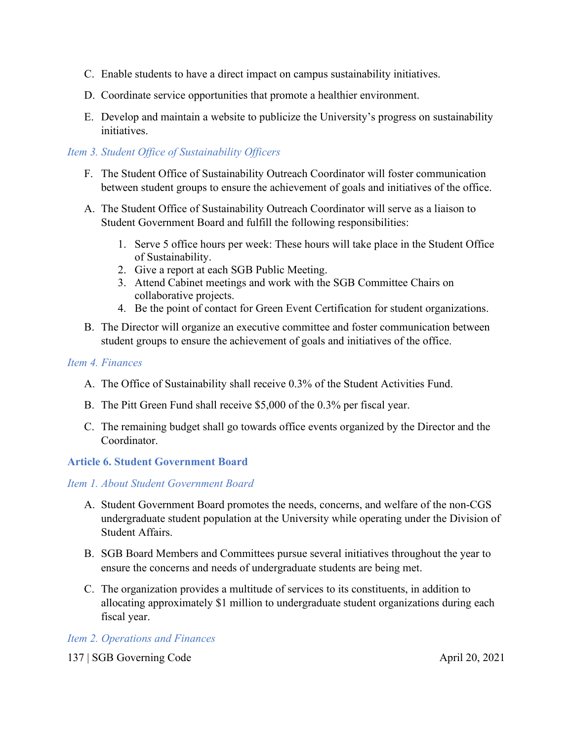C. Enable students to have a direct impact on campus sustainability initiatives.

D. Coordinate service opportunities that promote a healthier environment.

E. Develop and maintain a website to publicize the University's progress on sustainability initiatives.

*Item 3. Student Office of Sustainability Officers*

F. The Student Office of Sustainability Outreach Coordinator will foster communication between student groups to ensure the achievement of goals and initiatives of the office.

A. The Student Office of Sustainability Outreach Coordinator will serve as a liaison to Student Government Board and fulfill the following responsibilities:

1. Serve 5 office hours per week: These hours will take place in the Student Office of Sustainability.
2. Give a report at each SGB Public Meeting.
3. Attend Cabinet meetings and work with the SGB Committee Chairs on collaborative projects.
4. Be the point of contact for Green Event Certification for student organizations.

B. The Director will organize an executive committee and foster communication between student groups to ensure the achievement of goals and initiatives of the office.

*Item 4. Finances*

A. The Office of Sustainability shall receive 0.3% of the Student Activities Fund.

B. The Pitt Green Fund shall receive $5,000 of the 0.3% per fiscal year.

C. The remaining budget shall go towards office events organized by the Director and the Coordinator.

## Article 6. Student Government Board

*Item 1. About Student Government Board*

A. Student Government Board promotes the needs, concerns, and welfare of the non-CGS undergraduate student population at the University while operating under the Division of Student Affairs.

B. SGB Board Members and Committees pursue several initiatives throughout the year to ensure the concerns and needs of undergraduate students are being met.

C. The organization provides a multitude of services to its constituents, in addition to allocating approximately $1 million to undergraduate student organizations during each fiscal year.

*Item 2. Operations and Finances*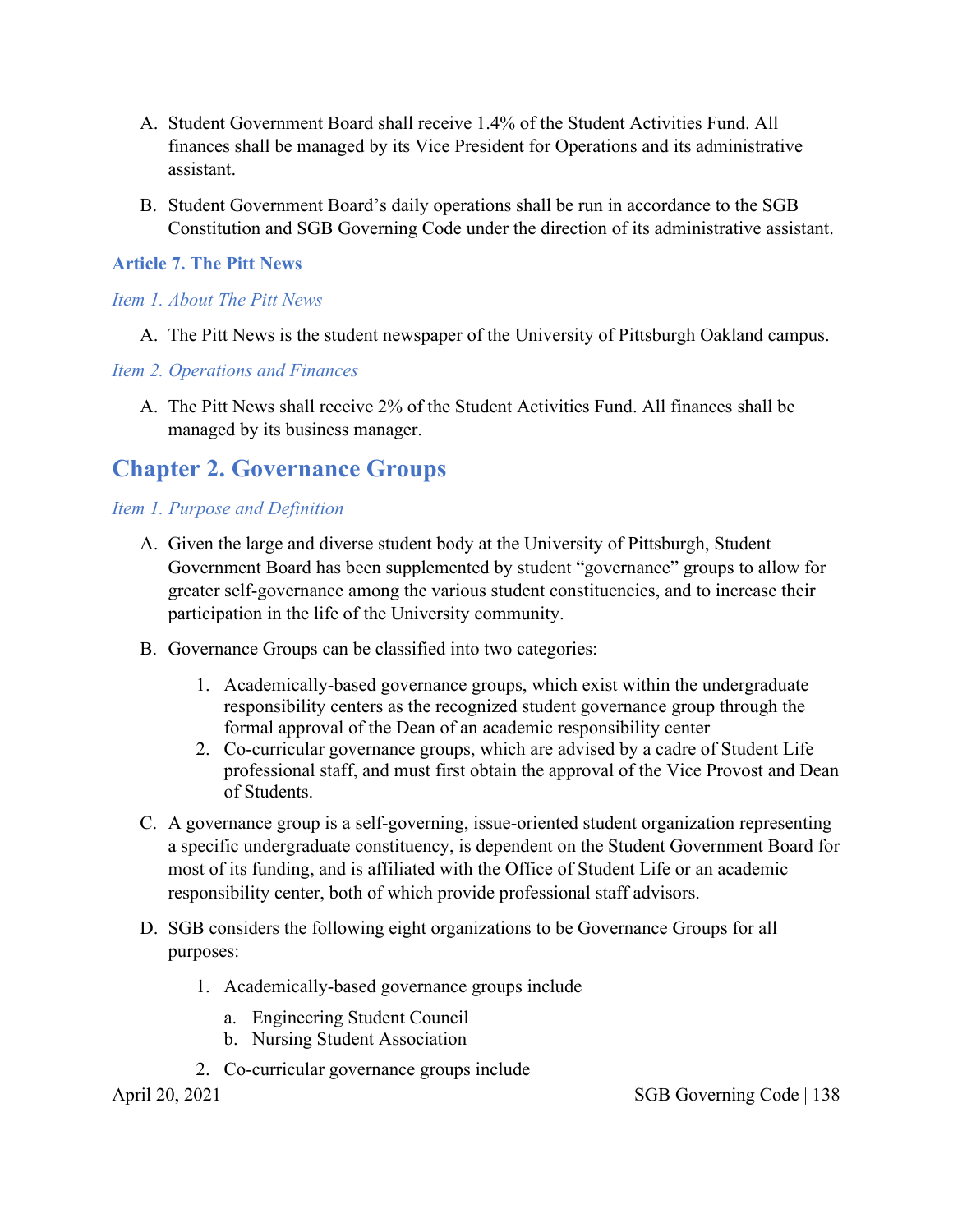A. Student Government Board shall receive 1.4% of the Student Activities Fund. All finances shall be managed by its Vice President for Operations and its administrative assistant.

B. Student Government Board's daily operations shall be run in accordance to the SGB Constitution and SGB Governing Code under the direction of its administrative assistant.

### Article 7. The Pitt News

#### *Item 1. About The Pitt News*

A. The Pitt News is the student newspaper of the University of Pittsburgh Oakland campus.

#### *Item 2. Operations and Finances*

A. The Pitt News shall receive 2% of the Student Activities Fund. All finances shall be managed by its business manager.

## Chapter 2. Governance Groups

#### *Item 1. Purpose and Definition*

A. Given the large and diverse student body at the University of Pittsburgh, Student Government Board has been supplemented by student "governance" groups to allow for greater self-governance among the various student constituencies, and to increase their participation in the life of the University community.

B. Governance Groups can be classified into two categories:

   1. Academically-based governance groups, which exist within the undergraduate responsibility centers as the recognized student governance group through the formal approval of the Dean of an academic responsibility center
   2. Co-curricular governance groups, which are advised by a cadre of Student Life professional staff, and must first obtain the approval of the Vice Provost and Dean of Students.

C. A governance group is a self-governing, issue-oriented student organization representing a specific undergraduate constituency, is dependent on the Student Government Board for most of its funding, and is affiliated with the Office of Student Life or an academic responsibility center, both of which provide professional staff advisors.

D. SGB considers the following eight organizations to be Governance Groups for all purposes:

   1. Academically-based governance groups include
      a. Engineering Student Council
      b. Nursing Student Association
   2. Co-curricular governance groups include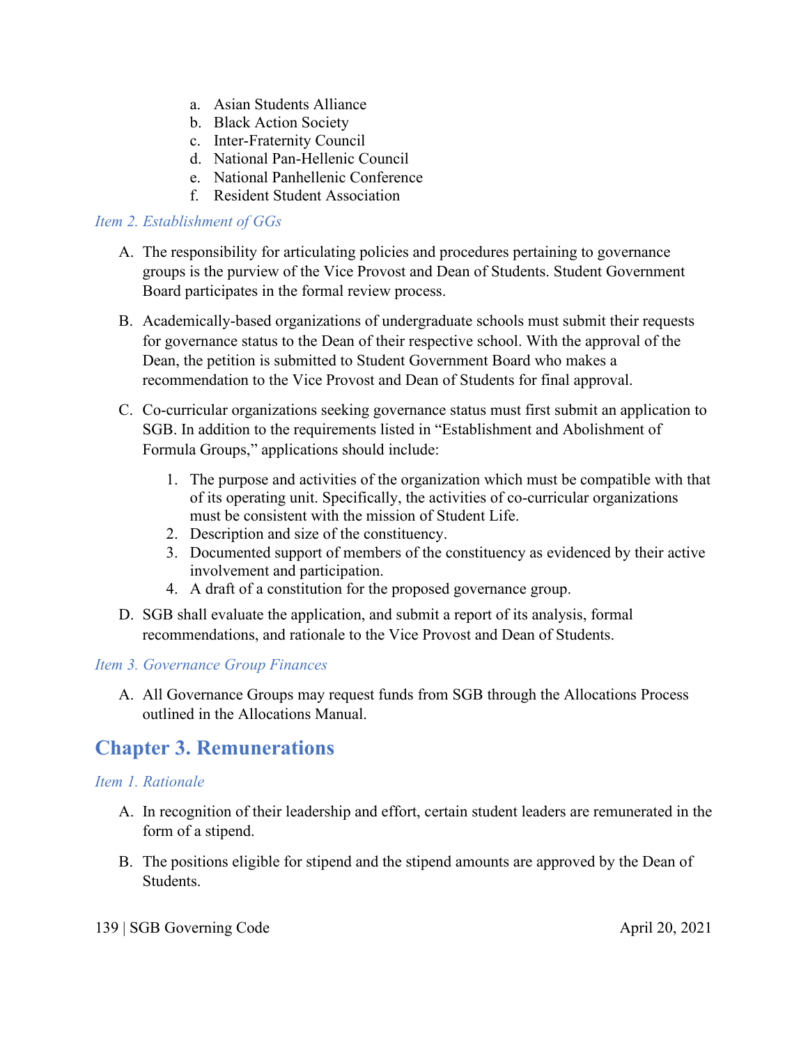a. Asian Students Alliance
b. Black Action Society
c. Inter-Fraternity Council
d. National Pan-Hellenic Council
e. National Panhellenic Conference
f. Resident Student Association

### *Item 2. Establishment of GGs*

A. The responsibility for articulating policies and procedures pertaining to governance groups is the purview of the Vice Provost and Dean of Students. Student Government Board participates in the formal review process.

B. Academically-based organizations of undergraduate schools must submit their requests for governance status to the Dean of their respective school. With the approval of the Dean, the petition is submitted to Student Government Board who makes a recommendation to the Vice Provost and Dean of Students for final approval.

C. Co-curricular organizations seeking governance status must first submit an application to SGB. In addition to the requirements listed in "Establishment and Abolishment of Formula Groups," applications should include:

   1. The purpose and activities of the organization which must be compatible with that of its operating unit. Specifically, the activities of co-curricular organizations must be consistent with the mission of Student Life.
   2. Description and size of the constituency.
   3. Documented support of members of the constituency as evidenced by their active involvement and participation.
   4. A draft of a constitution for the proposed governance group.

D. SGB shall evaluate the application, and submit a report of its analysis, formal recommendations, and rationale to the Vice Provost and Dean of Students.

### *Item 3. Governance Group Finances*

A. All Governance Groups may request funds from SGB through the Allocations Process outlined in the Allocations Manual.

## Chapter 3. Remunerations

### *Item 1. Rationale*

A. In recognition of their leadership and effort, certain student leaders are remunerated in the form of a stipend.

B. The positions eligible for stipend and the stipend amounts are approved by the Dean of Students.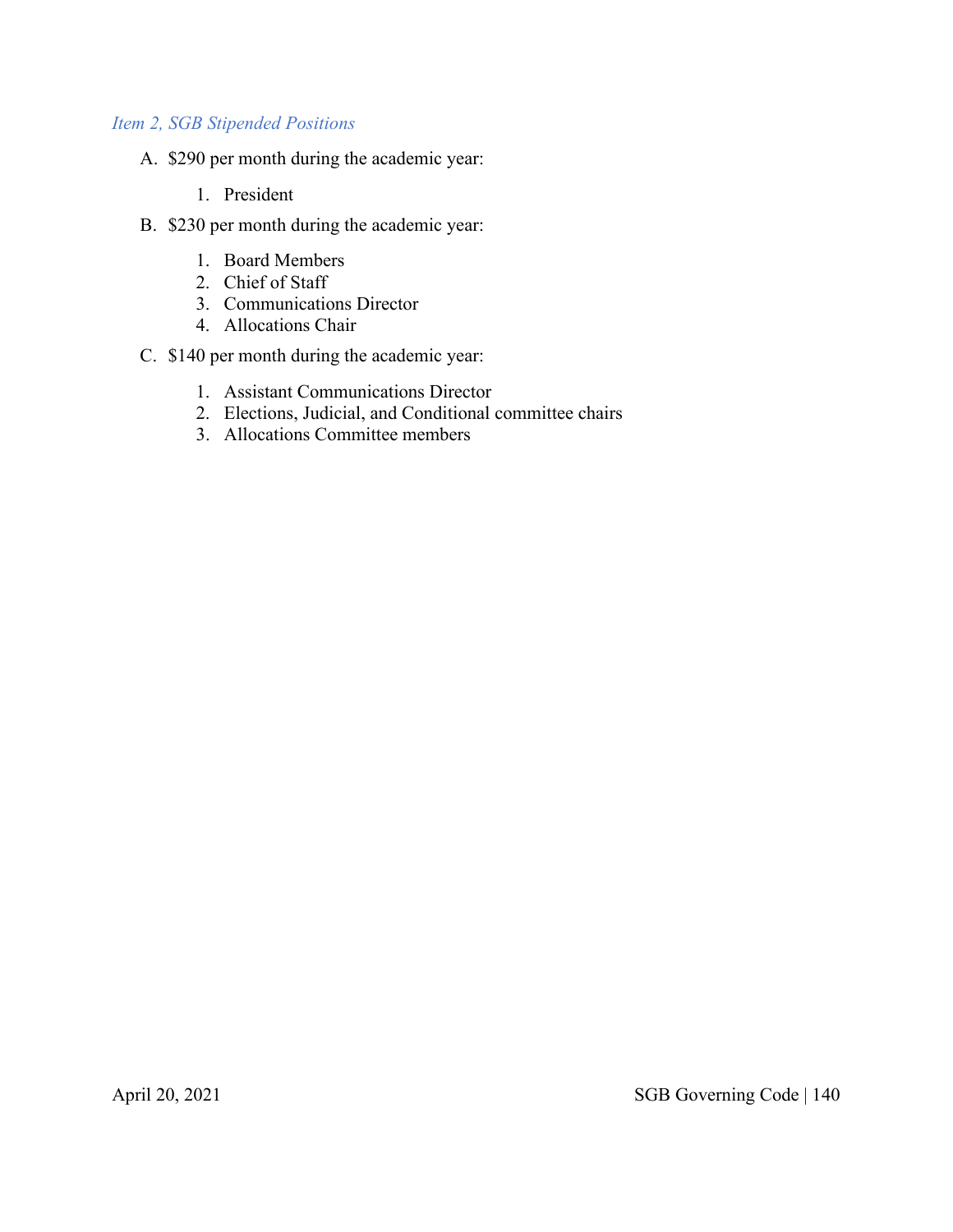### *Item 2, SGB Stipended Positions*

A. $290 per month during the academic year:

   1. President

B. $230 per month during the academic year:

   1. Board Members
   2. Chief of Staff
   3. Communications Director
   4. Allocations Chair

C. $140 per month during the academic year:

   1. Assistant Communications Director
   2. Elections, Judicial, and Conditional committee chairs
   3. Allocations Committee members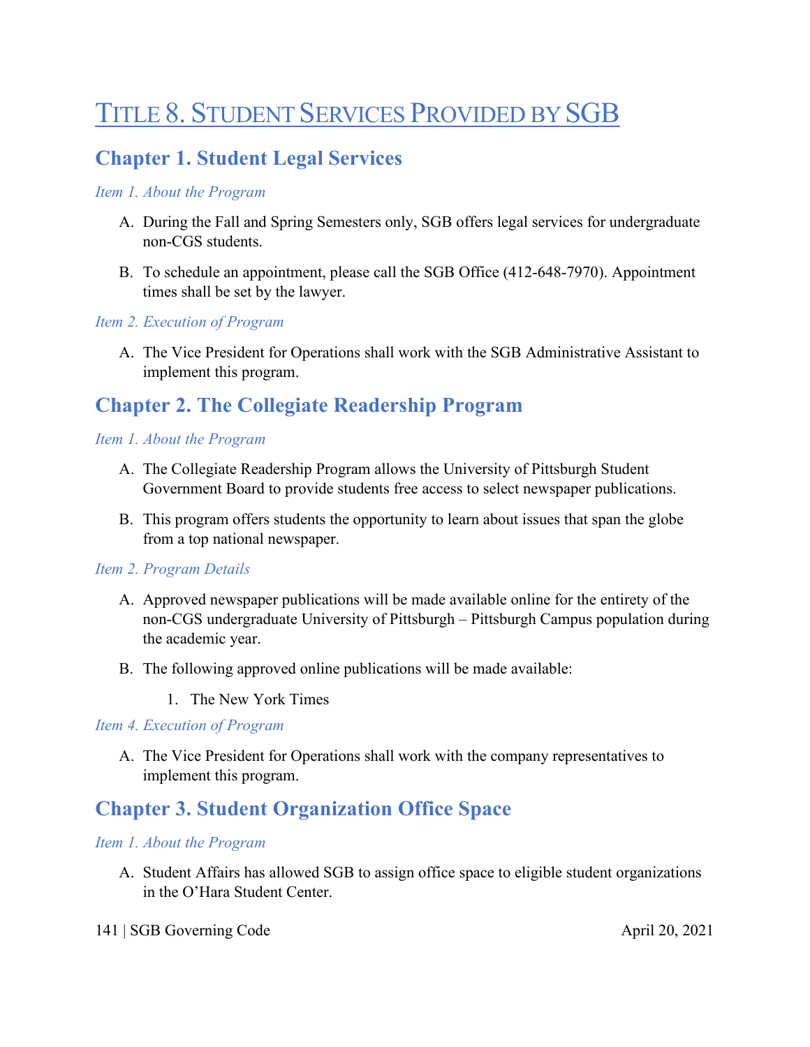# Title 8. Student Services Provided by SGB

## Chapter 1. Student Legal Services

### *Item 1. About the Program*

A. During the Fall and Spring Semesters only, SGB offers legal services for undergraduate non-CGS students.

B. To schedule an appointment, please call the SGB Office (412-648-7970). Appointment times shall be set by the lawyer.

### *Item 2. Execution of Program*

A. The Vice President for Operations shall work with the SGB Administrative Assistant to implement this program.

## Chapter 2. The Collegiate Readership Program

### *Item 1. About the Program*

A. The Collegiate Readership Program allows the University of Pittsburgh Student Government Board to provide students free access to select newspaper publications.

B. This program offers students the opportunity to learn about issues that span the globe from a top national newspaper.

### *Item 2. Program Details*

A. Approved newspaper publications will be made available online for the entirety of the non-CGS undergraduate University of Pittsburgh – Pittsburgh Campus population during the academic year.

B. The following approved online publications will be made available:

   1. The New York Times

### *Item 4. Execution of Program*

A. The Vice President for Operations shall work with the company representatives to implement this program.

## Chapter 3. Student Organization Office Space

### *Item 1. About the Program*

A. Student Affairs has allowed SGB to assign office space to eligible student organizations in the O'Hara Student Center.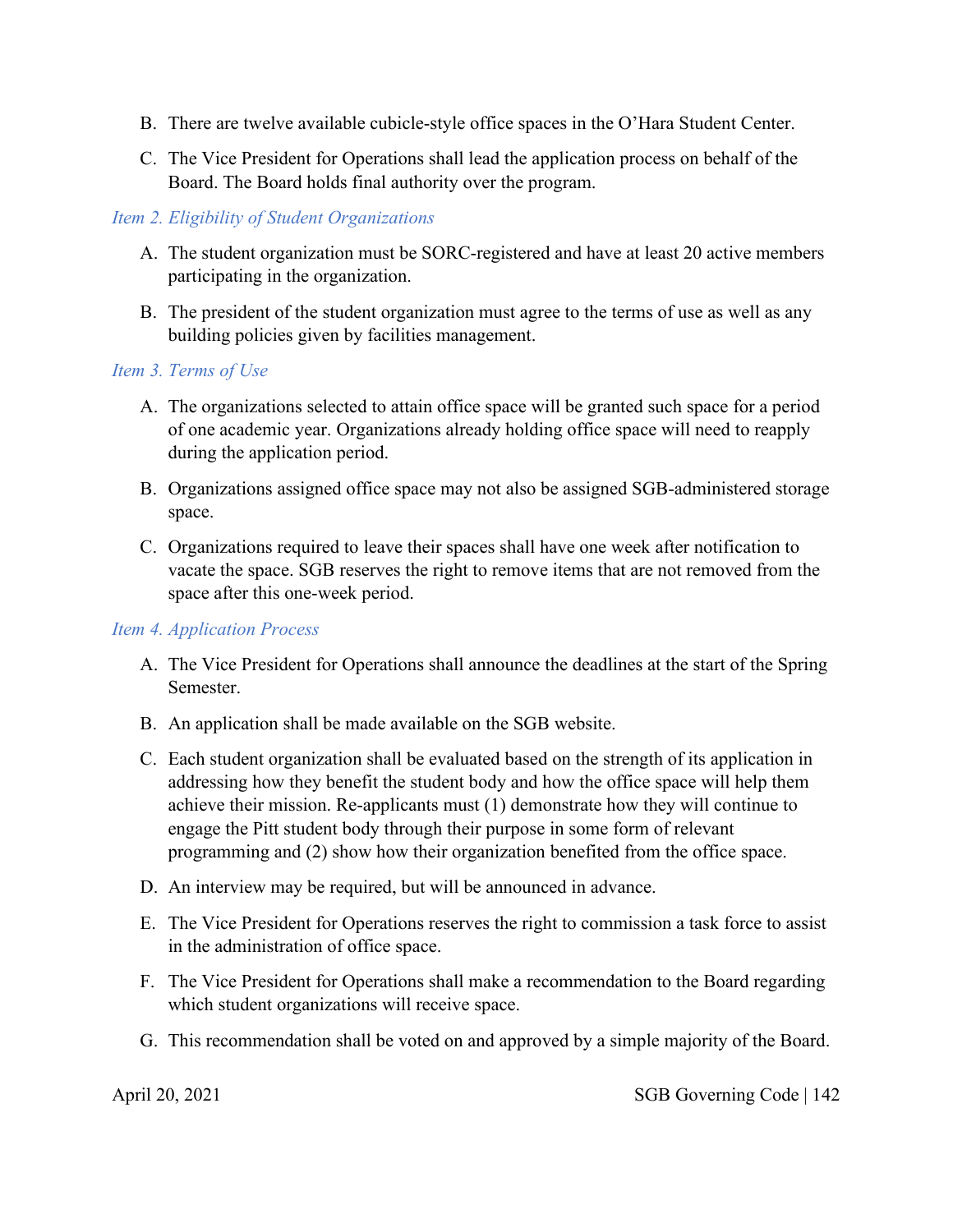B. There are twelve available cubicle-style office spaces in the O'Hara Student Center.

C. The Vice President for Operations shall lead the application process on behalf of the Board. The Board holds final authority over the program.

*Item 2. Eligibility of Student Organizations*

A. The student organization must be SORC-registered and have at least 20 active members participating in the organization.

B. The president of the student organization must agree to the terms of use as well as any building policies given by facilities management.

*Item 3. Terms of Use*

A. The organizations selected to attain office space will be granted such space for a period of one academic year. Organizations already holding office space will need to reapply during the application period.

B. Organizations assigned office space may not also be assigned SGB-administered storage space.

C. Organizations required to leave their spaces shall have one week after notification to vacate the space. SGB reserves the right to remove items that are not removed from the space after this one-week period.

*Item 4. Application Process*

A. The Vice President for Operations shall announce the deadlines at the start of the Spring Semester.

B. An application shall be made available on the SGB website.

C. Each student organization shall be evaluated based on the strength of its application in addressing how they benefit the student body and how the office space will help them achieve their mission. Re-applicants must (1) demonstrate how they will continue to engage the Pitt student body through their purpose in some form of relevant programming and (2) show how their organization benefited from the office space.

D. An interview may be required, but will be announced in advance.

E. The Vice President for Operations reserves the right to commission a task force to assist in the administration of office space.

F. The Vice President for Operations shall make a recommendation to the Board regarding which student organizations will receive space.

G. This recommendation shall be voted on and approved by a simple majority of the Board.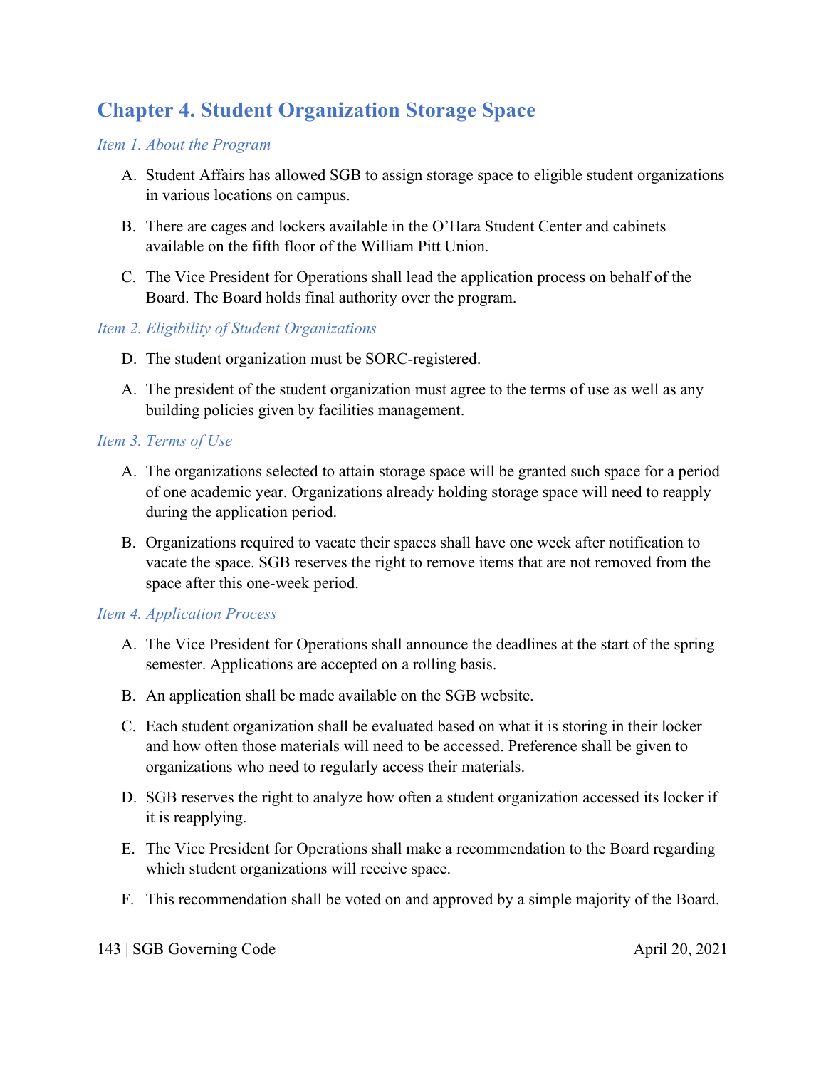# Chapter 4. Student Organization Storage Space

*Item 1. About the Program*

A. Student Affairs has allowed SGB to assign storage space to eligible student organizations in various locations on campus.

B. There are cages and lockers available in the O'Hara Student Center and cabinets available on the fifth floor of the William Pitt Union.

C. The Vice President for Operations shall lead the application process on behalf of the Board. The Board holds final authority over the program.

*Item 2. Eligibility of Student Organizations*

D. The student organization must be SORC-registered.

A. The president of the student organization must agree to the terms of use as well as any building policies given by facilities management.

*Item 3. Terms of Use*

A. The organizations selected to attain storage space will be granted such space for a period of one academic year. Organizations already holding storage space will need to reapply during the application period.

B. Organizations required to vacate their spaces shall have one week after notification to vacate the space. SGB reserves the right to remove items that are not removed from the space after this one-week period.

*Item 4. Application Process*

A. The Vice President for Operations shall announce the deadlines at the start of the spring semester. Applications are accepted on a rolling basis.

B. An application shall be made available on the SGB website.

C. Each student organization shall be evaluated based on what it is storing in their locker and how often those materials will need to be accessed. Preference shall be given to organizations who need to regularly access their materials.

D. SGB reserves the right to analyze how often a student organization accessed its locker if it is reapplying.

E. The Vice President for Operations shall make a recommendation to the Board regarding which student organizations will receive space.

F. This recommendation shall be voted on and approved by a simple majority of the Board.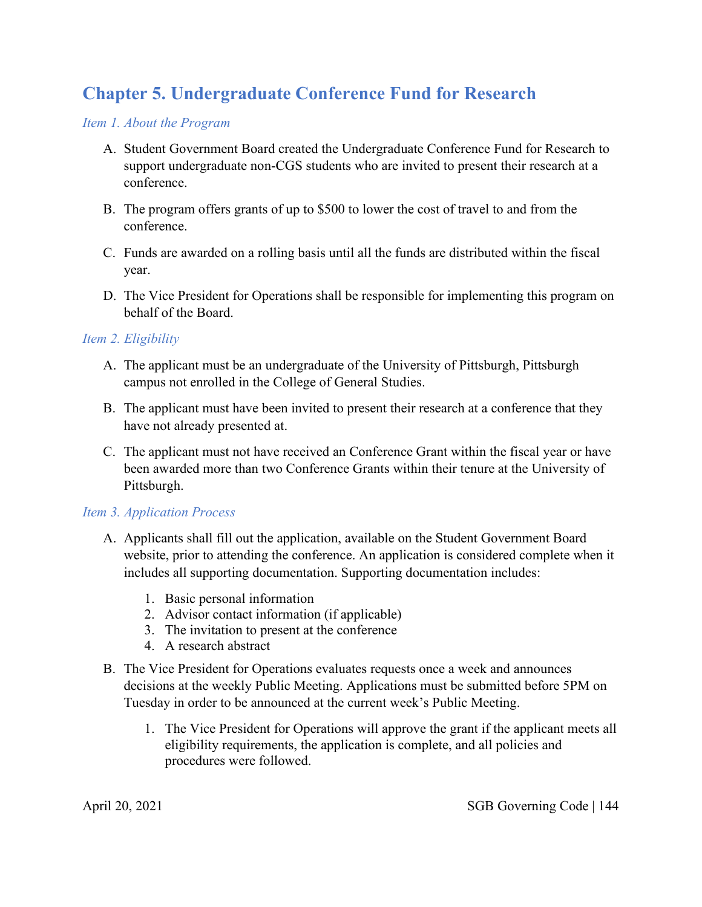# Chapter 5. Undergraduate Conference Fund for Research

*Item 1. About the Program*

A. Student Government Board created the Undergraduate Conference Fund for Research to support undergraduate non-CGS students who are invited to present their research at a conference.

B. The program offers grants of up to $500 to lower the cost of travel to and from the conference.

C. Funds are awarded on a rolling basis until all the funds are distributed within the fiscal year.

D. The Vice President for Operations shall be responsible for implementing this program on behalf of the Board.

*Item 2. Eligibility*

A. The applicant must be an undergraduate of the University of Pittsburgh, Pittsburgh campus not enrolled in the College of General Studies.

B. The applicant must have been invited to present their research at a conference that they have not already presented at.

C. The applicant must not have received an Conference Grant within the fiscal year or have been awarded more than two Conference Grants within their tenure at the University of Pittsburgh.

*Item 3. Application Process*

A. Applicants shall fill out the application, available on the Student Government Board website, prior to attending the conference. An application is considered complete when it includes all supporting documentation. Supporting documentation includes:

   1. Basic personal information
   2. Advisor contact information (if applicable)
   3. The invitation to present at the conference
   4. A research abstract

B. The Vice President for Operations evaluates requests once a week and announces decisions at the weekly Public Meeting. Applications must be submitted before 5PM on Tuesday in order to be announced at the current week's Public Meeting.

   1. The Vice President for Operations will approve the grant if the applicant meets all eligibility requirements, the application is complete, and all policies and procedures were followed.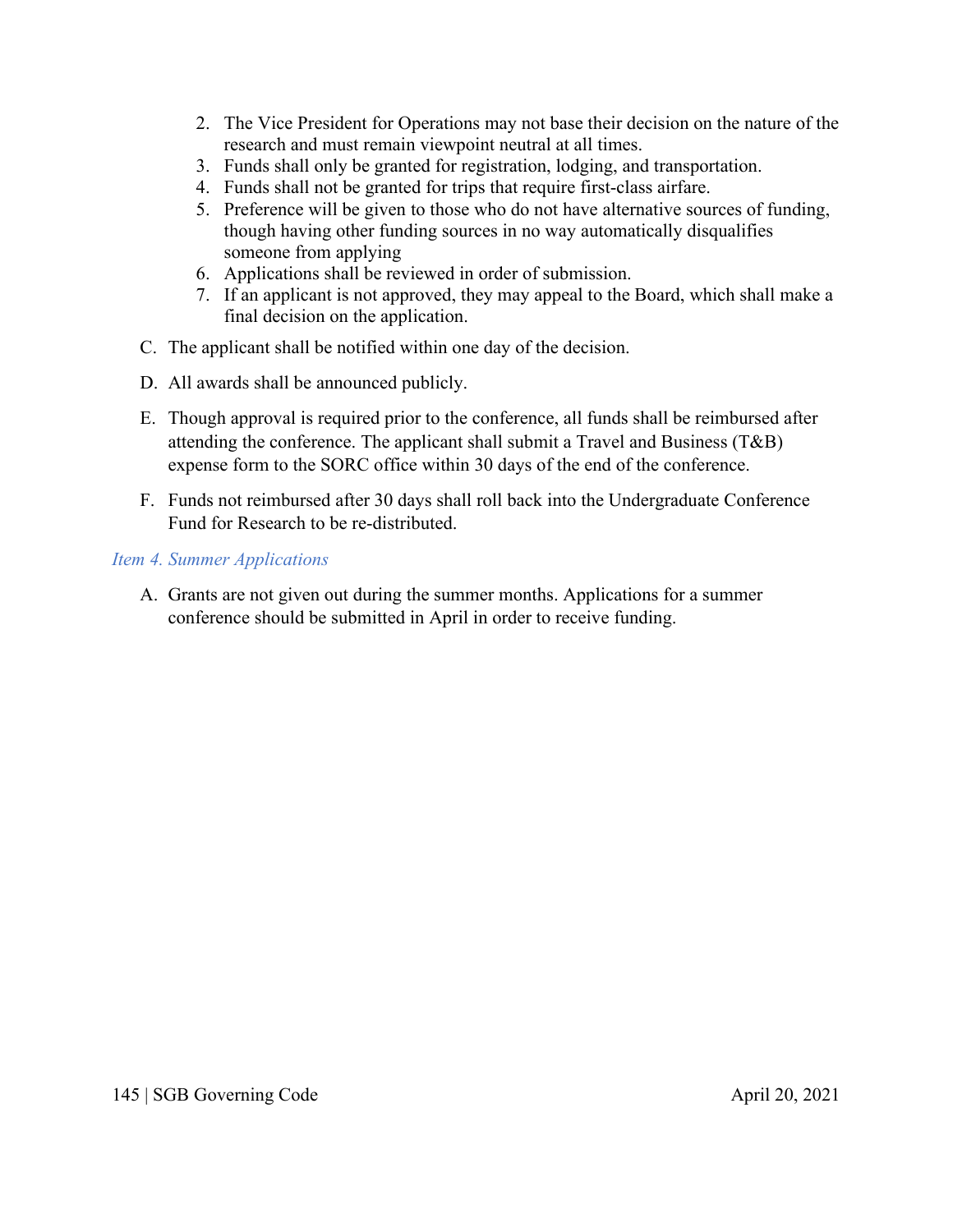2. The Vice President for Operations may not base their decision on the nature of the research and must remain viewpoint neutral at all times.
3. Funds shall only be granted for registration, lodging, and transportation.
4. Funds shall not be granted for trips that require first-class airfare.
5. Preference will be given to those who do not have alternative sources of funding, though having other funding sources in no way automatically disqualifies someone from applying
6. Applications shall be reviewed in order of submission.
7. If an applicant is not approved, they may appeal to the Board, which shall make a final decision on the application.

C. The applicant shall be notified within one day of the decision.

D. All awards shall be announced publicly.

E. Though approval is required prior to the conference, all funds shall be reimbursed after attending the conference. The applicant shall submit a Travel and Business (T&B) expense form to the SORC office within 30 days of the end of the conference.

F. Funds not reimbursed after 30 days shall roll back into the Undergraduate Conference Fund for Research to be re-distributed.

### *Item 4. Summer Applications*

A. Grants are not given out during the summer months. Applications for a summer conference should be submitted in April in order to receive funding.